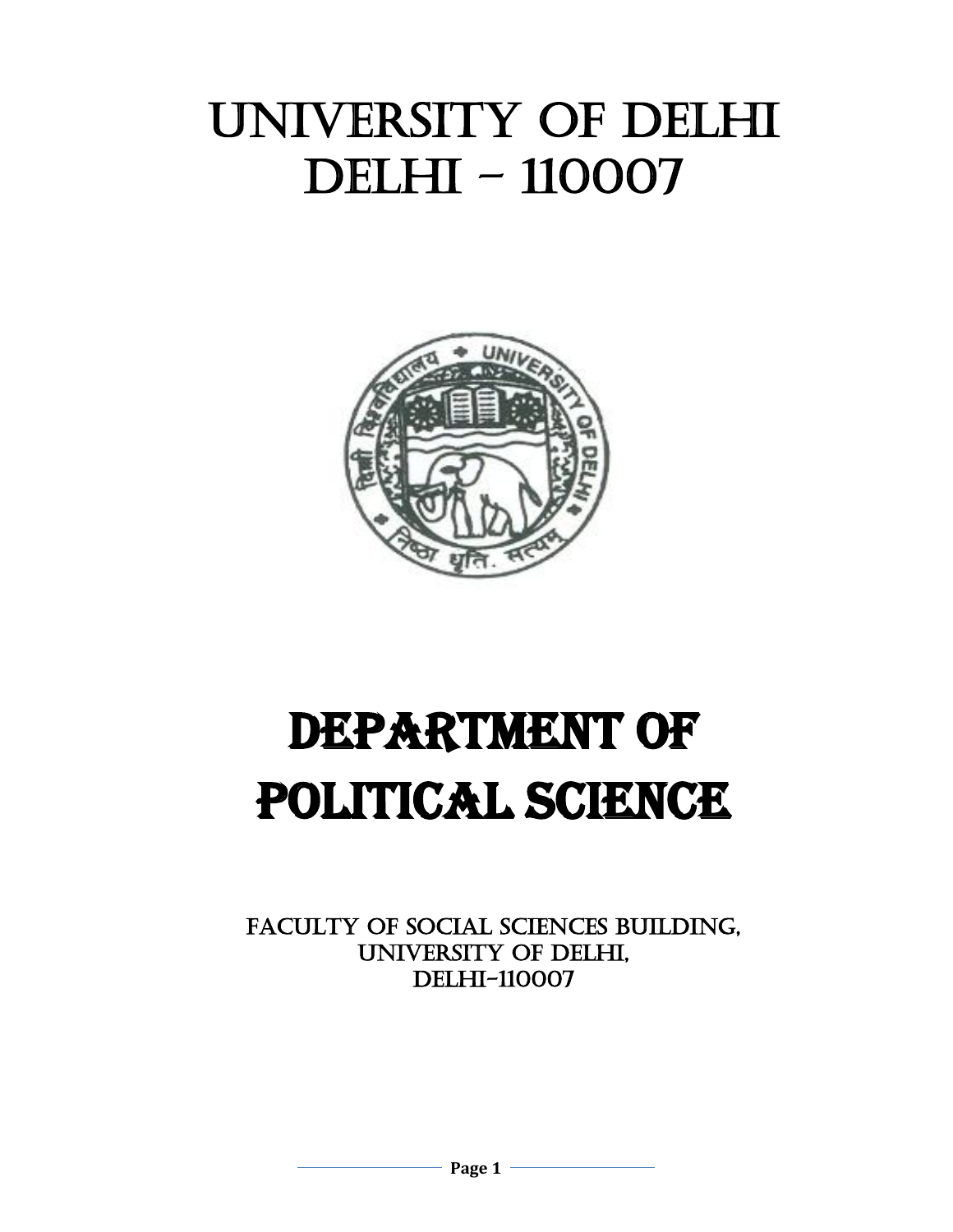# UNIVERSITY OF DELHI
# DELHI – 110007

# DEPARTMENT OF POLITICAL SCIENCE

FACULTY OF SOCIAL SCIENCES BUILDING,
UNIVERSITY OF DELHI,
DELHI-110007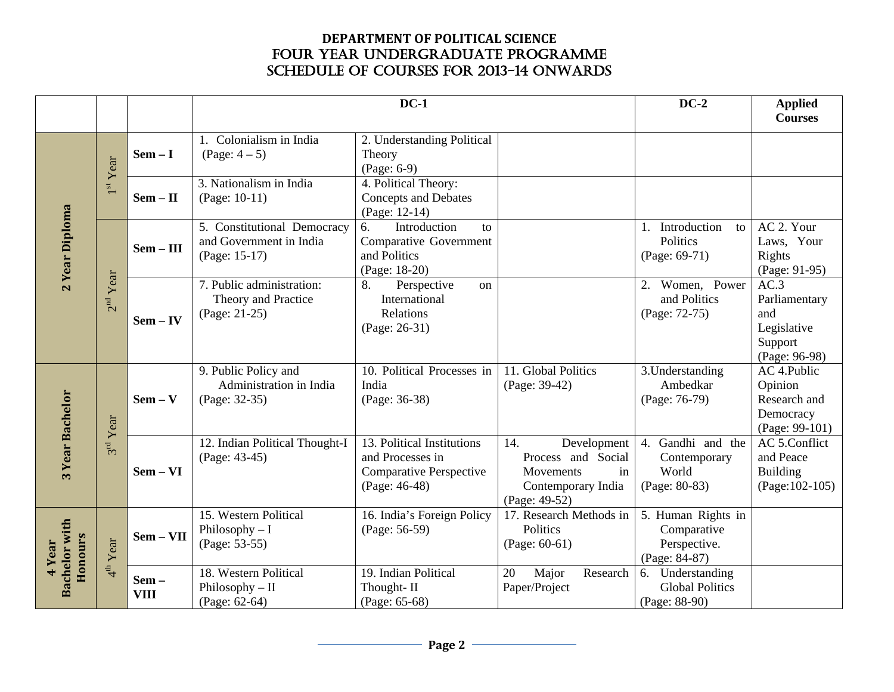# DEPARTMENT OF POLITICAL SCIENCE
## FOUR YEAR UNDERGRADUATE PROGRAMME
## SCHEDULE OF COURSES FOR 2013-14 ONWARDS

| | | | DC-1 | | | DC-2 | Applied Courses |
|---|---|---|---|---|---|---|---|
| **2 Year Diploma** | 1st Year | **Sem – I** | 1. Colonialism in India (Page: 4 – 5) | 2. Understanding Political Theory (Page: 6-9) | | | |
| | | **Sem – II** | 3. Nationalism in India (Page: 10-11) | 4. Political Theory: Concepts and Debates (Page: 12-14) | | | |
| | 2nd Year | **Sem – III** | 5. Constitutional Democracy and Government in India (Page: 15-17) | 6. Introduction to Comparative Government and Politics (Page: 18-20) | | 1. Introduction to Politics (Page: 69-71) | AC 2. Your Laws, Your Rights (Page: 91-95) |
| | | **Sem – IV** | 7. Public administration: Theory and Practice (Page: 21-25) | 8. Perspective on International Relations (Page: 26-31) | | 2. Women, Power and Politics (Page: 72-75) | AC.3 Parliamentary and Legislative Support (Page: 96-98) |
| **3 Year Bachelor** | 3rd Year | **Sem – V** | 9. Public Policy and Administration in India (Page: 32-35) | 10. Political Processes in India (Page: 36-38) | 11. Global Politics (Page: 39-42) | 3.Understanding Ambedkar (Page: 76-79) | AC 4.Public Opinion Research and Democracy (Page: 99-101) |
| | | **Sem – VI** | 12. Indian Political Thought-I (Page: 43-45) | 13. Political Institutions and Processes in Comparative Perspective (Page: 46-48) | 14. Development Process and Social Movements in Contemporary India (Page: 49-52) | 4. Gandhi and the Contemporary World (Page: 80-83) | AC 5.Conflict and Peace Building (Page:102-105) |
| **4 Year Bachelor with Honours** | 4th Year | **Sem – VII** | 15. Western Political Philosophy – I (Page: 53-55) | 16. India's Foreign Policy (Page: 56-59) | 17. Research Methods in Politics (Page: 60-61) | 5. Human Rights in Comparative Perspective. (Page: 84-87) | |
| | | **Sem – VIII** | 18. Western Political Philosophy – II (Page: 62-64) | 19. Indian Political Thought- II (Page: 65-68) | 20 Major Research Paper/Project | 6. Understanding Global Politics (Page: 88-90) | |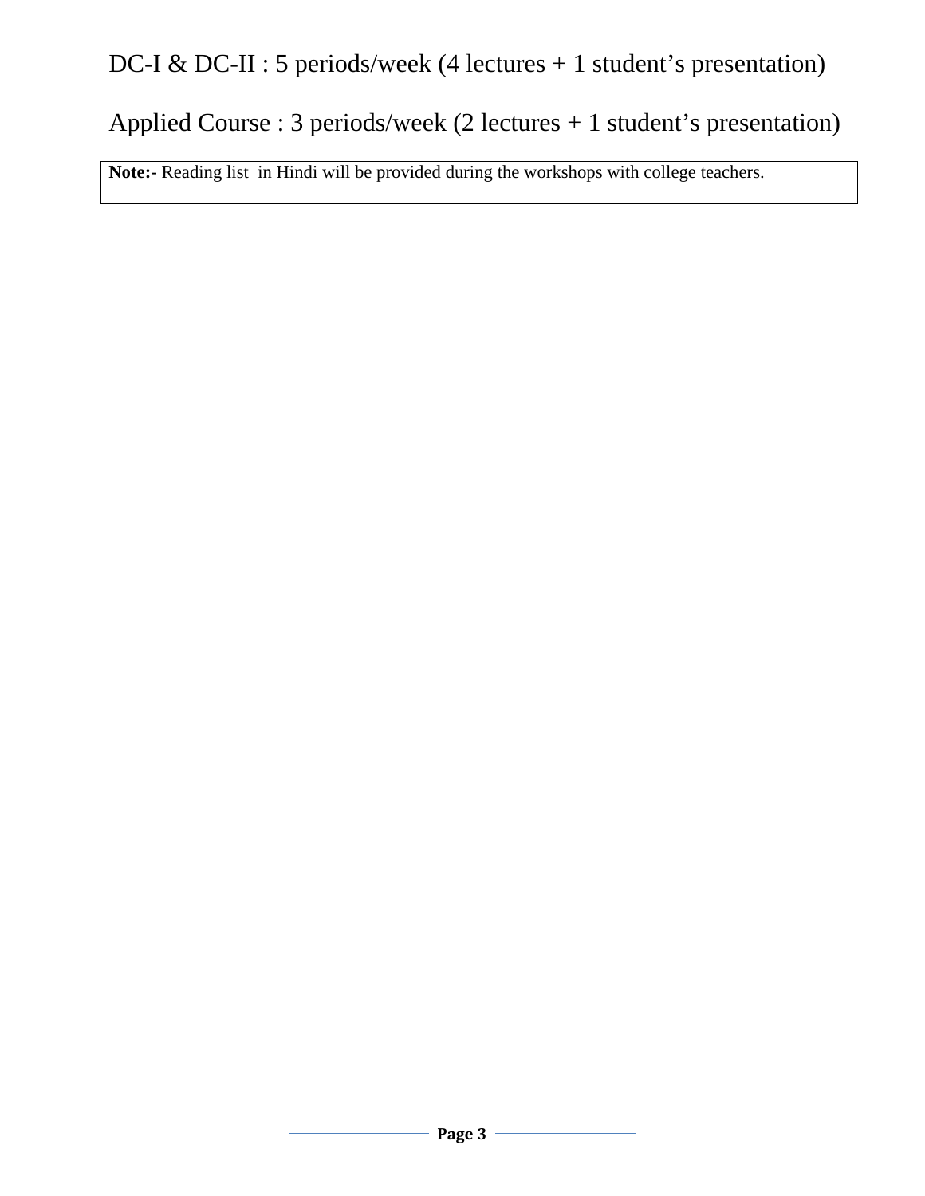DC-I & DC-II : 5 periods/week (4 lectures + 1 student’s presentation)

Applied Course : 3 periods/week (2 lectures + 1 student’s presentation)

**Note:-** Reading list in Hindi will be provided during the workshops with college teachers.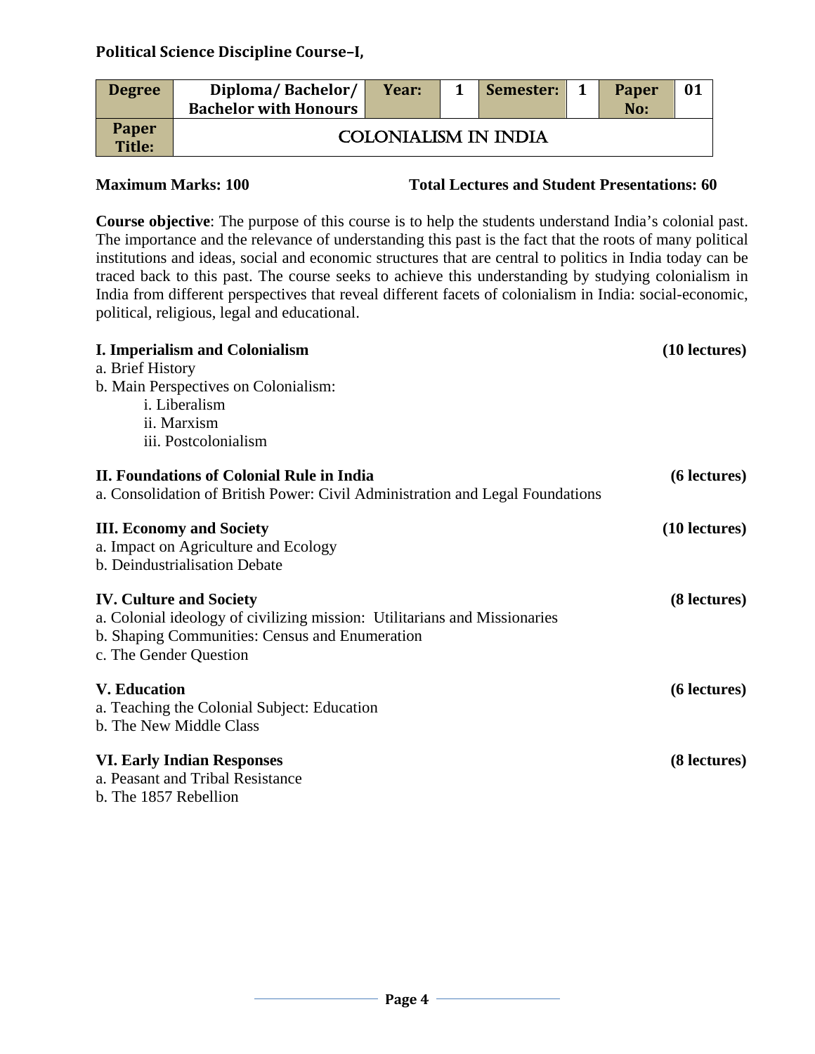**Political Science Discipline Course–I,**

| Degree | Diploma/ Bachelor/ Bachelor with Honours | Year: | 1 | Semester: | 1 | Paper No: | 01 |
|---|---|---|---|---|---|---|---|
| Paper Title: | COLONIALISM IN INDIA | | | | | | |

**Maximum Marks: 100** **Total Lectures and Student Presentations: 60**

**Course objective**: The purpose of this course is to help the students understand India's colonial past. The importance and the relevance of understanding this past is the fact that the roots of many political institutions and ideas, social and economic structures that are central to politics in India today can be traced back to this past. The course seeks to achieve this understanding by studying colonialism in India from different perspectives that reveal different facets of colonialism in India: social-economic, political, religious, legal and educational.

**I. Imperialism and Colonialism** **(10 lectures)**

a. Brief History

b. Main Perspectives on Colonialism:

- i. Liberalism
- ii. Marxism
- iii. Postcolonialism

**II. Foundations of Colonial Rule in India** **(6 lectures)**

a. Consolidation of British Power: Civil Administration and Legal Foundations

**III. Economy and Society** **(10 lectures)**

a. Impact on Agriculture and Ecology

b. Deindustrialisation Debate

**IV. Culture and Society** **(8 lectures)**

a. Colonial ideology of civilizing mission: Utilitarians and Missionaries

b. Shaping Communities: Census and Enumeration

c. The Gender Question

**V. Education** **(6 lectures)**

a. Teaching the Colonial Subject: Education

b. The New Middle Class

**VI. Early Indian Responses** **(8 lectures)**

a. Peasant and Tribal Resistance

b. The 1857 Rebellion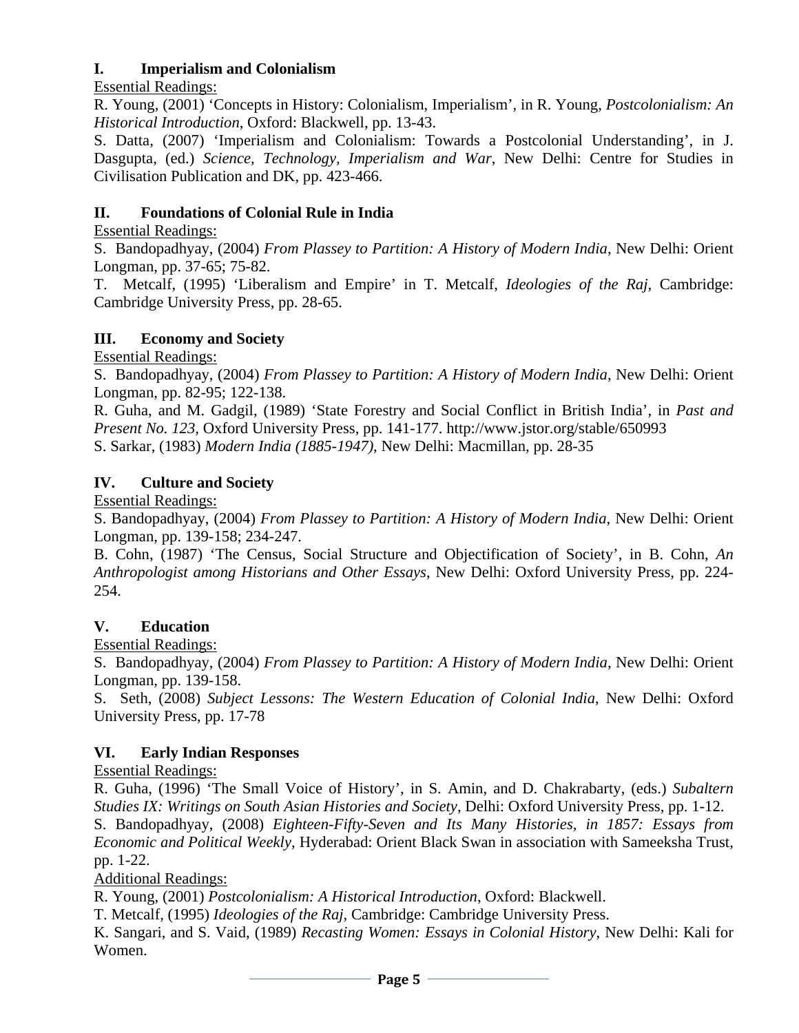## I. Imperialism and Colonialism

Essential Readings:

R. Young, (2001) 'Concepts in History: Colonialism, Imperialism', in R. Young, *Postcolonialism: An Historical Introduction*, Oxford: Blackwell, pp. 13-43.

S. Datta, (2007) 'Imperialism and Colonialism: Towards a Postcolonial Understanding', in J. Dasgupta, (ed.) *Science, Technology, Imperialism and War*, New Delhi: Centre for Studies in Civilisation Publication and DK, pp. 423-466.

## II. Foundations of Colonial Rule in India

Essential Readings:

S. Bandopadhyay, (2004) *From Plassey to Partition: A History of Modern India*, New Delhi: Orient Longman, pp. 37-65; 75-82.

T. Metcalf, (1995) 'Liberalism and Empire' in T. Metcalf, *Ideologies of the Raj*, Cambridge: Cambridge University Press, pp. 28-65.

## III. Economy and Society

Essential Readings:

S. Bandopadhyay, (2004) *From Plassey to Partition: A History of Modern India*, New Delhi: Orient Longman, pp. 82-95; 122-138.

R. Guha, and M. Gadgil, (1989) 'State Forestry and Social Conflict in British India', in *Past and Present No. 123*, Oxford University Press, pp. 141-177. http://www.jstor.org/stable/650993

S. Sarkar, (1983) *Modern India (1885-1947)*, New Delhi: Macmillan, pp. 28-35

## IV. Culture and Society

Essential Readings:

S. Bandopadhyay, (2004) *From Plassey to Partition: A History of Modern India*, New Delhi: Orient Longman, pp. 139-158; 234-247.

B. Cohn, (1987) 'The Census, Social Structure and Objectification of Society', in B. Cohn, *An Anthropologist among Historians and Other Essays*, New Delhi: Oxford University Press, pp. 224-254.

## V. Education

Essential Readings:

S. Bandopadhyay, (2004) *From Plassey to Partition: A History of Modern India*, New Delhi: Orient Longman, pp. 139-158.

S. Seth, (2008) *Subject Lessons: The Western Education of Colonial India*, New Delhi: Oxford University Press, pp. 17-78

## VI. Early Indian Responses

Essential Readings:

R. Guha, (1996) 'The Small Voice of History', in S. Amin, and D. Chakrabarty, (eds.) *Subaltern Studies IX: Writings on South Asian Histories and Society*, Delhi: Oxford University Press, pp. 1-12.

S. Bandopadhyay, (2008) *Eighteen-Fifty-Seven and Its Many Histories, in 1857: Essays from Economic and Political Weekly*, Hyderabad: Orient Black Swan in association with Sameeksha Trust, pp. 1-22.

Additional Readings:

R. Young, (2001) *Postcolonialism: A Historical Introduction*, Oxford: Blackwell.

T. Metcalf, (1995) *Ideologies of the Raj*, Cambridge: Cambridge University Press.

K. Sangari, and S. Vaid, (1989) *Recasting Women: Essays in Colonial History*, New Delhi: Kali for Women.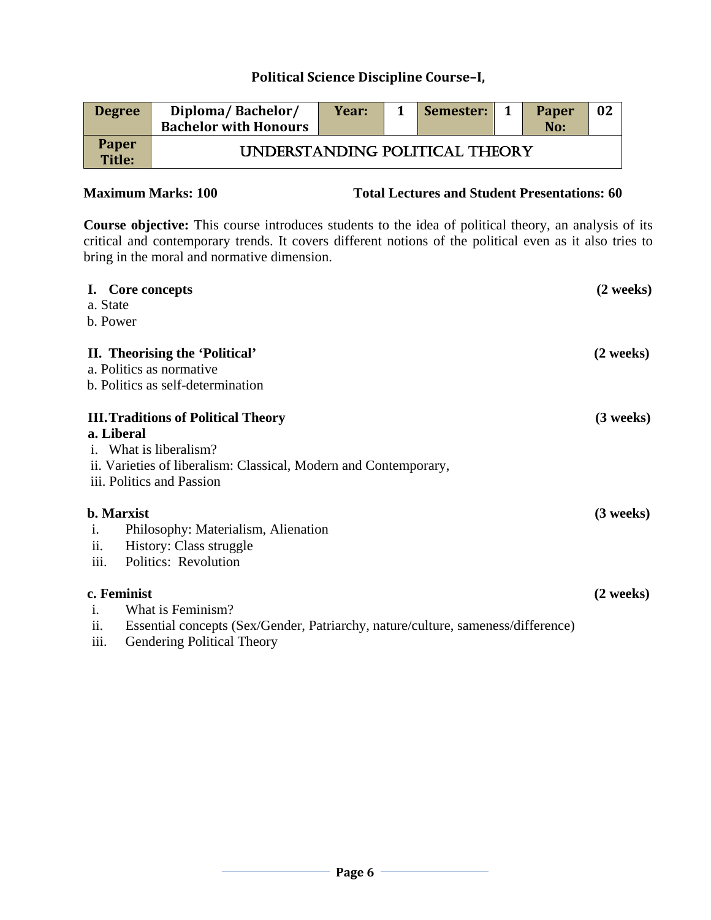## Political Science Discipline Course–I,

| Degree | Diploma/ Bachelor/ Bachelor with Honours | Year: | 1 | Semester: | 1 | Paper No: | 02 |
|---|---|---|---|---|---|---|---|
| Paper Title: | UNDERSTANDING POLITICAL THEORY | | | | | | |

**Maximum Marks: 100** **Total Lectures and Student Presentations: 60**

**Course objective:** This course introduces students to the idea of political theory, an analysis of its critical and contemporary trends. It covers different notions of the political even as it also tries to bring in the moral and normative dimension.

**I. Core concepts** **(2 weeks)**

a. State
b. Power

**II. Theorising the 'Political'** **(2 weeks)**

a. Politics as normative
b. Politics as self-determination

**III. Traditions of Political Theory** **(3 weeks)**

**a. Liberal**

i. What is liberalism?
ii. Varieties of liberalism: Classical, Modern and Contemporary,
iii. Politics and Passion

**b. Marxist** **(3 weeks)**

i. Philosophy: Materialism, Alienation
ii. History: Class struggle
iii. Politics: Revolution

**c. Feminist** **(2 weeks)**

i. What is Feminism?
ii. Essential concepts (Sex/Gender, Patriarchy, nature/culture, sameness/difference)
iii. Gendering Political Theory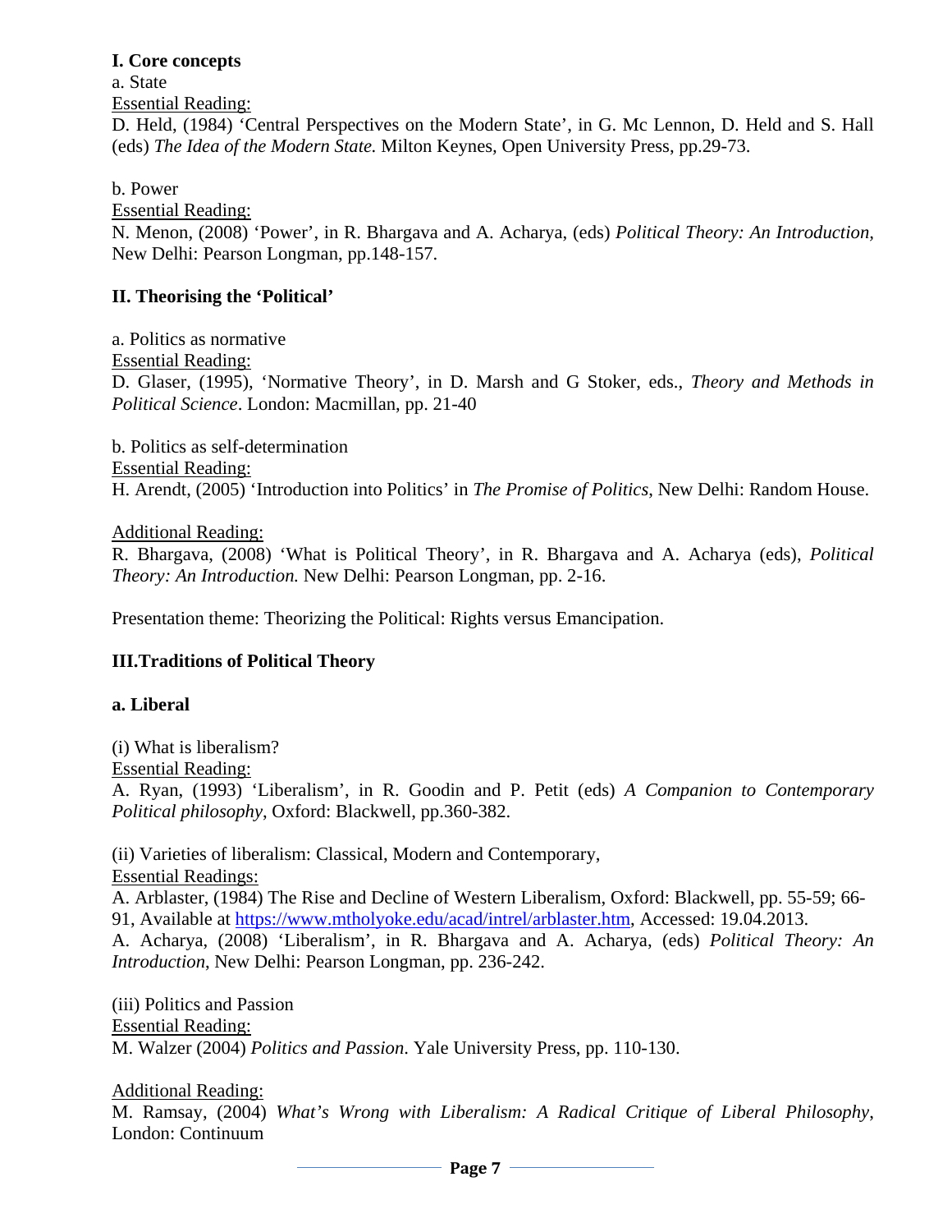**I. Core concepts**

a. State

Essential Reading:

D. Held, (1984) 'Central Perspectives on the Modern State', in G. Mc Lennon, D. Held and S. Hall (eds) *The Idea of the Modern State.* Milton Keynes, Open University Press, pp.29-73.

b. Power

Essential Reading:

N. Menon, (2008) 'Power', in R. Bhargava and A. Acharya, (eds) *Political Theory: An Introduction,* New Delhi: Pearson Longman, pp.148-157.

**II. Theorising the 'Political'**

a. Politics as normative

Essential Reading:

D. Glaser, (1995), 'Normative Theory', in D. Marsh and G Stoker, eds., *Theory and Methods in Political Science*. London: Macmillan, pp. 21-40

b. Politics as self-determination

Essential Reading:

H. Arendt, (2005) 'Introduction into Politics' in *The Promise of Politics,* New Delhi: Random House.

Additional Reading:

R. Bhargava, (2008) 'What is Political Theory', in R. Bhargava and A. Acharya (eds), *Political Theory: An Introduction.* New Delhi: Pearson Longman, pp. 2-16.

Presentation theme: Theorizing the Political: Rights versus Emancipation.

**III.Traditions of Political Theory**

**a. Liberal**

(i) What is liberalism?

Essential Reading:

A. Ryan, (1993) 'Liberalism', in R. Goodin and P. Petit (eds) *A Companion to Contemporary Political philosophy,* Oxford: Blackwell, pp.360-382.

(ii) Varieties of liberalism: Classical, Modern and Contemporary,

Essential Readings:

A. Arblaster, (1984) The Rise and Decline of Western Liberalism, Oxford: Blackwell, pp. 55-59; 66-91, Available at https://www.mtholyoke.edu/acad/intrel/arblaster.htm, Accessed: 19.04.2013.

A. Acharya, (2008) 'Liberalism', in R. Bhargava and A. Acharya, (eds) *Political Theory: An Introduction,* New Delhi: Pearson Longman, pp. 236-242.

(iii) Politics and Passion

Essential Reading:

M. Walzer (2004) *Politics and Passion.* Yale University Press, pp. 110-130.

Additional Reading:

M. Ramsay, (2004) *What's Wrong with Liberalism: A Radical Critique of Liberal Philosophy*, London: Continuum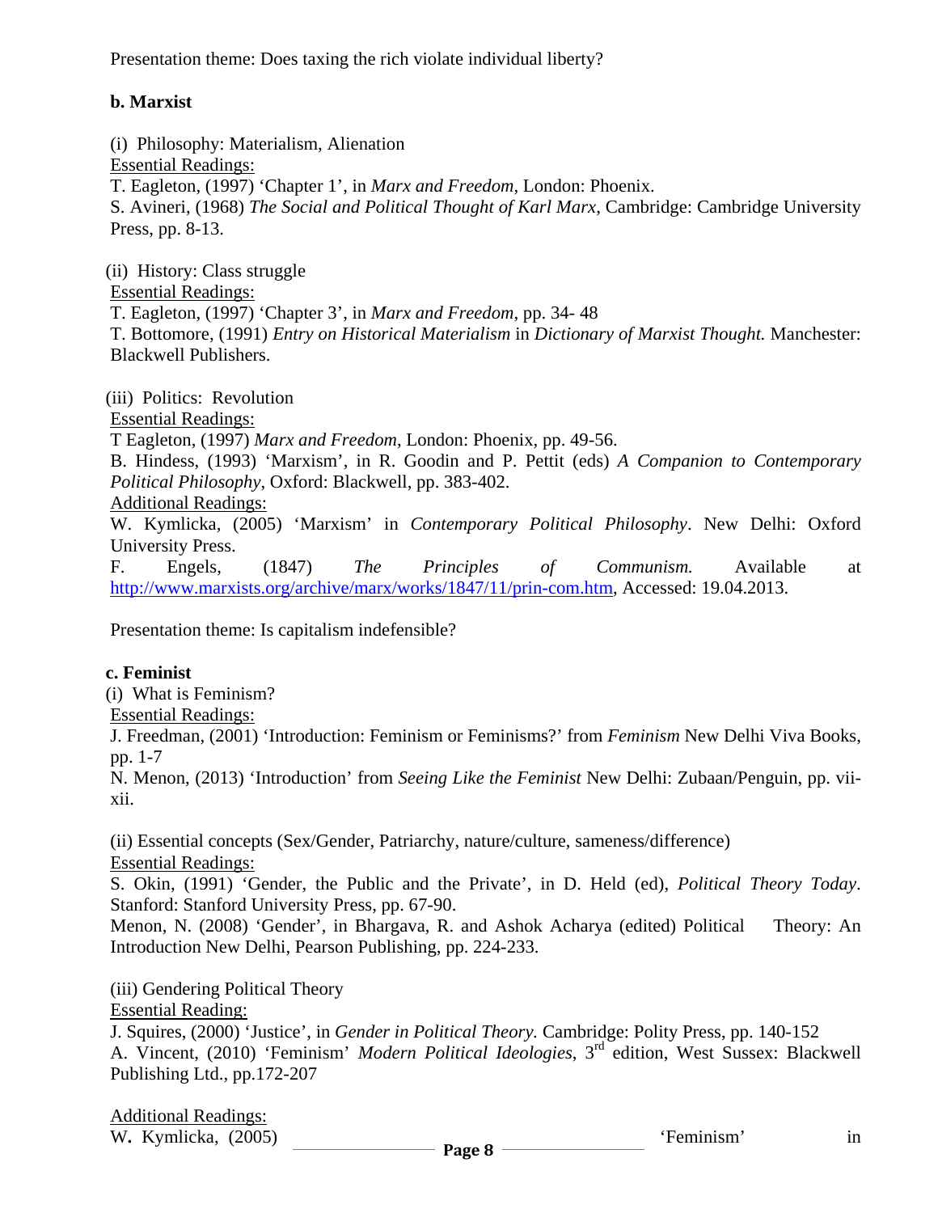Presentation theme: Does taxing the rich violate individual liberty?

**b. Marxist**

(i) Philosophy: Materialism, Alienation

Essential Readings:

T. Eagleton, (1997) 'Chapter 1', in *Marx and Freedom*, London: Phoenix.

S. Avineri, (1968) *The Social and Political Thought of Karl Marx*, Cambridge: Cambridge University Press, pp. 8-13.

(ii) History: Class struggle

Essential Readings:

T. Eagleton, (1997) 'Chapter 3', in *Marx and Freedom*, pp. 34- 48

T. Bottomore, (1991) *Entry on Historical Materialism* in *Dictionary of Marxist Thought.* Manchester: Blackwell Publishers.

(iii) Politics: Revolution

Essential Readings:

T Eagleton, (1997) *Marx and Freedom*, London: Phoenix, pp. 49-56.

B. Hindess, (1993) 'Marxism', in R. Goodin and P. Pettit (eds) *A Companion to Contemporary Political Philosophy*, Oxford: Blackwell, pp. 383-402.

Additional Readings:

W. Kymlicka, (2005) 'Marxism' in *Contemporary Political Philosophy*. New Delhi: Oxford University Press.

F. Engels, (1847) *The Principles of Communism.* Available at http://www.marxists.org/archive/marx/works/1847/11/prin-com.htm, Accessed: 19.04.2013.

Presentation theme: Is capitalism indefensible?

**c. Feminist**

(i) What is Feminism?

Essential Readings:

J. Freedman, (2001) 'Introduction: Feminism or Feminisms?' from *Feminism* New Delhi Viva Books, pp. 1-7

N. Menon, (2013) 'Introduction' from *Seeing Like the Feminist* New Delhi: Zubaan/Penguin, pp. vii-xii.

(ii) Essential concepts (Sex/Gender, Patriarchy, nature/culture, sameness/difference)

Essential Readings:

S. Okin, (1991) 'Gender, the Public and the Private', in D. Held (ed), *Political Theory Today*. Stanford: Stanford University Press, pp. 67-90.

Menon, N. (2008) 'Gender', in Bhargava, R. and Ashok Acharya (edited) Political Theory: An Introduction New Delhi, Pearson Publishing, pp. 224-233.

(iii) Gendering Political Theory

Essential Reading:

J. Squires, (2000) 'Justice', in *Gender in Political Theory.* Cambridge: Polity Press, pp. 140-152

A. Vincent, (2010) 'Feminism' *Modern Political Ideologies*, 3rd edition, West Sussex: Blackwell Publishing Ltd., pp.172-207

Additional Readings:

W. Kymlicka, (2005) 'Feminism' in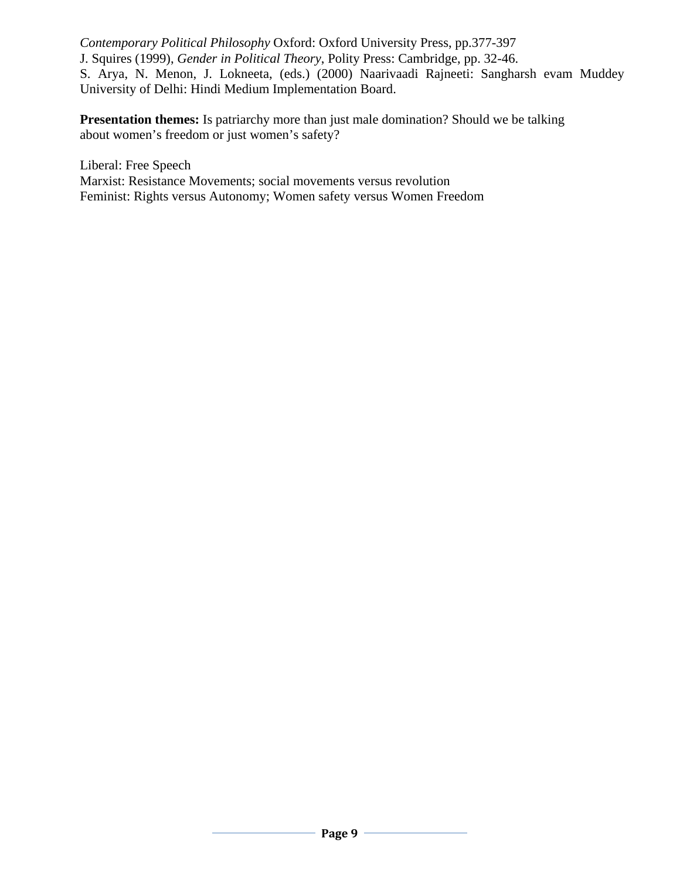*Contemporary Political Philosophy* Oxford: Oxford University Press, pp.377-397
J. Squires (1999), *Gender in Political Theory*, Polity Press: Cambridge, pp. 32-46.
S. Arya, N. Menon, J. Lokneeta, (eds.) (2000) Naarivaadi Rajneeti: Sangharsh evam Muddey University of Delhi: Hindi Medium Implementation Board.

**Presentation themes:** Is patriarchy more than just male domination? Should we be talking about women's freedom or just women's safety?

Liberal: Free Speech
Marxist: Resistance Movements; social movements versus revolution
Feminist: Rights versus Autonomy; Women safety versus Women Freedom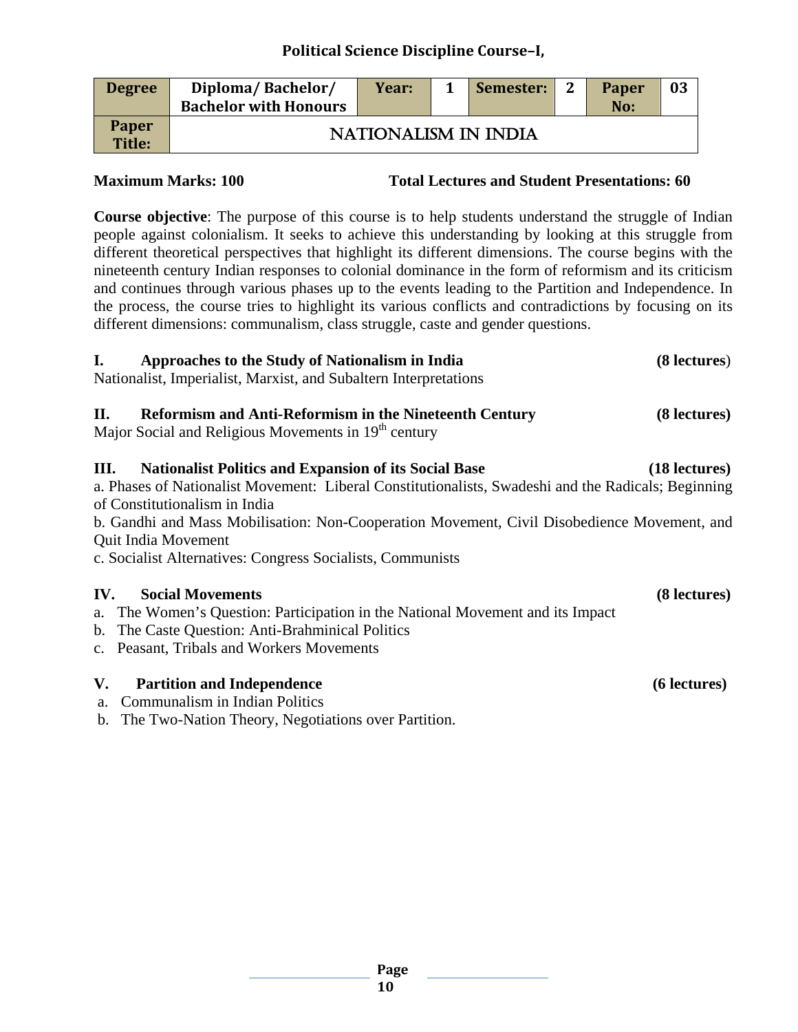## Political Science Discipline Course–I,

| Degree | Diploma/ Bachelor/ Bachelor with Honours | Year: | 1 | Semester: | 2 | Paper No: | 03 |
|---|---|---|---|---|---|---|---|
| Paper Title: | NATIONALISM IN INDIA | | | | | | |

**Maximum Marks: 100** **Total Lectures and Student Presentations: 60**

**Course objective**: The purpose of this course is to help students understand the struggle of Indian people against colonialism. It seeks to achieve this understanding by looking at this struggle from different theoretical perspectives that highlight its different dimensions. The course begins with the nineteenth century Indian responses to colonial dominance in the form of reformism and its criticism and continues through various phases up to the events leading to the Partition and Independence. In the process, the course tries to highlight its various conflicts and contradictions by focusing on its different dimensions: communalism, class struggle, caste and gender questions.

**I. Approaches to the Study of Nationalism in India** **(8 lectures**)

Nationalist, Imperialist, Marxist, and Subaltern Interpretations

**II. Reformism and Anti-Reformism in the Nineteenth Century** **(8 lectures)**

Major Social and Religious Movements in 19th century

**III. Nationalist Politics and Expansion of its Social Base** **(18 lectures)**

a. Phases of Nationalist Movement: Liberal Constitutionalists, Swadeshi and the Radicals; Beginning of Constitutionalism in India

b. Gandhi and Mass Mobilisation: Non-Cooperation Movement, Civil Disobedience Movement, and Quit India Movement

c. Socialist Alternatives: Congress Socialists, Communists

**IV. Social Movements** **(8 lectures)**

a. The Women's Question: Participation in the National Movement and its Impact
b. The Caste Question: Anti-Brahminical Politics
c. Peasant, Tribals and Workers Movements

**V. Partition and Independence** **(6 lectures)**

a. Communalism in Indian Politics
b. The Two-Nation Theory, Negotiations over Partition.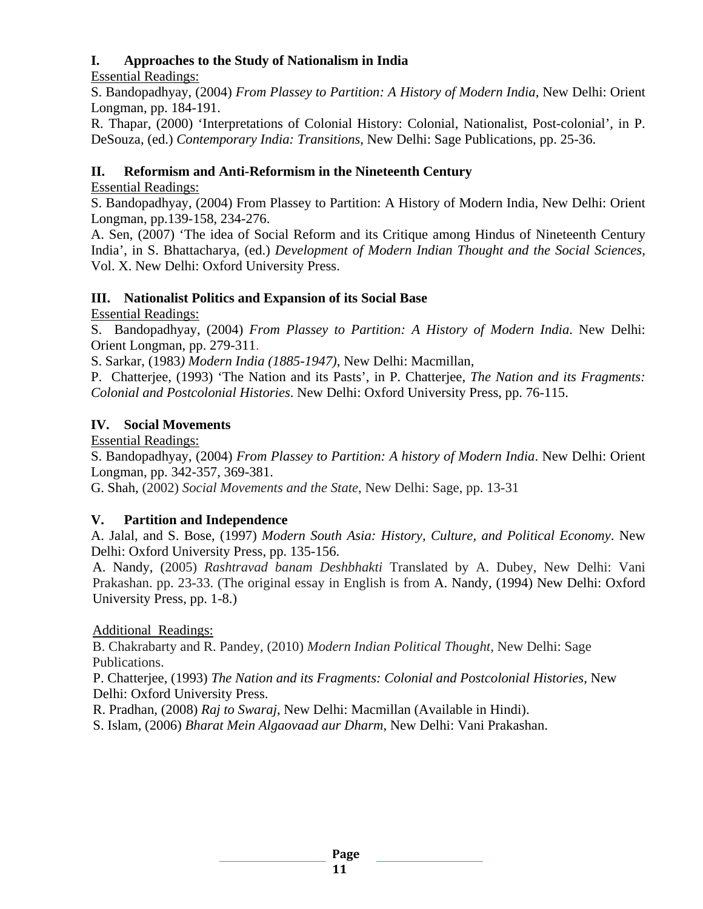## I. Approaches to the Study of Nationalism in India

Essential Readings:

S. Bandopadhyay, (2004) *From Plassey to Partition: A History of Modern India*, New Delhi: Orient Longman, pp. 184-191.

R. Thapar, (2000) 'Interpretations of Colonial History: Colonial, Nationalist, Post-colonial', in P. DeSouza, (ed.) *Contemporary India: Transitions*, New Delhi: Sage Publications, pp. 25-36.

## II. Reformism and Anti-Reformism in the Nineteenth Century

Essential Readings:

S. Bandopadhyay, (2004) From Plassey to Partition: A History of Modern India, New Delhi: Orient Longman, pp.139-158, 234-276.

A. Sen, (2007) 'The idea of Social Reform and its Critique among Hindus of Nineteenth Century India', in S. Bhattacharya, (ed.) *Development of Modern Indian Thought and the Social Sciences*, Vol. X. New Delhi: Oxford University Press.

## III. Nationalist Politics and Expansion of its Social Base

Essential Readings:

S. Bandopadhyay, (2004) *From Plassey to Partition: A History of Modern India*. New Delhi: Orient Longman, pp. 279-311.

S. Sarkar, (1983*) Modern India (1885-1947)*, New Delhi: Macmillan,

P. Chatterjee, (1993) 'The Nation and its Pasts', in P. Chatterjee, *The Nation and its Fragments: Colonial and Postcolonial Histories*. New Delhi: Oxford University Press, pp. 76-115.

## IV. Social Movements

Essential Readings:

S. Bandopadhyay, (2004) *From Plassey to Partition: A history of Modern India*. New Delhi: Orient Longman, pp. 342-357, 369-381.

G. Shah, (2002) *Social Movements and the State*, New Delhi: Sage, pp. 13-31

## V. Partition and Independence

A. Jalal, and S. Bose, (1997) *Modern South Asia: History, Culture, and Political Economy*. New Delhi: Oxford University Press, pp. 135-156.

A. Nandy, (2005) *Rashtravad banam Deshbhakti* Translated by A. Dubey, New Delhi: Vani Prakashan. pp. 23-33. (The original essay in English is from A. Nandy, (1994) New Delhi: Oxford University Press, pp. 1-8.)

Additional Readings:

B. Chakrabarty and R. Pandey, (2010) *Modern Indian Political Thought*, New Delhi: Sage Publications.

P. Chatterjee, (1993) *The Nation and its Fragments: Colonial and Postcolonial Histories*, New Delhi: Oxford University Press.

R. Pradhan, (2008) *Raj to Swaraj*, New Delhi: Macmillan (Available in Hindi).

S. Islam, (2006) *Bharat Mein Algaovaad aur Dharm*, New Delhi: Vani Prakashan.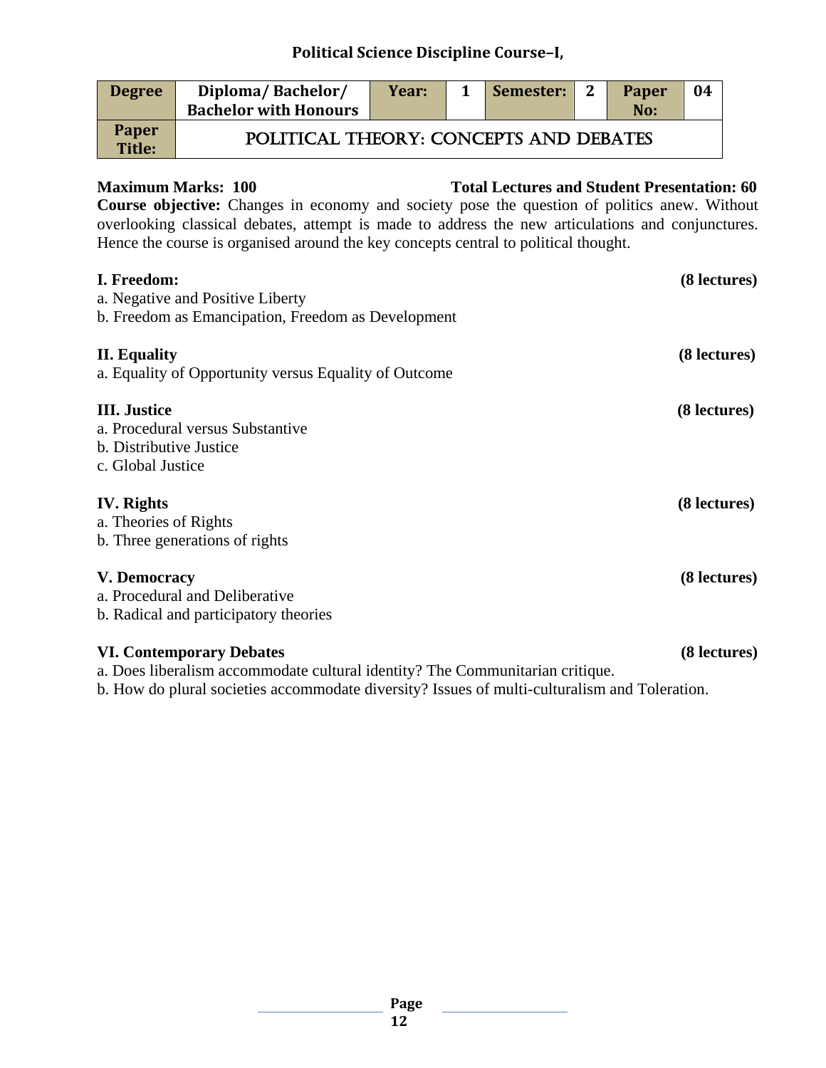## Political Science Discipline Course–I,

| Degree | Diploma/ Bachelor/ Bachelor with Honours | Year: | 1 | Semester: | 2 | Paper No: | 04 |
| --- | --- | --- | --- | --- | --- | --- | --- |
| Paper Title: | POLITICAL THEORY: CONCEPTS AND DEBATES | | | | | | |

**Maximum Marks: 100** **Total Lectures and Student Presentation: 60**

**Course objective:** Changes in economy and society pose the question of politics anew. Without overlooking classical debates, attempt is made to address the new articulations and conjunctures. Hence the course is organised around the key concepts central to political thought.

**I. Freedom:** **(8 lectures)**

a. Negative and Positive Liberty

b. Freedom as Emancipation, Freedom as Development

**II. Equality** **(8 lectures)**

a. Equality of Opportunity versus Equality of Outcome

**III. Justice** **(8 lectures)**

a. Procedural versus Substantive

b. Distributive Justice

c. Global Justice

**IV. Rights** **(8 lectures)**

a. Theories of Rights

b. Three generations of rights

**V. Democracy** **(8 lectures)**

a. Procedural and Deliberative

b. Radical and participatory theories

**VI. Contemporary Debates** **(8 lectures)**

a. Does liberalism accommodate cultural identity? The Communitarian critique.

b. How do plural societies accommodate diversity? Issues of multi-culturalism and Toleration.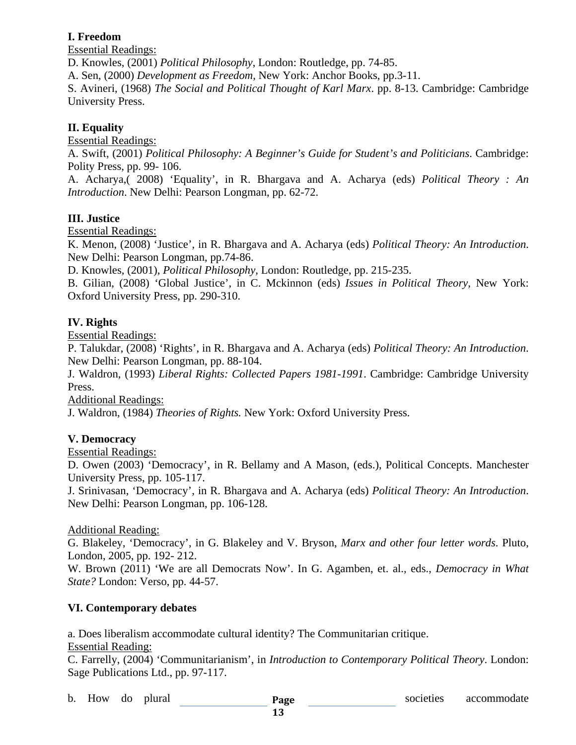**I. Freedom**

Essential Readings:

D. Knowles, (2001) *Political Philosophy*, London: Routledge, pp. 74-85.

A. Sen, (2000) *Development as Freedom,* New York: Anchor Books, pp.3-11.

S. Avineri, (1968) *The Social and Political Thought of Karl Marx*. pp. 8-13. Cambridge: Cambridge University Press.

**II. Equality**

Essential Readings:

A. Swift, (2001) *Political Philosophy: A Beginner's Guide for Student's and Politicians*. Cambridge: Polity Press, pp. 99- 106.

A. Acharya,( 2008) 'Equality', in R. Bhargava and A. Acharya (eds) *Political Theory : An Introduction*. New Delhi: Pearson Longman, pp. 62-72.

**III. Justice**

Essential Readings:

K. Menon, (2008) 'Justice', in R. Bhargava and A. Acharya (eds) *Political Theory: An Introduction*. New Delhi: Pearson Longman, pp.74-86.

D. Knowles, (2001), *Political Philosophy*, London: Routledge, pp. 215-235.

B. Gilian, (2008) 'Global Justice', in C. Mckinnon (eds) *Issues in Political Theory,* New York: Oxford University Press, pp. 290-310.

**IV. Rights**

Essential Readings:

P. Talukdar, (2008) 'Rights', in R. Bhargava and A. Acharya (eds) *Political Theory: An Introduction*. New Delhi: Pearson Longman, pp. 88-104.

J. Waldron, (1993) *Liberal Rights: Collected Papers 1981-1991*. Cambridge: Cambridge University Press.

Additional Readings:

J. Waldron, (1984) *Theories of Rights.* New York: Oxford University Press.

**V. Democracy**

Essential Readings:

D. Owen (2003) 'Democracy', in R. Bellamy and A Mason, (eds.), Political Concepts. Manchester University Press, pp. 105-117.

J. Srinivasan, 'Democracy', in R. Bhargava and A. Acharya (eds) *Political Theory: An Introduction*. New Delhi: Pearson Longman, pp. 106-128.

Additional Reading:

G. Blakeley, 'Democracy', in G. Blakeley and V. Bryson, *Marx and other four letter words*. Pluto, London, 2005, pp. 192- 212.

W. Brown (2011) 'We are all Democrats Now'. In G. Agamben, et. al., eds., *Democracy in What State?* London: Verso, pp. 44-57.

**VI. Contemporary debates**

a. Does liberalism accommodate cultural identity? The Communitarian critique.

Essential Reading:

C. Farrelly, (2004) 'Communitarianism', in *Introduction to Contemporary Political Theory*. London: Sage Publications Ltd., pp. 97-117.

b. How do plural societies accommodate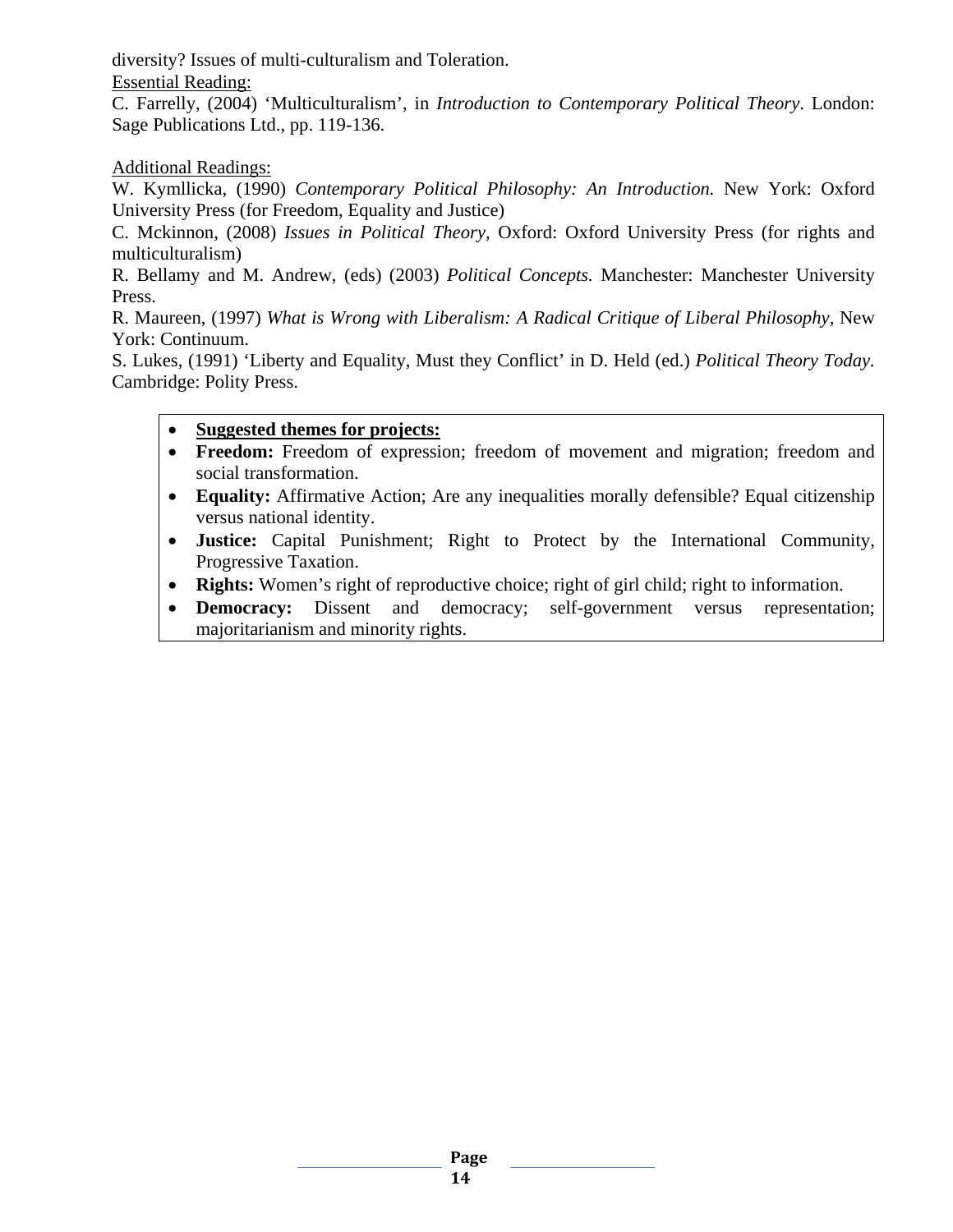diversity? Issues of multi-culturalism and Toleration.

Essential Reading:

C. Farrelly, (2004) 'Multiculturalism', in *Introduction to Contemporary Political Theory*. London: Sage Publications Ltd., pp. 119-136.

Additional Readings:

W. Kymllicka, (1990) *Contemporary Political Philosophy: An Introduction.* New York: Oxford University Press (for Freedom, Equality and Justice)

C. Mckinnon, (2008) *Issues in Political Theory*, Oxford: Oxford University Press (for rights and multiculturalism)

R. Bellamy and M. Andrew, (eds) (2003) *Political Concepts.* Manchester: Manchester University Press.

R. Maureen, (1997) *What is Wrong with Liberalism: A Radical Critique of Liberal Philosophy*, New York: Continuum.

S. Lukes, (1991) 'Liberty and Equality, Must they Conflict' in D. Held (ed.) *Political Theory Today*. Cambridge: Polity Press.

- **Suggested themes for projects:**
- **Freedom:** Freedom of expression; freedom of movement and migration; freedom and social transformation.
- **Equality:** Affirmative Action; Are any inequalities morally defensible? Equal citizenship versus national identity.
- **Justice:** Capital Punishment; Right to Protect by the International Community, Progressive Taxation.
- **Rights:** Women's right of reproductive choice; right of girl child; right to information.
- **Democracy:** Dissent and democracy; self-government versus representation; majoritarianism and minority rights.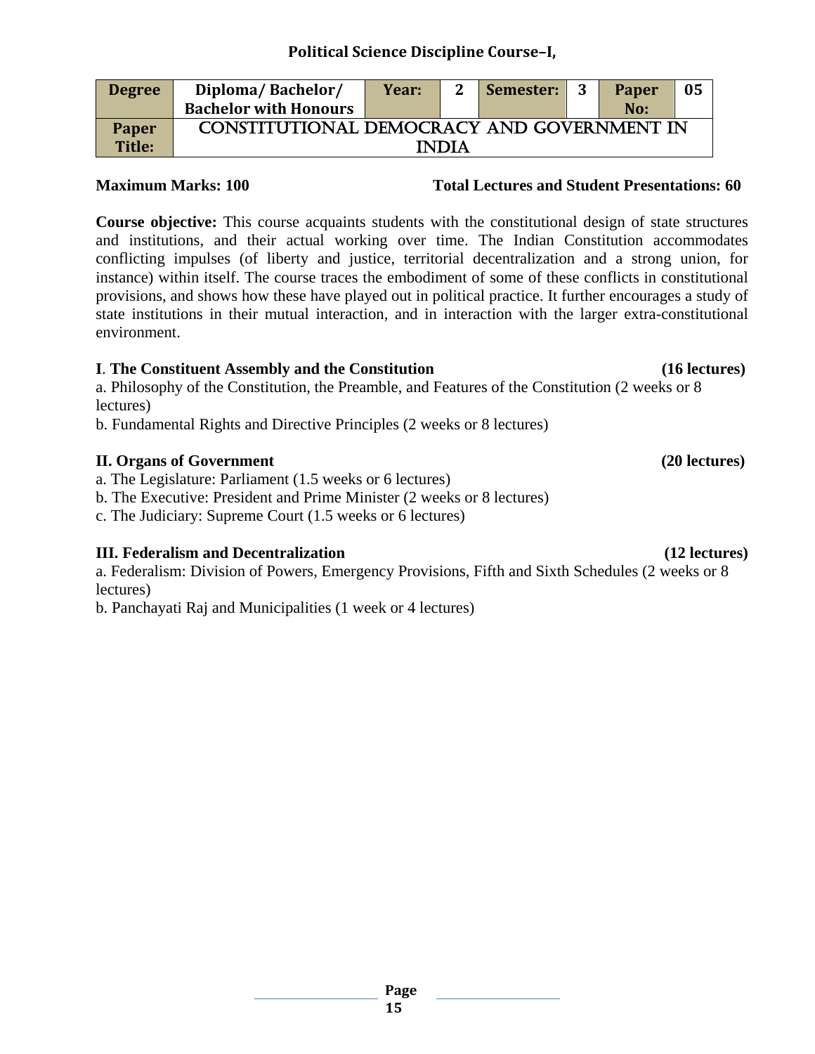## Political Science Discipline Course–I,

| Degree | Diploma/ Bachelor/ Bachelor with Honours | Year: | 2 | Semester: | 3 | Paper No: | 05 |
|---|---|---|---|---|---|---|---|
| Paper Title: | CONSTITUTIONAL DEMOCRACY AND GOVERNMENT IN INDIA | | | | | | |

**Maximum Marks: 100** **Total Lectures and Student Presentations: 60**

**Course objective:** This course acquaints students with the constitutional design of state structures and institutions, and their actual working over time. The Indian Constitution accommodates conflicting impulses (of liberty and justice, territorial decentralization and a strong union, for instance) within itself. The course traces the embodiment of some of these conflicts in constitutional provisions, and shows how these have played out in political practice. It further encourages a study of state institutions in their mutual interaction, and in interaction with the larger extra-constitutional environment.

**I. The Constituent Assembly and the Constitution (16 lectures)**

a. Philosophy of the Constitution, the Preamble, and Features of the Constitution (2 weeks or 8 lectures)

b. Fundamental Rights and Directive Principles (2 weeks or 8 lectures)

**II. Organs of Government (20 lectures)**

a. The Legislature: Parliament (1.5 weeks or 6 lectures)

b. The Executive: President and Prime Minister (2 weeks or 8 lectures)

c. The Judiciary: Supreme Court (1.5 weeks or 6 lectures)

**III. Federalism and Decentralization (12 lectures)**

a. Federalism: Division of Powers, Emergency Provisions, Fifth and Sixth Schedules (2 weeks or 8 lectures)

b. Panchayati Raj and Municipalities (1 week or 4 lectures)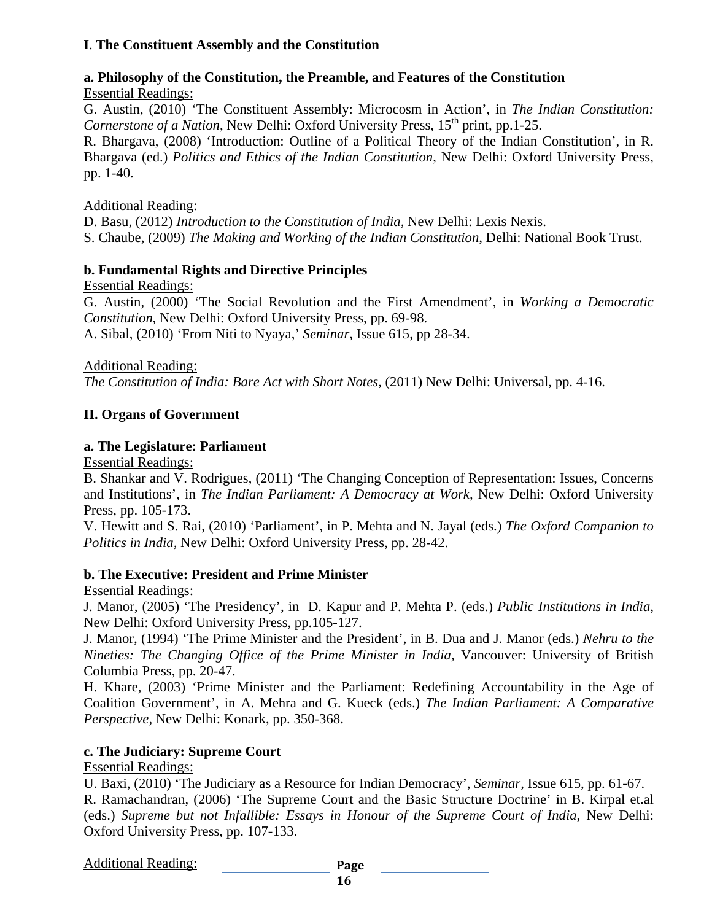## I. The Constituent Assembly and the Constitution

### a. Philosophy of the Constitution, the Preamble, and Features of the Constitution

Essential Readings:

G. Austin, (2010) 'The Constituent Assembly: Microcosm in Action', in *The Indian Constitution: Cornerstone of a Nation*, New Delhi: Oxford University Press, 15th print, pp.1-25.

R. Bhargava, (2008) 'Introduction: Outline of a Political Theory of the Indian Constitution', in R. Bhargava (ed.) *Politics and Ethics of the Indian Constitution*, New Delhi: Oxford University Press, pp. 1-40.

Additional Reading:

D. Basu, (2012) *Introduction to the Constitution of India*, New Delhi: Lexis Nexis.

S. Chaube, (2009) *The Making and Working of the Indian Constitution*, Delhi: National Book Trust.

### b. Fundamental Rights and Directive Principles

Essential Readings:

G. Austin, (2000) 'The Social Revolution and the First Amendment', in *Working a Democratic Constitution*, New Delhi: Oxford University Press, pp. 69-98.

A. Sibal, (2010) 'From Niti to Nyaya,' *Seminar*, Issue 615, pp 28-34.

Additional Reading:

*The Constitution of India: Bare Act with Short Notes*, (2011) New Delhi: Universal, pp. 4-16.

## II. Organs of Government

### a. The Legislature: Parliament

Essential Readings:

B. Shankar and V. Rodrigues, (2011) 'The Changing Conception of Representation: Issues, Concerns and Institutions', in *The Indian Parliament: A Democracy at Work*, New Delhi: Oxford University Press, pp. 105-173.

V. Hewitt and S. Rai, (2010) 'Parliament', in P. Mehta and N. Jayal (eds.) *The Oxford Companion to Politics in India*, New Delhi: Oxford University Press, pp. 28-42.

### b. The Executive: President and Prime Minister

Essential Readings:

J. Manor, (2005) 'The Presidency', in D. Kapur and P. Mehta P. (eds.) *Public Institutions in India*, New Delhi: Oxford University Press, pp.105-127.

J. Manor, (1994) 'The Prime Minister and the President', in B. Dua and J. Manor (eds.) *Nehru to the Nineties: The Changing Office of the Prime Minister in India*, Vancouver: University of British Columbia Press, pp. 20-47.

H. Khare, (2003) 'Prime Minister and the Parliament: Redefining Accountability in the Age of Coalition Government', in A. Mehra and G. Kueck (eds.) *The Indian Parliament: A Comparative Perspective*, New Delhi: Konark, pp. 350-368.

### c. The Judiciary: Supreme Court

Essential Readings:

U. Baxi, (2010) 'The Judiciary as a Resource for Indian Democracy', *Seminar*, Issue 615, pp. 61-67.

R. Ramachandran, (2006) 'The Supreme Court and the Basic Structure Doctrine' in B. Kirpal et.al (eds.) *Supreme but not Infallible: Essays in Honour of the Supreme Court of India*, New Delhi: Oxford University Press, pp. 107-133.

Additional Reading: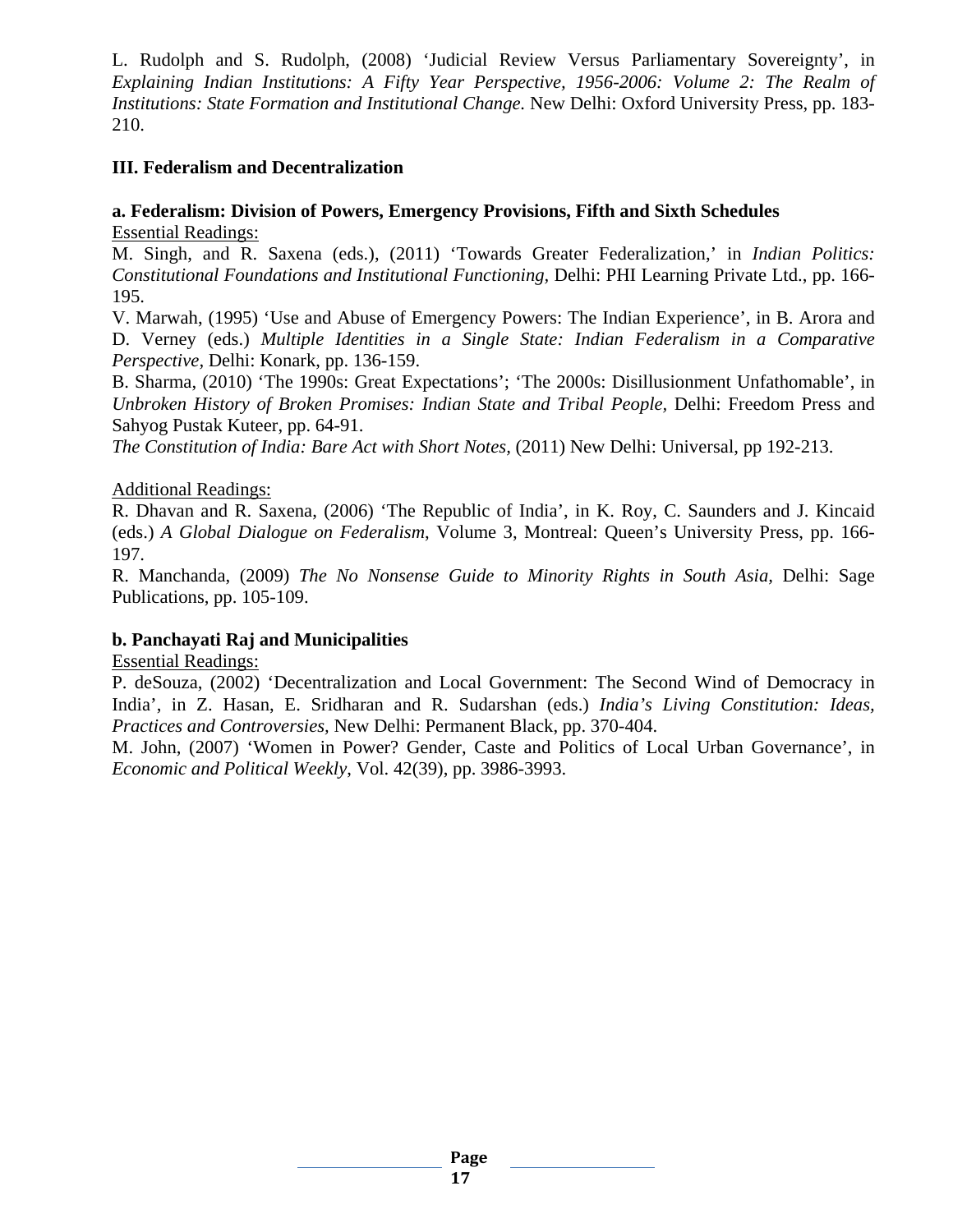L. Rudolph and S. Rudolph, (2008) 'Judicial Review Versus Parliamentary Sovereignty', in *Explaining Indian Institutions: A Fifty Year Perspective, 1956-2006: Volume 2: The Realm of Institutions: State Formation and Institutional Change.* New Delhi: Oxford University Press, pp. 183-210.

### III. Federalism and Decentralization

#### a. Federalism: Division of Powers, Emergency Provisions, Fifth and Sixth Schedules

Essential Readings:

M. Singh, and R. Saxena (eds.), (2011) 'Towards Greater Federalization,' in *Indian Politics: Constitutional Foundations and Institutional Functioning,* Delhi: PHI Learning Private Ltd., pp. 166-195.

V. Marwah, (1995) 'Use and Abuse of Emergency Powers: The Indian Experience', in B. Arora and D. Verney (eds.) *Multiple Identities in a Single State: Indian Federalism in a Comparative Perspective*, Delhi: Konark, pp. 136-159.

B. Sharma, (2010) 'The 1990s: Great Expectations'; 'The 2000s: Disillusionment Unfathomable', in *Unbroken History of Broken Promises: Indian State and Tribal People*, Delhi: Freedom Press and Sahyog Pustak Kuteer, pp. 64-91.

*The Constitution of India: Bare Act with Short Notes,* (2011) New Delhi: Universal, pp 192-213.

Additional Readings:

R. Dhavan and R. Saxena, (2006) 'The Republic of India', in K. Roy, C. Saunders and J. Kincaid (eds.) *A Global Dialogue on Federalism*, Volume 3, Montreal: Queen's University Press, pp. 166-197.

R. Manchanda, (2009) *The No Nonsense Guide to Minority Rights in South Asia*, Delhi: Sage Publications, pp. 105-109.

#### b. Panchayati Raj and Municipalities

Essential Readings:

P. deSouza, (2002) 'Decentralization and Local Government: The Second Wind of Democracy in India', in Z. Hasan, E. Sridharan and R. Sudarshan (eds.) *India's Living Constitution: Ideas, Practices and Controversies*, New Delhi: Permanent Black, pp. 370-404.

M. John, (2007) 'Women in Power? Gender, Caste and Politics of Local Urban Governance', in *Economic and Political Weekly*, Vol. 42(39), pp. 3986-3993.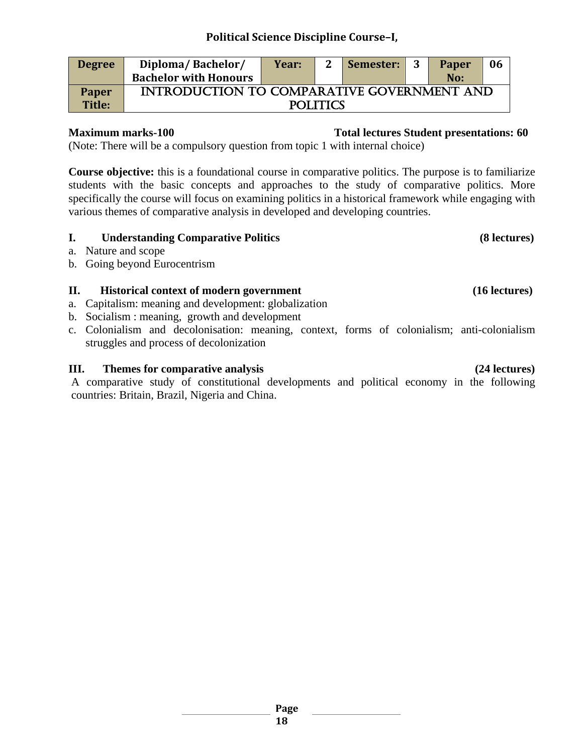## Political Science Discipline Course–I,

| Degree | Diploma/ Bachelor/ Bachelor with Honours | Year: | 2 | Semester: | 3 | Paper No: | 06 |
|---|---|---|---|---|---|---|---|
| Paper Title: | INTRODUCTION TO COMPARATIVE GOVERNMENT AND POLITICS | | | | | | |

**Maximum marks-100** **Total lectures Student presentations: 60**

(Note: There will be a compulsory question from topic 1 with internal choice)

**Course objective:** this is a foundational course in comparative politics. The purpose is to familiarize students with the basic concepts and approaches to the study of comparative politics. More specifically the course will focus on examining politics in a historical framework while engaging with various themes of comparative analysis in developed and developing countries.

**I. Understanding Comparative Politics (8 lectures)**

a. Nature and scope
b. Going beyond Eurocentrism

**II. Historical context of modern government (16 lectures)**

a. Capitalism: meaning and development: globalization
b. Socialism : meaning, growth and development
c. Colonialism and decolonisation: meaning, context, forms of colonialism; anti-colonialism struggles and process of decolonization

**III. Themes for comparative analysis (24 lectures)**

A comparative study of constitutional developments and political economy in the following countries: Britain, Brazil, Nigeria and China.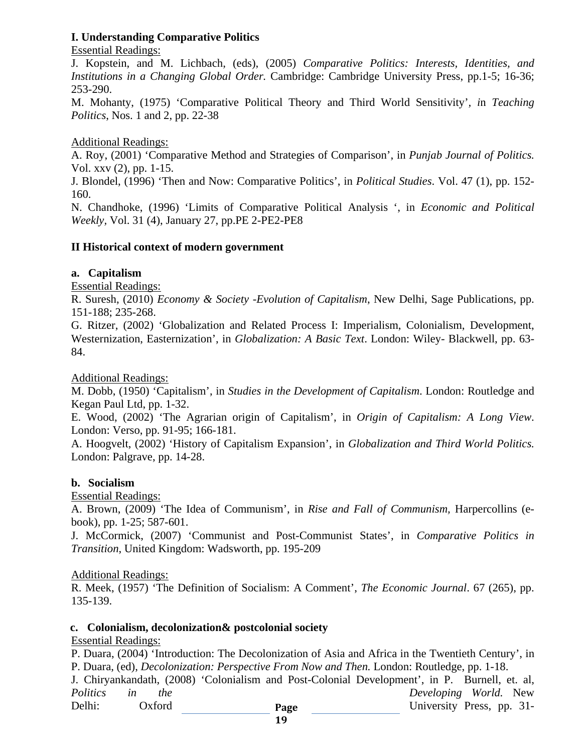**I. Understanding Comparative Politics**

Essential Readings:

J. Kopstein, and M. Lichbach, (eds), (2005) *Comparative Politics: Interests, Identities, and Institutions in a Changing Global Order.* Cambridge: Cambridge University Press, pp.1-5; 16-36; 253-290.

M. Mohanty, (1975) 'Comparative Political Theory and Third World Sensitivity', *in Teaching Politics*, Nos. 1 and 2, pp. 22-38

Additional Readings:

A. Roy, (2001) 'Comparative Method and Strategies of Comparison', in *Punjab Journal of Politics.* Vol. xxv (2), pp. 1-15.

J. Blondel, (1996) 'Then and Now: Comparative Politics', in *Political Studies*. Vol. 47 (1), pp. 152-160.

N. Chandhoke, (1996) 'Limits of Comparative Political Analysis ', in *Economic and Political Weekly*, Vol. 31 (4), January 27, pp.PE 2-PE2-PE8

**II Historical context of modern government**

**a. Capitalism**

Essential Readings:

R. Suresh, (2010) *Economy & Society -Evolution of Capitalism*, New Delhi, Sage Publications, pp. 151-188; 235-268.

G. Ritzer, (2002) 'Globalization and Related Process I: Imperialism, Colonialism, Development, Westernization, Easternization', in *Globalization: A Basic Text*. London: Wiley- Blackwell, pp. 63-84.

Additional Readings:

M. Dobb, (1950) 'Capitalism', in *Studies in the Development of Capitalism*. London: Routledge and Kegan Paul Ltd, pp. 1-32.

E. Wood, (2002) 'The Agrarian origin of Capitalism', in *Origin of Capitalism: A Long View*. London: Verso, pp. 91-95; 166-181.

A. Hoogvelt, (2002) 'History of Capitalism Expansion', in *Globalization and Third World Politics.* London: Palgrave, pp. 14-28.

**b. Socialism**

Essential Readings:

A. Brown, (2009) 'The Idea of Communism', in *Rise and Fall of Communism*, Harpercollins (e-book), pp. 1-25; 587-601.

J. McCormick, (2007) 'Communist and Post-Communist States', in *Comparative Politics in Transition*, United Kingdom: Wadsworth, pp. 195-209

Additional Readings:

R. Meek, (1957) 'The Definition of Socialism: A Comment', *The Economic Journal*. 67 (265), pp. 135-139.

**c. Colonialism, decolonization& postcolonial society**

Essential Readings:

P. Duara, (2004) 'Introduction: The Decolonization of Asia and Africa in the Twentieth Century', in P. Duara, (ed), *Decolonization: Perspective From Now and Then.* London: Routledge, pp. 1-18.

J. Chiryankandath, (2008) 'Colonialism and Post-Colonial Development', in P. Burnell, et. al, *Politics in the Developing World.* New Delhi: Oxford University Press, pp. 31-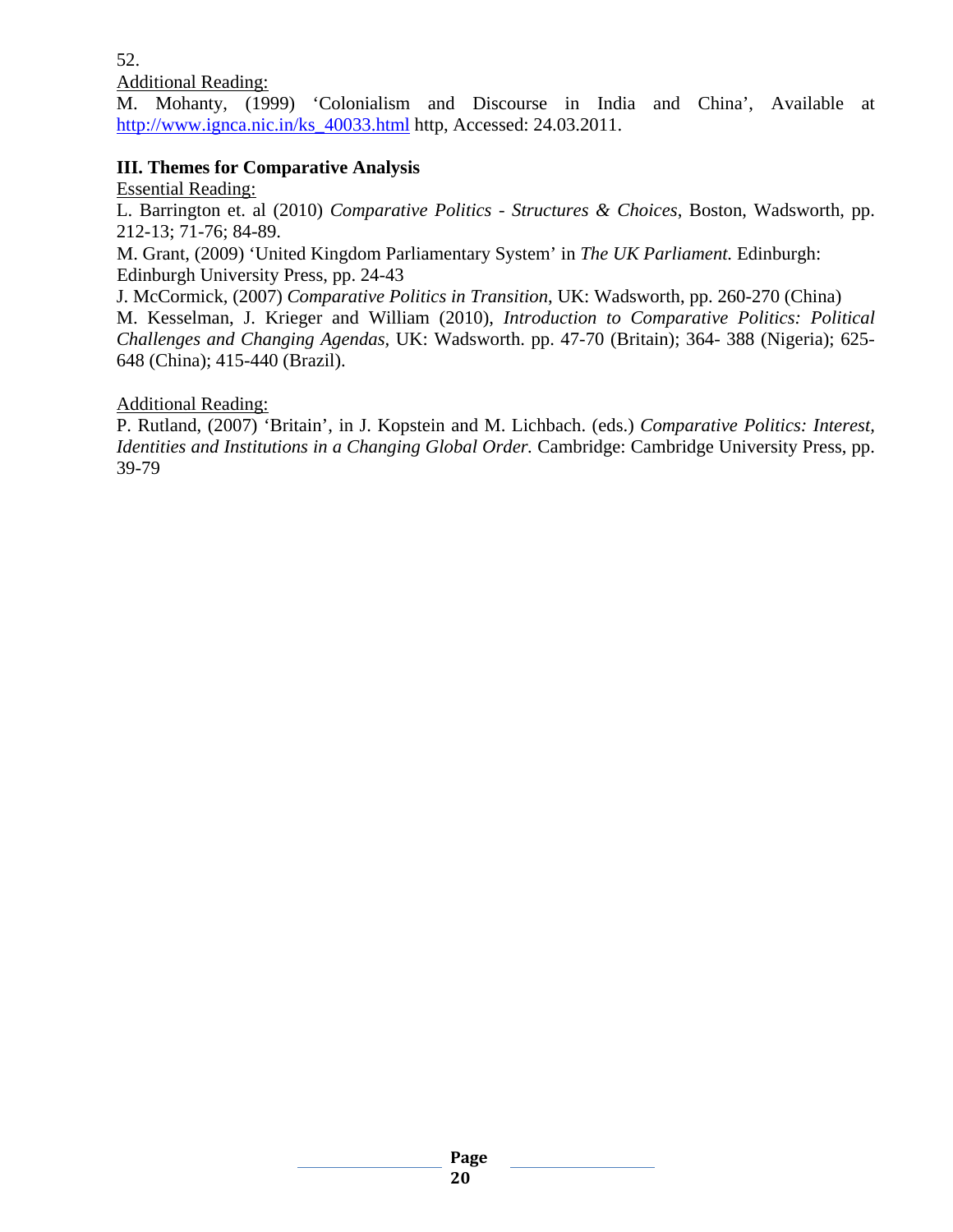52.

Additional Reading:

M. Mohanty, (1999) 'Colonialism and Discourse in India and China', Available at http://www.ignca.nic.in/ks_40033.html http, Accessed: 24.03.2011.

**III. Themes for Comparative Analysis**

Essential Reading:

L. Barrington et. al (2010) *Comparative Politics - Structures & Choices*, Boston, Wadsworth, pp. 212-13; 71-76; 84-89.

M. Grant, (2009) 'United Kingdom Parliamentary System' in *The UK Parliament.* Edinburgh: Edinburgh University Press, pp. 24-43

J. McCormick, (2007) *Comparative Politics in Transition*, UK: Wadsworth, pp. 260-270 (China)

M. Kesselman, J. Krieger and William (2010), *Introduction to Comparative Politics: Political Challenges and Changing Agendas,* UK: Wadsworth. pp. 47-70 (Britain); 364- 388 (Nigeria); 625-648 (China); 415-440 (Brazil).

Additional Reading:

P. Rutland, (2007) 'Britain', in J. Kopstein and M. Lichbach. (eds.) *Comparative Politics: Interest, Identities and Institutions in a Changing Global Order.* Cambridge: Cambridge University Press, pp. 39-79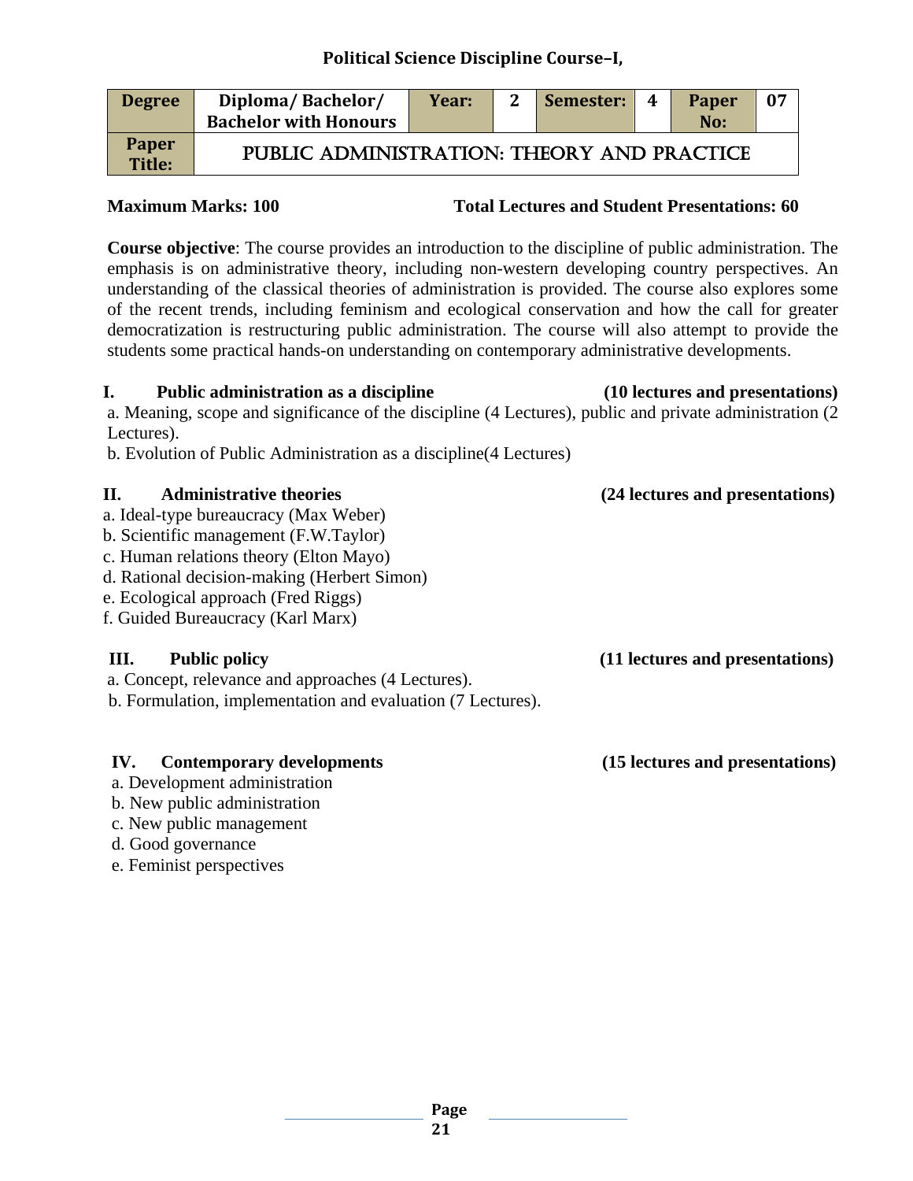### Political Science Discipline Course–I,

| Degree | Diploma/ Bachelor/ Bachelor with Honours | Year: | 2 | Semester: | 4 | Paper No: | 07 |
|---|---|---|---|---|---|---|---|
| Paper Title: | PUBLIC ADMINISTRATION: THEORY AND PRACTICE | | | | | | |

**Maximum Marks: 100** **Total Lectures and Student Presentations: 60**

**Course objective**: The course provides an introduction to the discipline of public administration. The emphasis is on administrative theory, including non-western developing country perspectives. An understanding of the classical theories of administration is provided. The course also explores some of the recent trends, including feminism and ecological conservation and how the call for greater democratization is restructuring public administration. The course will also attempt to provide the students some practical hands-on understanding on contemporary administrative developments.

**I. Public administration as a discipline (10 lectures and presentations)**

a. Meaning, scope and significance of the discipline (4 Lectures), public and private administration (2 Lectures).

b. Evolution of Public Administration as a discipline(4 Lectures)

**II. Administrative theories (24 lectures and presentations)**

a. Ideal-type bureaucracy (Max Weber)
b. Scientific management (F.W.Taylor)
c. Human relations theory (Elton Mayo)
d. Rational decision-making (Herbert Simon)
e. Ecological approach (Fred Riggs)
f. Guided Bureaucracy (Karl Marx)

**III. Public policy (11 lectures and presentations)**

a. Concept, relevance and approaches (4 Lectures).
b. Formulation, implementation and evaluation (7 Lectures).

**IV. Contemporary developments (15 lectures and presentations)**

a. Development administration
b. New public administration
c. New public management
d. Good governance
e. Feminist perspectives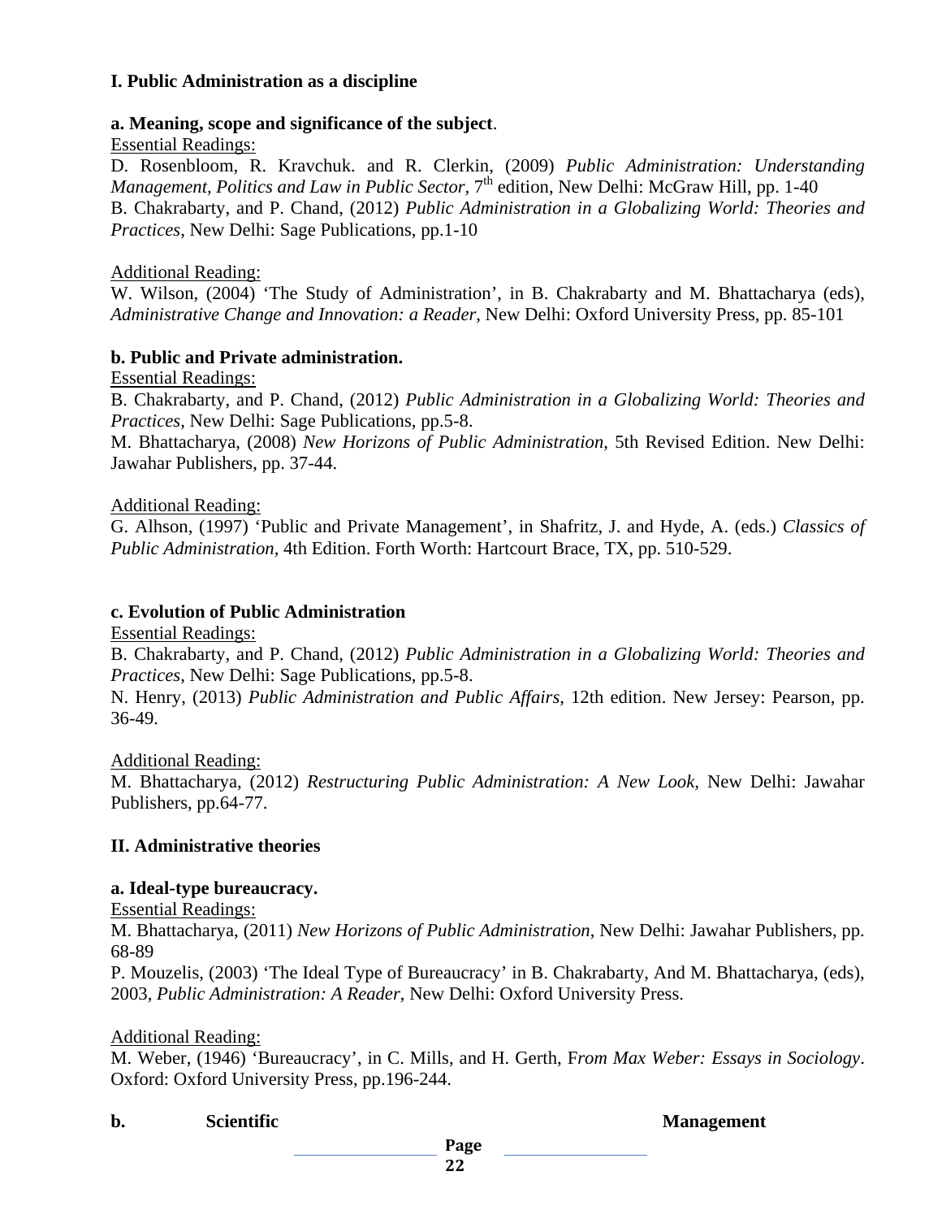**I. Public Administration as a discipline**

**a. Meaning, scope and significance of the subject**.

Essential Readings:

D. Rosenbloom, R. Kravchuk. and R. Clerkin, (2009) *Public Administration: Understanding Management, Politics and Law in Public Sector*, 7th edition, New Delhi: McGraw Hill, pp. 1-40

B. Chakrabarty, and P. Chand, (2012) *Public Administration in a Globalizing World: Theories and Practices*, New Delhi: Sage Publications, pp.1-10

Additional Reading:

W. Wilson, (2004) 'The Study of Administration', in B. Chakrabarty and M. Bhattacharya (eds), *Administrative Change and Innovation: a Reader*, New Delhi: Oxford University Press, pp. 85-101

**b. Public and Private administration.**

Essential Readings:

B. Chakrabarty, and P. Chand, (2012) *Public Administration in a Globalizing World: Theories and Practices*, New Delhi: Sage Publications, pp.5-8.

M. Bhattacharya, (2008) *New Horizons of Public Administration*, 5th Revised Edition. New Delhi: Jawahar Publishers, pp. 37-44.

Additional Reading:

G. Alhson, (1997) 'Public and Private Management', in Shafritz, J. and Hyde, A. (eds.) *Classics of Public Administration*, 4th Edition. Forth Worth: Hartcourt Brace, TX, pp. 510-529.

**c. Evolution of Public Administration**

Essential Readings:

B. Chakrabarty, and P. Chand, (2012) *Public Administration in a Globalizing World: Theories and Practices*, New Delhi: Sage Publications, pp.5-8.

N. Henry, (2013) *Public Administration and Public Affairs*, 12th edition. New Jersey: Pearson, pp. 36-49.

Additional Reading:

M. Bhattacharya, (2012) *Restructuring Public Administration: A New Look*, New Delhi: Jawahar Publishers, pp.64-77.

**II. Administrative theories**

**a. Ideal-type bureaucracy.**

Essential Readings:

M. Bhattacharya, (2011) *New Horizons of Public Administration*, New Delhi: Jawahar Publishers, pp. 68-89

P. Mouzelis, (2003) 'The Ideal Type of Bureaucracy' in B. Chakrabarty, And M. Bhattacharya, (eds), 2003, *Public Administration: A Reader*, New Delhi: Oxford University Press.

Additional Reading:

M. Weber, (1946) 'Bureaucracy', in C. Mills, and H. Gerth, F*rom Max Weber: Essays in Sociology*. Oxford: Oxford University Press, pp.196-244.

**b. Scientific Management**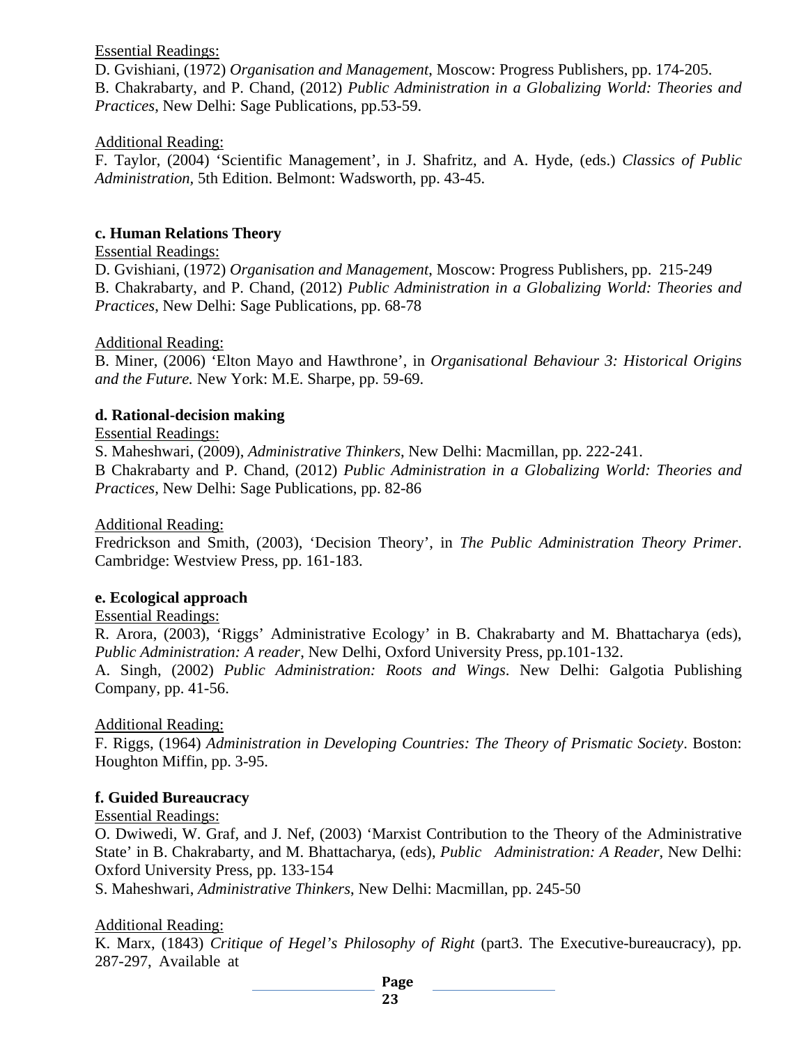<u>Essential Readings:</u>

D. Gvishiani, (1972) *Organisation and Management*, Moscow: Progress Publishers, pp. 174-205.

B. Chakrabarty, and P. Chand, (2012) *Public Administration in a Globalizing World: Theories and Practices*, New Delhi: Sage Publications, pp.53-59.

<u>Additional Reading:</u>

F. Taylor, (2004) 'Scientific Management', in J. Shafritz, and A. Hyde, (eds.) *Classics of Public Administration,* 5th Edition. Belmont: Wadsworth, pp. 43-45.

**c. Human Relations Theory**

<u>Essential Readings:</u>

D. Gvishiani, (1972) *Organisation and Management*, Moscow: Progress Publishers, pp. 215-249

B. Chakrabarty, and P. Chand, (2012) *Public Administration in a Globalizing World: Theories and Practices*, New Delhi: Sage Publications, pp. 68-78

<u>Additional Reading:</u>

B. Miner, (2006) 'Elton Mayo and Hawthrone', in *Organisational Behaviour 3: Historical Origins and the Future.* New York: M.E. Sharpe, pp. 59-69.

**d. Rational-decision making**

<u>Essential Readings:</u>

S. Maheshwari, (2009), *Administrative Thinkers*, New Delhi: Macmillan, pp. 222-241.

B Chakrabarty and P. Chand, (2012) *Public Administration in a Globalizing World: Theories and Practices*, New Delhi: Sage Publications, pp. 82-86

<u>Additional Reading:</u>

Fredrickson and Smith, (2003), 'Decision Theory', in *The Public Administration Theory Primer*. Cambridge: Westview Press, pp. 161-183.

**e. Ecological approach**

<u>Essential Readings:</u>

R. Arora, (2003), 'Riggs' Administrative Ecology' in B. Chakrabarty and M. Bhattacharya (eds), *Public Administration: A reader*, New Delhi, Oxford University Press, pp.101-132.

A. Singh, (2002) *Public Administration: Roots and Wings*. New Delhi: Galgotia Publishing Company, pp. 41-56.

<u>Additional Reading:</u>

F. Riggs, (1964) *Administration in Developing Countries: The Theory of Prismatic Society*. Boston: Houghton Miffin, pp. 3-95.

**f. Guided Bureaucracy**

<u>Essential Readings:</u>

O. Dwiwedi, W. Graf, and J. Nef, (2003) 'Marxist Contribution to the Theory of the Administrative State' in B. Chakrabarty, and M. Bhattacharya, (eds), *Public Administration: A Reader*, New Delhi: Oxford University Press, pp. 133-154

S. Maheshwari, *Administrative Thinkers*, New Delhi: Macmillan, pp. 245-50

<u>Additional Reading:</u>

K. Marx, (1843) *Critique of Hegel's Philosophy of Right* (part3. The Executive-bureaucracy), pp. 287-297, Available at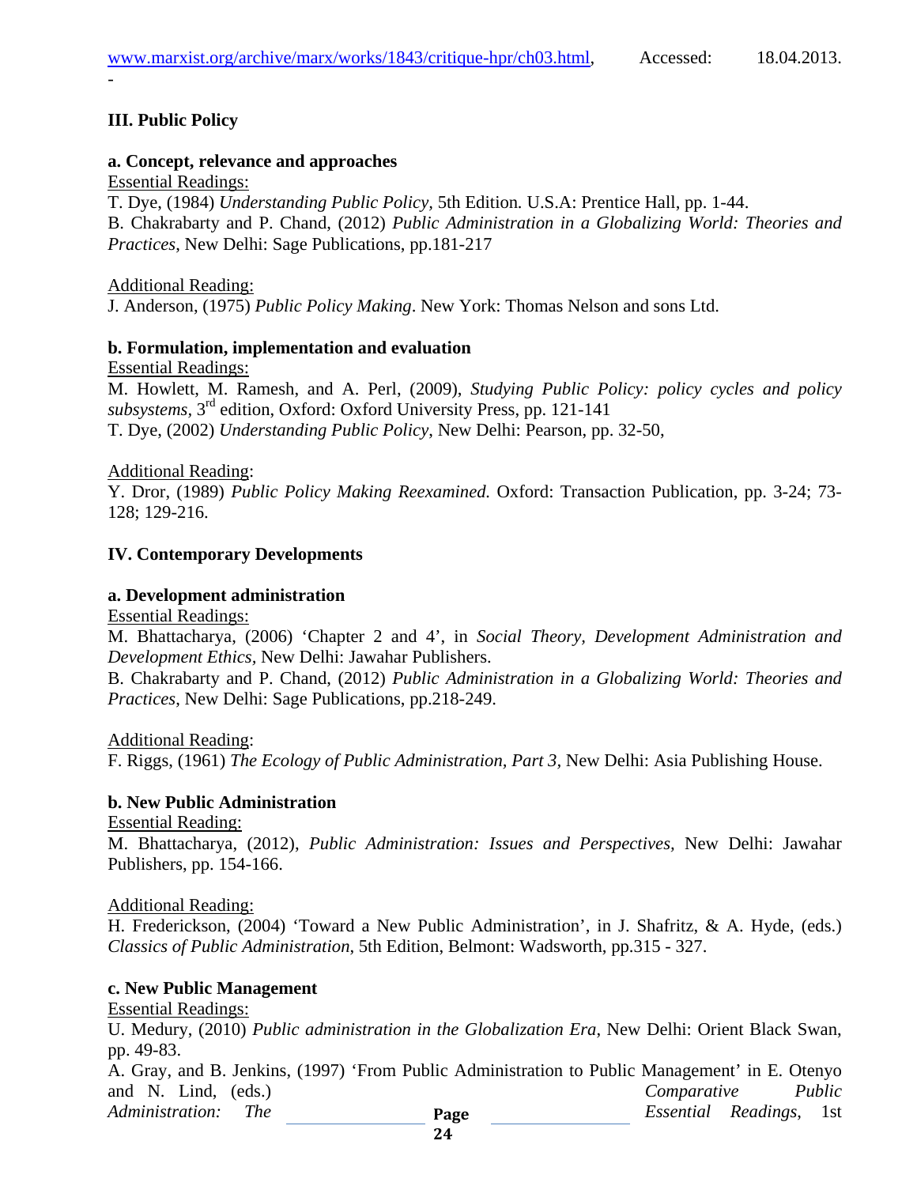www.marxist.org/archive/marx/works/1843/critique-hpr/ch03.html, Accessed: 18.04.2013.

-

### III. Public Policy

#### a. Concept, relevance and approaches

Essential Readings:

T. Dye, (1984) *Understanding Public Policy*, 5th Edition. U.S.A: Prentice Hall, pp. 1-44.

B. Chakrabarty and P. Chand, (2012) *Public Administration in a Globalizing World: Theories and Practices*, New Delhi: Sage Publications, pp.181-217

Additional Reading:

J. Anderson, (1975) *Public Policy Making*. New York: Thomas Nelson and sons Ltd.

#### b. Formulation, implementation and evaluation

Essential Readings:

M. Howlett, M. Ramesh, and A. Perl, (2009), *Studying Public Policy: policy cycles and policy subsystems*, 3rd edition, Oxford: Oxford University Press, pp. 121-141

T. Dye, (2002) *Understanding Public Policy*, New Delhi: Pearson, pp. 32-50,

Additional Reading:

Y. Dror, (1989) *Public Policy Making Reexamined.* Oxford: Transaction Publication, pp. 3-24; 73-128; 129-216.

### IV. Contemporary Developments

#### a. Development administration

Essential Readings:

M. Bhattacharya, (2006) 'Chapter 2 and 4', in *Social Theory, Development Administration and Development Ethics*, New Delhi: Jawahar Publishers.

B. Chakrabarty and P. Chand, (2012) *Public Administration in a Globalizing World: Theories and Practices*, New Delhi: Sage Publications, pp.218-249.

Additional Reading:

F. Riggs, (1961) *The Ecology of Public Administration, Part 3,* New Delhi: Asia Publishing House.

#### b. New Public Administration

Essential Reading:

M. Bhattacharya, (2012), *Public Administration: Issues and Perspectives,* New Delhi: Jawahar Publishers, pp. 154-166.

Additional Reading:

H. Frederickson, (2004) 'Toward a New Public Administration', in J. Shafritz, & A. Hyde, (eds.) *Classics of Public Administration*, 5th Edition, Belmont: Wadsworth, pp.315 - 327.

#### c. New Public Management

Essential Readings:

U. Medury, (2010) *Public administration in the Globalization Era*, New Delhi: Orient Black Swan, pp. 49-83.

A. Gray, and B. Jenkins, (1997) 'From Public Administration to Public Management' in E. Otenyo and N. Lind, (eds.) *Comparative Public Administration: The Essential Readings*, 1st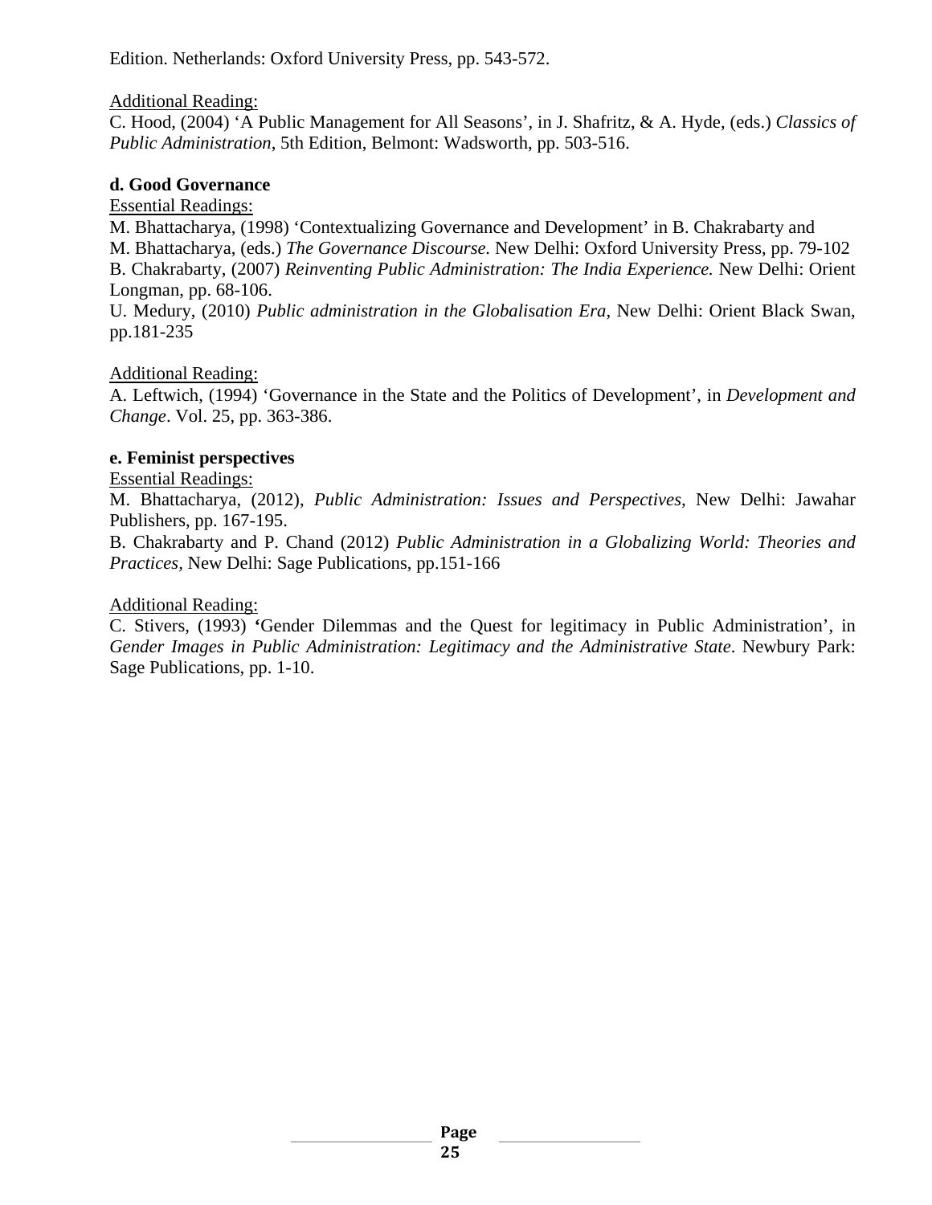Edition. Netherlands: Oxford University Press, pp. 543-572.

Additional Reading:

C. Hood, (2004) 'A Public Management for All Seasons', in J. Shafritz, & A. Hyde, (eds.) *Classics of Public Administration*, 5th Edition, Belmont: Wadsworth, pp. 503-516.

**d. Good Governance**

Essential Readings:

M. Bhattacharya, (1998) 'Contextualizing Governance and Development' in B. Chakrabarty and M. Bhattacharya, (eds.) *The Governance Discourse.* New Delhi: Oxford University Press, pp. 79-102

B. Chakrabarty, (2007) *Reinventing Public Administration: The India Experience.* New Delhi: Orient Longman, pp. 68-106.

U. Medury, (2010) *Public administration in the Globalisation Era*, New Delhi: Orient Black Swan, pp.181-235

Additional Reading:

A. Leftwich, (1994) 'Governance in the State and the Politics of Development', in *Development and Change*. Vol. 25, pp. 363-386.

**e. Feminist perspectives**

Essential Readings:

M. Bhattacharya, (2012), *Public Administration: Issues and Perspectives,* New Delhi: Jawahar Publishers, pp. 167-195.

B. Chakrabarty and P. Chand (2012) *Public Administration in a Globalizing World: Theories and Practices*, New Delhi: Sage Publications, pp.151-166

Additional Reading:

C. Stivers, (1993) **'**Gender Dilemmas and the Quest for legitimacy in Public Administration', in *Gender Images in Public Administration: Legitimacy and the Administrative State*. Newbury Park: Sage Publications, pp. 1-10.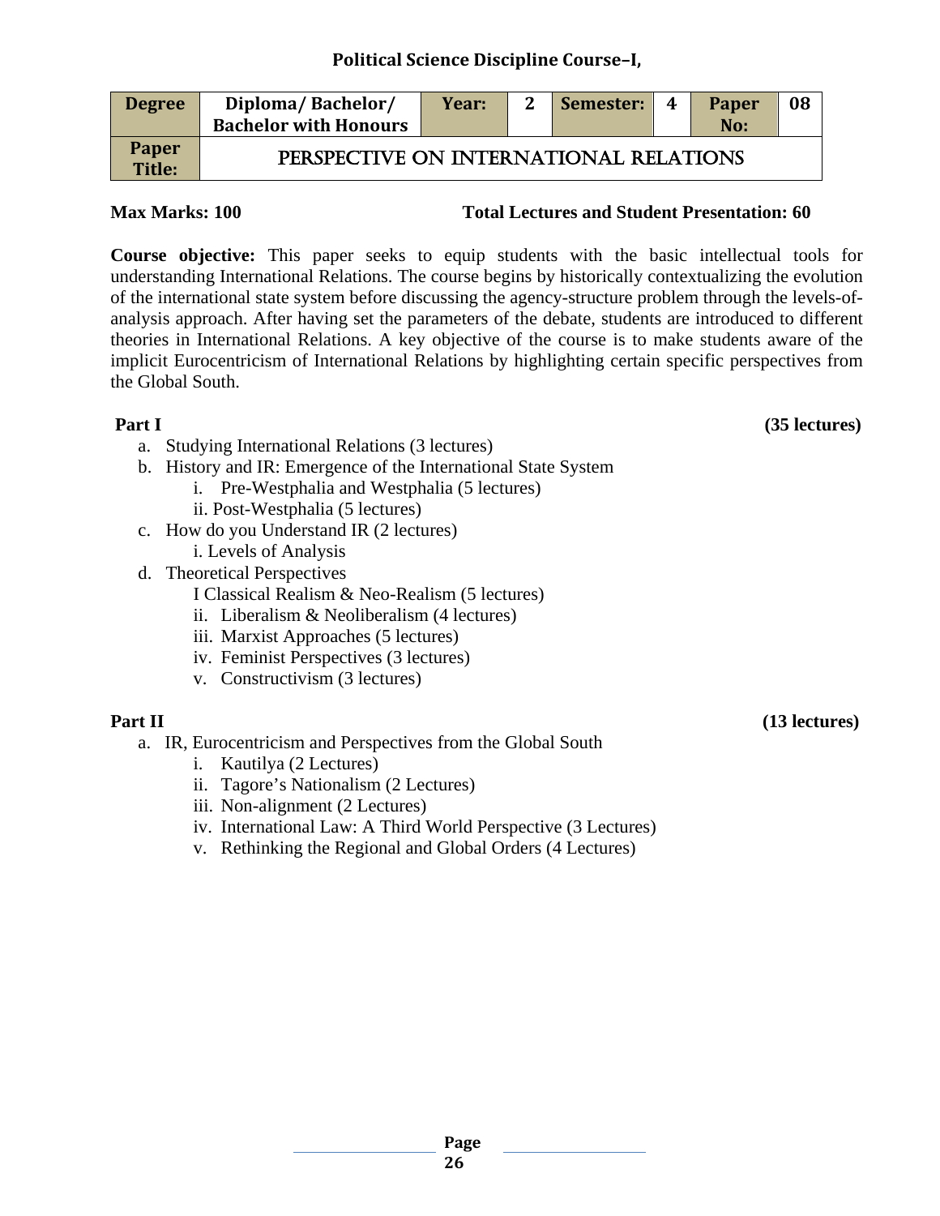**Political Science Discipline Course–I,**

| Degree | Diploma/ Bachelor/ Bachelor with Honours | Year: | 2 | Semester: | 4 | Paper No: | 08 |
|---|---|---|---|---|---|---|---|
| Paper Title: | PERSPECTIVE ON INTERNATIONAL RELATIONS | | | | | | |

**Max Marks: 100** **Total Lectures and Student Presentation: 60**

**Course objective:** This paper seeks to equip students with the basic intellectual tools for understanding International Relations. The course begins by historically contextualizing the evolution of the international state system before discussing the agency-structure problem through the levels-of-analysis approach. After having set the parameters of the debate, students are introduced to different theories in International Relations. A key objective of the course is to make students aware of the implicit Eurocentricism of International Relations by highlighting certain specific perspectives from the Global South.

**Part I** **(35 lectures)**

a. Studying International Relations (3 lectures)
b. History and IR: Emergence of the International State System
    i. Pre-Westphalia and Westphalia (5 lectures)
    ii. Post-Westphalia (5 lectures)
c. How do you Understand IR (2 lectures)
    i. Levels of Analysis
d. Theoretical Perspectives
    I Classical Realism & Neo-Realism (5 lectures)
    ii. Liberalism & Neoliberalism (4 lectures)
    iii. Marxist Approaches (5 lectures)
    iv. Feminist Perspectives (3 lectures)
    v. Constructivism (3 lectures)

**Part II** **(13 lectures)**

a. IR, Eurocentricism and Perspectives from the Global South
    i. Kautilya (2 Lectures)
    ii. Tagore's Nationalism (2 Lectures)
    iii. Non-alignment (2 Lectures)
    iv. International Law: A Third World Perspective (3 Lectures)
    v. Rethinking the Regional and Global Orders (4 Lectures)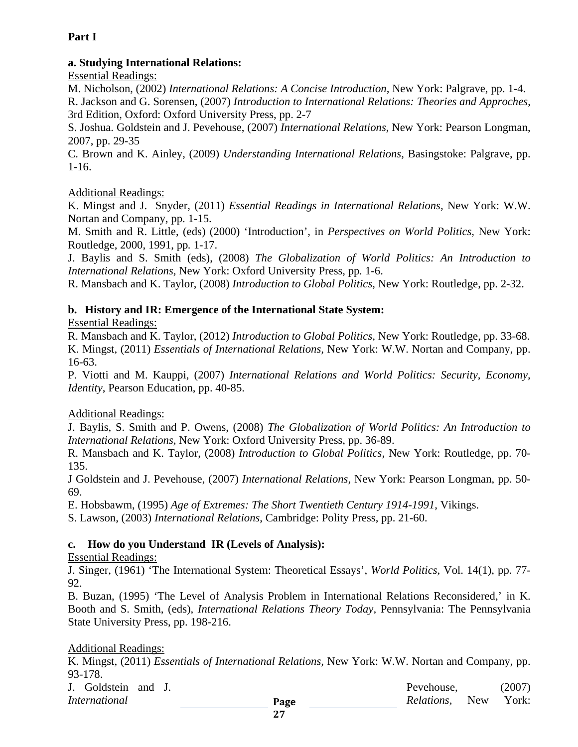**Part I**

**a. Studying International Relations:**

Essential Readings:

M. Nicholson, (2002) *International Relations: A Concise Introduction*, New York: Palgrave, pp. 1-4.

R. Jackson and G. Sorensen, (2007) *Introduction to International Relations: Theories and Approches*, 3rd Edition, Oxford: Oxford University Press, pp. 2-7

S. Joshua. Goldstein and J. Pevehouse, (2007) *International Relations,* New York: Pearson Longman, 2007, pp. 29-35

C. Brown and K. Ainley, (2009) *Understanding International Relations,* Basingstoke: Palgrave, pp. 1-16.

Additional Readings:

K. Mingst and J. Snyder, (2011) *Essential Readings in International Relations,* New York: W.W. Nortan and Company, pp. 1-15.

M. Smith and R. Little, (eds) (2000) 'Introduction', in *Perspectives on World Politics,* New York: Routledge, 2000, 1991, pp*.* 1-17.

J. Baylis and S. Smith (eds), (2008) *The Globalization of World Politics: An Introduction to International Relations,* New York: Oxford University Press, pp. 1-6.

R. Mansbach and K. Taylor, (2008) *Introduction to Global Politics,* New York: Routledge, pp. 2-32.

**b. History and IR: Emergence of the International State System:**

Essential Readings:

R. Mansbach and K. Taylor, (2012) *Introduction to Global Politics*, New York: Routledge, pp. 33-68.

K. Mingst, (2011) *Essentials of International Relations,* New York: W.W. Nortan and Company, pp. 16-63.

P. Viotti and M. Kauppi, (2007) *International Relations and World Politics: Security, Economy, Identity*, Pearson Education, pp. 40-85.

Additional Readings:

J. Baylis, S. Smith and P. Owens, (2008) *The Globalization of World Politics: An Introduction to International Relations,* New York: Oxford University Press, pp. 36-89.

R. Mansbach and K. Taylor, (2008) *Introduction to Global Politics,* New York: Routledge, pp. 70-135.

J Goldstein and J. Pevehouse, (2007) *International Relations,* New York: Pearson Longman, pp. 50-69.

E. Hobsbawm, (1995) *Age of Extremes: The Short Twentieth Century 1914-1991*, Vikings.

S. Lawson, (2003) *International Relations*, Cambridge: Polity Press, pp. 21-60.

**c. How do you Understand IR (Levels of Analysis):**

Essential Readings:

J. Singer, (1961) 'The International System: Theoretical Essays', *World Politics,* Vol. 14(1), pp. 77-92.

B. Buzan, (1995) 'The Level of Analysis Problem in International Relations Reconsidered,' in K. Booth and S. Smith, (eds), *International Relations Theory Today*, Pennsylvania: The Pennsylvania State University Press, pp. 198-216.

Additional Readings:

K. Mingst, (2011) *Essentials of International Relations,* New York: W.W. Nortan and Company, pp. 93-178.

J. Goldstein and J. Pevehouse, (2007) *International Relations,* New York: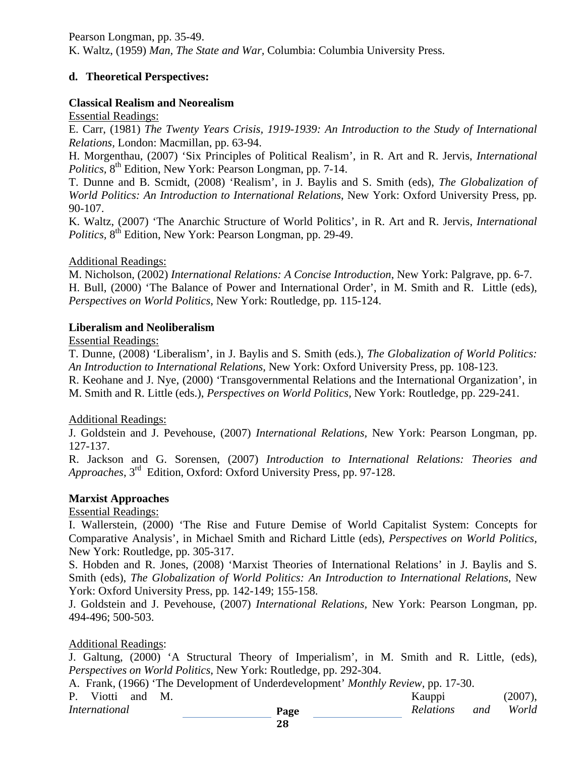Pearson Longman, pp. 35-49.

K. Waltz, (1959) *Man, The State and War*, Columbia: Columbia University Press.

**d. Theoretical Perspectives:**

**Classical Realism and Neorealism**

Essential Readings:

E. Carr, (1981) *The Twenty Years Crisis, 1919-1939: An Introduction to the Study of International Relations*, London: Macmillan, pp. 63-94.

H. Morgenthau, (2007) 'Six Principles of Political Realism', in R. Art and R. Jervis, *International Politics*, 8th Edition, New York: Pearson Longman, pp. 7-14.

T. Dunne and B. Scmidt, (2008) 'Realism', in J. Baylis and S. Smith (eds), *The Globalization of World Politics: An Introduction to International Relations*, New York: Oxford University Press, pp. 90-107.

K. Waltz, (2007) 'The Anarchic Structure of World Politics', in R. Art and R. Jervis, *International Politics*, 8th Edition, New York: Pearson Longman, pp. 29-49.

Additional Readings:

M. Nicholson, (2002) *International Relations: A Concise Introduction*, New York: Palgrave, pp. 6-7.

H. Bull, (2000) 'The Balance of Power and International Order', in M. Smith and R. Little (eds), *Perspectives on World Politics*, New York: Routledge, pp. 115-124.

**Liberalism and Neoliberalism**

Essential Readings:

T. Dunne, (2008) 'Liberalism', in J. Baylis and S. Smith (eds.), *The Globalization of World Politics: An Introduction to International Relations*, New York: Oxford University Press, pp. 108-123.

R. Keohane and J. Nye, (2000) 'Transgovernmental Relations and the International Organization', in M. Smith and R. Little (eds.), *Perspectives on World Politics*, New York: Routledge, pp. 229-241.

Additional Readings:

J. Goldstein and J. Pevehouse, (2007) *International Relations*, New York: Pearson Longman, pp. 127-137.

R. Jackson and G. Sorensen, (2007) *Introduction to International Relations: Theories and Approaches*, 3rd Edition, Oxford: Oxford University Press, pp. 97-128.

**Marxist Approaches**

Essential Readings:

I. Wallerstein, (2000) 'The Rise and Future Demise of World Capitalist System: Concepts for Comparative Analysis', in Michael Smith and Richard Little (eds), *Perspectives on World Politics*, New York: Routledge, pp. 305-317.

S. Hobden and R. Jones, (2008) 'Marxist Theories of International Relations' in J. Baylis and S. Smith (eds), *The Globalization of World Politics: An Introduction to International Relations*, New York: Oxford University Press, pp. 142-149; 155-158.

J. Goldstein and J. Pevehouse, (2007) *International Relations*, New York: Pearson Longman, pp. 494-496; 500-503.

Additional Readings:

J. Galtung, (2000) 'A Structural Theory of Imperialism', in M. Smith and R. Little, (eds), *Perspectives on World Politics*, New York: Routledge, pp. 292-304.

A. Frank, (1966) 'The Development of Underdevelopment' *Monthly Review*, pp. 17-30.

P. Viotti and M. Kauppi (2007), *International Relations and World*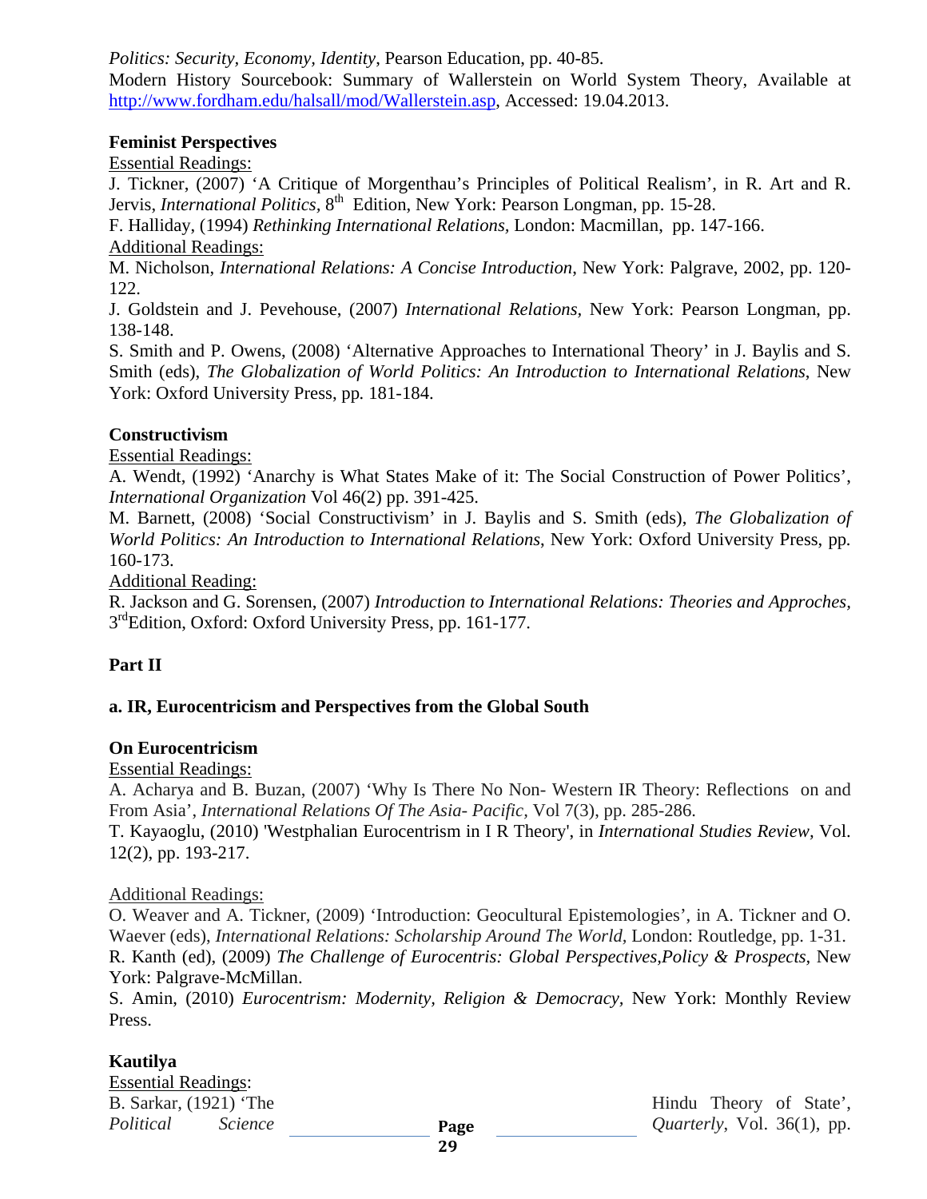*Politics: Security, Economy, Identity*, Pearson Education, pp. 40-85.
Modern History Sourcebook: Summary of Wallerstein on World System Theory, Available at http://www.fordham.edu/halsall/mod/Wallerstein.asp, Accessed: 19.04.2013.

**Feminist Perspectives**

Essential Readings:

J. Tickner, (2007) 'A Critique of Morgenthau's Principles of Political Realism', in R. Art and R. Jervis, *International Politics*, 8th Edition, New York: Pearson Longman, pp. 15-28.

F. Halliday, (1994) *Rethinking International Relations*, London: Macmillan, pp. 147-166.

Additional Readings:

M. Nicholson, *International Relations: A Concise Introduction*, New York: Palgrave, 2002, pp. 120-122.

J. Goldstein and J. Pevehouse, (2007) *International Relations*, New York: Pearson Longman, pp. 138-148.

S. Smith and P. Owens, (2008) 'Alternative Approaches to International Theory' in J. Baylis and S. Smith (eds), *The Globalization of World Politics: An Introduction to International Relations*, New York: Oxford University Press, pp. 181-184.

**Constructivism**

Essential Readings:

A. Wendt, (1992) 'Anarchy is What States Make of it: The Social Construction of Power Politics', *International Organization* Vol 46(2) pp. 391-425.

M. Barnett, (2008) 'Social Constructivism' in J. Baylis and S. Smith (eds), *The Globalization of World Politics: An Introduction to International Relations*, New York: Oxford University Press, pp. 160-173.

Additional Reading:

R. Jackson and G. Sorensen, (2007) *Introduction to International Relations: Theories and Approches*, 3rd Edition, Oxford: Oxford University Press, pp. 161-177.

**Part II**

**a. IR, Eurocentricism and Perspectives from the Global South**

**On Eurocentricism**

Essential Readings:

A. Acharya and B. Buzan, (2007) 'Why Is There No Non- Western IR Theory: Reflections on and From Asia', *International Relations Of The Asia- Pacific*, Vol 7(3), pp. 285-286.

T. Kayaoglu, (2010) 'Westphalian Eurocentrism in I R Theory', in *International Studies Review*, Vol. 12(2), pp. 193-217.

Additional Readings:

O. Weaver and A. Tickner, (2009) 'Introduction: Geocultural Epistemologies', in A. Tickner and O. Waever (eds), *International Relations: Scholarship Around The World*, London: Routledge, pp. 1-31.

R. Kanth (ed), (2009) *The Challenge of Eurocentris: Global Perspectives,Policy & Prospects*, New York: Palgrave-McMillan.

S. Amin, (2010) *Eurocentrism: Modernity, Religion & Democracy*, New York: Monthly Review Press.

**Kautilya**

Essential Readings:

B. Sarkar, (1921) 'The Hindu Theory of State', *Political Science Quarterly*, Vol. 36(1), pp.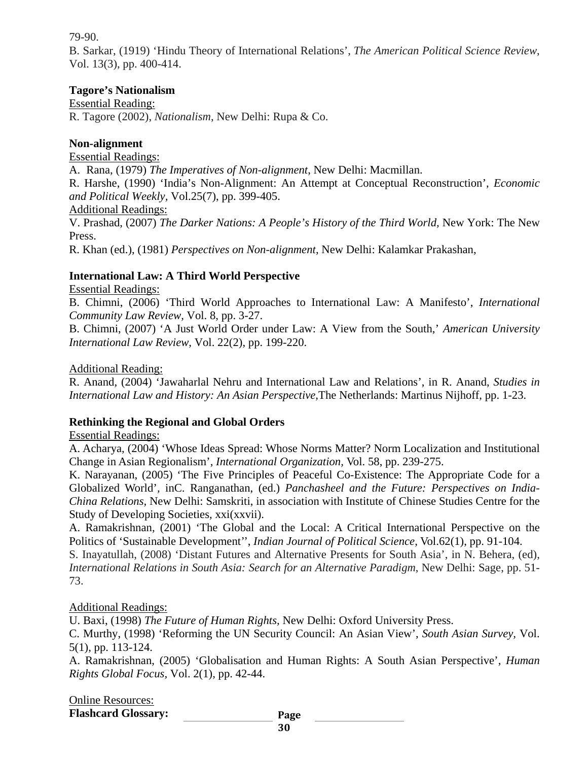79-90.

B. Sarkar, (1919) 'Hindu Theory of International Relations', *The American Political Science Review*, Vol. 13(3), pp. 400-414.

**Tagore's Nationalism**

Essential Reading:

R. Tagore (2002), *Nationalism*, New Delhi: Rupa & Co.

**Non-alignment**

Essential Readings:

A. Rana, (1979) *The Imperatives of Non-alignment*, New Delhi: Macmillan.

R. Harshe, (1990) 'India's Non-Alignment: An Attempt at Conceptual Reconstruction', *Economic and Political Weekly*, Vol.25(7), pp. 399-405.

Additional Readings:

V. Prashad, (2007) *The Darker Nations: A People's History of the Third World*, New York: The New Press.

R. Khan (ed.), (1981) *Perspectives on Non-alignment*, New Delhi: Kalamkar Prakashan,

**International Law: A Third World Perspective**

Essential Readings:

B. Chimni, (2006) 'Third World Approaches to International Law: A Manifesto', *International Community Law Review*, Vol. 8, pp. 3-27.

B. Chimni, (2007) 'A Just World Order under Law: A View from the South,' *American University International Law Review*, Vol. 22(2), pp. 199-220.

Additional Reading:

R. Anand, (2004) 'Jawaharlal Nehru and International Law and Relations', in R. Anand, *Studies in International Law and History: An Asian Perspective,*The Netherlands: Martinus Nijhoff, pp. 1-23.

**Rethinking the Regional and Global Orders**

Essential Readings:

A. Acharya, (2004) 'Whose Ideas Spread: Whose Norms Matter? Norm Localization and Institutional Change in Asian Regionalism', *International Organization*, Vol. 58, pp. 239-275.

K. Narayanan, (2005) 'The Five Principles of Peaceful Co-Existence: The Appropriate Code for a Globalized World', inC. Ranganathan, (ed.) *Panchasheel and the Future: Perspectives on India-China Relations*, New Delhi: Samskriti, in association with Institute of Chinese Studies Centre for the Study of Developing Societies, xxi(xxvii).

A. Ramakrishnan, (2001) 'The Global and the Local: A Critical International Perspective on the Politics of 'Sustainable Development'', *Indian Journal of Political Science*, Vol.62(1), pp. 91-104.

S. Inayatullah, (2008) 'Distant Futures and Alternative Presents for South Asia', in N. Behera, (ed), *International Relations in South Asia: Search for an Alternative Paradigm*, New Delhi: Sage, pp. 51-73.

Additional Readings:

U. Baxi, (1998) *The Future of Human Rights*, New Delhi: Oxford University Press.

C. Murthy, (1998) 'Reforming the UN Security Council: An Asian View', *South Asian Survey*, Vol. 5(1), pp. 113-124.

A. Ramakrishnan, (2005) 'Globalisation and Human Rights: A South Asian Perspective', *Human Rights Global Focus*, Vol. 2(1), pp. 42-44.

Online Resources:

**Flashcard Glossary:**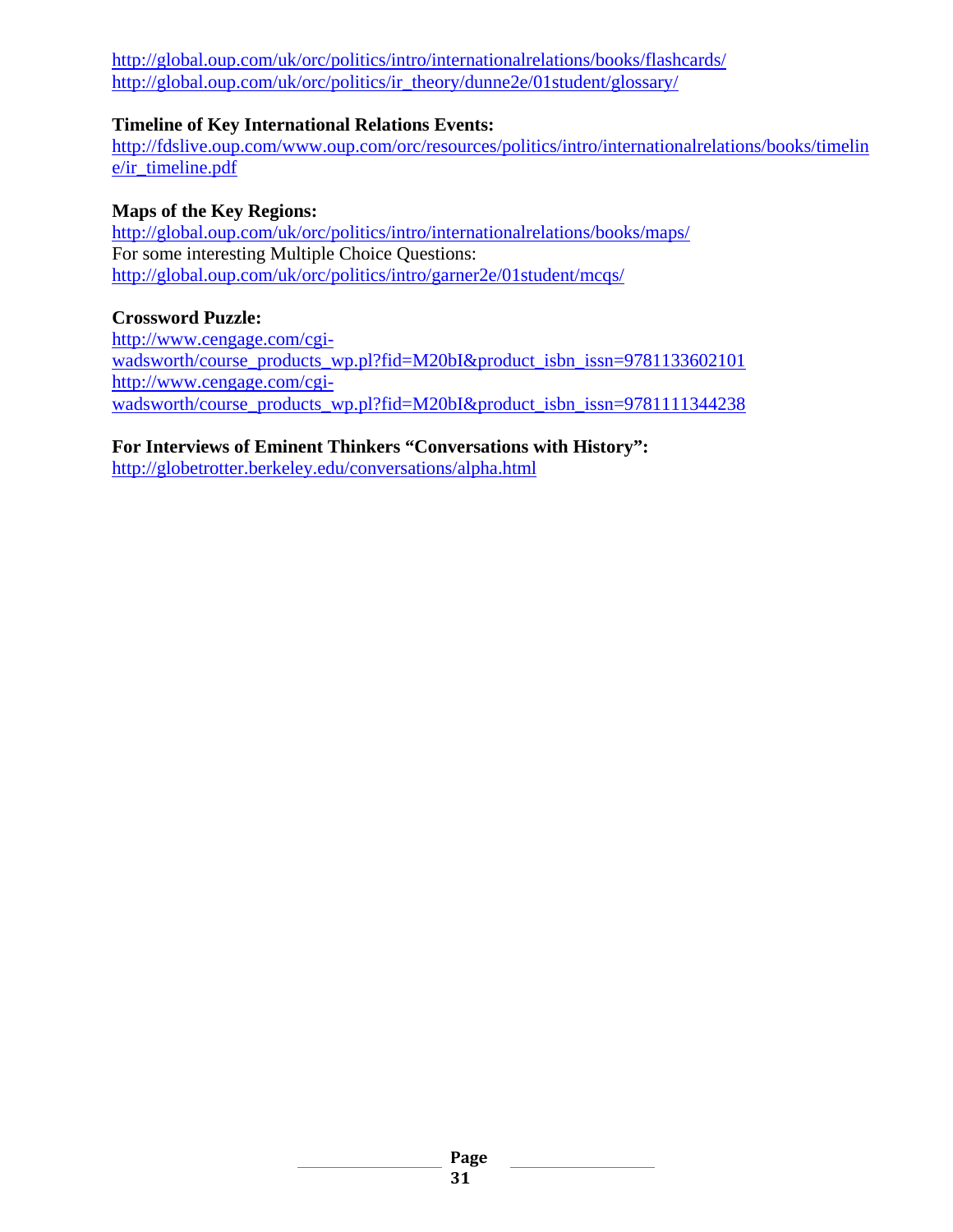http://global.oup.com/uk/orc/politics/intro/internationalrelations/books/flashcards/
http://global.oup.com/uk/orc/politics/ir_theory/dunne2e/01student/glossary/

**Timeline of Key International Relations Events:**
http://fdslive.oup.com/www.oup.com/orc/resources/politics/intro/internationalrelations/books/timeline/ir_timeline.pdf

**Maps of the Key Regions:**
http://global.oup.com/uk/orc/politics/intro/internationalrelations/books/maps/
For some interesting Multiple Choice Questions:
http://global.oup.com/uk/orc/politics/intro/garner2e/01student/mcqs/

**Crossword Puzzle:**
http://www.cengage.com/cgi-wadsworth/course_products_wp.pl?fid=M20bI&product_isbn_issn=9781133602101
http://www.cengage.com/cgi-wadsworth/course_products_wp.pl?fid=M20bI&product_isbn_issn=9781111344238

**For Interviews of Eminent Thinkers "Conversations with History":**
http://globetrotter.berkeley.edu/conversations/alpha.html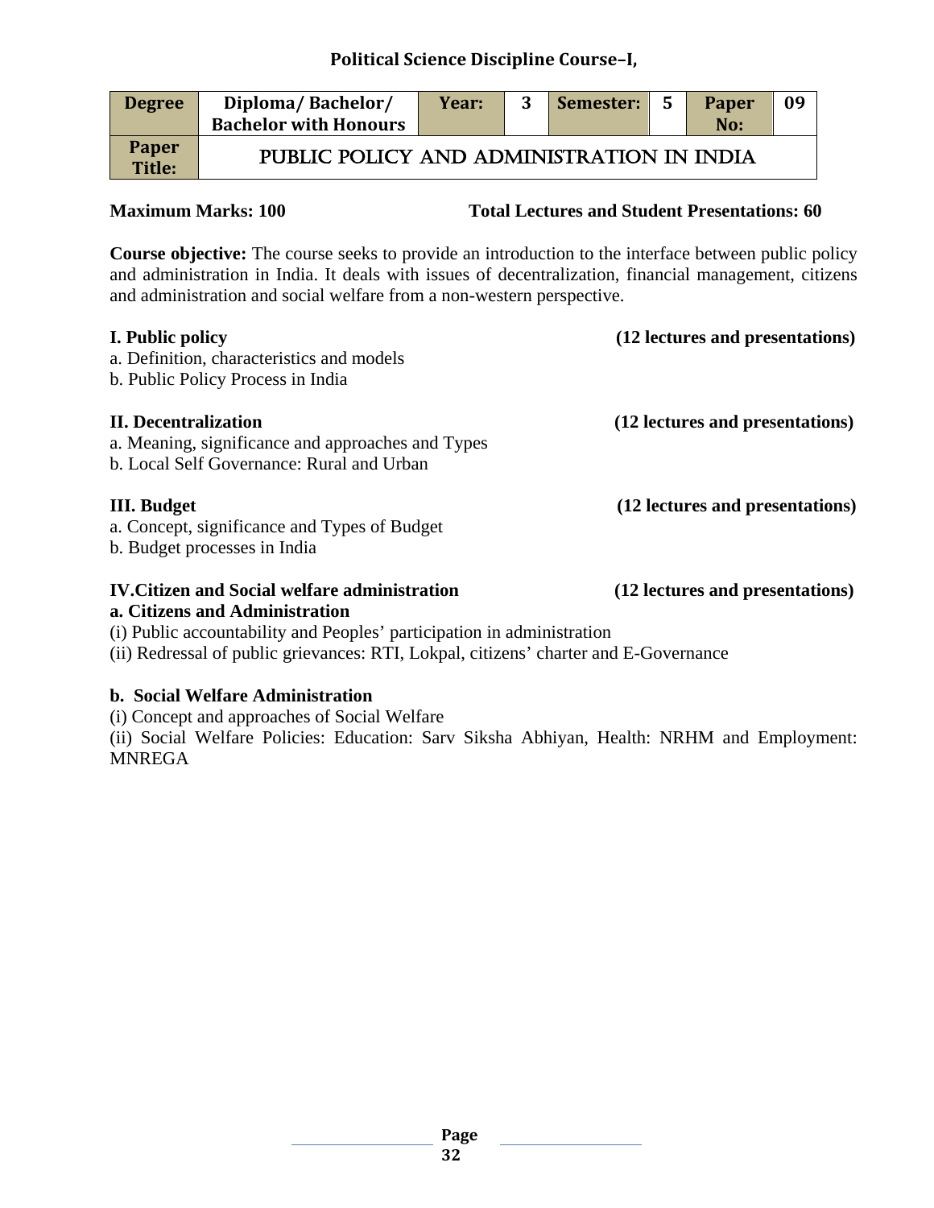**Political Science Discipline Course–I,**

| Degree | Diploma/ Bachelor/ Bachelor with Honours | Year: | 3 | Semester: | 5 | Paper No: | 09 |
|---|---|---|---|---|---|---|---|
| Paper Title: | PUBLIC POLICY AND ADMINISTRATION IN INDIA | | | | | | |

**Maximum Marks: 100** **Total Lectures and Student Presentations: 60**

**Course objective:** The course seeks to provide an introduction to the interface between public policy and administration in India. It deals with issues of decentralization, financial management, citizens and administration and social welfare from a non-western perspective.

**I. Public policy** **(12 lectures and presentations)**

a. Definition, characteristics and models
b. Public Policy Process in India

**II. Decentralization** **(12 lectures and presentations)**

a. Meaning, significance and approaches and Types
b. Local Self Governance: Rural and Urban

**III. Budget** **(12 lectures and presentations)**

a. Concept, significance and Types of Budget
b. Budget processes in India

**IV.Citizen and Social welfare administration** **(12 lectures and presentations)**

**a. Citizens and Administration**

(i) Public accountability and Peoples' participation in administration
(ii) Redressal of public grievances: RTI, Lokpal, citizens' charter and E-Governance

**b. Social Welfare Administration**

(i) Concept and approaches of Social Welfare
(ii) Social Welfare Policies: Education: Sarv Siksha Abhiyan, Health: NRHM and Employment: MNREGA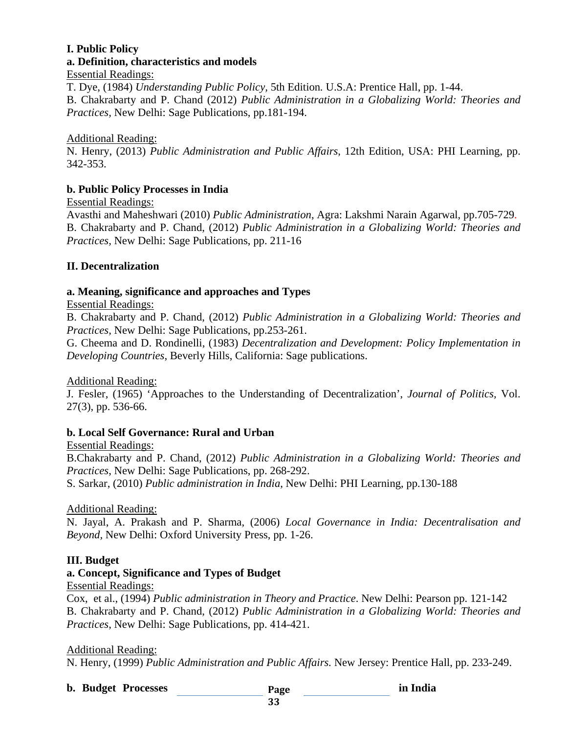**I. Public Policy**

**a. Definition, characteristics and models**

Essential Readings:

T. Dye, (1984) *Understanding Public Policy*, 5th Edition. U.S.A: Prentice Hall, pp. 1-44.

B. Chakrabarty and P. Chand (2012) *Public Administration in a Globalizing World: Theories and Practices*, New Delhi: Sage Publications, pp.181-194.

Additional Reading:

N. Henry, (2013) *Public Administration and Public Affairs*, 12th Edition, USA: PHI Learning, pp. 342-353.

**b. Public Policy Processes in India**

Essential Readings:

Avasthi and Maheshwari (2010) *Public Administration*, Agra: Lakshmi Narain Agarwal, pp.705-729.

B. Chakrabarty and P. Chand, (2012) *Public Administration in a Globalizing World: Theories and Practices*, New Delhi: Sage Publications, pp. 211-16

**II. Decentralization**

**a. Meaning, significance and approaches and Types**

Essential Readings:

B. Chakrabarty and P. Chand, (2012) *Public Administration in a Globalizing World: Theories and Practices*, New Delhi: Sage Publications, pp.253-261.

G. Cheema and D. Rondinelli, (1983) *Decentralization and Development: Policy Implementation in Developing Countries*, Beverly Hills, California: Sage publications.

Additional Reading:

J. Fesler, (1965) 'Approaches to the Understanding of Decentralization', *Journal of Politics*, Vol. 27(3), pp. 536-66.

**b. Local Self Governance: Rural and Urban**

Essential Readings:

B.Chakrabarty and P. Chand, (2012) *Public Administration in a Globalizing World: Theories and Practices*, New Delhi: Sage Publications, pp. 268-292.

S. Sarkar, (2010) *Public administration in India*, New Delhi: PHI Learning, pp.130-188

Additional Reading:

N. Jayal, A. Prakash and P. Sharma, (2006) *Local Governance in India: Decentralisation and Beyond*, New Delhi: Oxford University Press, pp. 1-26.

**III. Budget**

**a. Concept, Significance and Types of Budget**

Essential Readings:

Cox, et al., (1994) *Public administration in Theory and Practice*. New Delhi: Pearson pp. 121-142

B. Chakrabarty and P. Chand, (2012) *Public Administration in a Globalizing World: Theories and Practices*, New Delhi: Sage Publications, pp. 414-421.

Additional Reading:

N. Henry, (1999) *Public Administration and Public Affairs*. New Jersey: Prentice Hall, pp. 233-249.

**b. Budget Processes in India**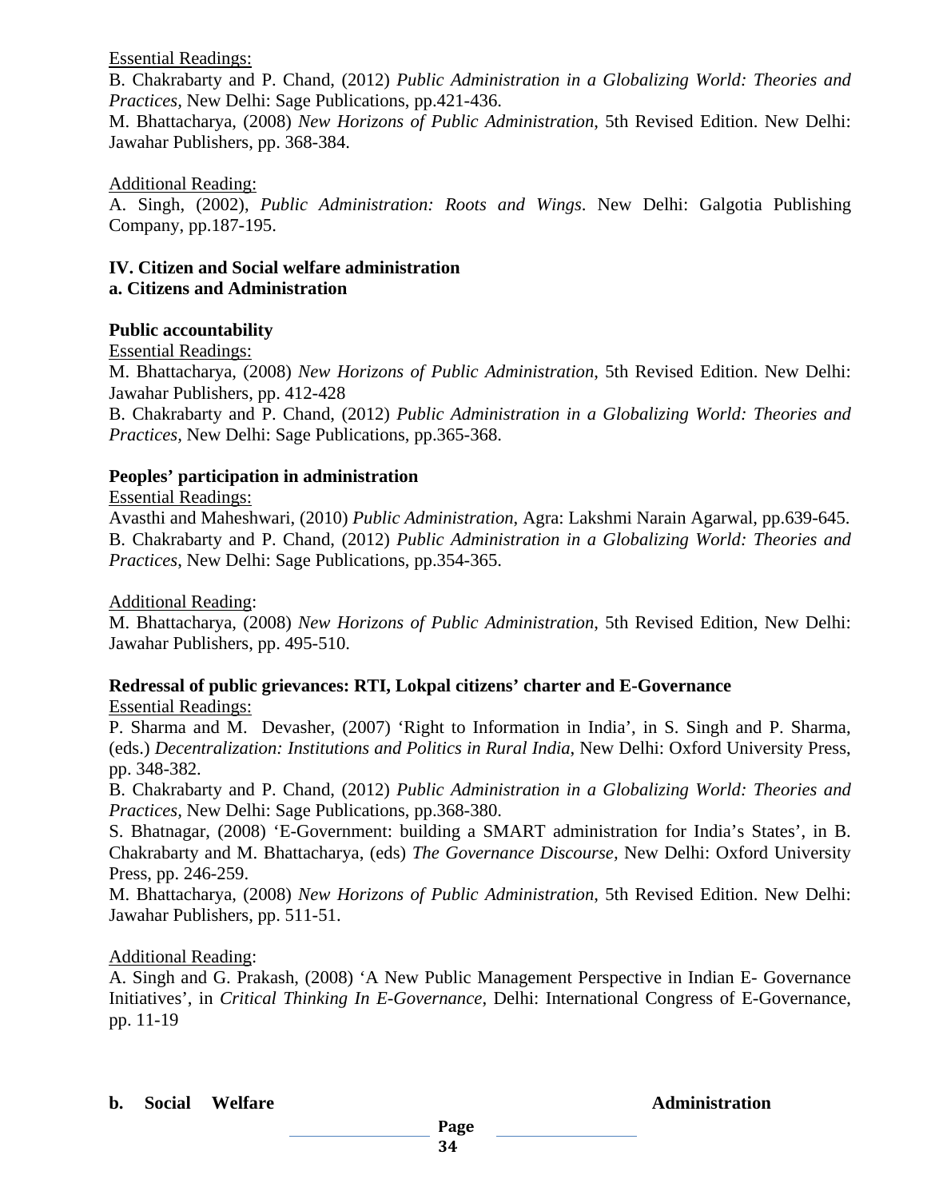<u>Essential Readings:</u>

B. Chakrabarty and P. Chand, (2012) *Public Administration in a Globalizing World: Theories and Practices,* New Delhi: Sage Publications, pp.421-436.

M. Bhattacharya, (2008) *New Horizons of Public Administration*, 5th Revised Edition. New Delhi: Jawahar Publishers, pp. 368-384.

<u>Additional Reading:</u>

A. Singh, (2002), *Public Administration: Roots and Wings*. New Delhi: Galgotia Publishing Company, pp.187-195.

**IV. Citizen and Social welfare administration**

**a. Citizens and Administration**

**Public accountability**

<u>Essential Readings:</u>

M. Bhattacharya, (2008) *New Horizons of Public Administration*, 5th Revised Edition. New Delhi: Jawahar Publishers, pp. 412-428

B. Chakrabarty and P. Chand, (2012) *Public Administration in a Globalizing World: Theories and Practices,* New Delhi: Sage Publications, pp.365-368.

**Peoples' participation in administration**

<u>Essential Readings:</u>

Avasthi and Maheshwari, (2010) *Public Administration*, Agra: Lakshmi Narain Agarwal, pp.639-645.

B. Chakrabarty and P. Chand, (2012) *Public Administration in a Globalizing World: Theories and Practices*, New Delhi: Sage Publications, pp.354-365.

<u>Additional Reading</u>:

M. Bhattacharya, (2008) *New Horizons of Public Administration*, 5th Revised Edition, New Delhi: Jawahar Publishers, pp. 495-510.

**Redressal of public grievances: RTI, Lokpal citizens' charter and E-Governance**

<u>Essential Readings:</u>

P. Sharma and M. Devasher, (2007) 'Right to Information in India', in S. Singh and P. Sharma, (eds.) *Decentralization: Institutions and Politics in Rural India*, New Delhi: Oxford University Press, pp. 348-382.

B. Chakrabarty and P. Chand, (2012) *Public Administration in a Globalizing World: Theories and Practices,* New Delhi: Sage Publications, pp.368-380.

S. Bhatnagar, (2008) 'E-Government: building a SMART administration for India's States', in B. Chakrabarty and M. Bhattacharya, (eds) *The Governance Discourse,* New Delhi: Oxford University Press, pp. 246-259.

M. Bhattacharya, (2008) *New Horizons of Public Administration*, 5th Revised Edition. New Delhi: Jawahar Publishers, pp. 511-51.

<u>Additional Reading</u>:

A. Singh and G. Prakash, (2008) 'A New Public Management Perspective in Indian E- Governance Initiatives', in *Critical Thinking In E-Governance*, Delhi: International Congress of E-Governance, pp. 11-19

**b. Social Welfare Administration**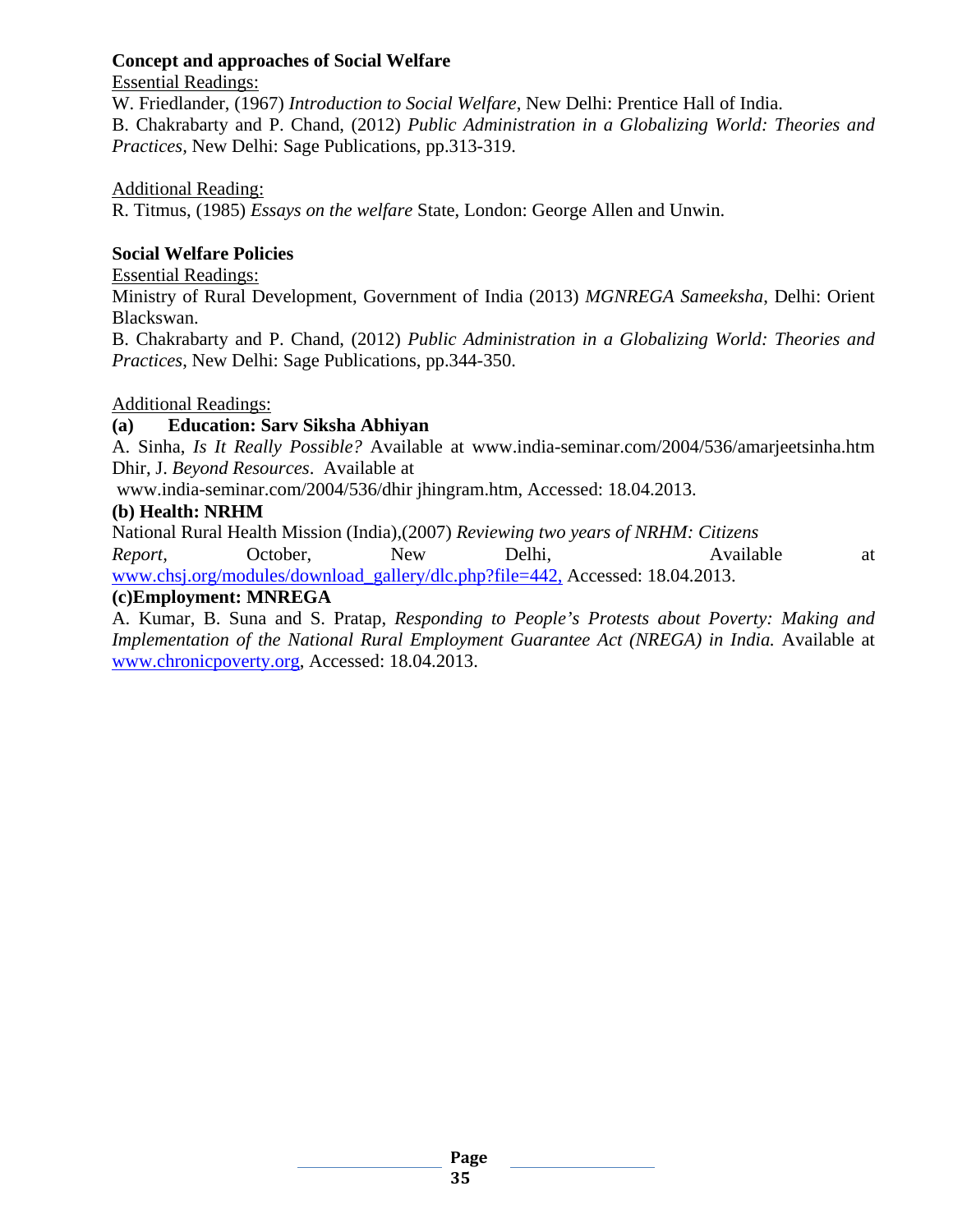**Concept and approaches of Social Welfare**

Essential Readings:

W. Friedlander, (1967) *Introduction to Social Welfare*, New Delhi: Prentice Hall of India.

B. Chakrabarty and P. Chand, (2012) *Public Administration in a Globalizing World: Theories and Practices*, New Delhi: Sage Publications, pp.313-319.

Additional Reading:

R. Titmus, (1985) *Essays on the welfare* State, London: George Allen and Unwin.

**Social Welfare Policies**

Essential Readings:

Ministry of Rural Development, Government of India (2013) *MGNREGA Sameeksha*, Delhi: Orient Blackswan.

B. Chakrabarty and P. Chand, (2012) *Public Administration in a Globalizing World: Theories and Practices*, New Delhi: Sage Publications, pp.344-350.

Additional Readings:

**(a) Education: Sarv Siksha Abhiyan**

A. Sinha, *Is It Really Possible?* Available at www.india-seminar.com/2004/536/amarjeetsinha.htm

Dhir, J. *Beyond Resources*. Available at www.india-seminar.com/2004/536/dhir jhingram.htm, Accessed: 18.04.2013.

**(b) Health: NRHM**

National Rural Health Mission (India),(2007) *Reviewing two years of NRHM: Citizens Report*, October, New Delhi, Available at www.chsj.org/modules/download_gallery/dlc.php?file=442, Accessed: 18.04.2013.

**(c)Employment: MNREGA**

A. Kumar, B. Suna and S. Pratap, *Responding to People's Protests about Poverty: Making and Implementation of the National Rural Employment Guarantee Act (NREGA) in India.* Available at www.chronicpoverty.org, Accessed: 18.04.2013.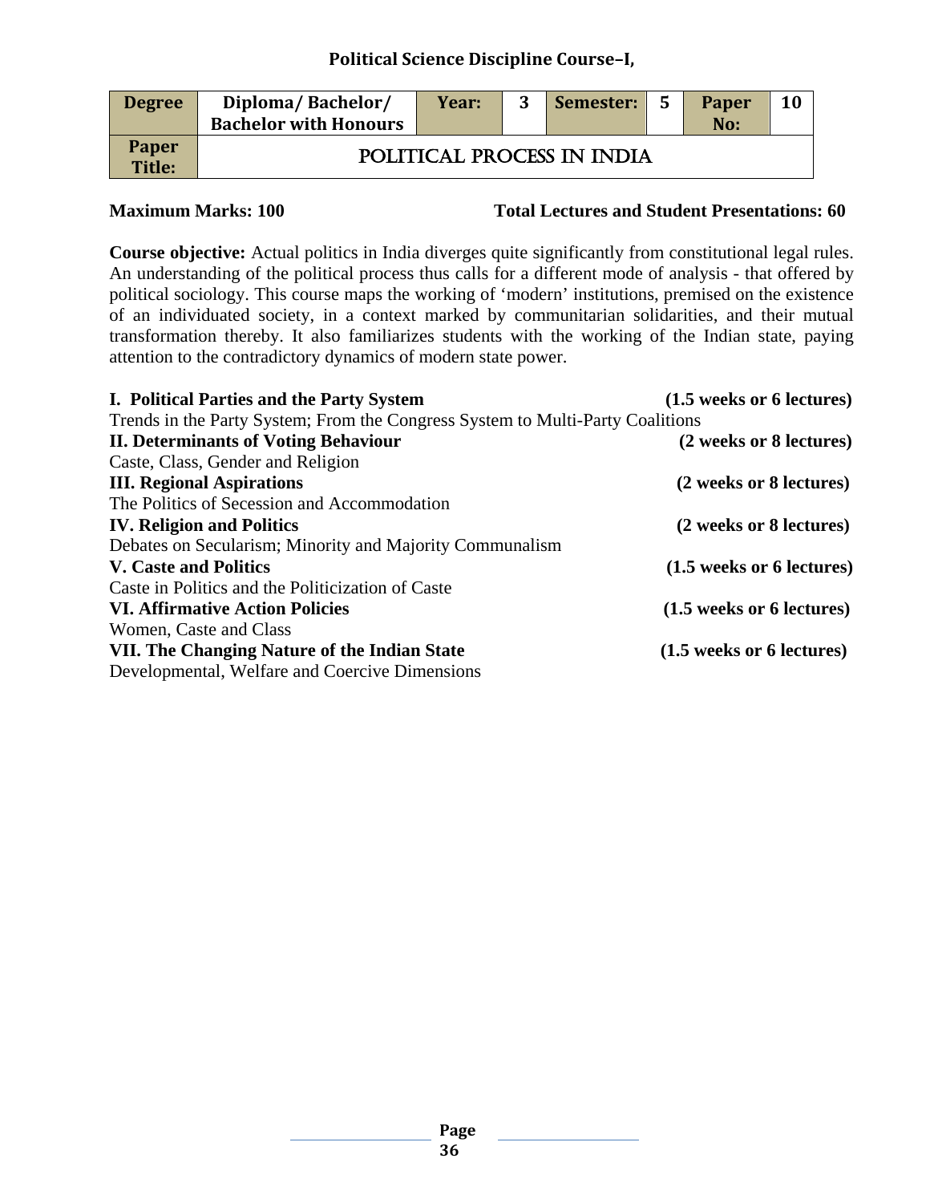## Political Science Discipline Course–I,

| Degree | Diploma/ Bachelor/ Bachelor with Honours | Year: | 3 | Semester: | 5 | Paper No: | 10 |
|---|---|---|---|---|---|---|---|
| Paper Title: | POLITICAL PROCESS IN INDIA | | | | | | |

**Maximum Marks: 100** **Total Lectures and Student Presentations: 60**

**Course objective:** Actual politics in India diverges quite significantly from constitutional legal rules. An understanding of the political process thus calls for a different mode of analysis - that offered by political sociology. This course maps the working of 'modern' institutions, premised on the existence of an individuated society, in a context marked by communitarian solidarities, and their mutual transformation thereby. It also familiarizes students with the working of the Indian state, paying attention to the contradictory dynamics of modern state power.

**I. Political Parties and the Party System** **(1.5 weeks or 6 lectures)**
Trends in the Party System; From the Congress System to Multi-Party Coalitions

**II. Determinants of Voting Behaviour** **(2 weeks or 8 lectures)**
Caste, Class, Gender and Religion

**III. Regional Aspirations** **(2 weeks or 8 lectures)**
The Politics of Secession and Accommodation

**IV. Religion and Politics** **(2 weeks or 8 lectures)**
Debates on Secularism; Minority and Majority Communalism

**V. Caste and Politics** **(1.5 weeks or 6 lectures)**
Caste in Politics and the Politicization of Caste

**VI. Affirmative Action Policies** **(1.5 weeks or 6 lectures)**
Women, Caste and Class

**VII. The Changing Nature of the Indian State** **(1.5 weeks or 6 lectures)**
Developmental, Welfare and Coercive Dimensions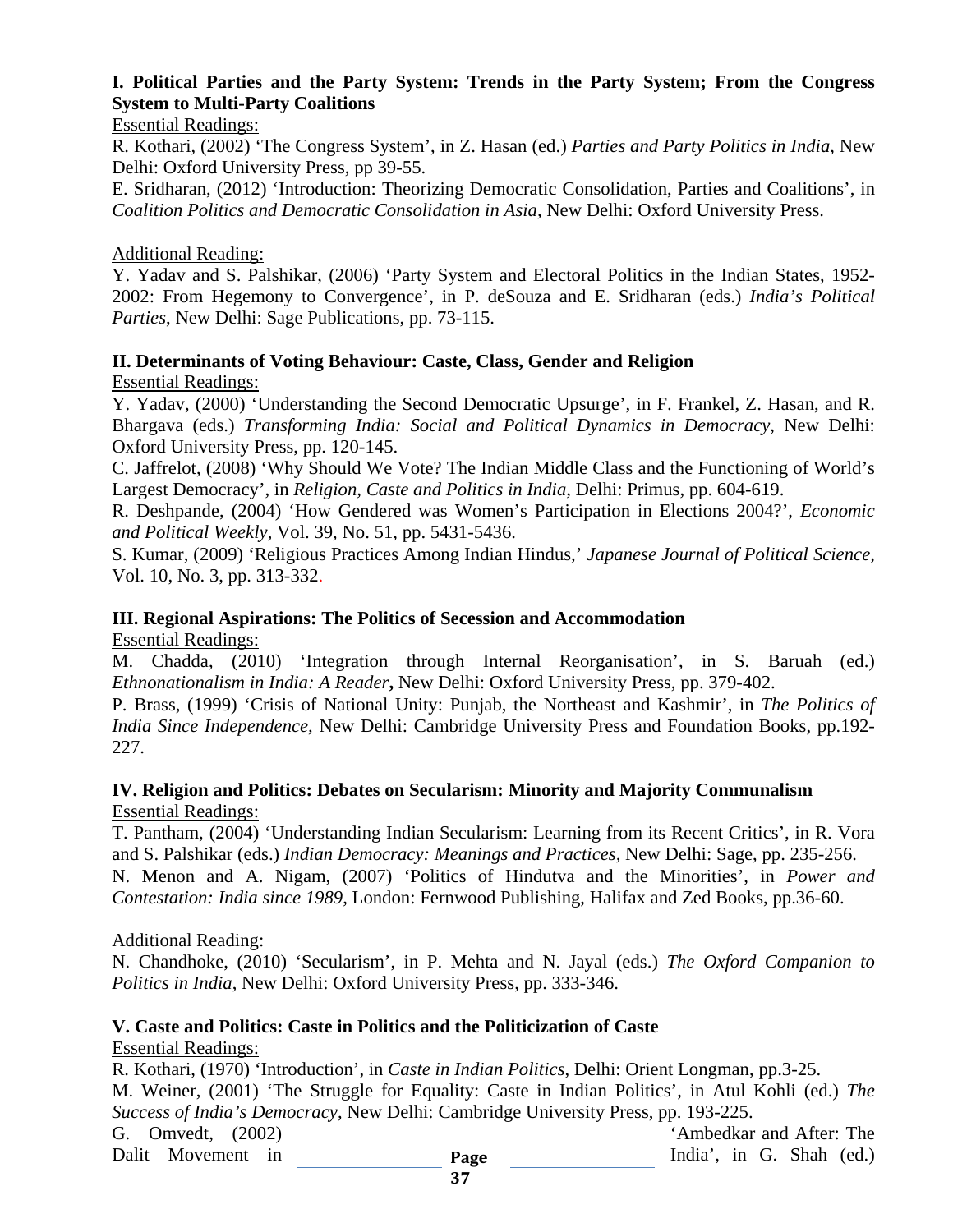**I. Political Parties and the Party System: Trends in the Party System; From the Congress System to Multi-Party Coalitions**

Essential Readings:

R. Kothari, (2002) 'The Congress System', in Z. Hasan (ed.) *Parties and Party Politics in India*, New Delhi: Oxford University Press, pp 39-55.

E. Sridharan, (2012) 'Introduction: Theorizing Democratic Consolidation, Parties and Coalitions', in *Coalition Politics and Democratic Consolidation in Asia*, New Delhi: Oxford University Press.

Additional Reading:

Y. Yadav and S. Palshikar, (2006) 'Party System and Electoral Politics in the Indian States, 1952-2002: From Hegemony to Convergence', in P. deSouza and E. Sridharan (eds.) *India's Political Parties*, New Delhi: Sage Publications, pp. 73-115.

**II. Determinants of Voting Behaviour: Caste, Class, Gender and Religion**

Essential Readings:

Y. Yadav, (2000) 'Understanding the Second Democratic Upsurge', in F. Frankel, Z. Hasan, and R. Bhargava (eds.) *Transforming India: Social and Political Dynamics in Democracy*, New Delhi: Oxford University Press, pp. 120-145.

C. Jaffrelot, (2008) 'Why Should We Vote? The Indian Middle Class and the Functioning of World's Largest Democracy', in *Religion, Caste and Politics in India*, Delhi: Primus, pp. 604-619.

R. Deshpande, (2004) 'How Gendered was Women's Participation in Elections 2004?', *Economic and Political Weekly*, Vol. 39, No. 51, pp. 5431-5436.

S. Kumar, (2009) 'Religious Practices Among Indian Hindus,' *Japanese Journal of Political Science*, Vol. 10, No. 3, pp. 313-332.

**III. Regional Aspirations: The Politics of Secession and Accommodation**

Essential Readings:

M. Chadda, (2010) 'Integration through Internal Reorganisation', in S. Baruah (ed.) *Ethnonationalism in India: A Reader*, New Delhi: Oxford University Press, pp. 379-402.

P. Brass, (1999) 'Crisis of National Unity: Punjab, the Northeast and Kashmir', in *The Politics of India Since Independence*, New Delhi: Cambridge University Press and Foundation Books, pp.192-227.

**IV. Religion and Politics: Debates on Secularism: Minority and Majority Communalism**

Essential Readings:

T. Pantham, (2004) 'Understanding Indian Secularism: Learning from its Recent Critics', in R. Vora and S. Palshikar (eds.) *Indian Democracy: Meanings and Practices*, New Delhi: Sage, pp. 235-256.

N. Menon and A. Nigam, (2007) 'Politics of Hindutva and the Minorities', in *Power and Contestation: India since 1989*, London: Fernwood Publishing, Halifax and Zed Books, pp.36-60.

Additional Reading:

N. Chandhoke, (2010) 'Secularism', in P. Mehta and N. Jayal (eds.) *The Oxford Companion to Politics in India*, New Delhi: Oxford University Press, pp. 333-346.

**V. Caste and Politics: Caste in Politics and the Politicization of Caste**

Essential Readings:

R. Kothari, (1970) 'Introduction', in *Caste in Indian Politics*, Delhi: Orient Longman, pp.3-25.

M. Weiner, (2001) 'The Struggle for Equality: Caste in Indian Politics', in Atul Kohli (ed.) *The Success of India's Democracy*, New Delhi: Cambridge University Press, pp. 193-225.

G. Omvedt, (2002) 'Ambedkar and After: The Dalit Movement in India', in G. Shah (ed.)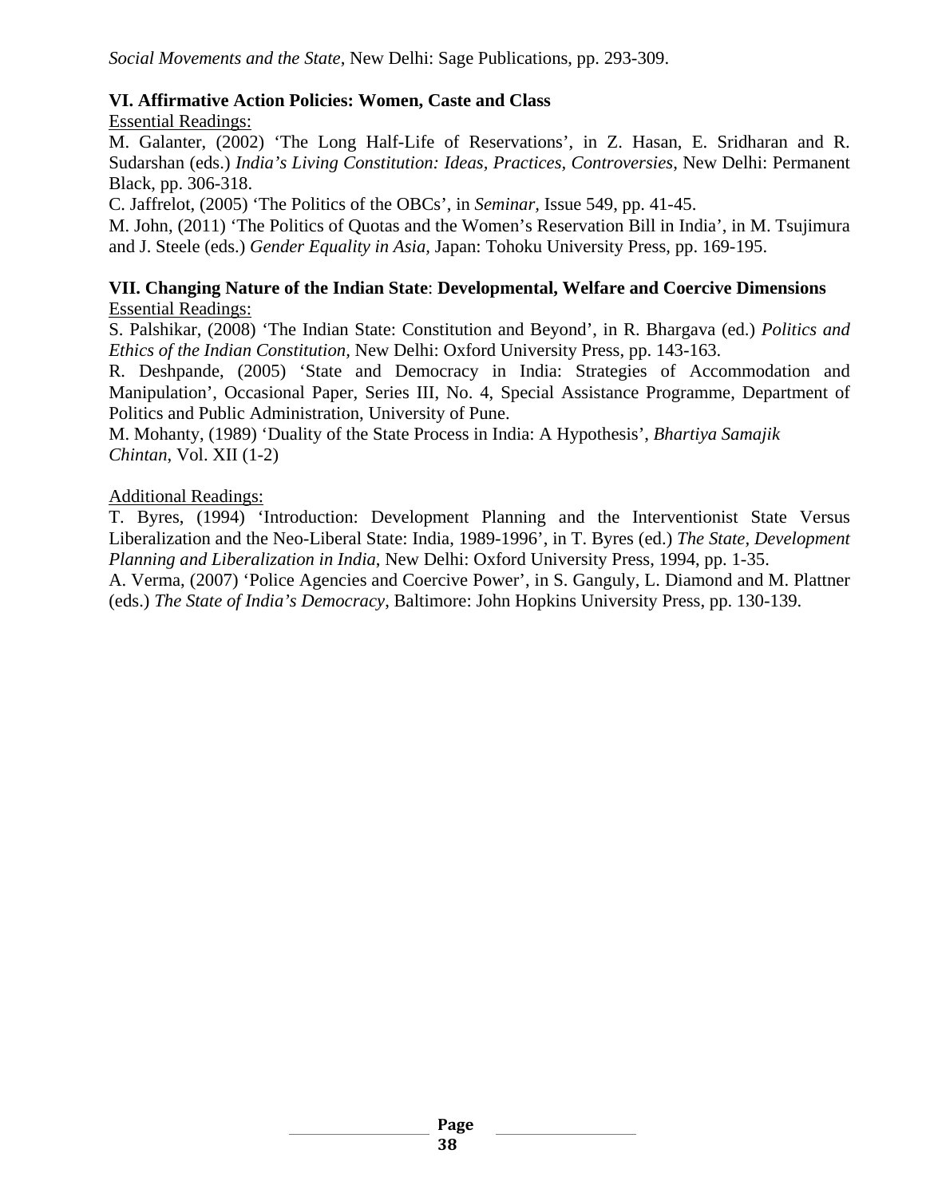*Social Movements and the State*, New Delhi: Sage Publications, pp. 293-309.

**VI. Affirmative Action Policies: Women, Caste and Class**

Essential Readings:

M. Galanter, (2002) 'The Long Half-Life of Reservations', in Z. Hasan, E. Sridharan and R. Sudarshan (eds.) *India's Living Constitution: Ideas, Practices, Controversies*, New Delhi: Permanent Black, pp. 306-318.

C. Jaffrelot, (2005) 'The Politics of the OBCs', in *Seminar*, Issue 549, pp. 41-45.

M. John, (2011) 'The Politics of Quotas and the Women's Reservation Bill in India', in M. Tsujimura and J. Steele (eds.) *Gender Equality in Asia*, Japan: Tohoku University Press, pp. 169-195.

**VII. Changing Nature of the Indian State: Developmental, Welfare and Coercive Dimensions**

Essential Readings:

S. Palshikar, (2008) 'The Indian State: Constitution and Beyond', in R. Bhargava (ed.) *Politics and Ethics of the Indian Constitution*, New Delhi: Oxford University Press, pp. 143-163.

R. Deshpande, (2005) 'State and Democracy in India: Strategies of Accommodation and Manipulation', Occasional Paper, Series III, No. 4, Special Assistance Programme, Department of Politics and Public Administration, University of Pune.

M. Mohanty, (1989) 'Duality of the State Process in India: A Hypothesis', *Bhartiya Samajik Chintan*, Vol. XII (1-2)

Additional Readings:

T. Byres, (1994) 'Introduction: Development Planning and the Interventionist State Versus Liberalization and the Neo-Liberal State: India, 1989-1996', in T. Byres (ed.) *The State, Development Planning and Liberalization in India*, New Delhi: Oxford University Press, 1994, pp. 1-35.

A. Verma, (2007) 'Police Agencies and Coercive Power', in S. Ganguly, L. Diamond and M. Plattner (eds.) *The State of India's Democracy*, Baltimore: John Hopkins University Press, pp. 130-139.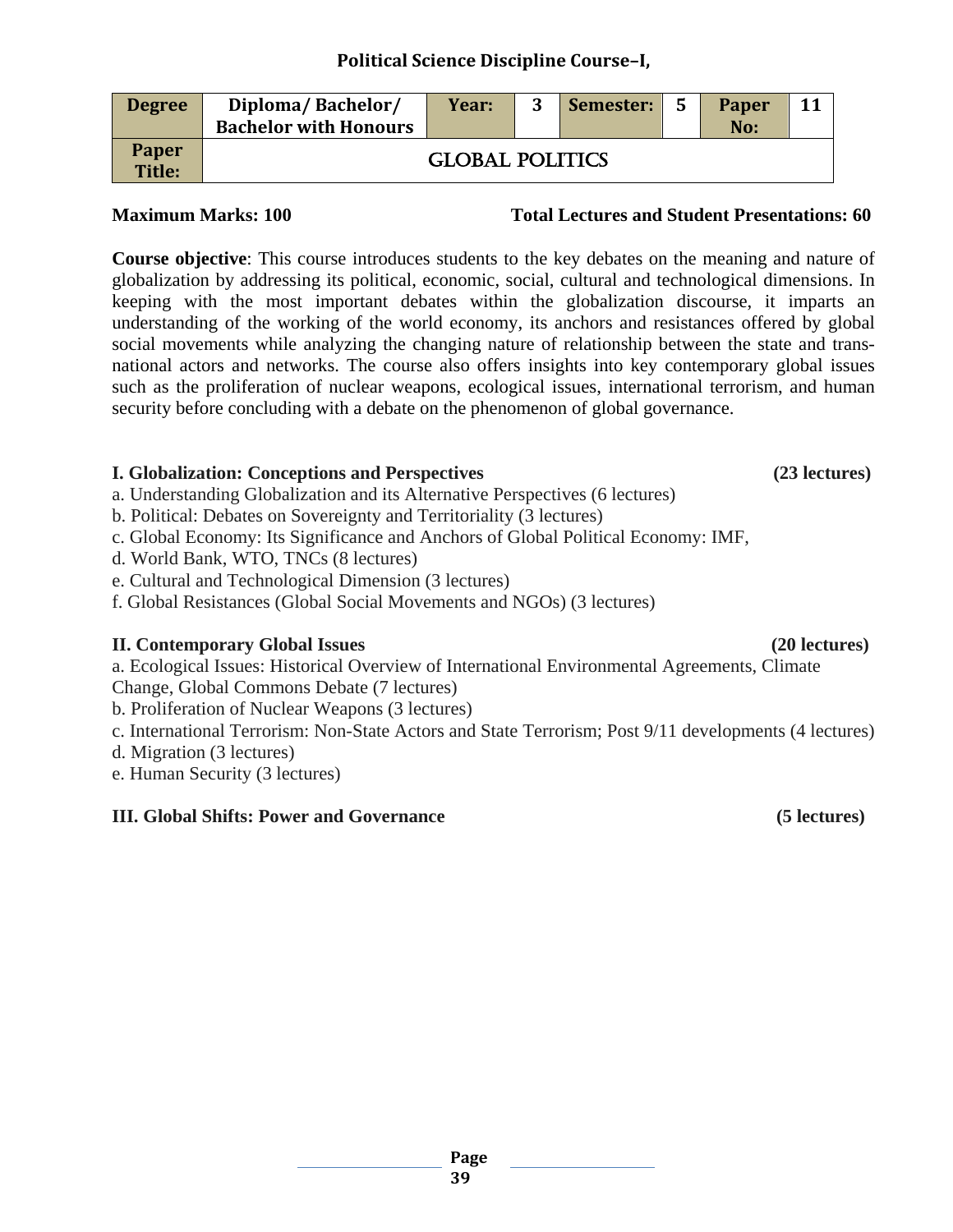## Political Science Discipline Course–I,

| Degree | Diploma/ Bachelor/ Bachelor with Honours | Year: | 3 | Semester: | 5 | Paper No: | 11 |
|---|---|---|---|---|---|---|---|
| Paper Title: | GLOBAL POLITICS | | | | | | |

**Maximum Marks: 100** **Total Lectures and Student Presentations: 60**

**Course objective**: This course introduces students to the key debates on the meaning and nature of globalization by addressing its political, economic, social, cultural and technological dimensions. In keeping with the most important debates within the globalization discourse, it imparts an understanding of the working of the world economy, its anchors and resistances offered by global social movements while analyzing the changing nature of relationship between the state and trans-national actors and networks. The course also offers insights into key contemporary global issues such as the proliferation of nuclear weapons, ecological issues, international terrorism, and human security before concluding with a debate on the phenomenon of global governance.

**I. Globalization: Conceptions and Perspectives** **(23 lectures)**

a. Understanding Globalization and its Alternative Perspectives (6 lectures)
b. Political: Debates on Sovereignty and Territoriality (3 lectures)
c. Global Economy: Its Significance and Anchors of Global Political Economy: IMF,
d. World Bank, WTO, TNCs (8 lectures)
e. Cultural and Technological Dimension (3 lectures)
f. Global Resistances (Global Social Movements and NGOs) (3 lectures)

**II. Contemporary Global Issues** **(20 lectures)**

a. Ecological Issues: Historical Overview of International Environmental Agreements, Climate Change, Global Commons Debate (7 lectures)
b. Proliferation of Nuclear Weapons (3 lectures)
c. International Terrorism: Non-State Actors and State Terrorism; Post 9/11 developments (4 lectures)
d. Migration (3 lectures)
e. Human Security (3 lectures)

**III. Global Shifts: Power and Governance** **(5 lectures)**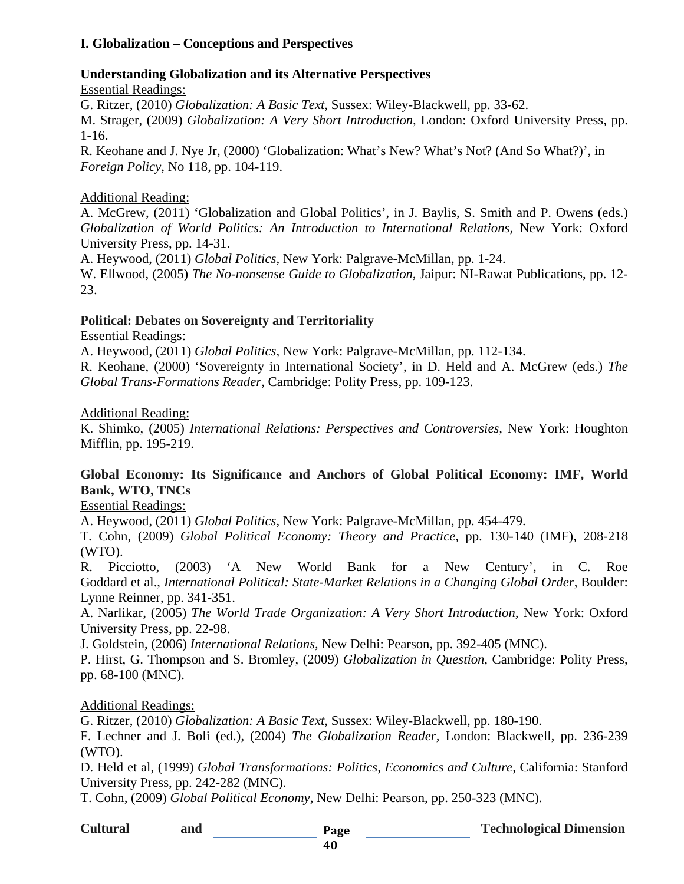**I. Globalization – Conceptions and Perspectives**

**Understanding Globalization and its Alternative Perspectives**

Essential Readings:

G. Ritzer, (2010) *Globalization: A Basic Text,* Sussex: Wiley-Blackwell, pp. 33-62.

M. Strager, (2009) *Globalization: A Very Short Introduction,* London: Oxford University Press, pp. 1-16.

R. Keohane and J. Nye Jr, (2000) 'Globalization: What's New? What's Not? (And So What?)', in *Foreign Policy,* No 118, pp. 104-119.

Additional Reading:

A. McGrew, (2011) 'Globalization and Global Politics', in J. Baylis, S. Smith and P. Owens (eds.) *Globalization of World Politics: An Introduction to International Relations,* New York: Oxford University Press, pp. 14-31.

A. Heywood, (2011) *Global Politics,* New York: Palgrave-McMillan, pp. 1-24.

W. Ellwood, (2005) *The No-nonsense Guide to Globalization,* Jaipur: NI-Rawat Publications, pp. 12-23.

**Political: Debates on Sovereignty and Territoriality**

Essential Readings:

A. Heywood, (2011) *Global Politics,* New York: Palgrave-McMillan, pp. 112-134.

R. Keohane, (2000) 'Sovereignty in International Society', in D. Held and A. McGrew (eds.) *The Global Trans-Formations Reader,* Cambridge: Polity Press, pp. 109-123.

Additional Reading:

K. Shimko, (2005) *International Relations: Perspectives and Controversies,* New York: Houghton Mifflin, pp. 195-219.

**Global Economy: Its Significance and Anchors of Global Political Economy: IMF, World Bank, WTO, TNCs**

Essential Readings:

A. Heywood, (2011) *Global Politics,* New York: Palgrave-McMillan, pp. 454-479.

T. Cohn, (2009) *Global Political Economy: Theory and Practice,* pp. 130-140 (IMF), 208-218 (WTO).

R. Picciotto, (2003) 'A New World Bank for a New Century', in C. Roe Goddard et al., *International Political: State-Market Relations in a Changing Global Order*, Boulder: Lynne Reinner, pp. 341-351.

A. Narlikar, (2005) *The World Trade Organization: A Very Short Introduction,* New York: Oxford University Press, pp. 22-98.

J. Goldstein, (2006) *International Relations,* New Delhi: Pearson, pp. 392-405 (MNC).

P. Hirst, G. Thompson and S. Bromley, (2009) *Globalization in Question,* Cambridge: Polity Press, pp. 68-100 (MNC).

Additional Readings:

G. Ritzer, (2010) *Globalization: A Basic Text,* Sussex: Wiley-Blackwell, pp. 180-190.

F. Lechner and J. Boli (ed.), (2004) *The Globalization Reader,* London: Blackwell, pp. 236-239 (WTO).

D. Held et al, (1999) *Global Transformations: Politics, Economics and Culture,* California: Stanford University Press, pp. 242-282 (MNC).

T. Cohn, (2009) *Global Political Economy,* New Delhi: Pearson, pp. 250-323 (MNC).

**Cultural and Technological Dimension**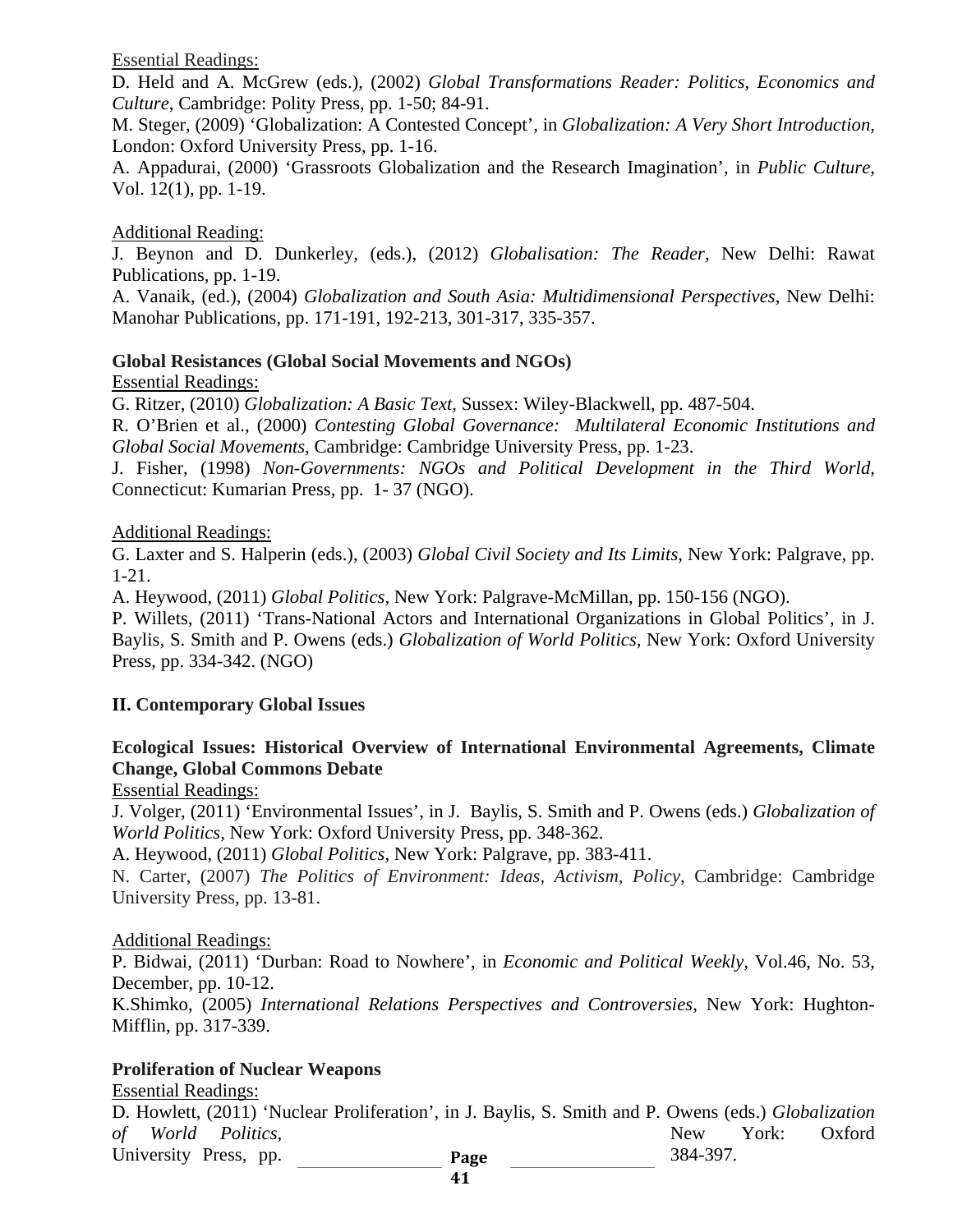Essential Readings:

D. Held and A. McGrew (eds.), (2002) *Global Transformations Reader: Politics, Economics and Culture*, Cambridge: Polity Press, pp. 1-50; 84-91.

M. Steger, (2009) 'Globalization: A Contested Concept', in *Globalization: A Very Short Introduction,* London: Oxford University Press, pp. 1-16.

A. Appadurai, (2000) 'Grassroots Globalization and the Research Imagination', in *Public Culture,* Vol. 12(1), pp. 1-19.

Additional Reading:

J. Beynon and D. Dunkerley, (eds.), (2012) *Globalisation: The Reader*, New Delhi: Rawat Publications, pp. 1-19.

A. Vanaik, (ed.), (2004) *Globalization and South Asia: Multidimensional Perspectives*, New Delhi: Manohar Publications, pp. 171-191, 192-213, 301-317, 335-357.

**Global Resistances (Global Social Movements and NGOs)**

Essential Readings:

G. Ritzer, (2010) *Globalization: A Basic Text,* Sussex: Wiley-Blackwell, pp. 487-504.

R. O'Brien et al., (2000) *Contesting Global Governance: Multilateral Economic Institutions and Global Social Movements,* Cambridge: Cambridge University Press, pp. 1-23.

J. Fisher, (1998) *Non-Governments: NGOs and Political Development in the Third World,* Connecticut: Kumarian Press, pp. 1- 37 (NGO).

Additional Readings:

G. Laxter and S. Halperin (eds.), (2003) *Global Civil Society and Its Limits*, New York: Palgrave, pp. 1-21.

A. Heywood, (2011) *Global Politics*, New York: Palgrave-McMillan, pp. 150-156 (NGO).

P. Willets, (2011) 'Trans-National Actors and International Organizations in Global Politics', in J. Baylis, S. Smith and P. Owens (eds.) *Globalization of World Politics,* New York: Oxford University Press, pp. 334-342. (NGO)

**II. Contemporary Global Issues**

**Ecological Issues: Historical Overview of International Environmental Agreements, Climate Change, Global Commons Debate**

Essential Readings:

J. Volger, (2011) 'Environmental Issues', in J. Baylis, S. Smith and P. Owens (eds.) *Globalization of World Politics*, New York: Oxford University Press, pp. 348-362.

A. Heywood, (2011) *Global Politics,* New York: Palgrave, pp. 383-411.

N. Carter, (2007) *The Politics of Environment: Ideas, Activism, Policy*, Cambridge: Cambridge University Press, pp. 13-81.

Additional Readings:

P. Bidwai, (2011) 'Durban: Road to Nowhere', in *Economic and Political Weekly,* Vol.46, No. 53, December, pp. 10-12.

K.Shimko, (2005) *International Relations Perspectives and Controversies*, New York: Hughton-Mifflin, pp. 317-339.

**Proliferation of Nuclear Weapons**

Essential Readings:

D. Howlett, (2011) 'Nuclear Proliferation', in J. Baylis, S. Smith and P. Owens (eds.) *Globalization of World Politics,* New York: Oxford University Press, pp. 384-397.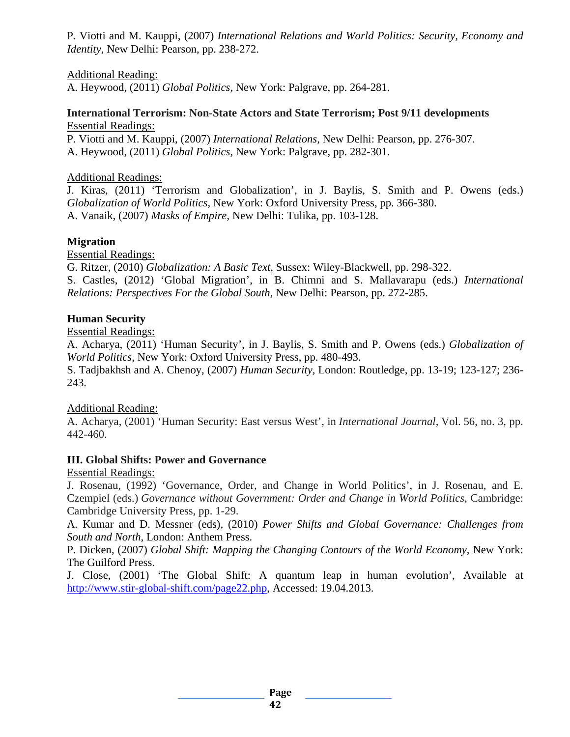P. Viotti and M. Kauppi, (2007) *International Relations and World Politics: Security, Economy and Identity,* New Delhi: Pearson, pp. 238-272.

Additional Reading:
A. Heywood, (2011) *Global Politics,* New York: Palgrave, pp. 264-281.

**International Terrorism: Non-State Actors and State Terrorism; Post 9/11 developments**
Essential Readings:
P. Viotti and M. Kauppi, (2007) *International Relations,* New Delhi: Pearson, pp. 276-307.
A. Heywood, (2011) *Global Politics,* New York: Palgrave, pp. 282-301.

Additional Readings:
J. Kiras, (2011) 'Terrorism and Globalization', in J. Baylis, S. Smith and P. Owens (eds.) *Globalization of World Politics,* New York: Oxford University Press, pp. 366-380.
A. Vanaik, (2007) *Masks of Empire,* New Delhi: Tulika, pp. 103-128.

**Migration**
Essential Readings:
G. Ritzer, (2010) *Globalization: A Basic Text,* Sussex: Wiley-Blackwell, pp. 298-322.
S. Castles, (2012) 'Global Migration', in B. Chimni and S. Mallavarapu (eds.) *International Relations: Perspectives For the Global South*, New Delhi: Pearson, pp. 272-285.

**Human Security**
Essential Readings:
A. Acharya, (2011) 'Human Security', in J. Baylis, S. Smith and P. Owens (eds.) *Globalization of World Politics,* New York: Oxford University Press, pp. 480-493.
S. Tadjbakhsh and A. Chenoy, (2007) *Human Security,* London: Routledge, pp. 13-19; 123-127; 236-243.

Additional Reading:
A. Acharya, (2001) 'Human Security: East versus West', in *International Journal,* Vol. 56, no. 3, pp. 442-460.

**III. Global Shifts: Power and Governance**
Essential Readings:
J. Rosenau, (1992) 'Governance, Order, and Change in World Politics', in J. Rosenau, and E. Czempiel (eds.) *Governance without Government: Order and Change in World Politics*, Cambridge: Cambridge University Press, pp. 1-29.
A. Kumar and D. Messner (eds), (2010) *Power Shifts and Global Governance: Challenges from South and North,* London: Anthem Press.
P. Dicken, (2007) *Global Shift: Mapping the Changing Contours of the World Economy,* New York: The Guilford Press.
J. Close, (2001) 'The Global Shift: A quantum leap in human evolution', Available at http://www.stir-global-shift.com/page22.php, Accessed: 19.04.2013.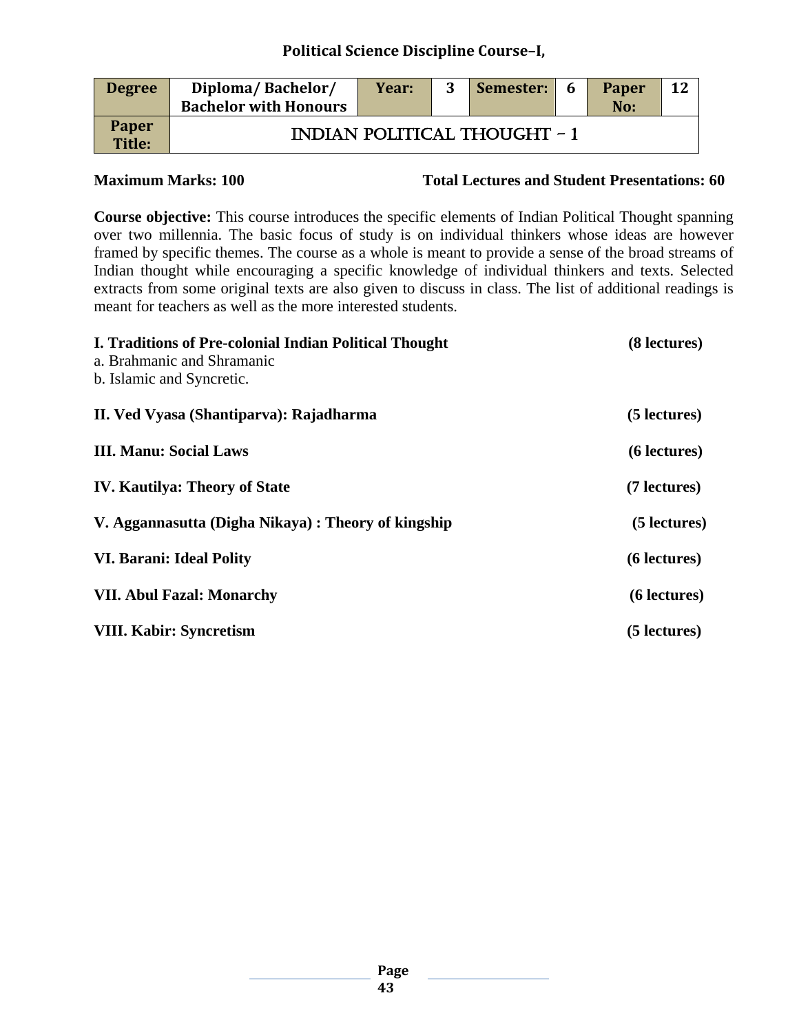## Political Science Discipline Course–I,

| Degree | Diploma/ Bachelor/ Bachelor with Honours | Year: | 3 | Semester: | 6 | Paper No: | 12 |
|---|---|---|---|---|---|---|---|
| Paper Title: | INDIAN POLITICAL THOUGHT – 1 | | | | | | |

**Maximum Marks: 100** **Total Lectures and Student Presentations: 60**

**Course objective:** This course introduces the specific elements of Indian Political Thought spanning over two millennia. The basic focus of study is on individual thinkers whose ideas are however framed by specific themes. The course as a whole is meant to provide a sense of the broad streams of Indian thought while encouraging a specific knowledge of individual thinkers and texts. Selected extracts from some original texts are also given to discuss in class. The list of additional readings is meant for teachers as well as the more interested students.

**I. Traditions of Pre-colonial Indian Political Thought** **(8 lectures)**
a. Brahmanic and Shramanic
b. Islamic and Syncretic.

**II. Ved Vyasa (Shantiparva): Rajadharma** **(5 lectures)**

**III. Manu: Social Laws** **(6 lectures)**

**IV. Kautilya: Theory of State** **(7 lectures)**

**V. Aggannasutta (Digha Nikaya) : Theory of kingship** **(5 lectures)**

**VI. Barani: Ideal Polity** **(6 lectures)**

**VII. Abul Fazal: Monarchy** **(6 lectures)**

**VIII. Kabir: Syncretism** **(5 lectures)**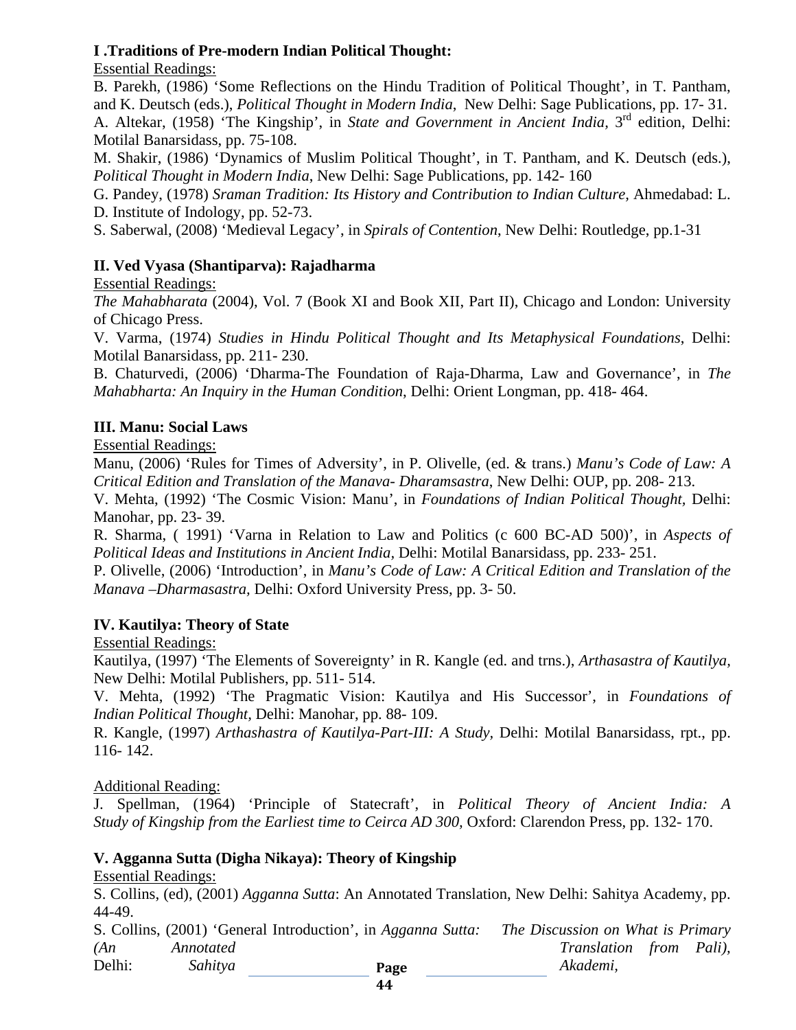**I .Traditions of Pre-modern Indian Political Thought:**

Essential Readings:

B. Parekh, (1986) 'Some Reflections on the Hindu Tradition of Political Thought', in T. Pantham, and K. Deutsch (eds.), *Political Thought in Modern India*, New Delhi: Sage Publications, pp. 17- 31.

A. Altekar, (1958) 'The Kingship', in *State and Government in Ancient India*, 3rd edition, Delhi: Motilal Banarsidass, pp. 75-108.

M. Shakir, (1986) 'Dynamics of Muslim Political Thought', in T. Pantham, and K. Deutsch (eds.), *Political Thought in Modern India*, New Delhi: Sage Publications, pp. 142- 160

G. Pandey, (1978) *Sraman Tradition: Its History and Contribution to Indian Culture*, Ahmedabad: L. D. Institute of Indology, pp. 52-73.

S. Saberwal, (2008) 'Medieval Legacy', in *Spirals of Contention*, New Delhi: Routledge, pp.1-31

**II. Ved Vyasa (Shantiparva): Rajadharma**

Essential Readings:

*The Mahabharata* (2004), Vol. 7 (Book XI and Book XII, Part II), Chicago and London: University of Chicago Press.

V. Varma, (1974) *Studies in Hindu Political Thought and Its Metaphysical Foundations*, Delhi: Motilal Banarsidass, pp. 211- 230.

B. Chaturvedi, (2006) 'Dharma-The Foundation of Raja-Dharma, Law and Governance', in *The Mahabharta: An Inquiry in the Human Condition*, Delhi: Orient Longman, pp. 418- 464.

**III. Manu: Social Laws**

Essential Readings:

Manu, (2006) 'Rules for Times of Adversity', in P. Olivelle, (ed. & trans.) *Manu's Code of Law: A Critical Edition and Translation of the Manava- Dharamsastra*, New Delhi: OUP, pp. 208- 213.

V. Mehta, (1992) 'The Cosmic Vision: Manu', in *Foundations of Indian Political Thought*, Delhi: Manohar, pp. 23- 39.

R. Sharma, ( 1991) 'Varna in Relation to Law and Politics (c 600 BC-AD 500)', in *Aspects of Political Ideas and Institutions in Ancient India*, Delhi: Motilal Banarsidass, pp. 233- 251.

P. Olivelle, (2006) 'Introduction', in *Manu's Code of Law: A Critical Edition and Translation of the Manava –Dharmasastra*, Delhi: Oxford University Press, pp. 3- 50.

**IV. Kautilya: Theory of State**

Essential Readings:

Kautilya, (1997) 'The Elements of Sovereignty' in R. Kangle (ed. and trns.), *Arthasastra of Kautilya*, New Delhi: Motilal Publishers, pp. 511- 514.

V. Mehta, (1992) 'The Pragmatic Vision: Kautilya and His Successor', in *Foundations of Indian Political Thought*, Delhi: Manohar, pp. 88- 109.

R. Kangle, (1997) *Arthashastra of Kautilya-Part-III: A Study*, Delhi: Motilal Banarsidass, rpt., pp. 116- 142.

Additional Reading:

J. Spellman, (1964) 'Principle of Statecraft', in *Political Theory of Ancient India: A Study of Kingship from the Earliest time to Ceirca AD 300*, Oxford: Clarendon Press, pp. 132- 170.

**V. Agganna Sutta (Digha Nikaya): Theory of Kingship**

Essential Readings:

S. Collins, (ed), (2001) *Agganna Sutta*: An Annotated Translation, New Delhi: Sahitya Academy, pp. 44-49.

S. Collins, (2001) 'General Introduction', in *Agganna Sutta: The Discussion on What is Primary (An Annotated Translation from Pali)*, Delhi: *Sahitya* Akademi,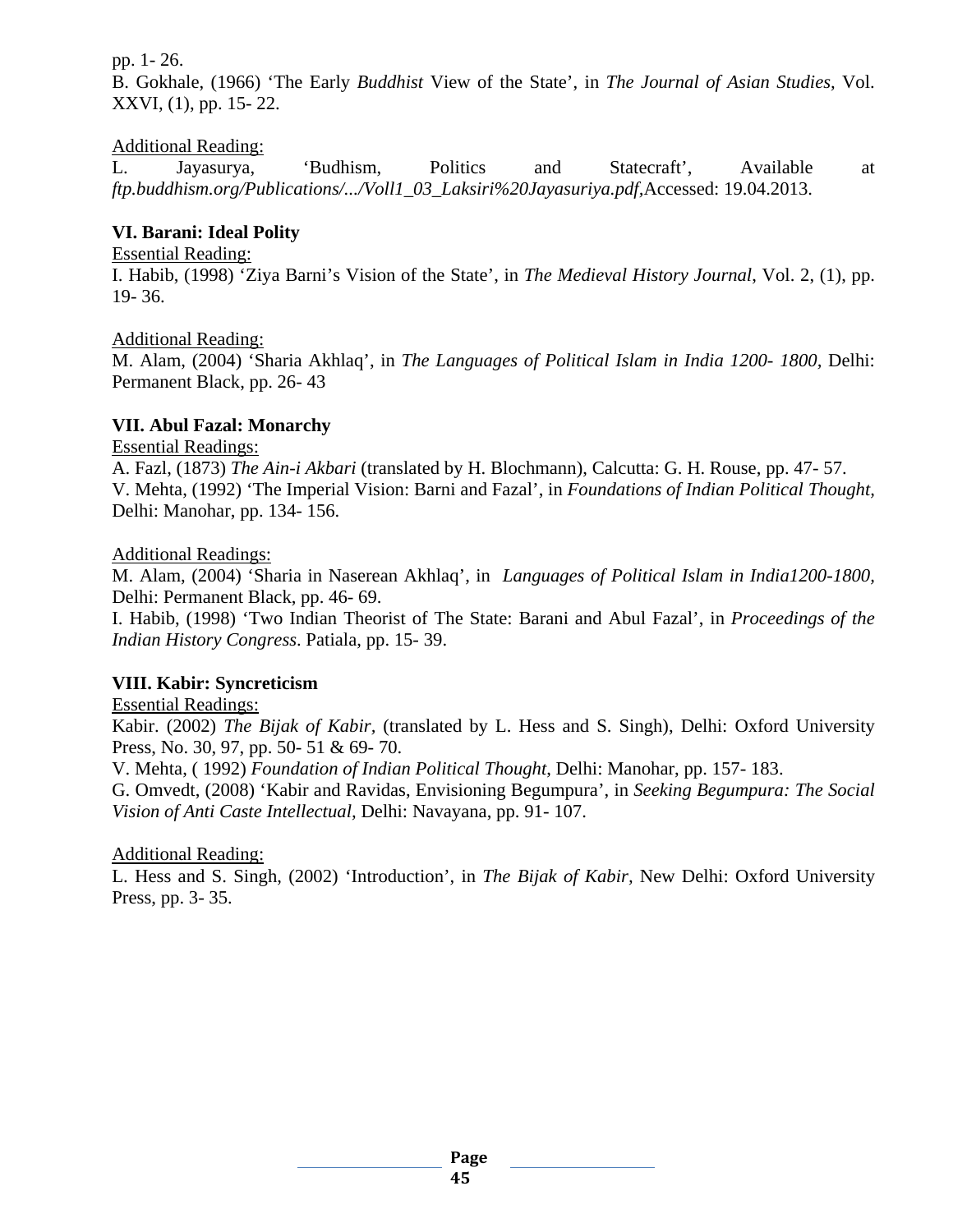pp. 1- 26.
B. Gokhale, (1966) 'The Early *Buddhist* View of the State', in *The Journal of Asian Studies*, Vol. XXVI, (1), pp. 15- 22.

Additional Reading:
L. Jayasurya, 'Budhism, Politics and Statecraft', Available at *ftp.buddhism.org/Publications/.../Voll1_03_Laksiri%20Jayasuriya.pdf*,Accessed: 19.04.2013.

**VI. Barani: Ideal Polity**

Essential Reading:
I. Habib, (1998) 'Ziya Barni's Vision of the State', in *The Medieval History Journal*, Vol. 2, (1), pp. 19- 36.

Additional Reading:
M. Alam, (2004) 'Sharia Akhlaq', in *The Languages of Political Islam in India 1200- 1800*, Delhi: Permanent Black, pp. 26- 43

**VII. Abul Fazal: Monarchy**

Essential Readings:
A. Fazl, (1873) *The Ain-i Akbari* (translated by H. Blochmann), Calcutta: G. H. Rouse, pp. 47- 57.
V. Mehta, (1992) 'The Imperial Vision: Barni and Fazal', in *Foundations of Indian Political Thought*, Delhi: Manohar, pp. 134- 156.

Additional Readings:
M. Alam, (2004) 'Sharia in Naserean Akhlaq', in *Languages of Political Islam in India1200-1800*, Delhi: Permanent Black, pp. 46- 69.
I. Habib, (1998) 'Two Indian Theorist of The State: Barani and Abul Fazal', in *Proceedings of the Indian History Congress*. Patiala, pp. 15- 39.

**VIII. Kabir: Syncreticism**

Essential Readings:
Kabir. (2002) *The Bijak of Kabir*, (translated by L. Hess and S. Singh), Delhi: Oxford University Press, No. 30, 97, pp. 50- 51 & 69- 70.
V. Mehta, ( 1992) *Foundation of Indian Political Thought*, Delhi: Manohar, pp. 157- 183.
G. Omvedt, (2008) 'Kabir and Ravidas, Envisioning Begumpura', in *Seeking Begumpura: The Social Vision of Anti Caste Intellectual*, Delhi: Navayana, pp. 91- 107.

Additional Reading:
L. Hess and S. Singh, (2002) 'Introduction', in *The Bijak of Kabir*, New Delhi: Oxford University Press, pp. 3- 35.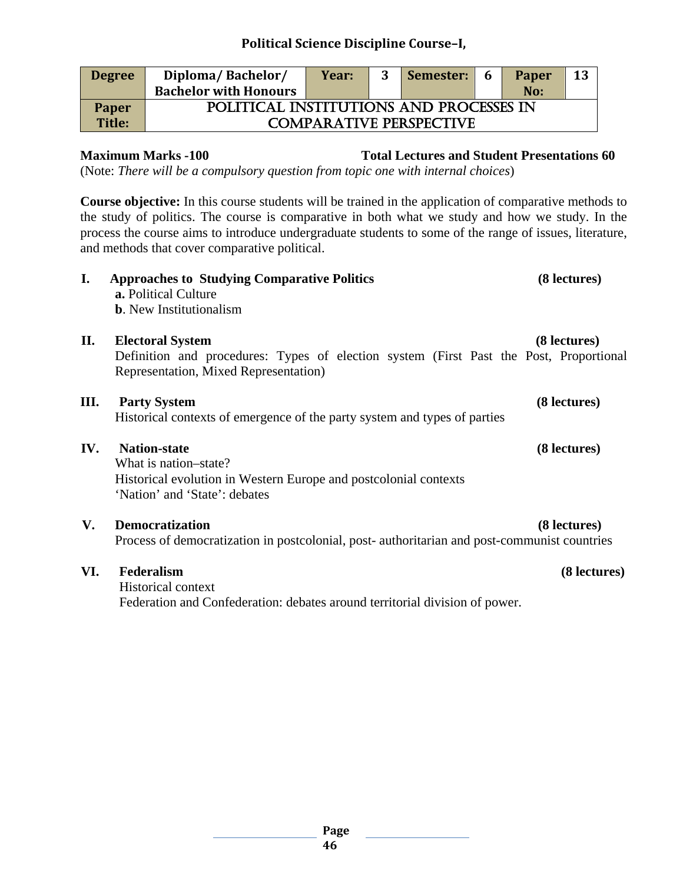## Political Science Discipline Course–I,

| Degree | Diploma/ Bachelor/ Bachelor with Honours | Year: | 3 | Semester: | 6 | Paper No: | 13 |
|---|---|---|---|---|---|---|---|
| Paper Title: | POLITICAL INSTITUTIONS AND PROCESSES IN COMPARATIVE PERSPECTIVE | | | | | | |

**Maximum Marks -100** **Total Lectures and Student Presentations 60**

(Note: *There will be a compulsory question from topic one with internal choices*)

**Course objective:** In this course students will be trained in the application of comparative methods to the study of politics. The course is comparative in both what we study and how we study. In the process the course aims to introduce undergraduate students to some of the range of issues, literature, and methods that cover comparative political.

**I. Approaches to Studying Comparative Politics** **(8 lectures)**

**a.** Political Culture

**b**. New Institutionalism

**II. Electoral System** **(8 lectures)**

Definition and procedures: Types of election system (First Past the Post, Proportional Representation, Mixed Representation)

**III. Party System** **(8 lectures)**

Historical contexts of emergence of the party system and types of parties

**IV. Nation-state** **(8 lectures)**

What is nation–state?

Historical evolution in Western Europe and postcolonial contexts

'Nation' and 'State': debates

**V. Democratization** **(8 lectures)**

Process of democratization in postcolonial, post- authoritarian and post-communist countries

**VI. Federalism** **(8 lectures)**

Historical context

Federation and Confederation: debates around territorial division of power.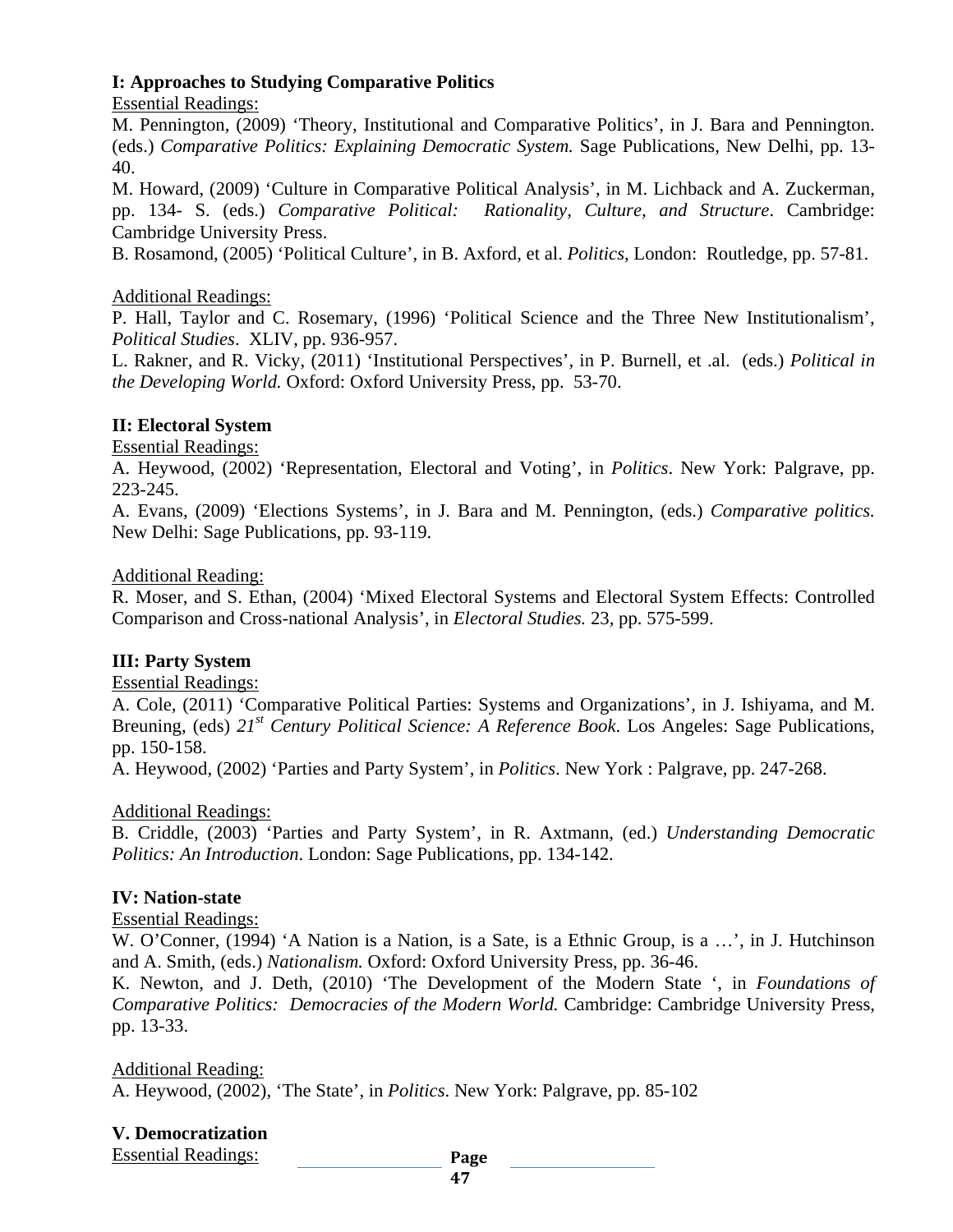**I: Approaches to Studying Comparative Politics**

Essential Readings:

M. Pennington, (2009) 'Theory, Institutional and Comparative Politics', in J. Bara and Pennington. (eds.) *Comparative Politics: Explaining Democratic System.* Sage Publications, New Delhi, pp. 13-40.

M. Howard, (2009) 'Culture in Comparative Political Analysis', in M. Lichback and A. Zuckerman, pp. 134- S. (eds.) *Comparative Political: Rationality, Culture, and Structure*. Cambridge: Cambridge University Press.

B. Rosamond, (2005) 'Political Culture', in B. Axford, et al. *Politics*, London: Routledge, pp. 57-81.

Additional Readings:

P. Hall, Taylor and C. Rosemary, (1996) 'Political Science and the Three New Institutionalism', *Political Studies*. XLIV, pp. 936-957.

L. Rakner, and R. Vicky, (2011) 'Institutional Perspectives', in P. Burnell, et .al. (eds.) *Political in the Developing World.* Oxford: Oxford University Press, pp. 53-70.

**II: Electoral System**

Essential Readings:

A. Heywood, (2002) 'Representation, Electoral and Voting', in *Politics*. New York: Palgrave, pp. 223-245.

A. Evans, (2009) 'Elections Systems', in J. Bara and M. Pennington, (eds.) *Comparative politics.* New Delhi: Sage Publications, pp. 93-119.

Additional Reading:

R. Moser, and S. Ethan, (2004) 'Mixed Electoral Systems and Electoral System Effects: Controlled Comparison and Cross-national Analysis', in *Electoral Studies.* 23, pp. 575-599.

**III: Party System**

Essential Readings:

A. Cole, (2011) 'Comparative Political Parties: Systems and Organizations', in J. Ishiyama, and M. Breuning, (eds) *21st Century Political Science: A Reference Book*. Los Angeles: Sage Publications, pp. 150-158.

A. Heywood, (2002) 'Parties and Party System', in *Politics*. New York : Palgrave, pp. 247-268.

Additional Readings:

B. Criddle, (2003) 'Parties and Party System', in R. Axtmann, (ed.) *Understanding Democratic Politics: An Introduction*. London: Sage Publications, pp. 134-142.

**IV: Nation-state**

Essential Readings:

W. O'Conner, (1994) 'A Nation is a Nation, is a Sate, is a Ethnic Group, is a …', in J. Hutchinson and A. Smith, (eds.) *Nationalism.* Oxford: Oxford University Press, pp. 36-46.

K. Newton, and J. Deth, (2010) 'The Development of the Modern State ', in *Foundations of Comparative Politics: Democracies of the Modern World.* Cambridge: Cambridge University Press, pp. 13-33.

Additional Reading:

A. Heywood, (2002), 'The State', in *Politics*. New York: Palgrave, pp. 85-102

**V. Democratization**

Essential Readings: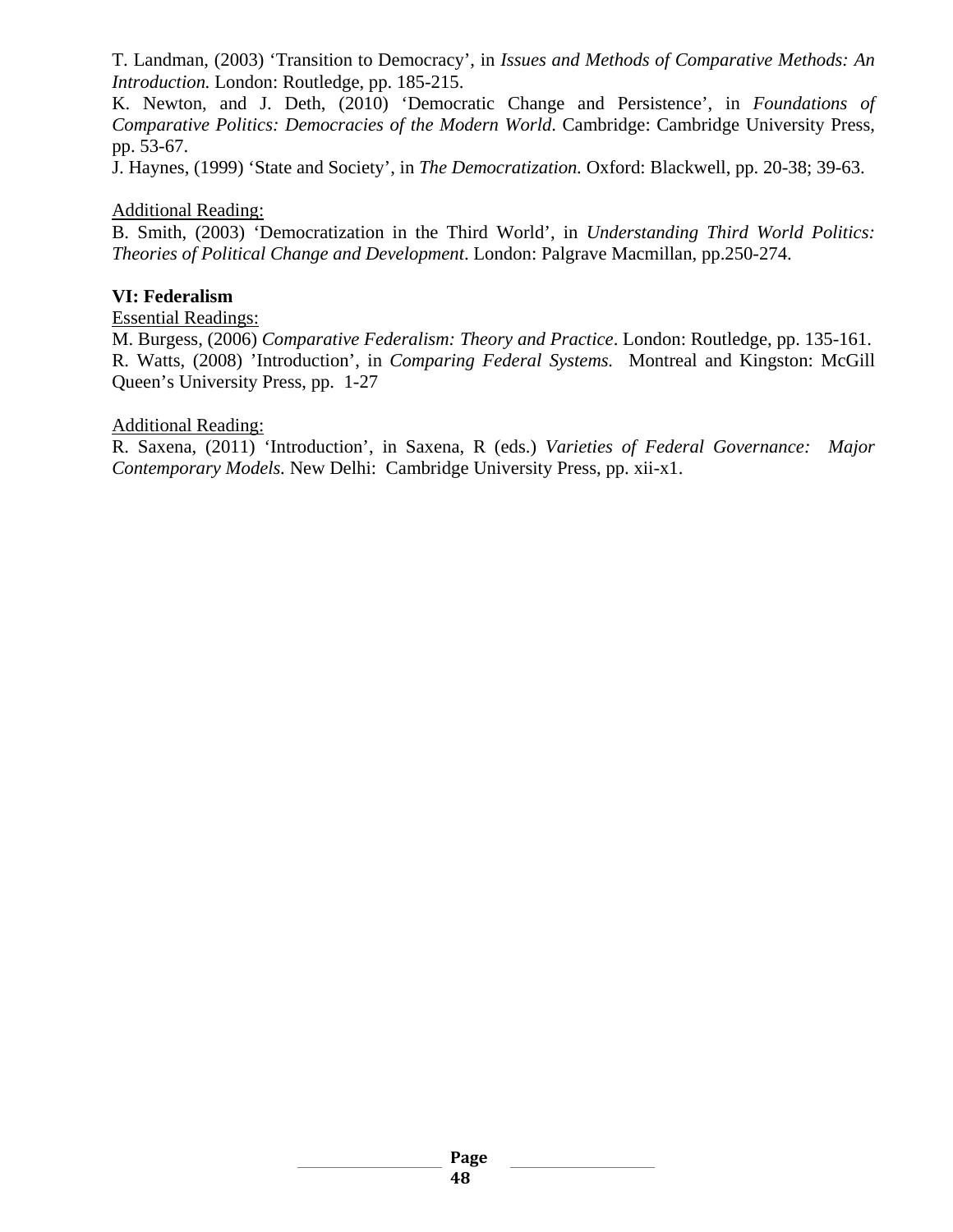T. Landman, (2003) 'Transition to Democracy', in *Issues and Methods of Comparative Methods: An Introduction.* London: Routledge, pp. 185-215.

K. Newton, and J. Deth, (2010) 'Democratic Change and Persistence', in *Foundations of Comparative Politics: Democracies of the Modern World*. Cambridge: Cambridge University Press, pp. 53-67.

J. Haynes, (1999) 'State and Society', in *The Democratization.* Oxford: Blackwell, pp. 20-38; 39-63.

Additional Reading:

B. Smith, (2003) 'Democratization in the Third World', in *Understanding Third World Politics: Theories of Political Change and Development*. London: Palgrave Macmillan, pp.250-274.

**VI: Federalism**

Essential Readings:

M. Burgess, (2006) *Comparative Federalism: Theory and Practice*. London: Routledge, pp. 135-161.

R. Watts, (2008) 'Introduction', in *Comparing Federal Systems.* Montreal and Kingston: McGill Queen's University Press, pp. 1-27

Additional Reading:

R. Saxena, (2011) 'Introduction', in Saxena, R (eds.) *Varieties of Federal Governance: Major Contemporary Models.* New Delhi: Cambridge University Press, pp. xii-x1.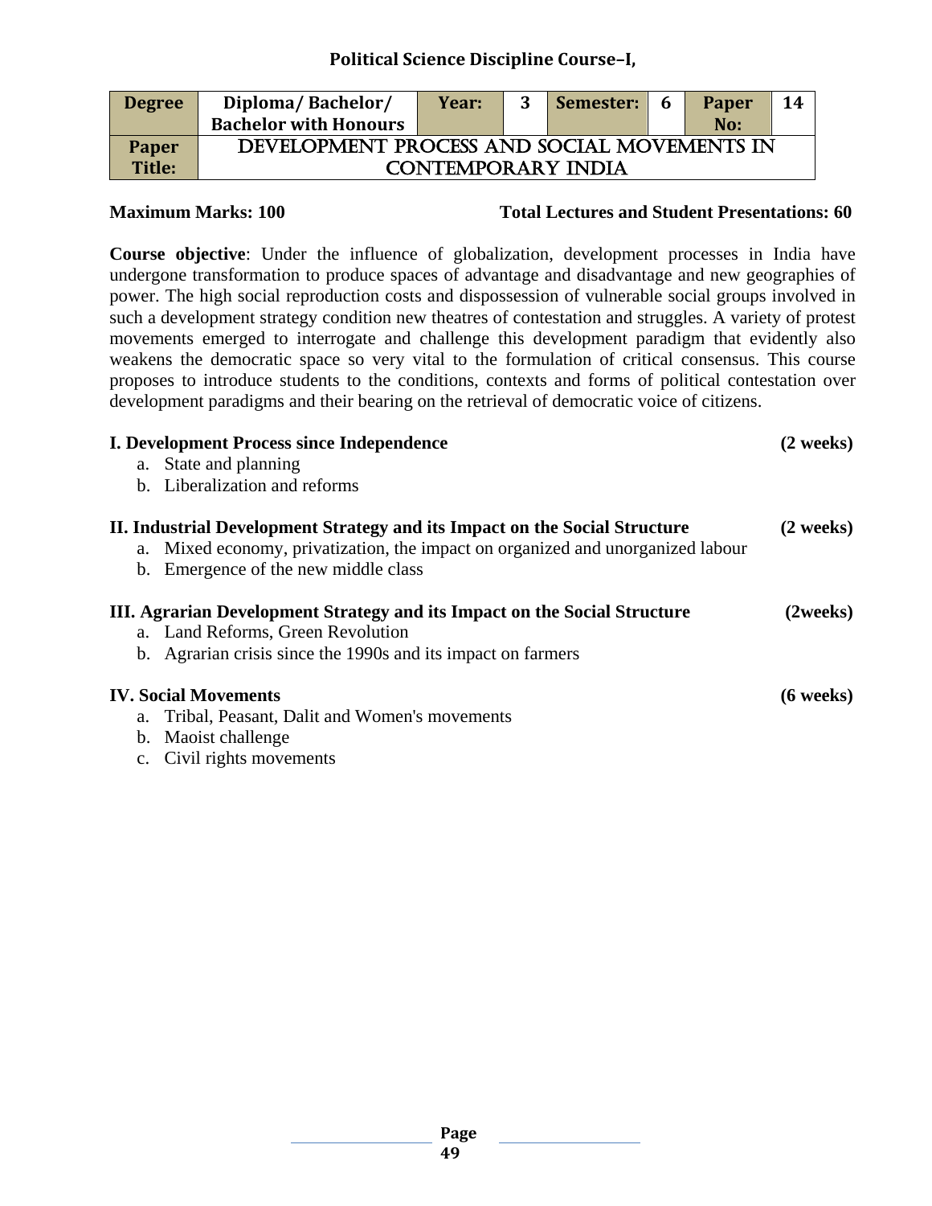**Political Science Discipline Course–I,**

| Degree | Diploma/ Bachelor/ Bachelor with Honours | Year: | 3 | Semester: | 6 | Paper No: | 14 |
|---|---|---|---|---|---|---|---|
| Paper Title: | DEVELOPMENT PROCESS AND SOCIAL MOVEMENTS IN CONTEMPORARY INDIA | | | | | | |

**Maximum Marks: 100** **Total Lectures and Student Presentations: 60**

**Course objective**: Under the influence of globalization, development processes in India have undergone transformation to produce spaces of advantage and disadvantage and new geographies of power. The high social reproduction costs and dispossession of vulnerable social groups involved in such a development strategy condition new theatres of contestation and struggles. A variety of protest movements emerged to interrogate and challenge this development paradigm that evidently also weakens the democratic space so very vital to the formulation of critical consensus. This course proposes to introduce students to the conditions, contexts and forms of political contestation over development paradigms and their bearing on the retrieval of democratic voice of citizens.

**I. Development Process since Independence** **(2 weeks)**

a. State and planning
b. Liberalization and reforms

**II. Industrial Development Strategy and its Impact on the Social Structure** **(2 weeks)**

a. Mixed economy, privatization, the impact on organized and unorganized labour
b. Emergence of the new middle class

**III. Agrarian Development Strategy and its Impact on the Social Structure** **(2weeks)**

a. Land Reforms, Green Revolution
b. Agrarian crisis since the 1990s and its impact on farmers

**IV. Social Movements** **(6 weeks)**

a. Tribal, Peasant, Dalit and Women's movements
b. Maoist challenge
c. Civil rights movements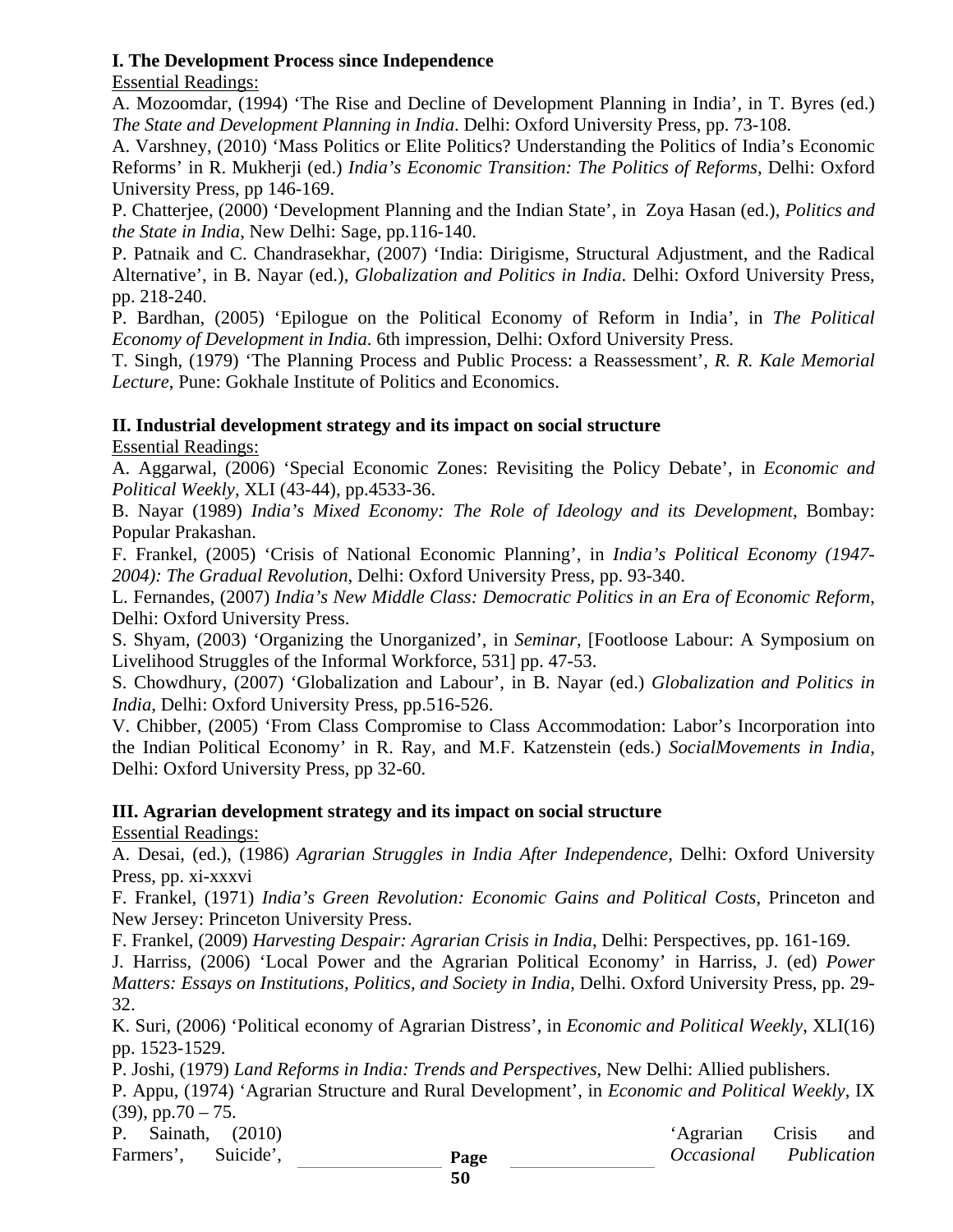**I. The Development Process since Independence**

Essential Readings:

A. Mozoomdar, (1994) 'The Rise and Decline of Development Planning in India', in T. Byres (ed.) *The State and Development Planning in India*. Delhi: Oxford University Press, pp. 73-108.

A. Varshney, (2010) 'Mass Politics or Elite Politics? Understanding the Politics of India's Economic Reforms' in R. Mukherji (ed.) *India's Economic Transition: The Politics of Reforms*, Delhi: Oxford University Press, pp 146-169.

P. Chatterjee, (2000) 'Development Planning and the Indian State', in Zoya Hasan (ed.), *Politics and the State in India*, New Delhi: Sage, pp.116-140.

P. Patnaik and C. Chandrasekhar, (2007) 'India: Dirigisme, Structural Adjustment, and the Radical Alternative', in B. Nayar (ed.), *Globalization and Politics in India*. Delhi: Oxford University Press, pp. 218-240.

P. Bardhan, (2005) 'Epilogue on the Political Economy of Reform in India', in *The Political Economy of Development in India*. 6th impression, Delhi: Oxford University Press.

T. Singh, (1979) 'The Planning Process and Public Process: a Reassessment', *R. R. Kale Memorial Lecture*, Pune: Gokhale Institute of Politics and Economics.

**II. Industrial development strategy and its impact on social structure**

Essential Readings:

A. Aggarwal, (2006) 'Special Economic Zones: Revisiting the Policy Debate', in *Economic and Political Weekly*, XLI (43-44), pp.4533-36.

B. Nayar (1989) *India's Mixed Economy: The Role of Ideology and its Development*, Bombay: Popular Prakashan.

F. Frankel, (2005) 'Crisis of National Economic Planning', in *India's Political Economy (1947-2004): The Gradual Revolution*, Delhi: Oxford University Press, pp. 93-340.

L. Fernandes, (2007) *India's New Middle Class: Democratic Politics in an Era of Economic Reform*, Delhi: Oxford University Press.

S. Shyam, (2003) 'Organizing the Unorganized', in *Seminar*, [Footloose Labour: A Symposium on Livelihood Struggles of the Informal Workforce, 531] pp. 47-53.

S. Chowdhury, (2007) 'Globalization and Labour', in B. Nayar (ed.) *Globalization and Politics in India*, Delhi: Oxford University Press, pp.516-526.

V. Chibber, (2005) 'From Class Compromise to Class Accommodation: Labor's Incorporation into the Indian Political Economy' in R. Ray, and M.F. Katzenstein (eds.) *SocialMovements in India*, Delhi: Oxford University Press, pp 32-60.

**III. Agrarian development strategy and its impact on social structure**

Essential Readings:

A. Desai, (ed.), (1986) *Agrarian Struggles in India After Independence*, Delhi: Oxford University Press, pp. xi-xxxvi

F. Frankel, (1971) *India's Green Revolution: Economic Gains and Political Costs*, Princeton and New Jersey: Princeton University Press.

F. Frankel, (2009) *Harvesting Despair: Agrarian Crisis in India*, Delhi: Perspectives, pp. 161-169.

J. Harriss, (2006) 'Local Power and the Agrarian Political Economy' in Harriss, J. (ed) *Power Matters: Essays on Institutions, Politics, and Society in India*, Delhi. Oxford University Press, pp. 29-32.

K. Suri, (2006) 'Political economy of Agrarian Distress', in *Economic and Political Weekly*, XLI(16) pp. 1523-1529.

P. Joshi, (1979) *Land Reforms in India: Trends and Perspectives*, New Delhi: Allied publishers.

P. Appu, (1974) 'Agrarian Structure and Rural Development', in *Economic and Political Weekly*, IX (39), pp.70 – 75.

P. Sainath, (2010) 'Agrarian Crisis and Farmers', Suicide', *Occasional Publication*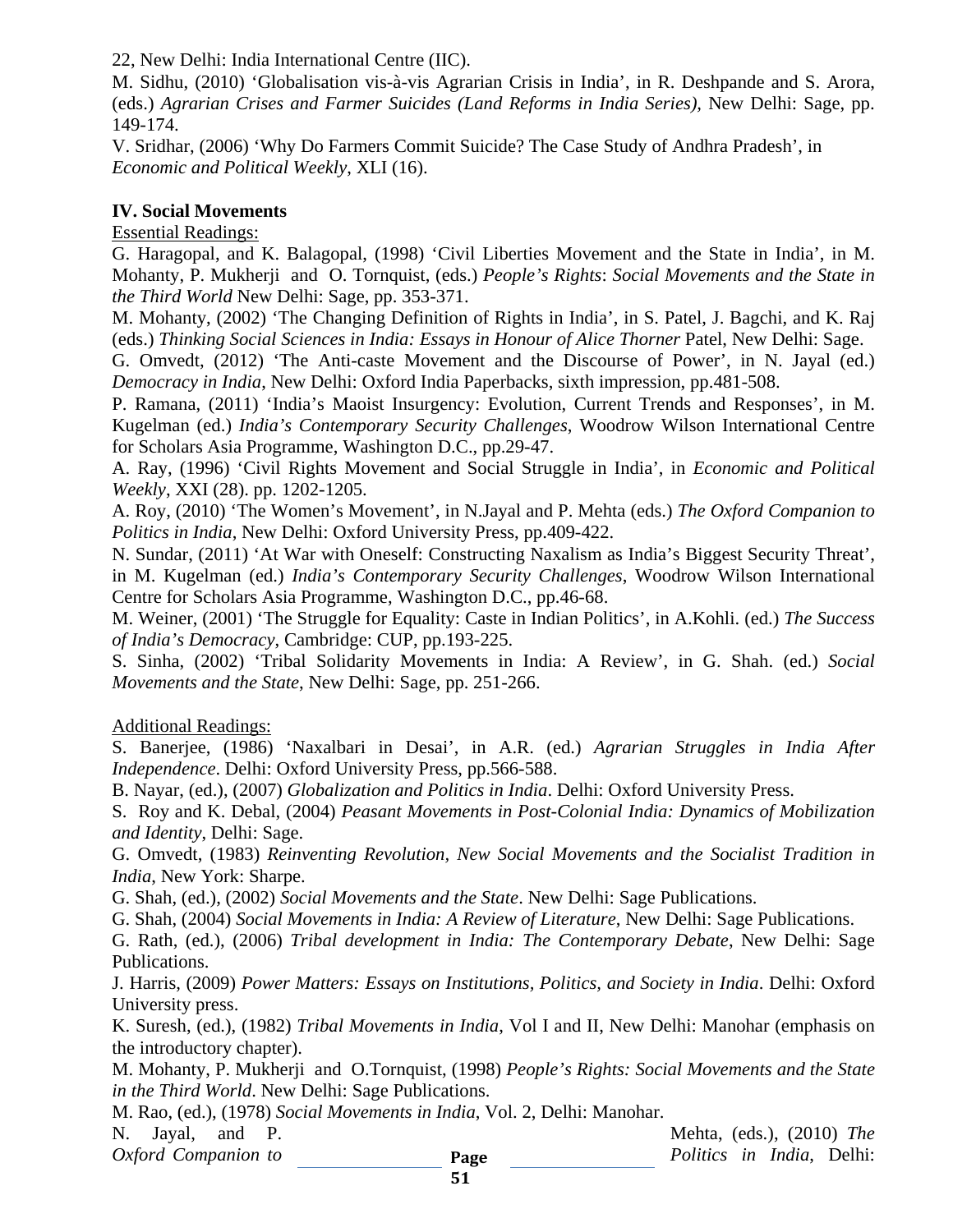22, New Delhi: India International Centre (IIC).

M. Sidhu, (2010) 'Globalisation vis-à-vis Agrarian Crisis in India', in R. Deshpande and S. Arora, (eds.) *Agrarian Crises and Farmer Suicides (Land Reforms in India Series),* New Delhi: Sage, pp. 149-174.

V. Sridhar, (2006) 'Why Do Farmers Commit Suicide? The Case Study of Andhra Pradesh', in *Economic and Political Weekly*, XLI (16).

**IV. Social Movements**

Essential Readings:

G. Haragopal, and K. Balagopal, (1998) 'Civil Liberties Movement and the State in India', in M. Mohanty, P. Mukherji and O. Tornquist, (eds.) *People's Rights*: *Social Movements and the State in the Third World* New Delhi: Sage, pp. 353-371.

M. Mohanty, (2002) 'The Changing Definition of Rights in India', in S. Patel, J. Bagchi, and K. Raj (eds.) *Thinking Social Sciences in India: Essays in Honour of Alice Thorner* Patel, New Delhi: Sage.

G. Omvedt, (2012) 'The Anti-caste Movement and the Discourse of Power', in N. Jayal (ed.) *Democracy in India*, New Delhi: Oxford India Paperbacks, sixth impression, pp.481-508.

P. Ramana, (2011) 'India's Maoist Insurgency: Evolution, Current Trends and Responses', in M. Kugelman (ed.) *India's Contemporary Security Challenges*, Woodrow Wilson International Centre for Scholars Asia Programme, Washington D.C., pp.29-47.

A. Ray, (1996) 'Civil Rights Movement and Social Struggle in India', in *Economic and Political Weekly*, XXI (28). pp. 1202-1205.

A. Roy, (2010) 'The Women's Movement', in N.Jayal and P. Mehta (eds.) *The Oxford Companion to Politics in India*, New Delhi: Oxford University Press, pp.409-422.

N. Sundar, (2011) 'At War with Oneself: Constructing Naxalism as India's Biggest Security Threat', in M. Kugelman (ed.) *India's Contemporary Security Challenges*, Woodrow Wilson International Centre for Scholars Asia Programme, Washington D.C., pp.46-68.

M. Weiner, (2001) 'The Struggle for Equality: Caste in Indian Politics', in A.Kohli. (ed.) *The Success of India's Democracy*, Cambridge: CUP, pp.193-225.

S. Sinha, (2002) 'Tribal Solidarity Movements in India: A Review', in G. Shah. (ed.) *Social Movements and the State*, New Delhi: Sage, pp. 251-266.

Additional Readings:

S. Banerjee, (1986) 'Naxalbari in Desai', in A.R. (ed.) *Agrarian Struggles in India After Independence*. Delhi: Oxford University Press, pp.566-588.

B. Nayar, (ed.), (2007) *Globalization and Politics in India*. Delhi: Oxford University Press.

S. Roy and K. Debal, (2004) *Peasant Movements in Post-Colonial India: Dynamics of Mobilization and Identity*, Delhi: Sage.

G. Omvedt, (1983) *Reinventing Revolution, New Social Movements and the Socialist Tradition in India*, New York: Sharpe.

G. Shah, (ed.), (2002) *Social Movements and the State*. New Delhi: Sage Publications.

G. Shah, (2004) *Social Movements in India: A Review of Literature*, New Delhi: Sage Publications.

G. Rath, (ed.), (2006) *Tribal development in India: The Contemporary Debate*, New Delhi: Sage Publications.

J. Harris, (2009) *Power Matters: Essays on Institutions, Politics, and Society in India*. Delhi: Oxford University press.

K. Suresh, (ed.), (1982) *Tribal Movements in India,* Vol I and II, New Delhi: Manohar (emphasis on the introductory chapter).

M. Mohanty, P. Mukherji and O.Tornquist, (1998) *People's Rights: Social Movements and the State in the Third World*. New Delhi: Sage Publications.

M. Rao, (ed.), (1978) *Social Movements in India*, Vol. 2, Delhi: Manohar.

N. Jayal, and P. Mehta, (eds.), (2010) *The Oxford Companion to Politics in India*, Delhi: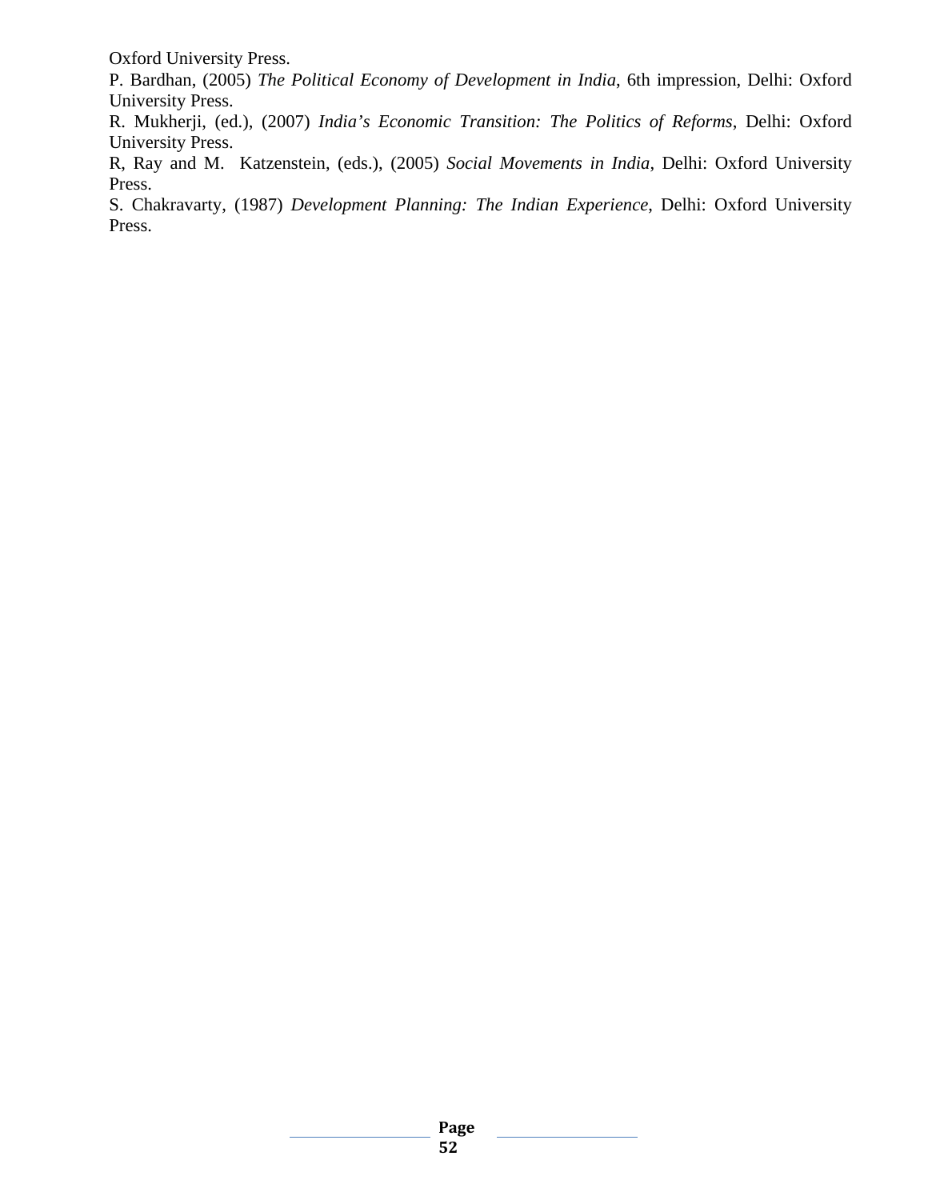Oxford University Press.

P. Bardhan, (2005) *The Political Economy of Development in India*, 6th impression, Delhi: Oxford University Press.

R. Mukherji, (ed.), (2007) *India's Economic Transition: The Politics of Reforms*, Delhi: Oxford University Press.

R, Ray and M. Katzenstein, (eds.), (2005) *Social Movements in India*, Delhi: Oxford University Press.

S. Chakravarty, (1987) *Development Planning: The Indian Experience*, Delhi: Oxford University Press.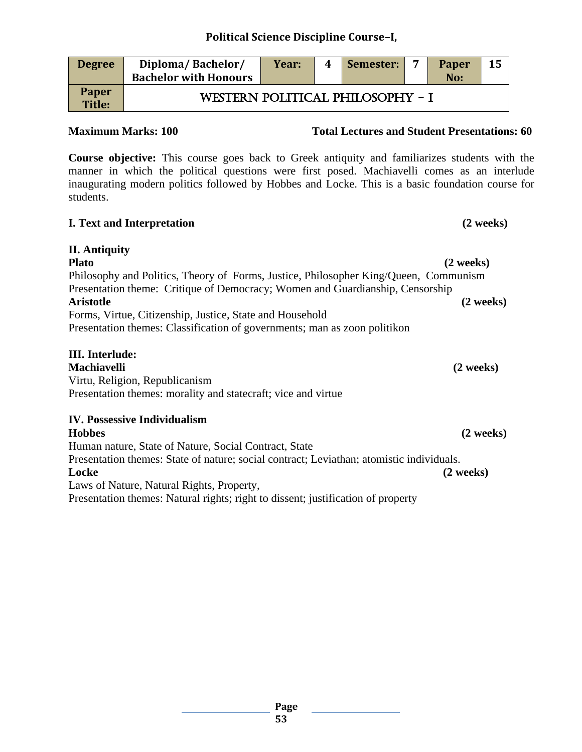## Political Science Discipline Course–I,

| Degree | Diploma/ Bachelor/ Bachelor with Honours | Year: | 4 | Semester: | 7 | Paper No: | 15 |
|---|---|---|---|---|---|---|---|
| Paper Title: | WESTERN POLITICAL PHILOSOPHY – I | | | | | | |

**Maximum Marks: 100** **Total Lectures and Student Presentations: 60**

**Course objective:** This course goes back to Greek antiquity and familiarizes students with the manner in which the political questions were first posed. Machiavelli comes as an interlude inaugurating modern politics followed by Hobbes and Locke. This is a basic foundation course for students.

**I. Text and Interpretation** **(2 weeks)**

**II. Antiquity**

**Plato** **(2 weeks)**

Philosophy and Politics, Theory of Forms, Justice, Philosopher King/Queen, Communism

Presentation theme: Critique of Democracy; Women and Guardianship, Censorship

**Aristotle** **(2 weeks)**

Forms, Virtue, Citizenship, Justice, State and Household

Presentation themes: Classification of governments; man as zoon politikon

**III. Interlude:**

**Machiavelli** **(2 weeks)**

Virtu, Religion, Republicanism

Presentation themes: morality and statecraft; vice and virtue

**IV. Possessive Individualism**

**Hobbes** **(2 weeks)**

Human nature, State of Nature, Social Contract, State

Presentation themes: State of nature; social contract; Leviathan; atomistic individuals.

**Locke** **(2 weeks)**

Laws of Nature, Natural Rights, Property,

Presentation themes: Natural rights; right to dissent; justification of property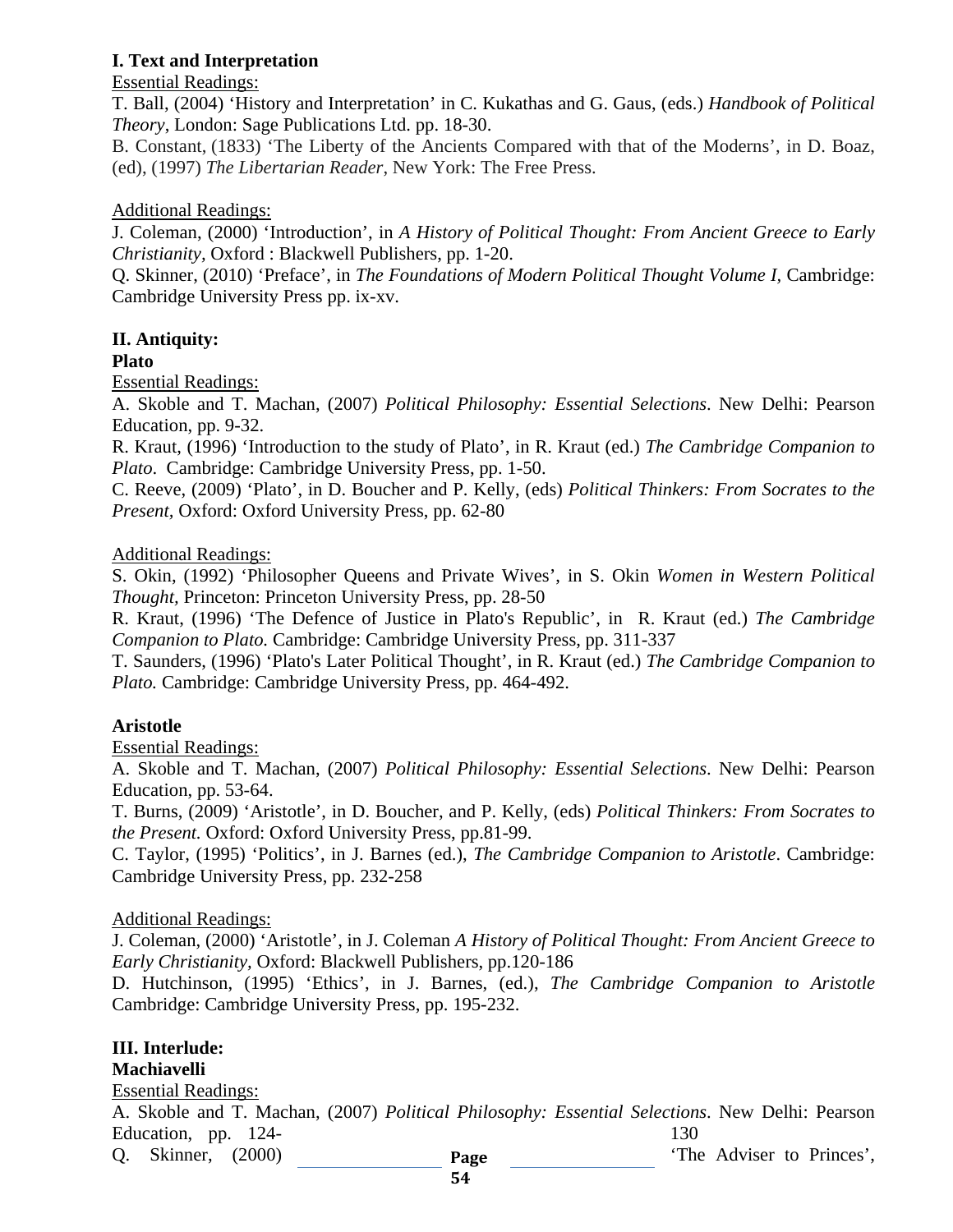**I. Text and Interpretation**

Essential Readings:

T. Ball, (2004) 'History and Interpretation' in C. Kukathas and G. Gaus, (eds.) *Handbook of Political Theory*, London: Sage Publications Ltd. pp. 18-30.

B. Constant, (1833) 'The Liberty of the Ancients Compared with that of the Moderns', in D. Boaz, (ed), (1997) *The Libertarian Reader*, New York: The Free Press.

Additional Readings:

J. Coleman, (2000) 'Introduction', in *A History of Political Thought: From Ancient Greece to Early Christianity,* Oxford : Blackwell Publishers, pp. 1-20.

Q. Skinner, (2010) 'Preface', in *The Foundations of Modern Political Thought Volume I*, Cambridge: Cambridge University Press pp. ix-xv.

**II. Antiquity:**

**Plato**

Essential Readings:

A. Skoble and T. Machan, (2007) *Political Philosophy: Essential Selections*. New Delhi: Pearson Education, pp. 9-32.

R. Kraut, (1996) 'Introduction to the study of Plato', in R. Kraut (ed.) *The Cambridge Companion to Plato*. Cambridge: Cambridge University Press, pp. 1-50.

C. Reeve, (2009) 'Plato', in D. Boucher and P. Kelly, (eds) *Political Thinkers: From Socrates to the Present,* Oxford: Oxford University Press, pp. 62-80

Additional Readings:

S. Okin, (1992) 'Philosopher Queens and Private Wives', in S. Okin *Women in Western Political Thought,* Princeton: Princeton University Press, pp. 28-50

R. Kraut, (1996) 'The Defence of Justice in Plato's Republic', in R. Kraut (ed.) *The Cambridge Companion to Plato.* Cambridge: Cambridge University Press, pp. 311-337

T. Saunders, (1996) 'Plato's Later Political Thought', in R. Kraut (ed.) *The Cambridge Companion to Plato.* Cambridge: Cambridge University Press, pp. 464-492.

**Aristotle**

Essential Readings:

A. Skoble and T. Machan, (2007) *Political Philosophy: Essential Selections*. New Delhi: Pearson Education, pp. 53-64.

T. Burns, (2009) 'Aristotle', in D. Boucher, and P. Kelly, (eds) *Political Thinkers: From Socrates to the Present.* Oxford: Oxford University Press, pp.81-99.

C. Taylor, (1995) 'Politics', in J. Barnes (ed.), *The Cambridge Companion to Aristotle*. Cambridge: Cambridge University Press, pp. 232-258

Additional Readings:

J. Coleman, (2000) 'Aristotle', in J. Coleman *A History of Political Thought: From Ancient Greece to Early Christianity,* Oxford: Blackwell Publishers, pp.120-186

D. Hutchinson, (1995) 'Ethics', in J. Barnes, (ed.), *The Cambridge Companion to Aristotle* Cambridge: Cambridge University Press, pp. 195-232.

**III. Interlude:**

**Machiavelli**

Essential Readings:

A. Skoble and T. Machan, (2007) *Political Philosophy: Essential Selections*. New Delhi: Pearson Education, pp. 124-130

Q. Skinner, (2000) 'The Adviser to Princes',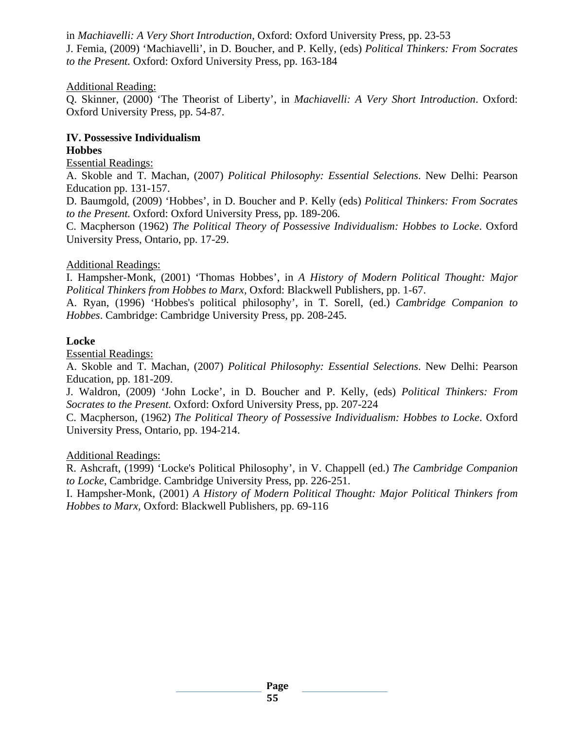in *Machiavelli: A Very Short Introduction*, Oxford: Oxford University Press, pp. 23-53
J. Femia, (2009) 'Machiavelli', in D. Boucher, and P. Kelly, (eds) *Political Thinkers: From Socrates to the Present.* Oxford: Oxford University Press, pp. 163-184

Additional Reading:
Q. Skinner, (2000) 'The Theorist of Liberty', in *Machiavelli: A Very Short Introduction*. Oxford: Oxford University Press, pp. 54-87.

**IV. Possessive Individualism**
**Hobbes**

Essential Readings:
A. Skoble and T. Machan, (2007) *Political Philosophy: Essential Selections*. New Delhi: Pearson Education pp. 131-157.
D. Baumgold, (2009) 'Hobbes', in D. Boucher and P. Kelly (eds) *Political Thinkers: From Socrates to the Present.* Oxford: Oxford University Press, pp. 189-206.
C. Macpherson (1962) *The Political Theory of Possessive Individualism: Hobbes to Locke*. Oxford University Press, Ontario, pp. 17-29.

Additional Readings:
I. Hampsher-Monk, (2001) 'Thomas Hobbes', in *A History of Modern Political Thought: Major Political Thinkers from Hobbes to Marx,* Oxford: Blackwell Publishers, pp. 1-67.
A. Ryan, (1996) 'Hobbes's political philosophy', in T. Sorell, (ed.) *Cambridge Companion to Hobbes*. Cambridge: Cambridge University Press, pp. 208-245.

**Locke**

Essential Readings:
A. Skoble and T. Machan, (2007) *Political Philosophy: Essential Selections*. New Delhi: Pearson Education, pp. 181-209.
J. Waldron, (2009) 'John Locke', in D. Boucher and P. Kelly, (eds) *Political Thinkers: From Socrates to the Present.* Oxford: Oxford University Press, pp. 207-224
C. Macpherson, (1962) *The Political Theory of Possessive Individualism: Hobbes to Locke*. Oxford University Press, Ontario, pp. 194-214.

Additional Readings:
R. Ashcraft, (1999) 'Locke's Political Philosophy', in V. Chappell (ed.) *The Cambridge Companion to Locke*, Cambridge. Cambridge University Press, pp. 226-251.
I. Hampsher-Monk, (2001) *A History of Modern Political Thought: Major Political Thinkers from Hobbes to Marx,* Oxford: Blackwell Publishers, pp. 69-116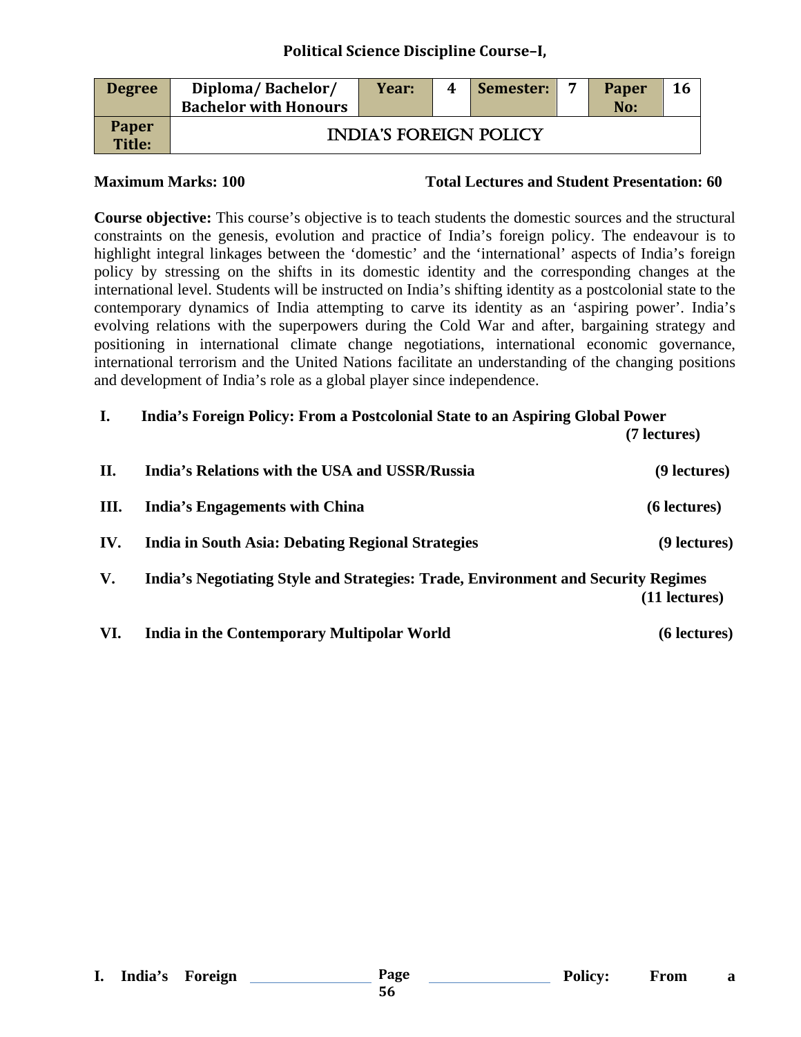## Political Science Discipline Course–I,

| Degree | Diploma/ Bachelor/ Bachelor with Honours | Year: | 4 | Semester: | 7 | Paper No: | 16 |
|---|---|---|---|---|---|---|---|
| Paper Title: | INDIA'S FOREIGN POLICY | | | | | | |

**Maximum Marks: 100** **Total Lectures and Student Presentation: 60**

**Course objective:** This course's objective is to teach students the domestic sources and the structural constraints on the genesis, evolution and practice of India's foreign policy. The endeavour is to highlight integral linkages between the 'domestic' and the 'international' aspects of India's foreign policy by stressing on the shifts in its domestic identity and the corresponding changes at the international level. Students will be instructed on India's shifting identity as a postcolonial state to the contemporary dynamics of India attempting to carve its identity as an 'aspiring power'. India's evolving relations with the superpowers during the Cold War and after, bargaining strategy and positioning in international climate change negotiations, international economic governance, international terrorism and the United Nations facilitate an understanding of the changing positions and development of India's role as a global player since independence.

**I. India's Foreign Policy: From a Postcolonial State to an Aspiring Global Power** **(7 lectures)**

**II. India's Relations with the USA and USSR/Russia** **(9 lectures)**

**III. India's Engagements with China** **(6 lectures)**

**IV. India in South Asia: Debating Regional Strategies** **(9 lectures)**

**V. India's Negotiating Style and Strategies: Trade, Environment and Security Regimes** **(11 lectures)**

**VI. India in the Contemporary Multipolar World** **(6 lectures)**

**I. India's Foreign Policy: From a**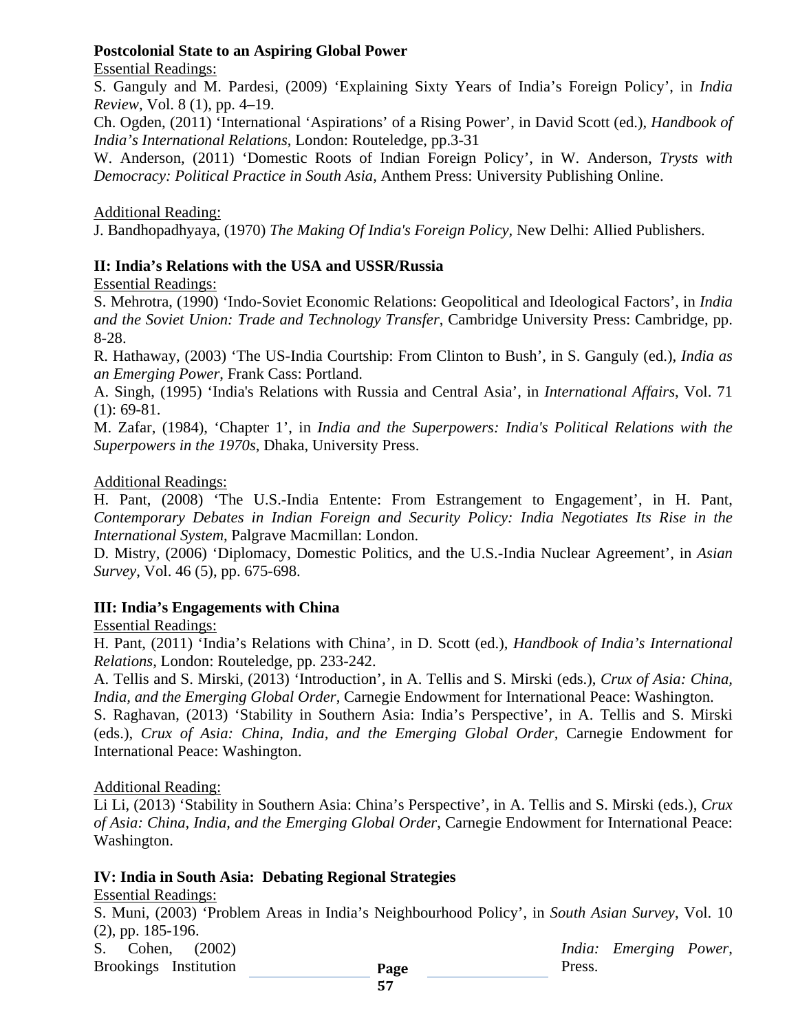**Postcolonial State to an Aspiring Global Power**

Essential Readings:

S. Ganguly and M. Pardesi, (2009) 'Explaining Sixty Years of India's Foreign Policy', in *India Review*, Vol. 8 (1), pp. 4–19.

Ch. Ogden, (2011) 'International 'Aspirations' of a Rising Power', in David Scott (ed.), *Handbook of India's International Relations*, London: Routeledge, pp.3-31

W. Anderson, (2011) 'Domestic Roots of Indian Foreign Policy', in W. Anderson, *Trysts with Democracy: Political Practice in South Asia*, Anthem Press: University Publishing Online.

Additional Reading:

J. Bandhopadhyaya, (1970) *The Making Of India's Foreign Policy*, New Delhi: Allied Publishers.

**II: India's Relations with the USA and USSR/Russia**

Essential Readings:

S. Mehrotra, (1990) 'Indo-Soviet Economic Relations: Geopolitical and Ideological Factors', in *India and the Soviet Union: Trade and Technology Transfer*, Cambridge University Press: Cambridge, pp. 8-28.

R. Hathaway, (2003) 'The US-India Courtship: From Clinton to Bush', in S. Ganguly (ed.), *India as an Emerging Power*, Frank Cass: Portland.

A. Singh, (1995) 'India's Relations with Russia and Central Asia', in *International Affairs*, Vol. 71 (1): 69-81.

M. Zafar, (1984), 'Chapter 1', in *India and the Superpowers: India's Political Relations with the Superpowers in the 1970s*, Dhaka, University Press.

Additional Readings:

H. Pant, (2008) 'The U.S.-India Entente: From Estrangement to Engagement', in H. Pant, *Contemporary Debates in Indian Foreign and Security Policy: India Negotiates Its Rise in the International System*, Palgrave Macmillan: London.

D. Mistry, (2006) 'Diplomacy, Domestic Politics, and the U.S.-India Nuclear Agreement', in *Asian Survey*, Vol. 46 (5), pp. 675-698.

**III: India's Engagements with China**

Essential Readings:

H. Pant, (2011) 'India's Relations with China', in D. Scott (ed.), *Handbook of India's International Relations*, London: Routeledge, pp. 233-242.

A. Tellis and S. Mirski, (2013) 'Introduction', in A. Tellis and S. Mirski (eds.), *Crux of Asia: China, India, and the Emerging Global Order*, Carnegie Endowment for International Peace: Washington.

S. Raghavan, (2013) 'Stability in Southern Asia: India's Perspective', in A. Tellis and S. Mirski (eds.), *Crux of Asia: China, India, and the Emerging Global Order*, Carnegie Endowment for International Peace: Washington.

Additional Reading:

Li Li, (2013) 'Stability in Southern Asia: China's Perspective', in A. Tellis and S. Mirski (eds.), *Crux of Asia: China, India, and the Emerging Global Order*, Carnegie Endowment for International Peace: Washington.

**IV: India in South Asia: Debating Regional Strategies**

Essential Readings:

S. Muni, (2003) 'Problem Areas in India's Neighbourhood Policy', in *South Asian Survey*, Vol. 10 (2), pp. 185-196.

S. Cohen, (2002) *India: Emerging Power*, Brookings Institution Press.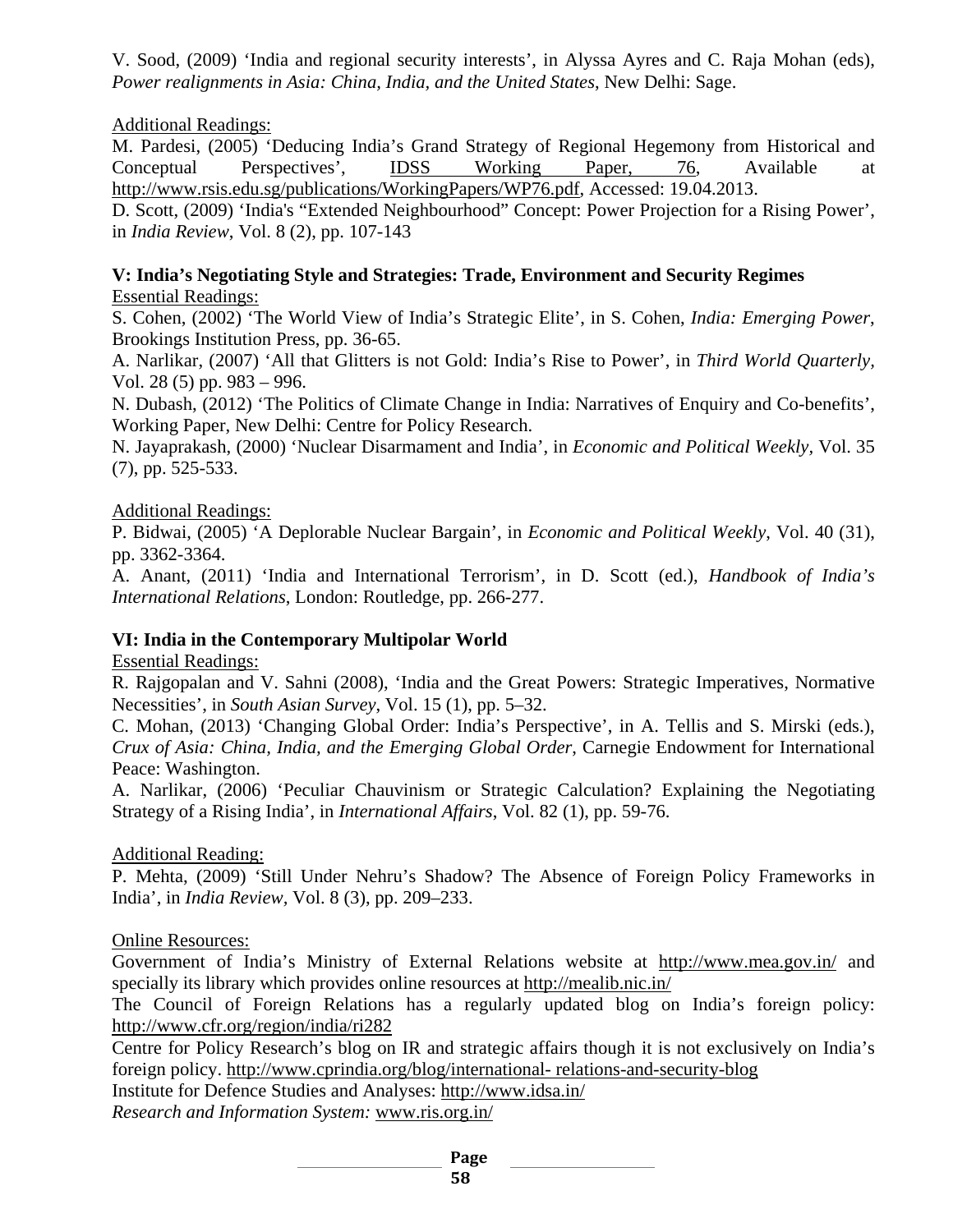V. Sood, (2009) 'India and regional security interests', in Alyssa Ayres and C. Raja Mohan (eds), *Power realignments in Asia: China, India, and the United States*, New Delhi: Sage.

Additional Readings:

M. Pardesi, (2005) 'Deducing India's Grand Strategy of Regional Hegemony from Historical and Conceptual Perspectives', IDSS Working Paper, 76, Available at http://www.rsis.edu.sg/publications/WorkingPapers/WP76.pdf, Accessed: 19.04.2013.

D. Scott, (2009) 'India's "Extended Neighbourhood" Concept: Power Projection for a Rising Power', in *India Review*, Vol. 8 (2), pp. 107-143

**V: India's Negotiating Style and Strategies: Trade, Environment and Security Regimes**

Essential Readings:

S. Cohen, (2002) 'The World View of India's Strategic Elite', in S. Cohen, *India: Emerging Power*, Brookings Institution Press, pp. 36-65.

A. Narlikar, (2007) 'All that Glitters is not Gold: India's Rise to Power', in *Third World Quarterly*, Vol. 28 (5) pp. 983 – 996.

N. Dubash, (2012) 'The Politics of Climate Change in India: Narratives of Enquiry and Co-benefits', Working Paper, New Delhi: Centre for Policy Research.

N. Jayaprakash, (2000) 'Nuclear Disarmament and India', in *Economic and Political Weekly*, Vol. 35 (7), pp. 525-533.

Additional Readings:

P. Bidwai, (2005) 'A Deplorable Nuclear Bargain', in *Economic and Political Weekly*, Vol. 40 (31), pp. 3362-3364.

A. Anant, (2011) 'India and International Terrorism', in D. Scott (ed.), *Handbook of India's International Relations*, London: Routledge, pp. 266-277.

**VI: India in the Contemporary Multipolar World**

Essential Readings:

R. Rajgopalan and V. Sahni (2008), 'India and the Great Powers: Strategic Imperatives, Normative Necessities', in *South Asian Survey*, Vol. 15 (1), pp. 5–32.

C. Mohan, (2013) 'Changing Global Order: India's Perspective', in A. Tellis and S. Mirski (eds.), *Crux of Asia: China, India, and the Emerging Global Order*, Carnegie Endowment for International Peace: Washington.

A. Narlikar, (2006) 'Peculiar Chauvinism or Strategic Calculation? Explaining the Negotiating Strategy of a Rising India', in *International Affairs*, Vol. 82 (1), pp. 59-76.

Additional Reading:

P. Mehta, (2009) 'Still Under Nehru's Shadow? The Absence of Foreign Policy Frameworks in India', in *India Review*, Vol. 8 (3), pp. 209–233.

Online Resources:

Government of India's Ministry of External Relations website at http://www.mea.gov.in/ and specially its library which provides online resources at http://mealib.nic.in/

The Council of Foreign Relations has a regularly updated blog on India's foreign policy: http://www.cfr.org/region/india/ri282

Centre for Policy Research's blog on IR and strategic affairs though it is not exclusively on India's foreign policy. http://www.cprindia.org/blog/international- relations-and-security-blog

Institute for Defence Studies and Analyses: http://www.idsa.in/

*Research and Information System:* www.ris.org.in/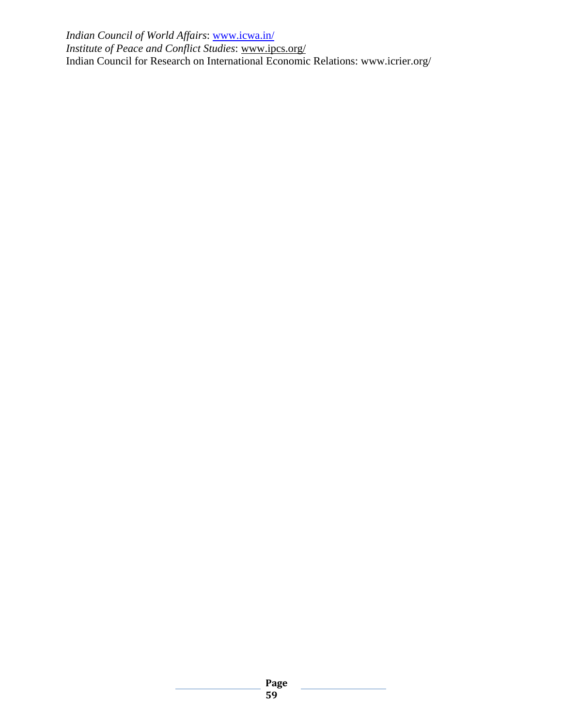*Indian Council of World Affairs*: www.icwa.in/
*Institute of Peace and Conflict Studies*: www.ipcs.org/
Indian Council for Research on International Economic Relations: www.icrier.org/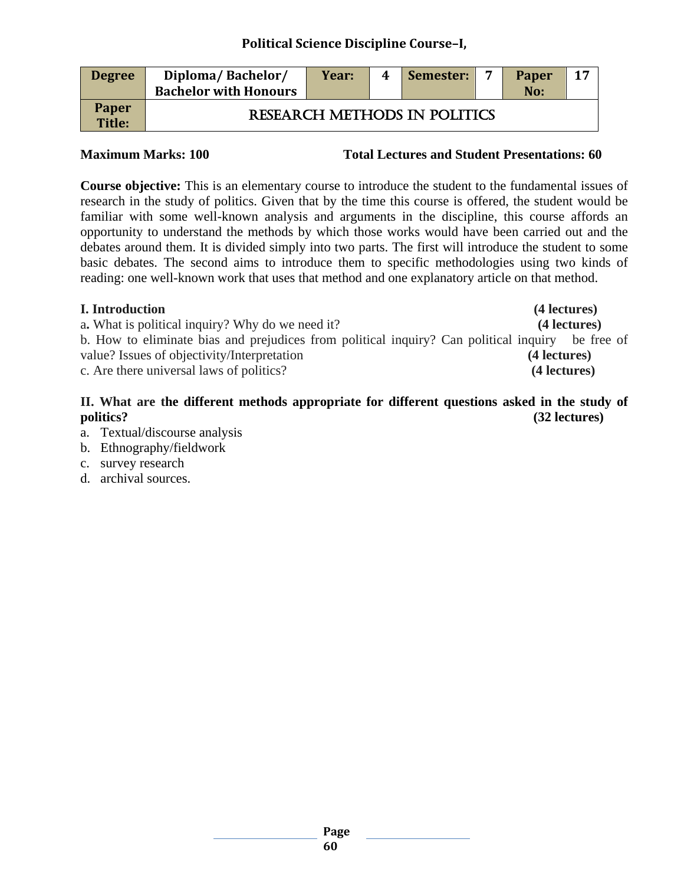## Political Science Discipline Course–I,

| Degree | Diploma/ Bachelor/ Bachelor with Honours | Year: | 4 | Semester: | 7 | Paper No: | 17 |
|---|---|---|---|---|---|---|---|
| Paper Title: | RESEARCH METHODS IN POLITICS | | | | | | |

**Maximum Marks: 100** **Total Lectures and Student Presentations: 60**

**Course objective:** This is an elementary course to introduce the student to the fundamental issues of research in the study of politics. Given that by the time this course is offered, the student would be familiar with some well-known analysis and arguments in the discipline, this course affords an opportunity to understand the methods by which those works would have been carried out and the debates around them. It is divided simply into two parts. The first will introduce the student to some basic debates. The second aims to introduce them to specific methodologies using two kinds of reading: one well-known work that uses that method and one explanatory article on that method.

**I. Introduction** **(4 lectures)**

a**.** What is political inquiry? Why do we need it? **(4 lectures)**

b. How to eliminate bias and prejudices from political inquiry? Can political inquiry be free of value? Issues of objectivity/Interpretation **(4 lectures)**

c. Are there universal laws of politics? **(4 lectures)**

**II. What are the different methods appropriate for different questions asked in the study of politics?** **(32 lectures)**

a. Textual/discourse analysis
b. Ethnography/fieldwork
c. survey research
d. archival sources.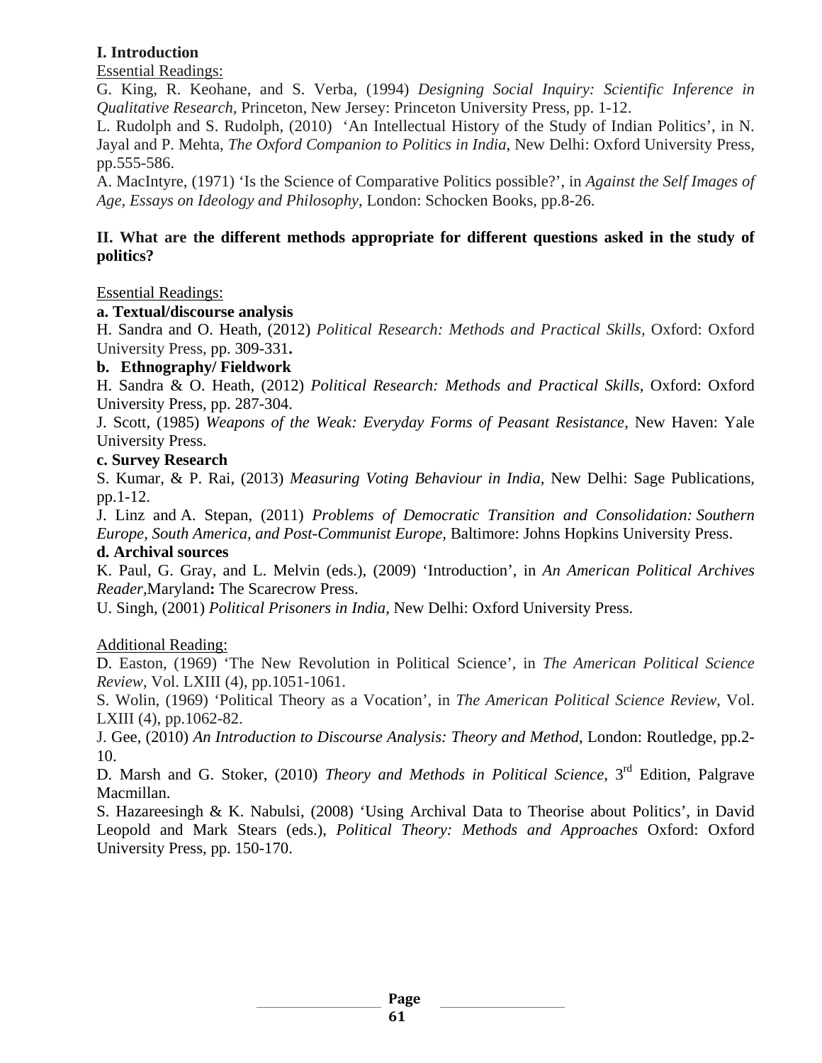**I. Introduction**

Essential Readings:

G. King, R. Keohane, and S. Verba, (1994) *Designing Social Inquiry: Scientific Inference in Qualitative Research,* Princeton, New Jersey: Princeton University Press, pp. 1-12.

L. Rudolph and S. Rudolph, (2010) 'An Intellectual History of the Study of Indian Politics', in N. Jayal and P. Mehta, *The Oxford Companion to Politics in India*, New Delhi: Oxford University Press, pp.555-586.

A. MacIntyre, (1971) 'Is the Science of Comparative Politics possible?', in *Against the Self Images of Age, Essays on Ideology and Philosophy*, London: Schocken Books, pp.8-26.

**II. What are the different methods appropriate for different questions asked in the study of politics?**

Essential Readings:

**a. Textual/discourse analysis**

H. Sandra and O. Heath, (2012) *Political Research: Methods and Practical Skills,* Oxford: Oxford University Press, pp. 309-331**.**

**b. Ethnography/ Fieldwork**

H. Sandra & O. Heath, (2012) *Political Research: Methods and Practical Skills*, Oxford: Oxford University Press, pp. 287-304.

J. Scott, (1985) *Weapons of the Weak: Everyday Forms of Peasant Resistance,* New Haven: Yale University Press.

**c. Survey Research**

S. Kumar, & P. Rai, (2013) *Measuring Voting Behaviour in India,* New Delhi: Sage Publications, pp.1-12.

J. Linz and A. Stepan, (2011) *Problems of Democratic Transition and Consolidation: Southern Europe, South America, and Post-Communist Europe,* Baltimore: Johns Hopkins University Press.

**d. Archival sources**

K. Paul, G. Gray, and L. Melvin (eds.), (2009) 'Introduction', in *An American Political Archives Reader,*Maryland**:** The Scarecrow Press.

U. Singh, (2001) *Political Prisoners in India,* New Delhi: Oxford University Press.

Additional Reading:

D. Easton, (1969) 'The New Revolution in Political Science', in *The American Political Science Review*, Vol. LXIII (4), pp.1051-1061.

S. Wolin, (1969) 'Political Theory as a Vocation', in *The American Political Science Review*, Vol. LXIII (4), pp.1062-82.

J. Gee, (2010) *An Introduction to Discourse Analysis: Theory and Method*, London: Routledge, pp.2-10.

D. Marsh and G. Stoker, (2010) *Theory and Methods in Political Science*, 3rd Edition, Palgrave Macmillan.

S. Hazareesingh & K. Nabulsi, (2008) 'Using Archival Data to Theorise about Politics', in David Leopold and Mark Stears (eds.), *Political Theory: Methods and Approaches* Oxford: Oxford University Press, pp. 150-170.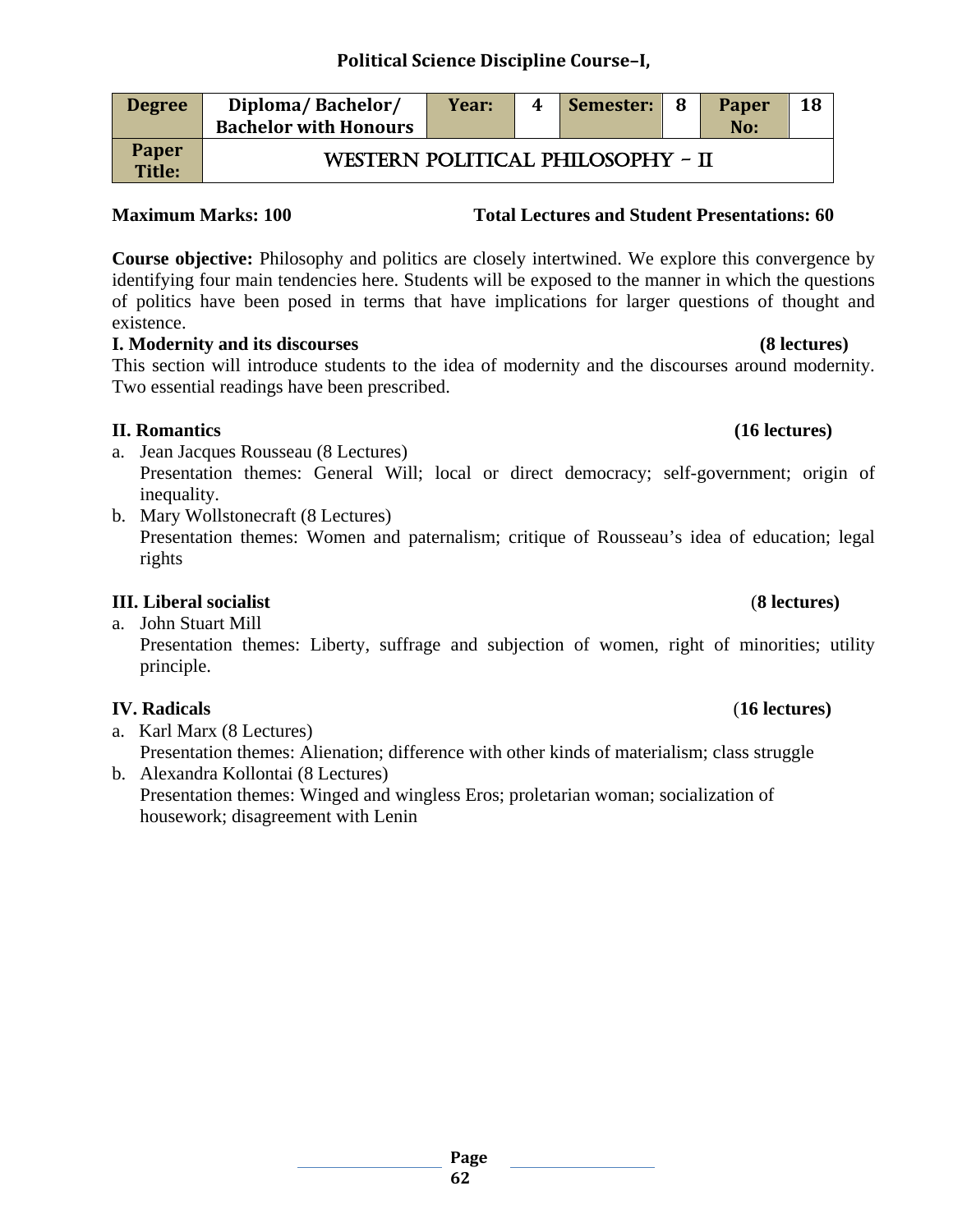## Political Science Discipline Course–I,

| Degree | Diploma/ Bachelor/ Bachelor with Honours | Year: | 4 | Semester: | 8 | Paper No: | 18 |
|---|---|---|---|---|---|---|---|
| Paper Title: | WESTERN POLITICAL PHILOSOPHY – II | | | | | | |

**Maximum Marks: 100** **Total Lectures and Student Presentations: 60**

**Course objective:** Philosophy and politics are closely intertwined. We explore this convergence by identifying four main tendencies here. Students will be exposed to the manner in which the questions of politics have been posed in terms that have implications for larger questions of thought and existence.

**I. Modernity and its discourses** **(8 lectures)**

This section will introduce students to the idea of modernity and the discourses around modernity. Two essential readings have been prescribed.

**II. Romantics** **(16 lectures)**

a. Jean Jacques Rousseau (8 Lectures)
   Presentation themes: General Will; local or direct democracy; self-government; origin of inequality.
b. Mary Wollstonecraft (8 Lectures)
   Presentation themes: Women and paternalism; critique of Rousseau's idea of education; legal rights

**III. Liberal socialist** (**8 lectures)**

a. John Stuart Mill
   Presentation themes: Liberty, suffrage and subjection of women, right of minorities; utility principle.

**IV. Radicals** (**16 lectures)**

a. Karl Marx (8 Lectures)
   Presentation themes: Alienation; difference with other kinds of materialism; class struggle
b. Alexandra Kollontai (8 Lectures)
   Presentation themes: Winged and wingless Eros; proletarian woman; socialization of housework; disagreement with Lenin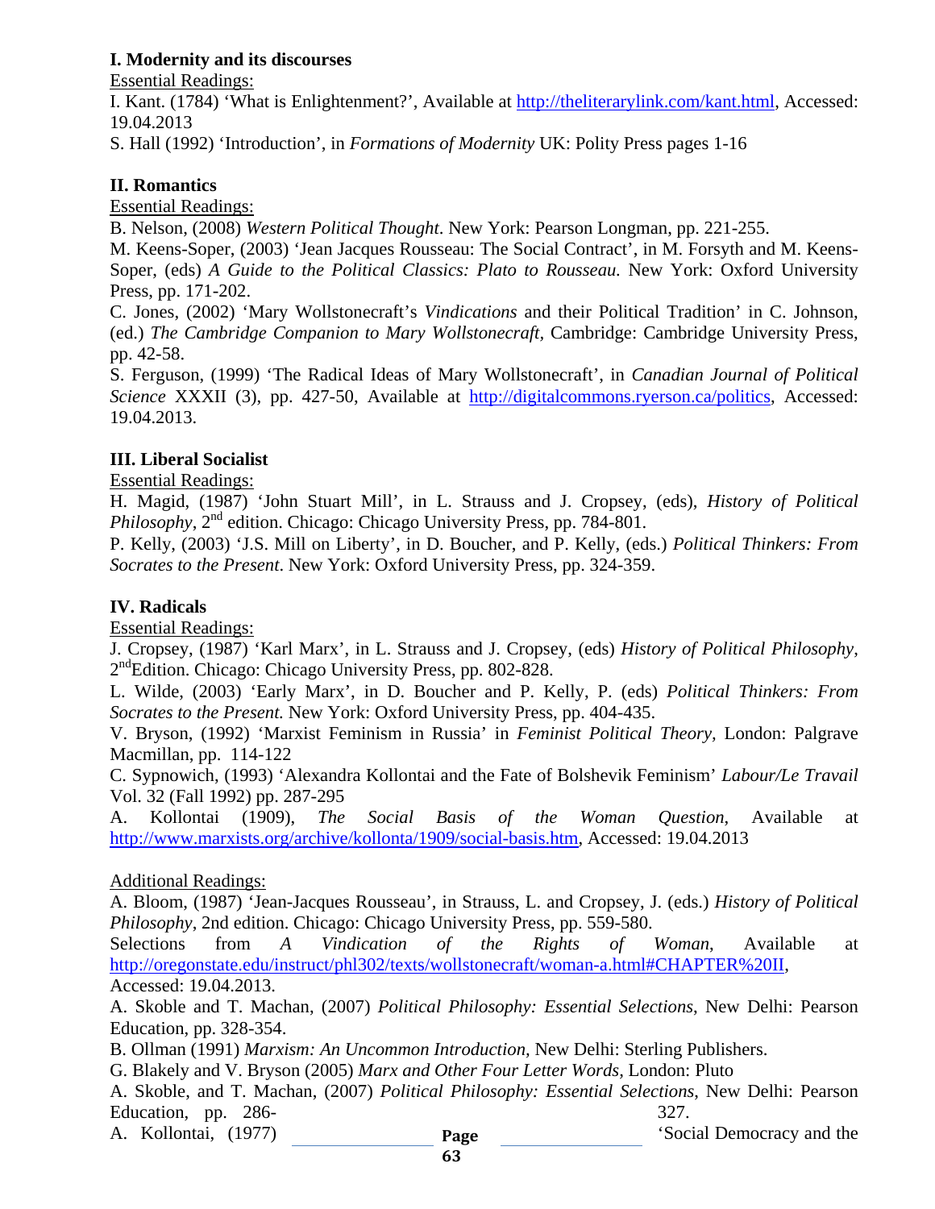**I. Modernity and its discourses**

Essential Readings:

I. Kant. (1784) 'What is Enlightenment?', Available at http://theliterarylink.com/kant.html, Accessed: 19.04.2013

S. Hall (1992) 'Introduction', in *Formations of Modernity* UK: Polity Press pages 1-16

**II. Romantics**

Essential Readings:

B. Nelson, (2008) *Western Political Thought*. New York: Pearson Longman, pp. 221-255.

M. Keens-Soper, (2003) 'Jean Jacques Rousseau: The Social Contract', in M. Forsyth and M. Keens-Soper, (eds) *A Guide to the Political Classics: Plato to Rousseau.* New York: Oxford University Press, pp. 171-202.

C. Jones, (2002) 'Mary Wollstonecraft's *Vindications* and their Political Tradition' in C. Johnson, (ed.) *The Cambridge Companion to Mary Wollstonecraft*, Cambridge: Cambridge University Press, pp. 42-58.

S. Ferguson, (1999) 'The Radical Ideas of Mary Wollstonecraft', in *Canadian Journal of Political Science* XXXII (3), pp. 427-50, Available at http://digitalcommons.ryerson.ca/politics, Accessed: 19.04.2013.

**III. Liberal Socialist**

Essential Readings:

H. Magid, (1987) 'John Stuart Mill', in L. Strauss and J. Cropsey, (eds), *History of Political Philosophy*, 2nd edition. Chicago: Chicago University Press, pp. 784-801.

P. Kelly, (2003) 'J.S. Mill on Liberty', in D. Boucher, and P. Kelly, (eds.) *Political Thinkers: From Socrates to the Present*. New York: Oxford University Press, pp. 324-359.

**IV. Radicals**

Essential Readings:

J. Cropsey, (1987) 'Karl Marx', in L. Strauss and J. Cropsey, (eds) *History of Political Philosophy*, 2ndEdition. Chicago: Chicago University Press, pp. 802-828.

L. Wilde, (2003) 'Early Marx', in D. Boucher and P. Kelly, P. (eds) *Political Thinkers: From Socrates to the Present.* New York: Oxford University Press, pp. 404-435.

V. Bryson, (1992) 'Marxist Feminism in Russia' in *Feminist Political Theory,* London: Palgrave Macmillan, pp. 114-122

C. Sypnowich, (1993) 'Alexandra Kollontai and the Fate of Bolshevik Feminism' *Labour/Le Travail* Vol. 32 (Fall 1992) pp. 287-295

A. Kollontai (1909), *The Social Basis of the Woman Question*, Available at http://www.marxists.org/archive/kollonta/1909/social-basis.htm, Accessed: 19.04.2013

Additional Readings:

A. Bloom, (1987) 'Jean-Jacques Rousseau', in Strauss, L. and Cropsey, J. (eds.) *History of Political Philosophy*, 2nd edition. Chicago: Chicago University Press, pp. 559-580.

Selections from *A Vindication of the Rights of Woman*, Available at http://oregonstate.edu/instruct/phl302/texts/wollstonecraft/woman-a.html#CHAPTER%20II, Accessed: 19.04.2013.

A. Skoble and T. Machan, (2007) *Political Philosophy: Essential Selections*, New Delhi: Pearson Education, pp. 328-354.

B. Ollman (1991) *Marxism: An Uncommon Introduction*, New Delhi: Sterling Publishers.

G. Blakely and V. Bryson (2005) *Marx and Other Four Letter Words*, London: Pluto

A. Skoble, and T. Machan, (2007) *Political Philosophy: Essential Selections*, New Delhi: Pearson Education, pp. 286-327.

A. Kollontai, (1977) 'Social Democracy and the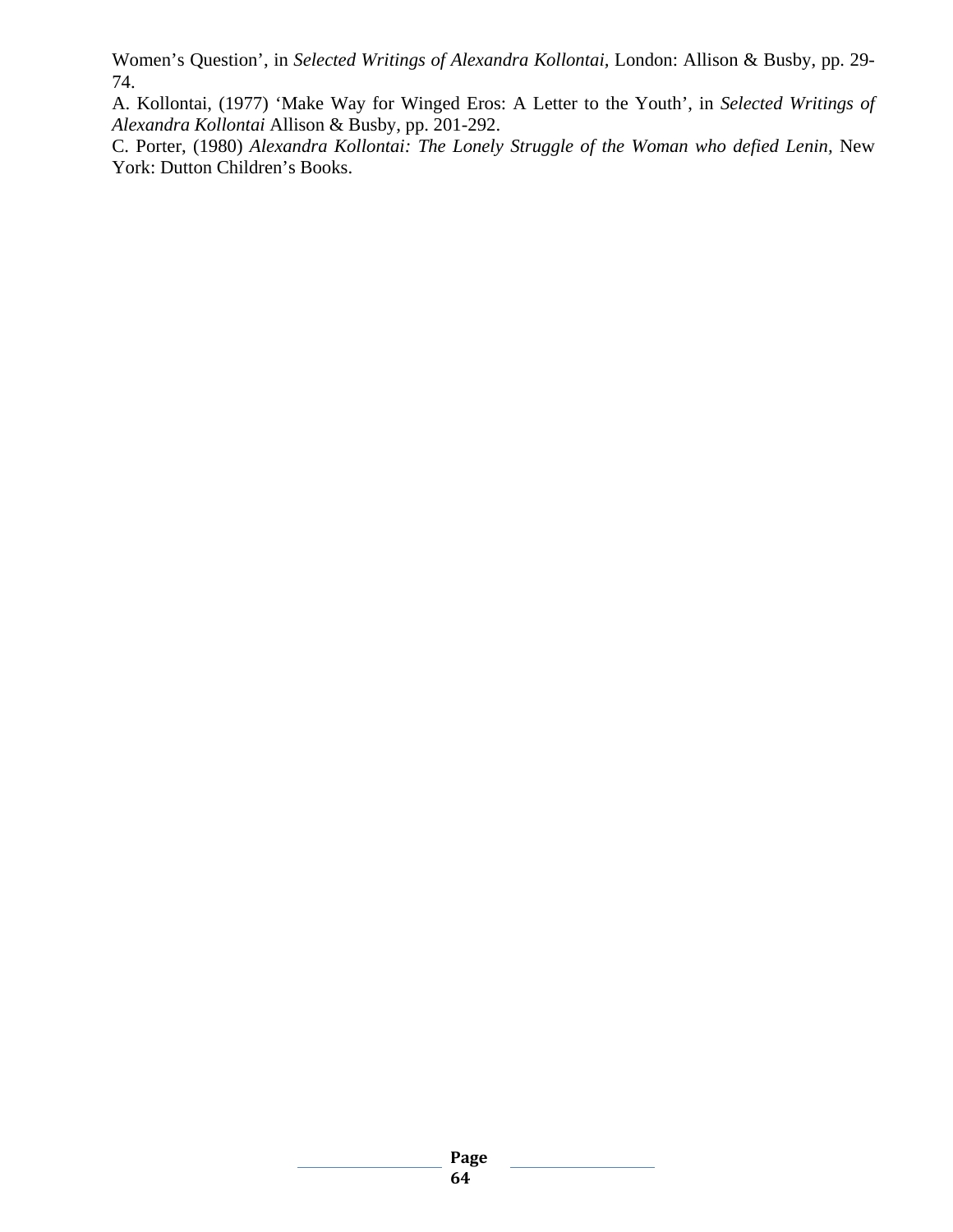Women's Question', in *Selected Writings of Alexandra Kollontai*, London: Allison & Busby, pp. 29-74.

A. Kollontai, (1977) 'Make Way for Winged Eros: A Letter to the Youth', in *Selected Writings of Alexandra Kollontai* Allison & Busby, pp. 201-292.

C. Porter, (1980) *Alexandra Kollontai: The Lonely Struggle of the Woman who defied Lenin*, New York: Dutton Children's Books.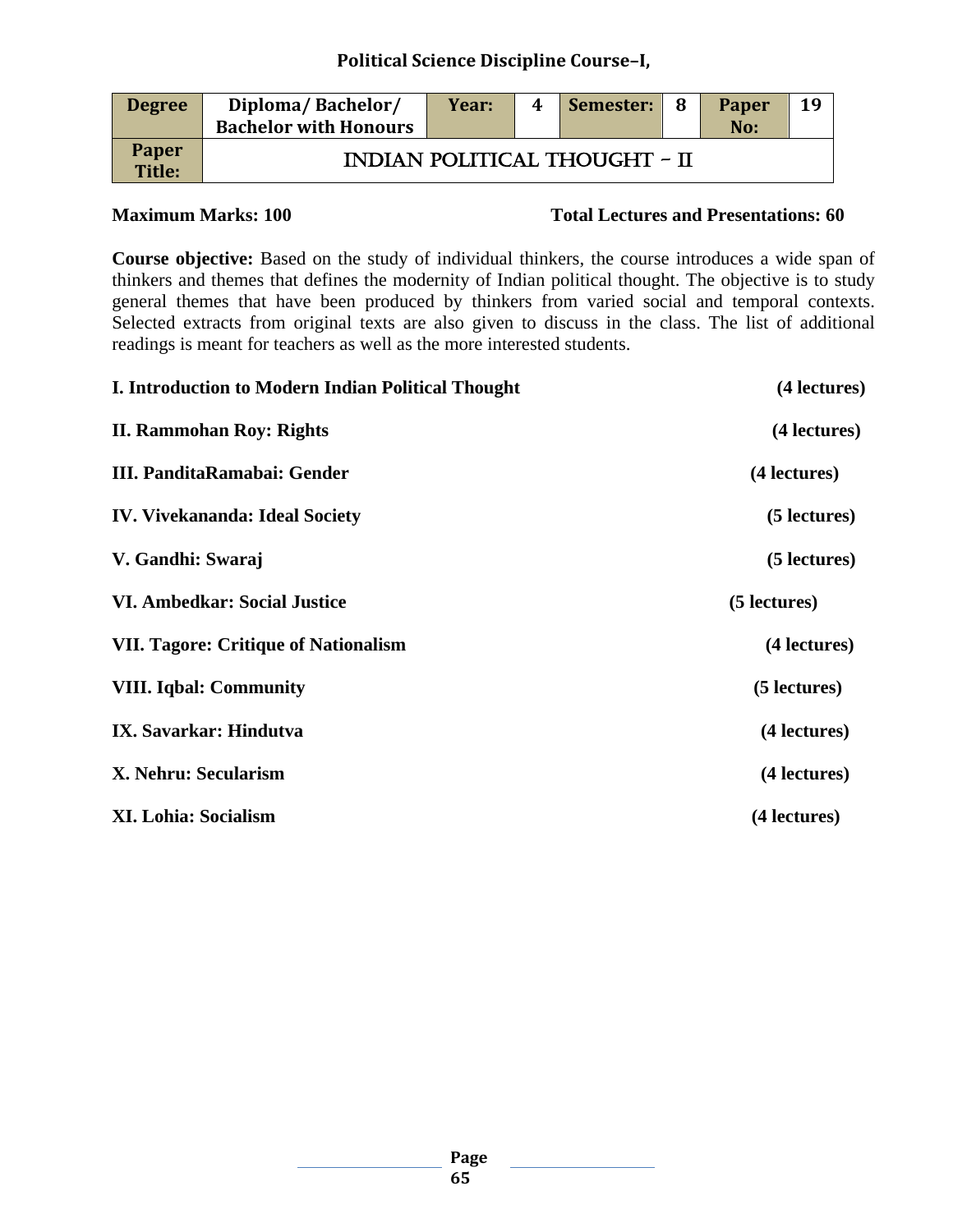**Political Science Discipline Course–I,**

| Degree | Diploma/ Bachelor/ Bachelor with Honours | Year: | 4 | Semester: | 8 | Paper No: | 19 |
|---|---|---|---|---|---|---|---|
| Paper Title: | INDIAN POLITICAL THOUGHT – II | | | | | | |

**Maximum Marks: 100** **Total Lectures and Presentations: 60**

**Course objective:** Based on the study of individual thinkers, the course introduces a wide span of thinkers and themes that defines the modernity of Indian political thought. The objective is to study general themes that have been produced by thinkers from varied social and temporal contexts. Selected extracts from original texts are also given to discuss in the class. The list of additional readings is meant for teachers as well as the more interested students.

**I. Introduction to Modern Indian Political Thought** **(4 lectures)**

**II. Rammohan Roy: Rights** **(4 lectures)**

**III. PanditaRamabai: Gender** **(4 lectures)**

**IV. Vivekananda: Ideal Society** **(5 lectures)**

**V. Gandhi: Swaraj** **(5 lectures)**

**VI. Ambedkar: Social Justice** **(5 lectures)**

**VII. Tagore: Critique of Nationalism** **(4 lectures)**

**VIII. Iqbal: Community** **(5 lectures)**

**IX. Savarkar: Hindutva** **(4 lectures)**

**X. Nehru: Secularism** **(4 lectures)**

**XI. Lohia: Socialism** **(4 lectures)**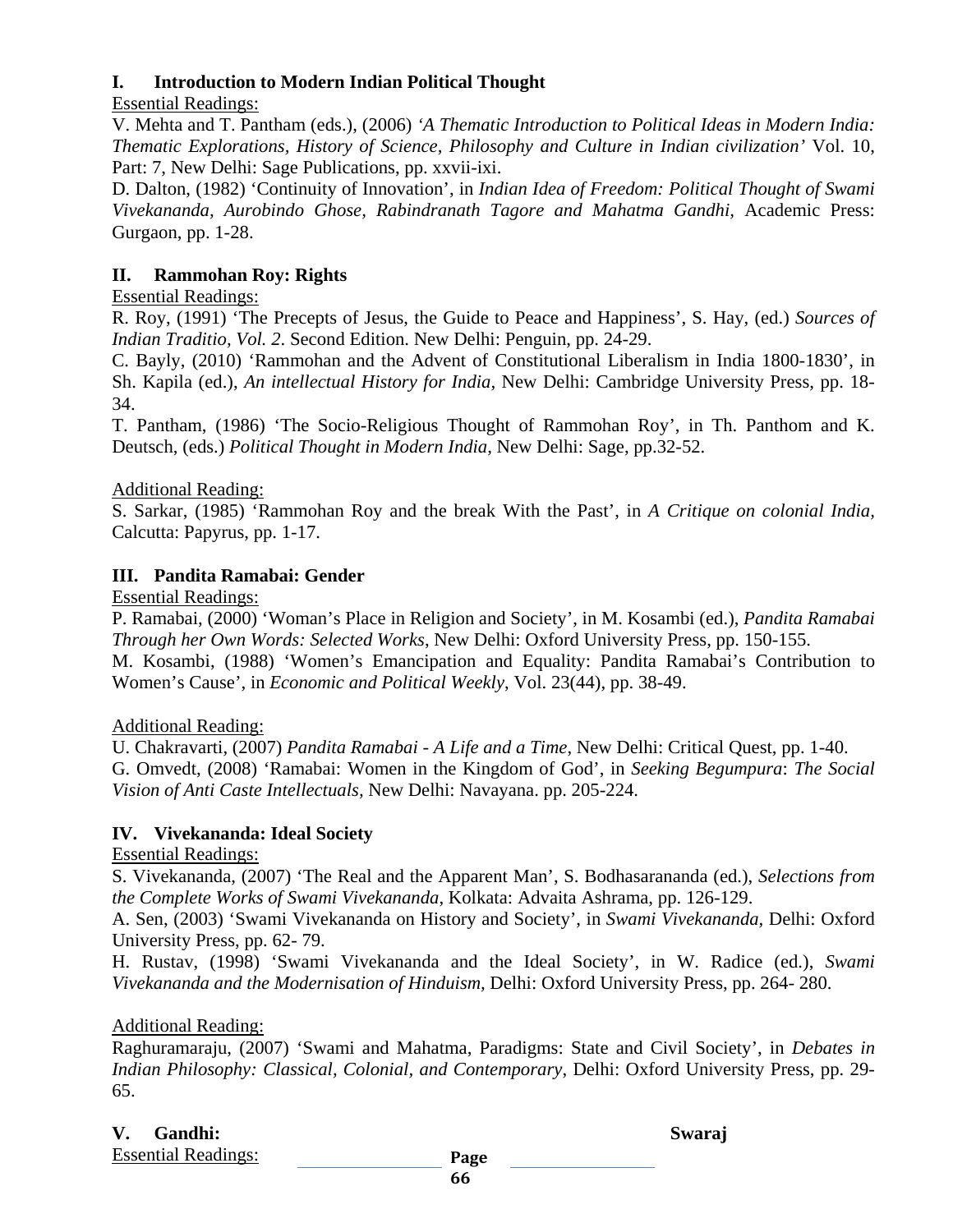## I. Introduction to Modern Indian Political Thought

Essential Readings:

V. Mehta and T. Pantham (eds.), (2006) *'A Thematic Introduction to Political Ideas in Modern India: Thematic Explorations, History of Science, Philosophy and Culture in Indian civilization'* Vol. 10, Part: 7, New Delhi: Sage Publications, pp. xxvii-ixi.

D. Dalton, (1982) 'Continuity of Innovation', in *Indian Idea of Freedom: Political Thought of Swami Vivekananda, Aurobindo Ghose, Rabindranath Tagore and Mahatma Gandhi,* Academic Press: Gurgaon, pp. 1-28.

## II. Rammohan Roy: Rights

Essential Readings:

R. Roy, (1991) 'The Precepts of Jesus, the Guide to Peace and Happiness', S. Hay, (ed.) *Sources of Indian Traditio, Vol. 2*. Second Edition. New Delhi: Penguin, pp. 24-29.

C. Bayly, (2010) 'Rammohan and the Advent of Constitutional Liberalism in India 1800-1830', in Sh. Kapila (ed.), *An intellectual History for India,* New Delhi: Cambridge University Press, pp. 18-34.

T. Pantham, (1986) 'The Socio-Religious Thought of Rammohan Roy', in Th. Panthom and K. Deutsch, (eds.) *Political Thought in Modern India,* New Delhi: Sage, pp.32-52.

Additional Reading:

S. Sarkar, (1985) 'Rammohan Roy and the break With the Past', in *A Critique on colonial India,* Calcutta: Papyrus, pp. 1-17.

## III. Pandita Ramabai: Gender

Essential Readings:

P. Ramabai, (2000) 'Woman's Place in Religion and Society', in M. Kosambi (ed.), *Pandita Ramabai Through her Own Words: Selected Works*, New Delhi: Oxford University Press, pp. 150-155.

M. Kosambi, (1988) 'Women's Emancipation and Equality: Pandita Ramabai's Contribution to Women's Cause', in *Economic and Political Weekly*, Vol. 23(44), pp. 38-49.

Additional Reading:

U. Chakravarti, (2007) *Pandita Ramabai - A Life and a Time*, New Delhi: Critical Quest, pp. 1-40.

G. Omvedt, (2008) 'Ramabai: Women in the Kingdom of God', in *Seeking Begumpura*: *The Social Vision of Anti Caste Intellectuals,* New Delhi: Navayana. pp. 205-224.

## IV. Vivekananda: Ideal Society

Essential Readings:

S. Vivekananda, (2007) 'The Real and the Apparent Man', S. Bodhasarananda (ed.), *Selections from the Complete Works of Swami Vivekananda*, Kolkata: Advaita Ashrama, pp. 126-129.

A. Sen, (2003) 'Swami Vivekananda on History and Society', in *Swami Vivekananda,* Delhi: Oxford University Press, pp. 62- 79.

H. Rustav, (1998) 'Swami Vivekananda and the Ideal Society', in W. Radice (ed.), *Swami Vivekananda and the Modernisation of Hinduism,* Delhi: Oxford University Press, pp. 264- 280.

Additional Reading:

Raghuramaraju, (2007) 'Swami and Mahatma, Paradigms: State and Civil Society', in *Debates in Indian Philosophy: Classical, Colonial, and Contemporary*, Delhi: Oxford University Press, pp. 29-65.

## V. Gandhi: Swaraj

Essential Readings: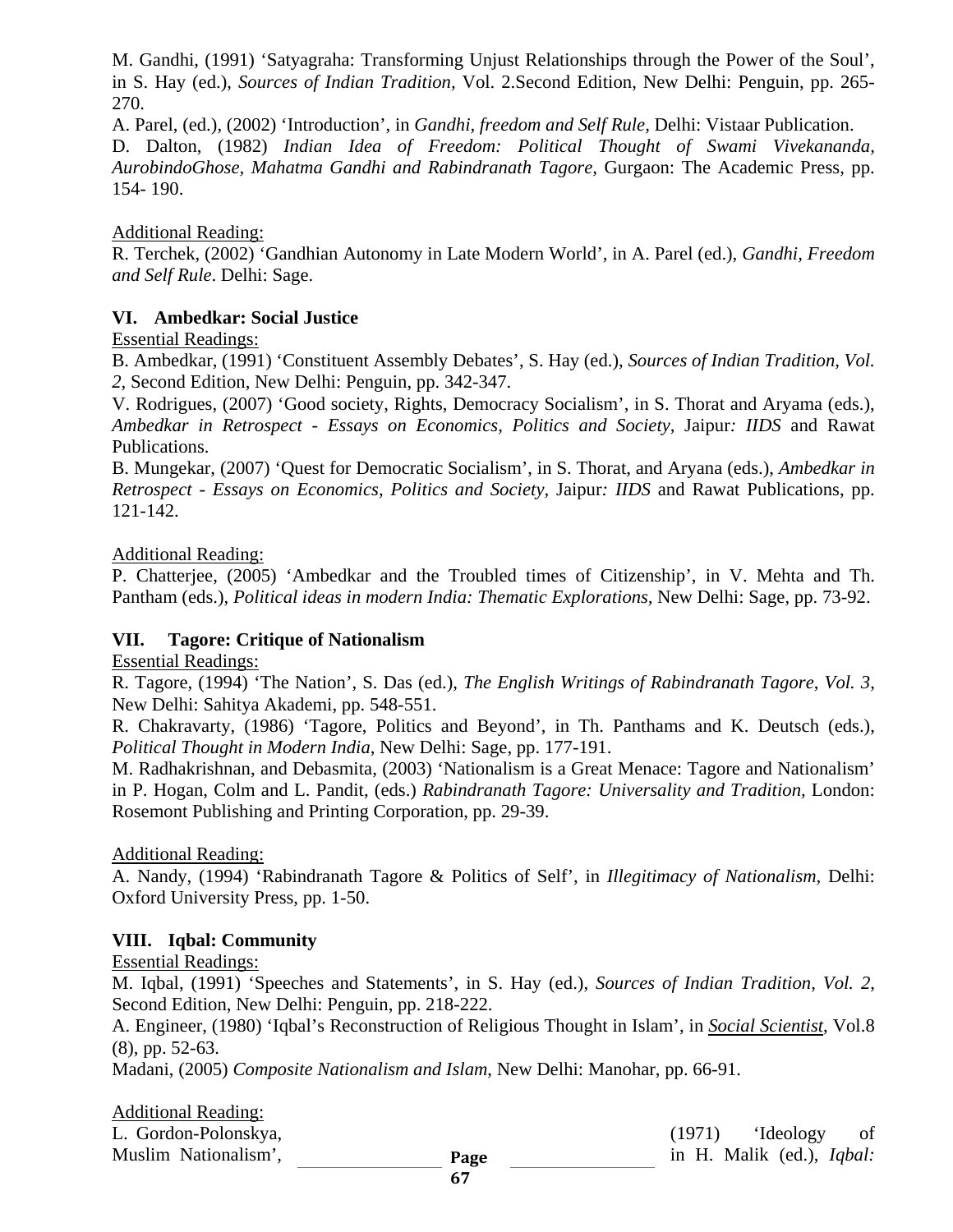M. Gandhi, (1991) 'Satyagraha: Transforming Unjust Relationships through the Power of the Soul', in S. Hay (ed.), *Sources of Indian Tradition*, Vol. 2.Second Edition, New Delhi: Penguin, pp. 265-270.

A. Parel, (ed.), (2002) 'Introduction', in *Gandhi, freedom and Self Rule,* Delhi: Vistaar Publication.

D. Dalton, (1982) *Indian Idea of Freedom: Political Thought of Swami Vivekananda, AurobindoGhose, Mahatma Gandhi and Rabindranath Tagore,* Gurgaon: The Academic Press, pp. 154- 190.

Additional Reading:

R. Terchek, (2002) 'Gandhian Autonomy in Late Modern World', in A. Parel (ed.), *Gandhi, Freedom and Self Rule*. Delhi: Sage.

**VI. Ambedkar: Social Justice**

Essential Readings:

B. Ambedkar, (1991) 'Constituent Assembly Debates', S. Hay (ed.), *Sources of Indian Tradition, Vol. 2,* Second Edition, New Delhi: Penguin, pp. 342-347.

V. Rodrigues, (2007) 'Good society, Rights, Democracy Socialism', in S. Thorat and Aryama (eds.), *Ambedkar in Retrospect - Essays on Economics, Politics and Society,* Jaipur*: IIDS* and Rawat Publications.

B. Mungekar, (2007) 'Quest for Democratic Socialism', in S. Thorat, and Aryana (eds.), *Ambedkar in Retrospect - Essays on Economics, Politics and Society,* Jaipur*: IIDS* and Rawat Publications, pp. 121-142.

Additional Reading:

P. Chatterjee, (2005) 'Ambedkar and the Troubled times of Citizenship', in V. Mehta and Th. Pantham (eds.), *Political ideas in modern India: Thematic Explorations,* New Delhi: Sage, pp. 73-92.

**VII. Tagore: Critique of Nationalism**

Essential Readings:

R. Tagore, (1994) 'The Nation', S. Das (ed.), *The English Writings of Rabindranath Tagore, Vol. 3,* New Delhi: Sahitya Akademi, pp. 548-551.

R. Chakravarty, (1986) 'Tagore, Politics and Beyond', in Th. Panthams and K. Deutsch (eds.), *Political Thought in Modern India*, New Delhi: Sage, pp. 177-191.

M. Radhakrishnan, and Debasmita, (2003) 'Nationalism is a Great Menace: Tagore and Nationalism' in P. Hogan, Colm and L. Pandit, (eds.) *Rabindranath Tagore: Universality and Tradition,* London: Rosemont Publishing and Printing Corporation, pp. 29-39.

Additional Reading:

A. Nandy, (1994) 'Rabindranath Tagore & Politics of Self', in *Illegitimacy of Nationalism*, Delhi: Oxford University Press, pp. 1-50.

**VIII. Iqbal: Community**

Essential Readings:

M. Iqbal, (1991) 'Speeches and Statements', in S. Hay (ed.), *Sources of Indian Tradition, Vol. 2,* Second Edition, New Delhi: Penguin, pp. 218-222.

A. Engineer, (1980) 'Iqbal's Reconstruction of Religious Thought in Islam', in *Social Scientist*, Vol.8 (8), pp. 52-63.

Madani, (2005) *Composite Nationalism and Islam*, New Delhi: Manohar, pp. 66-91.

Additional Reading:

L. Gordon-Polonskya, (1971) 'Ideology of Muslim Nationalism', in H. Malik (ed.), *Iqbal:*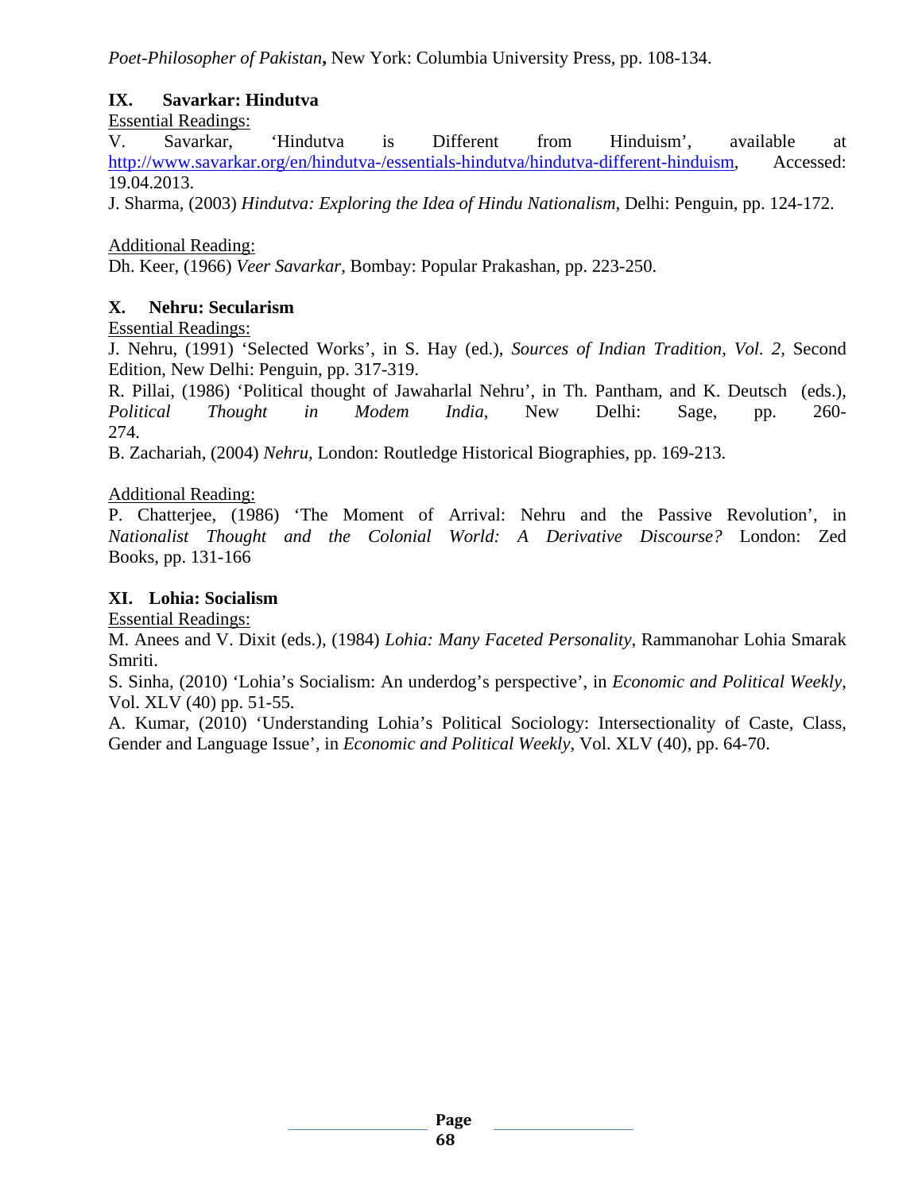*Poet-Philosopher of Pakistan***,** New York: Columbia University Press, pp. 108-134.

### IX. Savarkar: Hindutva

Essential Readings:

V. Savarkar, 'Hindutva is Different from Hinduism', available at http://www.savarkar.org/en/hindutva-/essentials-hindutva/hindutva-different-hinduism, Accessed: 19.04.2013.

J. Sharma, (2003) *Hindutva: Exploring the Idea of Hindu Nationalism,* Delhi: Penguin, pp. 124-172.

Additional Reading:

Dh. Keer, (1966) *Veer Savarkar,* Bombay: Popular Prakashan, pp. 223-250.

### X. Nehru: Secularism

Essential Readings:

J. Nehru, (1991) 'Selected Works', in S. Hay (ed.), *Sources of Indian Tradition, Vol. 2,* Second Edition, New Delhi: Penguin, pp. 317-319.

R. Pillai, (1986) 'Political thought of Jawaharlal Nehru', in Th. Pantham, and K. Deutsch (eds.), *Political Thought in Modem India*, New Delhi: Sage, pp. 260-274.

B. Zachariah, (2004) *Nehru,* London: Routledge Historical Biographies, pp. 169-213.

Additional Reading:

P. Chatterjee, (1986) 'The Moment of Arrival: Nehru and the Passive Revolution', in *Nationalist Thought and the Colonial World: A Derivative Discourse?* London: Zed Books, pp. 131-166

### XI. Lohia: Socialism

Essential Readings:

M. Anees and V. Dixit (eds.), (1984) *Lohia: Many Faceted Personality,* Rammanohar Lohia Smarak Smriti.

S. Sinha, (2010) 'Lohia's Socialism: An underdog's perspective', in *Economic and Political Weekly*, Vol. XLV (40) pp. 51-55.

A. Kumar, (2010) 'Understanding Lohia's Political Sociology: Intersectionality of Caste, Class, Gender and Language Issue', in *Economic and Political Weekly*, Vol. XLV (40), pp. 64-70.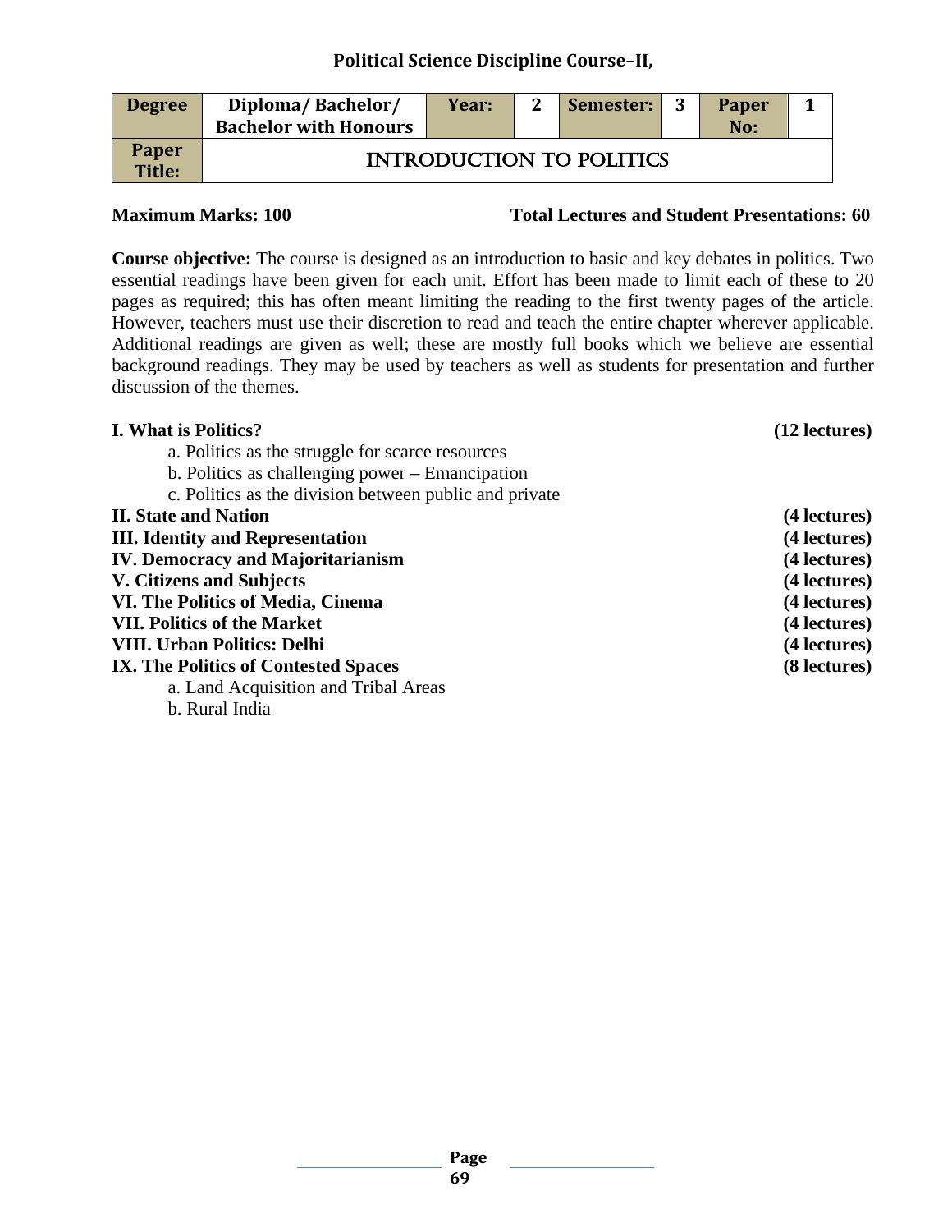## Political Science Discipline Course–II,

| Degree | Diploma/ Bachelor/ Bachelor with Honours | Year: | 2 | Semester: | 3 | Paper No: | 1 |
|---|---|---|---|---|---|---|---|
| Paper Title: | INTRODUCTION TO POLITICS | | | | | | |

**Maximum Marks: 100** **Total Lectures and Student Presentations: 60**

**Course objective:** The course is designed as an introduction to basic and key debates in politics. Two essential readings have been given for each unit. Effort has been made to limit each of these to 20 pages as required; this has often meant limiting the reading to the first twenty pages of the article. However, teachers must use their discretion to read and teach the entire chapter wherever applicable. Additional readings are given as well; these are mostly full books which we believe are essential background readings. They may be used by teachers as well as students for presentation and further discussion of the themes.

**I. What is Politics?** **(12 lectures)**

a. Politics as the struggle for scarce resources

b. Politics as challenging power – Emancipation

c. Politics as the division between public and private

**II. State and Nation** **(4 lectures)**

**III. Identity and Representation** **(4 lectures)**

**IV. Democracy and Majoritarianism** **(4 lectures)**

**V. Citizens and Subjects** **(4 lectures)**

**VI. The Politics of Media, Cinema** **(4 lectures)**

**VII. Politics of the Market** **(4 lectures)**

**VIII. Urban Politics: Delhi** **(4 lectures)**

**IX. The Politics of Contested Spaces** **(8 lectures)**

a. Land Acquisition and Tribal Areas

b. Rural India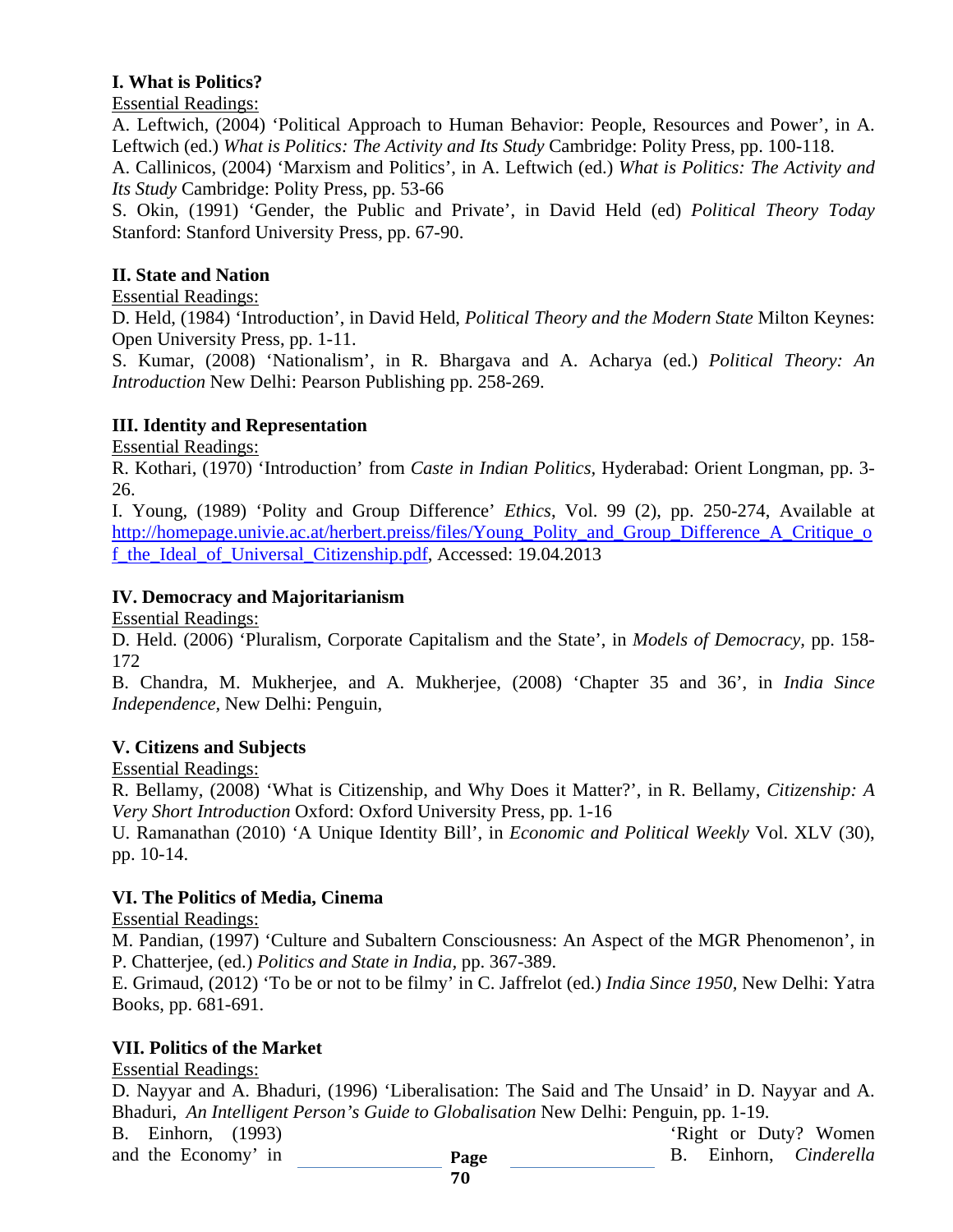**I. What is Politics?**

Essential Readings:

A. Leftwich, (2004) 'Political Approach to Human Behavior: People, Resources and Power', in A. Leftwich (ed.) *What is Politics: The Activity and Its Study* Cambridge: Polity Press, pp. 100-118.

A. Callinicos, (2004) 'Marxism and Politics', in A. Leftwich (ed.) *What is Politics: The Activity and Its Study* Cambridge: Polity Press, pp. 53-66

S. Okin, (1991) 'Gender, the Public and Private', in David Held (ed) *Political Theory Today* Stanford: Stanford University Press, pp. 67-90.

**II. State and Nation**

Essential Readings:

D. Held, (1984) 'Introduction', in David Held, *Political Theory and the Modern State* Milton Keynes: Open University Press, pp. 1-11.

S. Kumar, (2008) 'Nationalism', in R. Bhargava and A. Acharya (ed.) *Political Theory: An Introduction* New Delhi: Pearson Publishing pp. 258-269.

**III. Identity and Representation**

Essential Readings:

R. Kothari, (1970) 'Introduction' from *Caste in Indian Politics*, Hyderabad: Orient Longman, pp. 3-26.

I. Young, (1989) 'Polity and Group Difference' *Ethics*, Vol. 99 (2), pp. 250-274, Available at http://homepage.univie.ac.at/herbert.preiss/files/Young_Polity_and_Group_Difference_A_Critique_of_the_Ideal_of_Universal_Citizenship.pdf, Accessed: 19.04.2013

**IV. Democracy and Majoritarianism**

Essential Readings:

D. Held. (2006) 'Pluralism, Corporate Capitalism and the State', in *Models of Democracy*, pp. 158-172

B. Chandra, M. Mukherjee, and A. Mukherjee, (2008) 'Chapter 35 and 36', in *India Since Independence*, New Delhi: Penguin,

**V. Citizens and Subjects**

Essential Readings:

R. Bellamy, (2008) 'What is Citizenship, and Why Does it Matter?', in R. Bellamy, *Citizenship: A Very Short Introduction* Oxford: Oxford University Press, pp. 1-16

U. Ramanathan (2010) 'A Unique Identity Bill', in *Economic and Political Weekly* Vol. XLV (30), pp. 10-14.

**VI. The Politics of Media, Cinema**

Essential Readings:

M. Pandian, (1997) 'Culture and Subaltern Consciousness: An Aspect of the MGR Phenomenon', in P. Chatterjee, (ed.) *Politics and State in India*, pp. 367-389.

E. Grimaud, (2012) 'To be or not to be filmy' in C. Jaffrelot (ed.) *India Since 1950*, New Delhi: Yatra Books, pp. 681-691.

**VII. Politics of the Market**

Essential Readings:

D. Nayyar and A. Bhaduri, (1996) 'Liberalisation: The Said and The Unsaid' in D. Nayyar and A. Bhaduri, *An Intelligent Person's Guide to Globalisation* New Delhi: Penguin, pp. 1-19.

B. Einhorn, (1993) 'Right or Duty? Women and the Economy' in B. Einhorn, *Cinderella*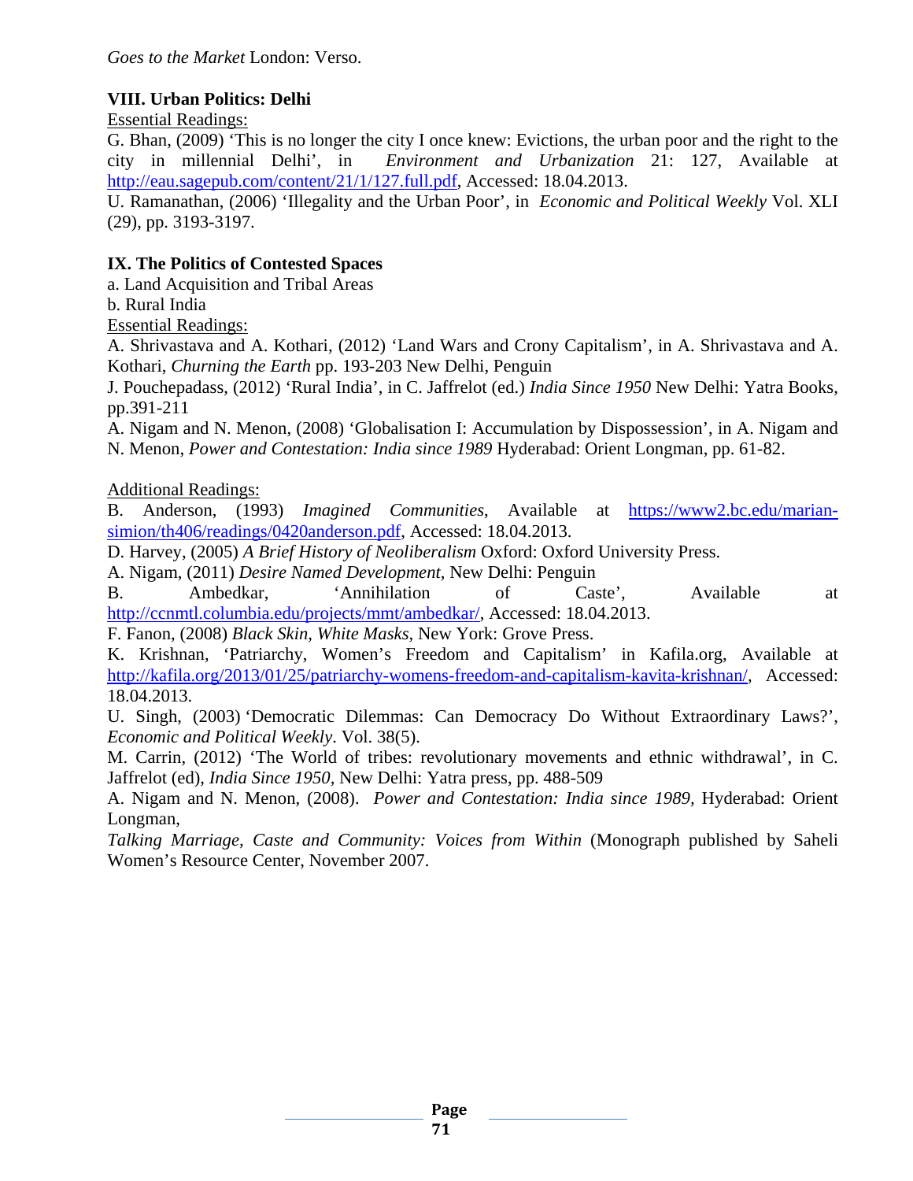*Goes to the Market* London: Verso.

**VIII. Urban Politics: Delhi**

Essential Readings:

G. Bhan, (2009) 'This is no longer the city I once knew: Evictions, the urban poor and the right to the city in millennial Delhi', in *Environment and Urbanization* 21: 127, Available at http://eau.sagepub.com/content/21/1/127.full.pdf, Accessed: 18.04.2013.

U. Ramanathan, (2006) 'Illegality and the Urban Poor', in *Economic and Political Weekly* Vol. XLI (29), pp. 3193-3197.

**IX. The Politics of Contested Spaces**

a. Land Acquisition and Tribal Areas

b. Rural India

Essential Readings:

A. Shrivastava and A. Kothari, (2012) 'Land Wars and Crony Capitalism', in A. Shrivastava and A. Kothari, *Churning the Earth* pp. 193-203 New Delhi, Penguin

J. Pouchepadass, (2012) 'Rural India', in C. Jaffrelot (ed.) *India Since 1950* New Delhi: Yatra Books, pp.391-211

A. Nigam and N. Menon, (2008) 'Globalisation I: Accumulation by Dispossession', in A. Nigam and N. Menon, *Power and Contestation: India since 1989* Hyderabad: Orient Longman, pp. 61-82.

Additional Readings:

B. Anderson, (1993) *Imagined Communities*, Available at https://www2.bc.edu/marian-simion/th406/readings/0420anderson.pdf, Accessed: 18.04.2013.

D. Harvey, (2005) *A Brief History of Neoliberalism* Oxford: Oxford University Press.

A. Nigam, (2011) *Desire Named Development*, New Delhi: Penguin

B. Ambedkar, 'Annihilation of Caste', Available at http://ccnmtl.columbia.edu/projects/mmt/ambedkar/, Accessed: 18.04.2013.

F. Fanon, (2008) *Black Skin, White Masks*, New York: Grove Press.

K. Krishnan, 'Patriarchy, Women's Freedom and Capitalism' in Kafila.org, Available at http://kafila.org/2013/01/25/patriarchy-womens-freedom-and-capitalism-kavita-krishnan/, Accessed: 18.04.2013.

U. Singh, (2003) 'Democratic Dilemmas: Can Democracy Do Without Extraordinary Laws?', *Economic and Political Weekly*. Vol. 38(5).

M. Carrin, (2012) 'The World of tribes: revolutionary movements and ethnic withdrawal', in C. Jaffrelot (ed), *India Since 1950*, New Delhi: Yatra press, pp. 488-509

A. Nigam and N. Menon, (2008). *Power and Contestation: India since 1989*, Hyderabad: Orient Longman,

*Talking Marriage, Caste and Community: Voices from Within* (Monograph published by Saheli Women's Resource Center, November 2007.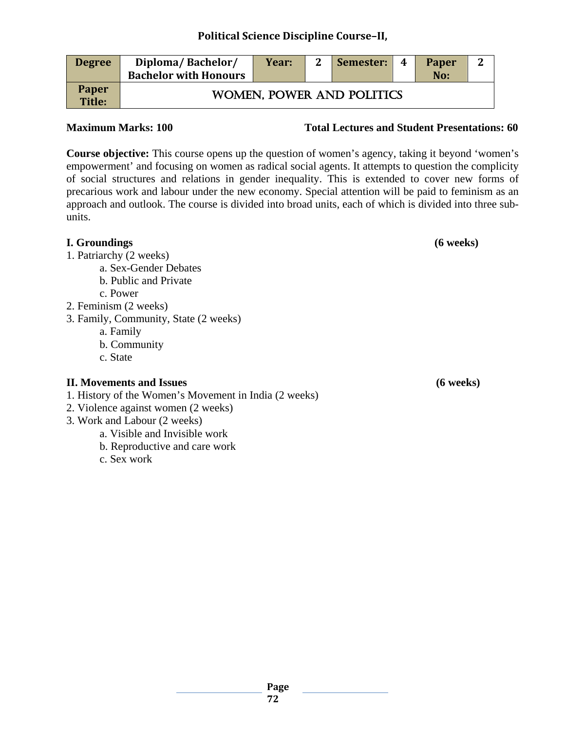## Political Science Discipline Course–II,

| Degree | Diploma/ Bachelor/ Bachelor with Honours | Year: | 2 | Semester: | 4 | Paper No: | 2 |
|---|---|---|---|---|---|---|---|
| Paper Title: | WOMEN, POWER AND POLITICS | | | | | | |

**Maximum Marks: 100** **Total Lectures and Student Presentations: 60**

**Course objective:** This course opens up the question of women's agency, taking it beyond 'women's empowerment' and focusing on women as radical social agents. It attempts to question the complicity of social structures and relations in gender inequality. This is extended to cover new forms of precarious work and labour under the new economy. Special attention will be paid to feminism as an approach and outlook. The course is divided into broad units, each of which is divided into three sub-units.

**I. Groundings** **(6 weeks)**

1. Patriarchy (2 weeks)
   - a. Sex-Gender Debates
   - b. Public and Private
   - c. Power
2. Feminism (2 weeks)
3. Family, Community, State (2 weeks)
   - a. Family
   - b. Community
   - c. State

**II. Movements and Issues** **(6 weeks)**

1. History of the Women's Movement in India (2 weeks)
2. Violence against women (2 weeks)
3. Work and Labour (2 weeks)
   - a. Visible and Invisible work
   - b. Reproductive and care work
   - c. Sex work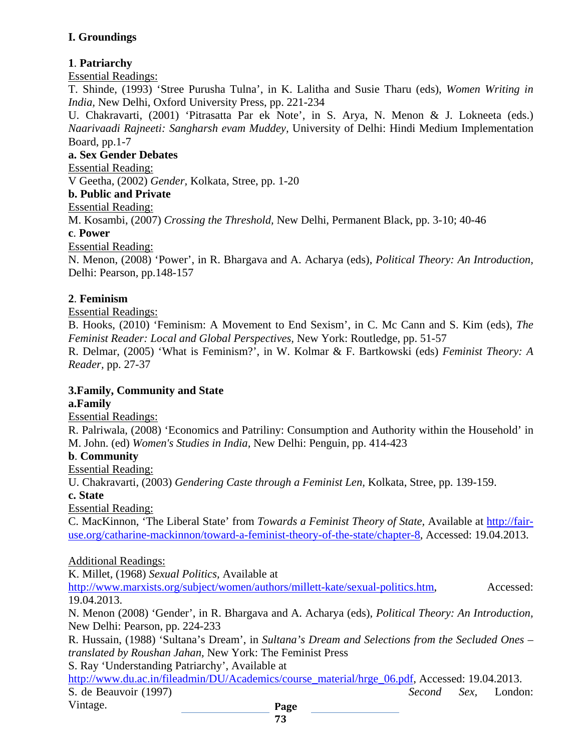## I. Groundings

### 1. Patriarchy

Essential Readings:

T. Shinde, (1993) 'Stree Purusha Tulna', in K. Lalitha and Susie Tharu (eds), *Women Writing in India*, New Delhi, Oxford University Press, pp. 221-234

U. Chakravarti, (2001) 'Pitrasatta Par ek Note', in S. Arya, N. Menon & J. Lokneeta (eds.) *Naarivaadi Rajneeti: Sangharsh evam Muddey*, University of Delhi: Hindi Medium Implementation Board, pp.1-7

**a. Sex Gender Debates**

Essential Reading:

V Geetha, (2002) *Gender*, Kolkata, Stree, pp. 1-20

**b. Public and Private**

Essential Reading:

M. Kosambi, (2007) *Crossing the Threshold*, New Delhi, Permanent Black, pp. 3-10; 40-46

**c. Power**

Essential Reading:

N. Menon, (2008) 'Power', in R. Bhargava and A. Acharya (eds), *Political Theory: An Introduction*, Delhi: Pearson, pp.148-157

### 2. Feminism

Essential Readings:

B. Hooks, (2010) 'Feminism: A Movement to End Sexism', in C. Mc Cann and S. Kim (eds), *The Feminist Reader: Local and Global Perspectives*, New York: Routledge, pp. 51-57

R. Delmar, (2005) 'What is Feminism?', in W. Kolmar & F. Bartkowski (eds) *Feminist Theory: A Reader*, pp. 27-37

### 3.Family, Community and State

**a.Family**

Essential Readings:

R. Palriwala, (2008) 'Economics and Patriliny: Consumption and Authority within the Household' in M. John. (ed) *Women's Studies in India*, New Delhi: Penguin, pp. 414-423

**b. Community**

Essential Reading:

U. Chakravarti, (2003) *Gendering Caste through a Feminist Len*, Kolkata, Stree, pp. 139-159.

**c. State**

Essential Reading:

C. MacKinnon, 'The Liberal State' from *Towards a Feminist Theory of State*, Available at http://fair-use.org/catharine-mackinnon/toward-a-feminist-theory-of-the-state/chapter-8, Accessed: 19.04.2013.

Additional Readings:

K. Millet, (1968) *Sexual Politics*, Available at http://www.marxists.org/subject/women/authors/millett-kate/sexual-politics.htm, Accessed: 19.04.2013.

N. Menon (2008) 'Gender', in R. Bhargava and A. Acharya (eds), *Political Theory: An Introduction*, New Delhi: Pearson, pp. 224-233

R. Hussain, (1988) 'Sultana's Dream', in *Sultana's Dream and Selections from the Secluded Ones – translated by Roushan Jahan*, New York: The Feminist Press

S. Ray 'Understanding Patriarchy', Available at http://www.du.ac.in/fileadmin/DU/Academics/course_material/hrge_06.pdf, Accessed: 19.04.2013.

S. de Beauvoir (1997) *Second Sex*, London: Vintage.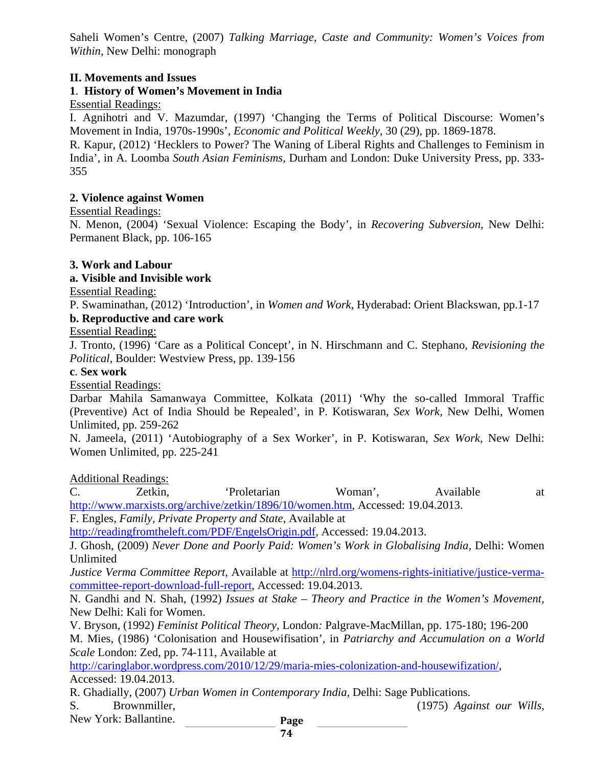Saheli Women's Centre, (2007) *Talking Marriage, Caste and Community: Women's Voices from Within,* New Delhi: monograph

**II. Movements and Issues**

**1. History of Women's Movement in India**

Essential Readings:

I. Agnihotri and V. Mazumdar, (1997) 'Changing the Terms of Political Discourse: Women's Movement in India, 1970s-1990s', *Economic and Political Weekly*, 30 (29), pp. 1869-1878.

R. Kapur, (2012) 'Hecklers to Power? The Waning of Liberal Rights and Challenges to Feminism in India', in A. Loomba *South Asian Feminisms*, Durham and London: Duke University Press, pp. 333-355

**2. Violence against Women**

Essential Readings:

N. Menon, (2004) 'Sexual Violence: Escaping the Body', in *Recovering Subversion*, New Delhi: Permanent Black, pp. 106-165

**3. Work and Labour**

**a. Visible and Invisible work**

Essential Reading:

P. Swaminathan, (2012) 'Introduction', in *Women and Work,* Hyderabad: Orient Blackswan, pp.1-17

**b. Reproductive and care work**

Essential Reading:

J. Tronto, (1996) 'Care as a Political Concept', in N. Hirschmann and C. Stephano, *Revisioning the Political*, Boulder: Westview Press, pp. 139-156

**c. Sex work**

Essential Readings:

Darbar Mahila Samanwaya Committee, Kolkata (2011) 'Why the so-called Immoral Traffic (Preventive) Act of India Should be Repealed', in P. Kotiswaran, *Sex Work,* New Delhi, Women Unlimited, pp. 259-262

N. Jameela, (2011) 'Autobiography of a Sex Worker', in P. Kotiswaran, *Sex Work,* New Delhi: Women Unlimited, pp. 225-241

Additional Readings:

C. Zetkin, 'Proletarian Woman', Available at http://www.marxists.org/archive/zetkin/1896/10/women.htm, Accessed: 19.04.2013.

F. Engles, *Family, Private Property and State*, Available at http://readingfromtheleft.com/PDF/EngelsOrigin.pdf, Accessed: 19.04.2013.

J. Ghosh, (2009) *Never Done and Poorly Paid: Women's Work in Globalising India,* Delhi: Women Unlimited

*Justice Verma Committee Report*, Available at http://nlrd.org/womens-rights-initiative/justice-verma-committee-report-download-full-report, Accessed: 19.04.2013.

N. Gandhi and N. Shah, (1992) *Issues at Stake – Theory and Practice in the Women's Movement*, New Delhi: Kali for Women.

V. Bryson, (1992) *Feminist Political Theory*, London: Palgrave-MacMillan, pp. 175-180; 196-200

M. Mies, (1986) 'Colonisation and Housewifisation', in *Patriarchy and Accumulation on a World Scale* London: Zed, pp. 74-111, Available at http://caringlabor.wordpress.com/2010/12/29/maria-mies-colonization-and-housewifization/, Accessed: 19.04.2013.

R. Ghadially, (2007) *Urban Women in Contemporary India*, Delhi: Sage Publications.

S. Brownmiller, (1975) *Against our Wills*, New York: Ballantine.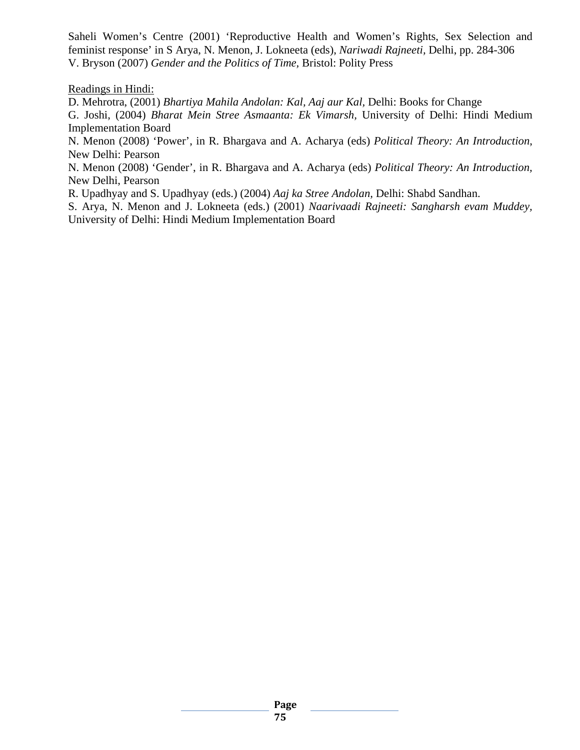Saheli Women's Centre (2001) 'Reproductive Health and Women's Rights, Sex Selection and feminist response' in S Arya, N. Menon, J. Lokneeta (eds), *Nariwadi Rajneeti*, Delhi, pp. 284-306

V. Bryson (2007) *Gender and the Politics of Time,* Bristol: Polity Press

<u>Readings in Hindi:</u>

D. Mehrotra, (2001) *Bhartiya Mahila Andolan: Kal, Aaj aur Kal,* Delhi: Books for Change

G. Joshi, (2004) *Bharat Mein Stree Asmaanta: Ek Vimarsh,* University of Delhi: Hindi Medium Implementation Board

N. Menon (2008) 'Power', in R. Bhargava and A. Acharya (eds) *Political Theory: An Introduction,* New Delhi: Pearson

N. Menon (2008) 'Gender', in R. Bhargava and A. Acharya (eds) *Political Theory: An Introduction,* New Delhi, Pearson

R. Upadhyay and S. Upadhyay (eds.) (2004) *Aaj ka Stree Andolan,* Delhi: Shabd Sandhan.

S. Arya, N. Menon and J. Lokneeta (eds.) (2001) *Naarivaadi Rajneeti: Sangharsh evam Muddey,* University of Delhi: Hindi Medium Implementation Board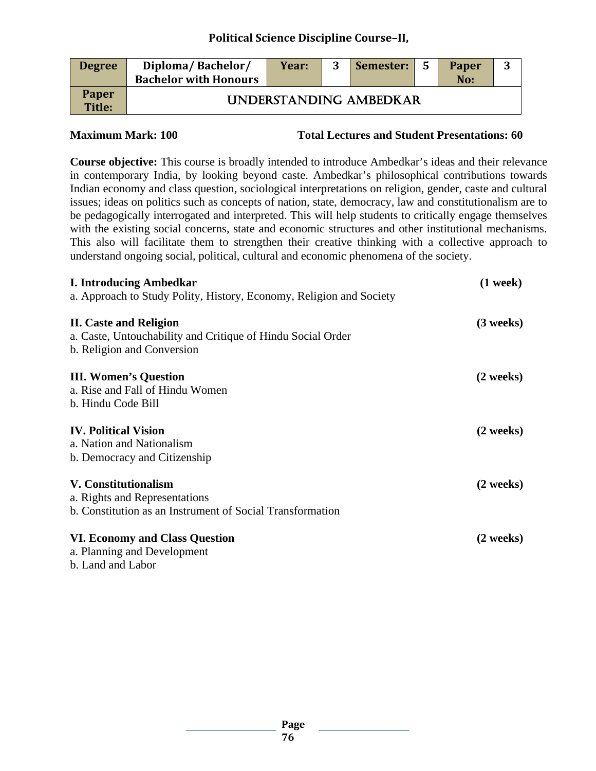## Political Science Discipline Course–II,

| Degree | Diploma/ Bachelor/ Bachelor with Honours | Year: | 3 | Semester: | 5 | Paper No: | 3 |
|---|---|---|---|---|---|---|---|
| Paper Title: | UNDERSTANDING AMBEDKAR | | | | | | |

**Maximum Mark: 100** **Total Lectures and Student Presentations: 60**

**Course objective:** This course is broadly intended to introduce Ambedkar's ideas and their relevance in contemporary India, by looking beyond caste. Ambedkar's philosophical contributions towards Indian economy and class question, sociological interpretations on religion, gender, caste and cultural issues; ideas on politics such as concepts of nation, state, democracy, law and constitutionalism are to be pedagogically interrogated and interpreted. This will help students to critically engage themselves with the existing social concerns, state and economic structures and other institutional mechanisms. This also will facilitate them to strengthen their creative thinking with a collective approach to understand ongoing social, political, cultural and economic phenomena of the society.

**I. Introducing Ambedkar** **(1 week)**

a. Approach to Study Polity, History, Economy, Religion and Society

**II. Caste and Religion** **(3 weeks)**

a. Caste, Untouchability and Critique of Hindu Social Order
b. Religion and Conversion

**III. Women's Question** **(2 weeks)**

a. Rise and Fall of Hindu Women
b. Hindu Code Bill

**IV. Political Vision** **(2 weeks)**

a. Nation and Nationalism
b. Democracy and Citizenship

**V. Constitutionalism** **(2 weeks)**

a. Rights and Representations
b. Constitution as an Instrument of Social Transformation

**VI. Economy and Class Question** **(2 weeks)**

a. Planning and Development
b. Land and Labor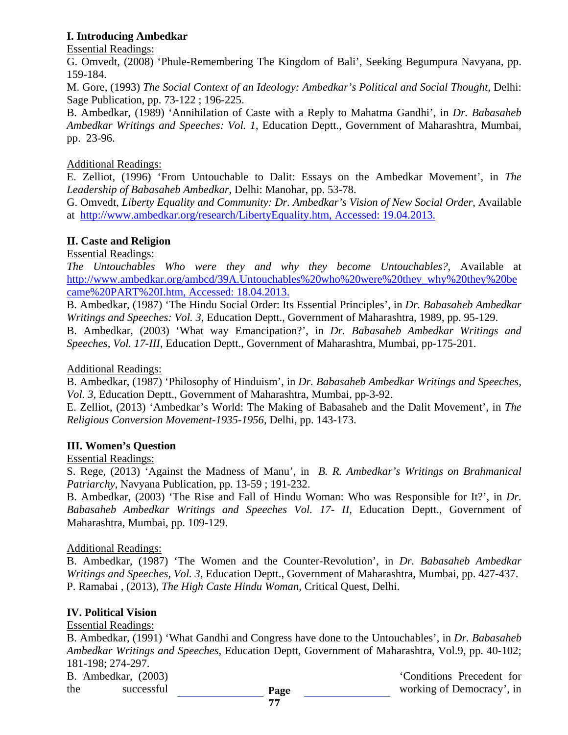**I. Introducing Ambedkar**

Essential Readings:

G. Omvedt, (2008) 'Phule-Remembering The Kingdom of Bali', Seeking Begumpura Navyana, pp. 159-184.

M. Gore, (1993) *The Social Context of an Ideology: Ambedkar's Political and Social Thought,* Delhi: Sage Publication, pp. 73-122 ; 196-225.

B. Ambedkar, (1989) 'Annihilation of Caste with a Reply to Mahatma Gandhi', in *Dr. Babasaheb Ambedkar Writings and Speeches: Vol. 1*, Education Deptt., Government of Maharashtra, Mumbai, pp. 23-96.

Additional Readings:

E. Zelliot, (1996) 'From Untouchable to Dalit: Essays on the Ambedkar Movement', in *The Leadership of Babasaheb Ambedkar*, Delhi: Manohar, pp. 53-78.

G. Omvedt, *Liberty Equality and Community: Dr. Ambedkar's Vision of New Social Order*, Available at http://www.ambedkar.org/research/LibertyEquality.htm, Accessed: 19.04.2013.

**II. Caste and Religion**

Essential Readings:

*The Untouchables Who were they and why they become Untouchables?*, Available at http://www.ambedkar.org/ambcd/39A.Untouchables%20who%20were%20they_why%20they%20became%20PART%20I.htm, Accessed: 18.04.2013.

B. Ambedkar, (1987) 'The Hindu Social Order: Its Essential Principles', in *Dr. Babasaheb Ambedkar Writings and Speeches: Vol. 3*, Education Deptt., Government of Maharashtra, 1989, pp. 95-129.

B. Ambedkar, (2003) 'What way Emancipation?', in *Dr. Babasaheb Ambedkar Writings and Speeches, Vol. 17-III*, Education Deptt., Government of Maharashtra, Mumbai, pp-175-201.

Additional Readings:

B. Ambedkar, (1987) 'Philosophy of Hinduism', in *Dr. Babasaheb Ambedkar Writings and Speeches, Vol. 3*, Education Deptt., Government of Maharashtra, Mumbai, pp-3-92.

E. Zelliot, (2013) 'Ambedkar's World: The Making of Babasaheb and the Dalit Movement', in *The Religious Conversion Movement-1935-1956*, Delhi, pp. 143-173.

**III. Women's Question**

Essential Readings:

S. Rege, (2013) 'Against the Madness of Manu', in *B. R. Ambedkar's Writings on Brahmanical Patriarchy*, Navyana Publication, pp. 13-59 ; 191-232.

B. Ambedkar, (2003) 'The Rise and Fall of Hindu Woman: Who was Responsible for It?', in *Dr. Babasaheb Ambedkar Writings and Speeches Vol. 17- II*, Education Deptt., Government of Maharashtra, Mumbai, pp. 109-129.

Additional Readings:

B. Ambedkar, (1987) 'The Women and the Counter-Revolution', in *Dr. Babasaheb Ambedkar Writings and Speeches, Vol. 3*, Education Deptt., Government of Maharashtra, Mumbai, pp. 427-437.

P. Ramabai , (2013), *The High Caste Hindu Woman*, Critical Quest, Delhi.

**IV. Political Vision**

Essential Readings:

B. Ambedkar, (1991) 'What Gandhi and Congress have done to the Untouchables', in *Dr. Babasaheb Ambedkar Writings and Speeches*, Education Deptt, Government of Maharashtra, Vol.9, pp. 40-102; 181-198; 274-297.

B. Ambedkar, (2003) 'Conditions Precedent for the successful working of Democracy', in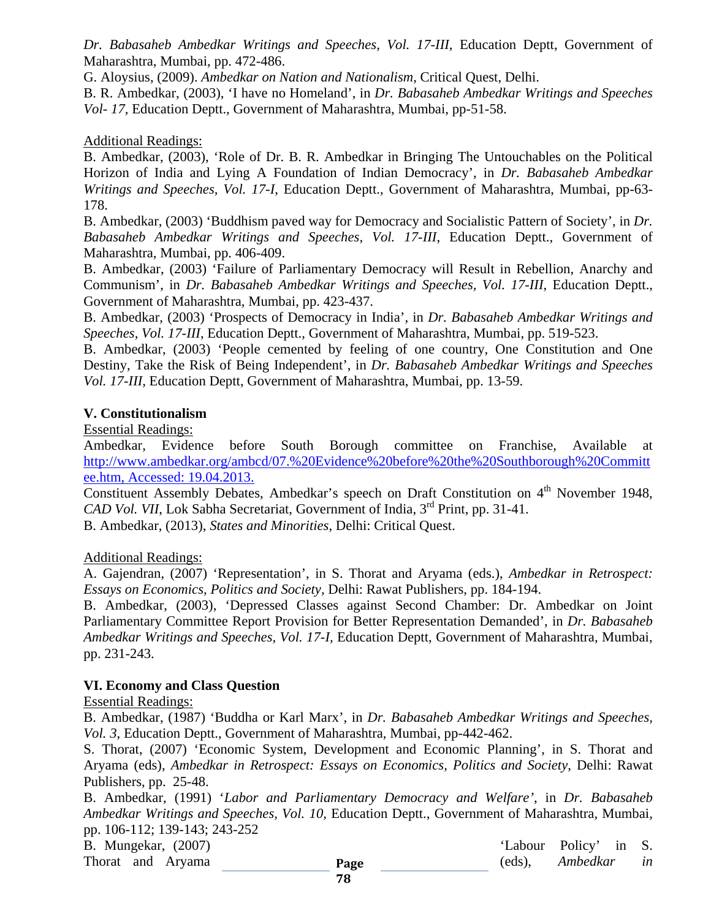*Dr. Babasaheb Ambedkar Writings and Speeches, Vol. 17-III*, Education Deptt, Government of Maharashtra, Mumbai, pp. 472-486.

G. Aloysius, (2009). *Ambedkar on Nation and Nationalism*, Critical Quest, Delhi.

B. R. Ambedkar, (2003), 'I have no Homeland', in *Dr. Babasaheb Ambedkar Writings and Speeches Vol- 17*, Education Deptt., Government of Maharashtra, Mumbai, pp-51-58.

Additional Readings:

B. Ambedkar, (2003), 'Role of Dr. B. R. Ambedkar in Bringing The Untouchables on the Political Horizon of India and Lying A Foundation of Indian Democracy', in *Dr. Babasaheb Ambedkar Writings and Speeches, Vol. 17-I*, Education Deptt., Government of Maharashtra, Mumbai, pp-63-178.

B. Ambedkar, (2003) 'Buddhism paved way for Democracy and Socialistic Pattern of Society', in *Dr. Babasaheb Ambedkar Writings and Speeches, Vol. 17-III*, Education Deptt., Government of Maharashtra, Mumbai, pp. 406-409.

B. Ambedkar, (2003) 'Failure of Parliamentary Democracy will Result in Rebellion, Anarchy and Communism', in *Dr. Babasaheb Ambedkar Writings and Speeches, Vol. 17-III*, Education Deptt., Government of Maharashtra, Mumbai, pp. 423-437.

B. Ambedkar, (2003) 'Prospects of Democracy in India', in *Dr. Babasaheb Ambedkar Writings and Speeches, Vol. 17-III*, Education Deptt., Government of Maharashtra, Mumbai, pp. 519-523.

B. Ambedkar, (2003) 'People cemented by feeling of one country, One Constitution and One Destiny, Take the Risk of Being Independent', in *Dr. Babasaheb Ambedkar Writings and Speeches Vol. 17-III*, Education Deptt, Government of Maharashtra, Mumbai, pp. 13-59.

**V. Constitutionalism**

Essential Readings:

Ambedkar, Evidence before South Borough committee on Franchise, Available at http://www.ambedkar.org/ambcd/07.%20Evidence%20before%20the%20Southborough%20Committee.htm, Accessed: 19.04.2013.

Constituent Assembly Debates, Ambedkar's speech on Draft Constitution on 4th November 1948, *CAD Vol. VII*, Lok Sabha Secretariat, Government of India, 3rd Print, pp. 31-41.

B. Ambedkar, (2013), *States and Minorities*, Delhi: Critical Quest.

Additional Readings:

A. Gajendran, (2007) 'Representation', in S. Thorat and Aryama (eds.), *Ambedkar in Retrospect: Essays on Economics, Politics and Society*, Delhi: Rawat Publishers, pp. 184-194.

B. Ambedkar, (2003), 'Depressed Classes against Second Chamber: Dr. Ambedkar on Joint Parliamentary Committee Report Provision for Better Representation Demanded', in *Dr. Babasaheb Ambedkar Writings and Speeches, Vol. 17-I*, Education Deptt, Government of Maharashtra, Mumbai, pp. 231-243.

**VI. Economy and Class Question**

Essential Readings:

B. Ambedkar, (1987) 'Buddha or Karl Marx', in *Dr. Babasaheb Ambedkar Writings and Speeches, Vol. 3*, Education Deptt., Government of Maharashtra, Mumbai, pp-442-462.

S. Thorat, (2007) 'Economic System, Development and Economic Planning', in S. Thorat and Aryama (eds), *Ambedkar in Retrospect: Essays on Economics, Politics and Society*, Delhi: Rawat Publishers, pp. 25-48.

B. Ambedkar, (1991) '*Labor and Parliamentary Democracy and Welfare'*, in *Dr. Babasaheb Ambedkar Writings and Speeches, Vol. 10*, Education Deptt., Government of Maharashtra, Mumbai, pp. 106-112; 139-143; 243-252

B. Mungekar, (2007) 'Labour Policy' in S. Thorat and Aryama (eds), *Ambedkar in*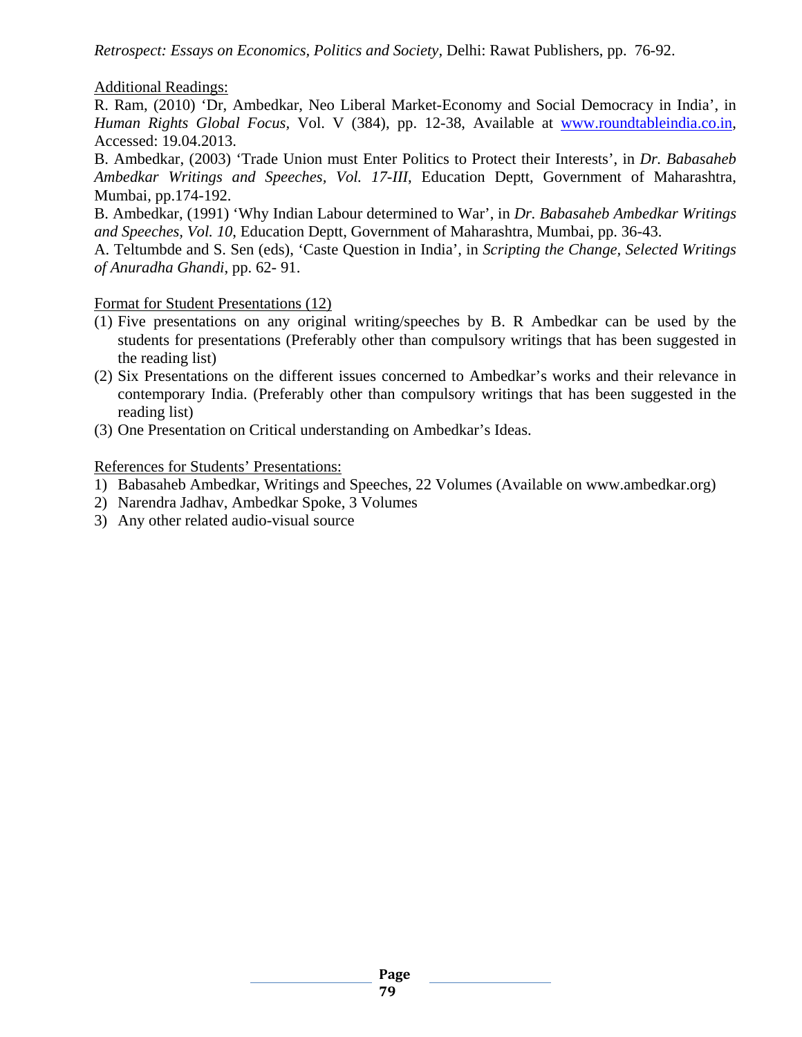*Retrospect: Essays on Economics, Politics and Society,* Delhi: Rawat Publishers, pp. 76-92.

Additional Readings:

R. Ram, (2010) 'Dr, Ambedkar, Neo Liberal Market-Economy and Social Democracy in India', in *Human Rights Global Focus,* Vol. V (384), pp. 12-38, Available at www.roundtableindia.co.in, Accessed: 19.04.2013.

B. Ambedkar, (2003) 'Trade Union must Enter Politics to Protect their Interests', in *Dr. Babasaheb Ambedkar Writings and Speeches, Vol. 17-III*, Education Deptt, Government of Maharashtra, Mumbai, pp.174-192.

B. Ambedkar, (1991) 'Why Indian Labour determined to War', in *Dr. Babasaheb Ambedkar Writings and Speeches, Vol. 10*, Education Deptt, Government of Maharashtra, Mumbai, pp. 36-43.

A. Teltumbde and S. Sen (eds), 'Caste Question in India', in *Scripting the Change, Selected Writings of Anuradha Ghandi*, pp. 62- 91.

Format for Student Presentations (12)

(1) Five presentations on any original writing/speeches by B. R Ambedkar can be used by the students for presentations (Preferably other than compulsory writings that has been suggested in the reading list)
(2) Six Presentations on the different issues concerned to Ambedkar's works and their relevance in contemporary India. (Preferably other than compulsory writings that has been suggested in the reading list)
(3) One Presentation on Critical understanding on Ambedkar's Ideas.

References for Students' Presentations:

1) Babasaheb Ambedkar, Writings and Speeches, 22 Volumes (Available on www.ambedkar.org)
2) Narendra Jadhav, Ambedkar Spoke, 3 Volumes
3) Any other related audio-visual source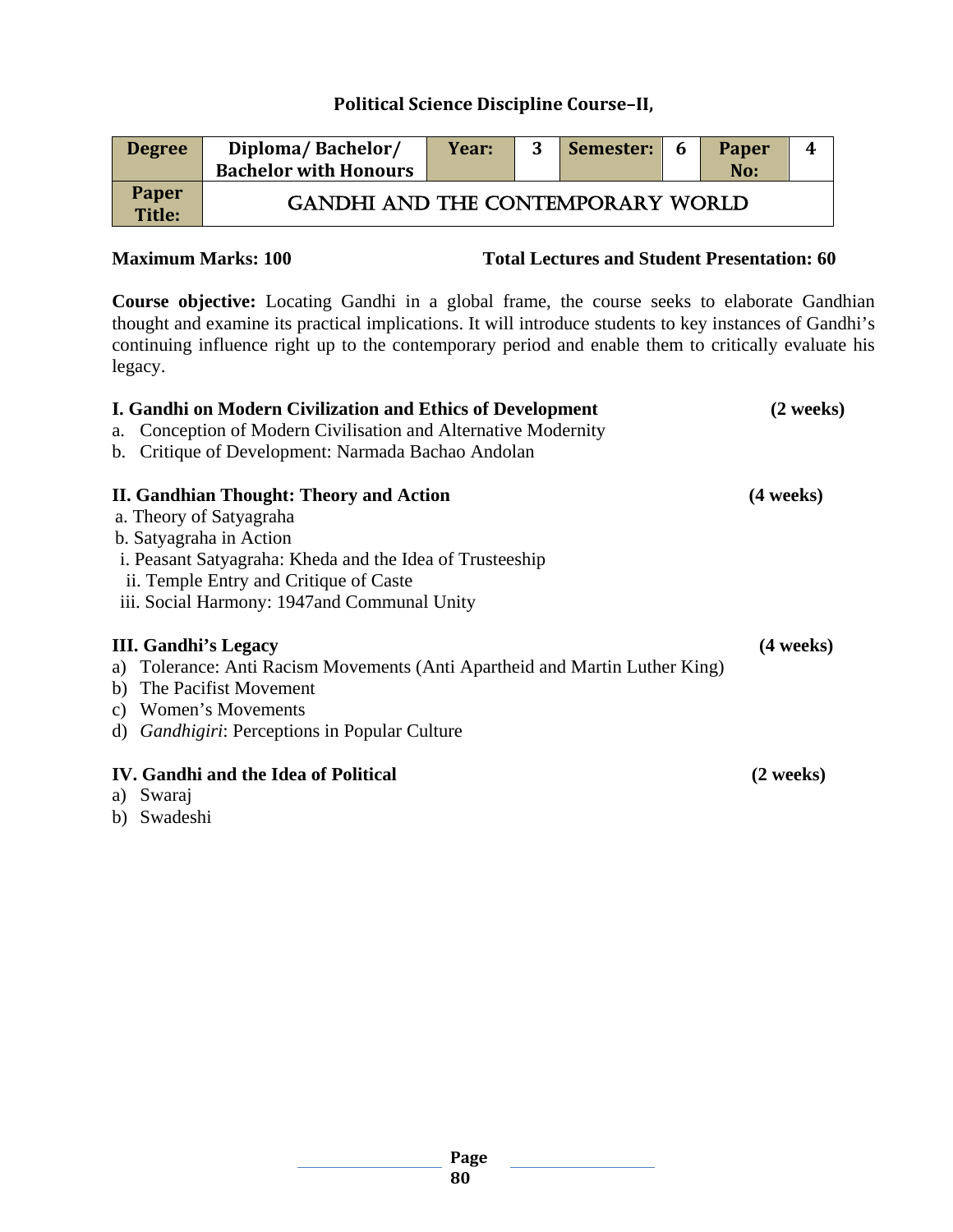## Political Science Discipline Course–II,

| Degree | Diploma/ Bachelor/ Bachelor with Honours | Year: | 3 | Semester: | 6 | Paper No: | 4 |
|---|---|---|---|---|---|---|---|
| Paper Title: | GANDHI AND THE CONTEMPORARY WORLD | | | | | | |

**Maximum Marks: 100** **Total Lectures and Student Presentation: 60**

**Course objective:** Locating Gandhi in a global frame, the course seeks to elaborate Gandhian thought and examine its practical implications. It will introduce students to key instances of Gandhi's continuing influence right up to the contemporary period and enable them to critically evaluate his legacy.

**I. Gandhi on Modern Civilization and Ethics of Development** **(2 weeks)**

a. Conception of Modern Civilisation and Alternative Modernity
b. Critique of Development: Narmada Bachao Andolan

**II. Gandhian Thought: Theory and Action** **(4 weeks)**

a. Theory of Satyagraha
b. Satyagraha in Action
 i. Peasant Satyagraha: Kheda and the Idea of Trusteeship
 ii. Temple Entry and Critique of Caste
 iii. Social Harmony: 1947and Communal Unity

**III. Gandhi's Legacy** **(4 weeks)**

a) Tolerance: Anti Racism Movements (Anti Apartheid and Martin Luther King)
b) The Pacifist Movement
c) Women's Movements
d) *Gandhigiri*: Perceptions in Popular Culture

**IV. Gandhi and the Idea of Political** **(2 weeks)**

a) Swaraj
b) Swadeshi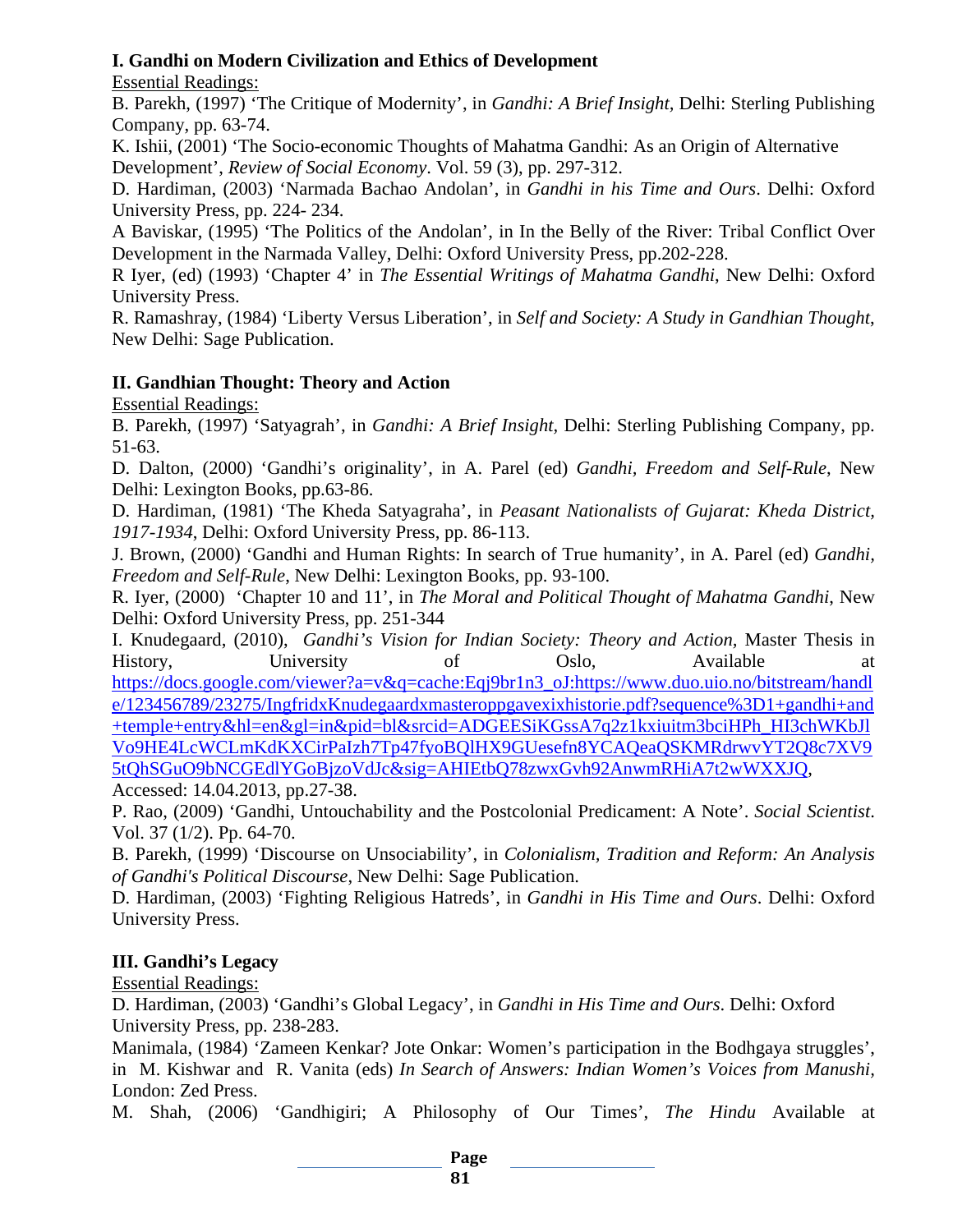**I. Gandhi on Modern Civilization and Ethics of Development**

Essential Readings:

B. Parekh, (1997) 'The Critique of Modernity', in *Gandhi: A Brief Insight,* Delhi: Sterling Publishing Company, pp. 63-74.

K. Ishii, (2001) 'The Socio-economic Thoughts of Mahatma Gandhi: As an Origin of Alternative Development', *Review of Social Economy*. Vol. 59 (3), pp. 297-312.

D. Hardiman, (2003) 'Narmada Bachao Andolan', in *Gandhi in his Time and Ours*. Delhi: Oxford University Press, pp. 224- 234.

A Baviskar, (1995) 'The Politics of the Andolan', in In the Belly of the River: Tribal Conflict Over Development in the Narmada Valley, Delhi: Oxford University Press, pp.202-228.

R Iyer, (ed) (1993) 'Chapter 4' in *The Essential Writings of Mahatma Gandhi*, New Delhi: Oxford University Press.

R. Ramashray, (1984) 'Liberty Versus Liberation', in *Self and Society: A Study in Gandhian Thought*, New Delhi: Sage Publication.

**II. Gandhian Thought: Theory and Action**

Essential Readings:

B. Parekh, (1997) 'Satyagrah', in *Gandhi: A Brief Insight,* Delhi: Sterling Publishing Company, pp. 51-63.

D. Dalton, (2000) 'Gandhi's originality', in A. Parel (ed) *Gandhi, Freedom and Self-Rule*, New Delhi: Lexington Books, pp.63-86.

D. Hardiman, (1981) 'The Kheda Satyagraha', in *Peasant Nationalists of Gujarat: Kheda District, 1917-1934*, Delhi: Oxford University Press, pp. 86-113.

J. Brown, (2000) 'Gandhi and Human Rights: In search of True humanity', in A. Parel (ed) *Gandhi, Freedom and Self-Rule*, New Delhi: Lexington Books, pp. 93-100.

R. Iyer, (2000) 'Chapter 10 and 11', in *The Moral and Political Thought of Mahatma Gandhi*, New Delhi: Oxford University Press, pp. 251-344

I. Knudegaard, (2010), *Gandhi's Vision for Indian Society: Theory and Action*, Master Thesis in History, University of Oslo, Available at https://docs.google.com/viewer?a=v&q=cache:Eqj9br1n3_oJ:https://www.duo.uio.no/bitstream/handle/123456789/23275/IngfridxKnudegaardxmasteroppgavexixhistorie.pdf?sequence%3D1+gandhi+and+temple+entry&hl=en&gl=in&pid=bl&srcid=ADGEESiKGssA7q2z1kxiuitm3bciHPh_HI3chWKbJlVo9HE4LcWCLmKdKXCirPaIzh7Tp47fyoBQlHX9GUesefn8YCAQeaQSKMRdrwvYT2Q8c7XV95tQhSGuO9bNCGEdlYGoBjzoVdJc&sig=AHIEtbQ78zwxGvh92AnwmRHiA7t2wWXXJQ, Accessed: 14.04.2013, pp.27-38.

P. Rao, (2009) 'Gandhi, Untouchability and the Postcolonial Predicament: A Note'. *Social Scientist*. Vol. 37 (1/2). Pp. 64-70.

B. Parekh, (1999) 'Discourse on Unsociability', in *Colonialism, Tradition and Reform: An Analysis of Gandhi's Political Discourse*, New Delhi: Sage Publication.

D. Hardiman, (2003) 'Fighting Religious Hatreds', in *Gandhi in His Time and Ours*. Delhi: Oxford University Press.

**III. Gandhi's Legacy**

Essential Readings:

D. Hardiman, (2003) 'Gandhi's Global Legacy', in *Gandhi in His Time and Ours*. Delhi: Oxford University Press, pp. 238-283.

Manimala, (1984) 'Zameen Kenkar? Jote Onkar: Women's participation in the Bodhgaya struggles', in M. Kishwar and R. Vanita (eds) *In Search of Answers: Indian Women's Voices from Manushi*, London: Zed Press.

M. Shah, (2006) 'Gandhigiri; A Philosophy of Our Times', *The Hindu* Available at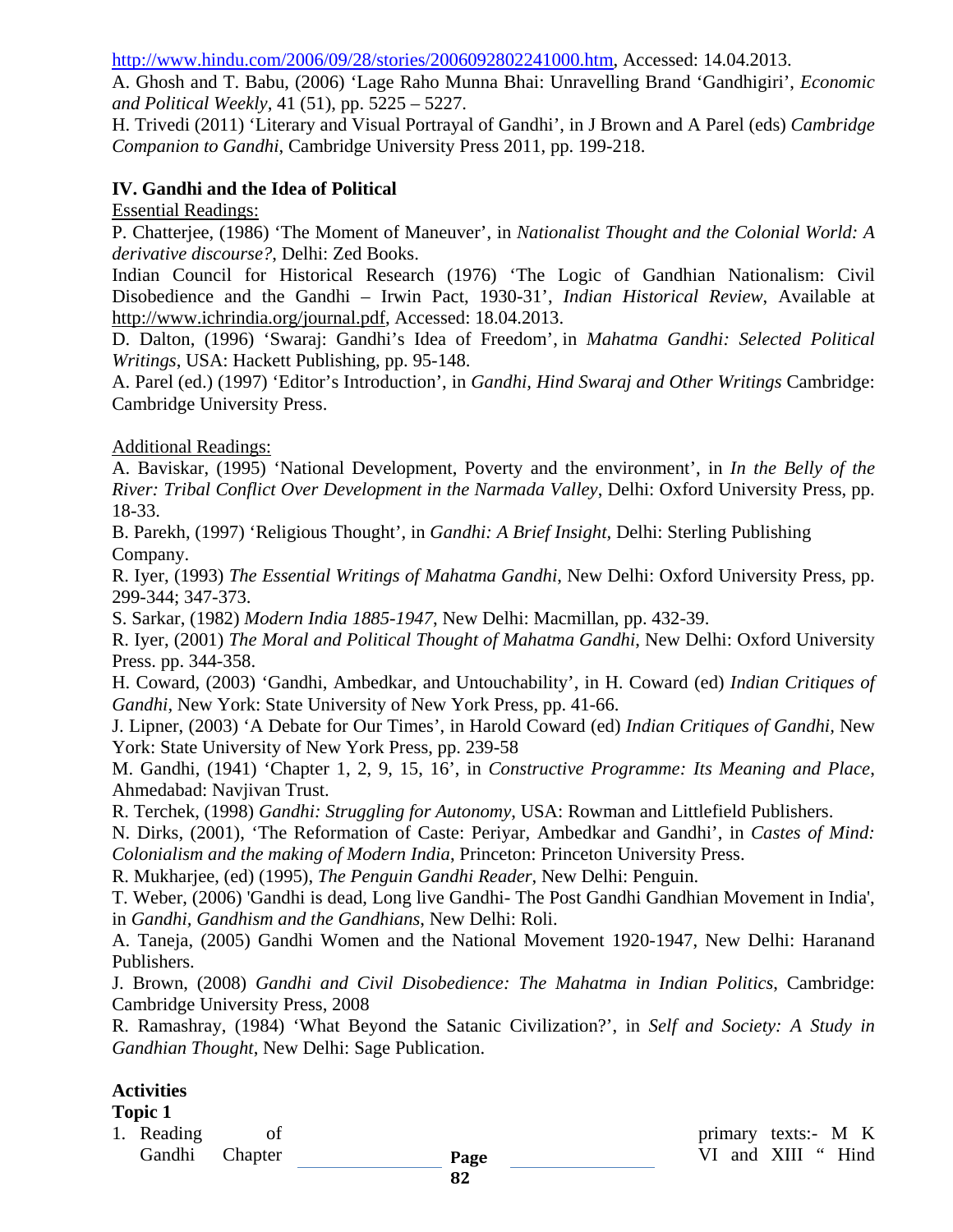http://www.hindu.com/2006/09/28/stories/2006092802241000.htm, Accessed: 14.04.2013.

A. Ghosh and T. Babu, (2006) 'Lage Raho Munna Bhai: Unravelling Brand 'Gandhigiri', *Economic and Political Weekly*, 41 (51), pp. 5225 – 5227.

H. Trivedi (2011) 'Literary and Visual Portrayal of Gandhi', in J Brown and A Parel (eds) *Cambridge Companion to Gandhi*, Cambridge University Press 2011, pp. 199-218.

**IV. Gandhi and the Idea of Political**

Essential Readings:

P. Chatterjee, (1986) 'The Moment of Maneuver', in *Nationalist Thought and the Colonial World: A derivative discourse?*, Delhi: Zed Books.

Indian Council for Historical Research (1976) 'The Logic of Gandhian Nationalism: Civil Disobedience and the Gandhi – Irwin Pact, 1930-31', *Indian Historical Review*, Available at http://www.ichrindia.org/journal.pdf, Accessed: 18.04.2013.

D. Dalton, (1996) 'Swaraj: Gandhi's Idea of Freedom', in *Mahatma Gandhi: Selected Political Writings*, USA: Hackett Publishing, pp. 95-148.

A. Parel (ed.) (1997) 'Editor's Introduction', in *Gandhi, Hind Swaraj and Other Writings* Cambridge: Cambridge University Press.

Additional Readings:

A. Baviskar, (1995) 'National Development, Poverty and the environment', in *In the Belly of the River: Tribal Conflict Over Development in the Narmada Valley*, Delhi: Oxford University Press, pp. 18-33.

B. Parekh, (1997) 'Religious Thought', in *Gandhi: A Brief Insight*, Delhi: Sterling Publishing Company.

R. Iyer, (1993) *The Essential Writings of Mahatma Gandhi*, New Delhi: Oxford University Press, pp. 299-344; 347-373.

S. Sarkar, (1982) *Modern India 1885-1947*, New Delhi: Macmillan, pp. 432-39.

R. Iyer, (2001) *The Moral and Political Thought of Mahatma Gandhi*, New Delhi: Oxford University Press. pp. 344-358.

H. Coward, (2003) 'Gandhi, Ambedkar, and Untouchability', in H. Coward (ed) *Indian Critiques of Gandhi*, New York: State University of New York Press, pp. 41-66.

J. Lipner, (2003) 'A Debate for Our Times', in Harold Coward (ed) *Indian Critiques of Gandhi*, New York: State University of New York Press, pp. 239-58

M. Gandhi, (1941) 'Chapter 1, 2, 9, 15, 16', in *Constructive Programme: Its Meaning and Place*, Ahmedabad: Navjivan Trust.

R. Terchek, (1998) *Gandhi: Struggling for Autonomy*, USA: Rowman and Littlefield Publishers.

N. Dirks, (2001), 'The Reformation of Caste: Periyar, Ambedkar and Gandhi', in *Castes of Mind: Colonialism and the making of Modern India*, Princeton: Princeton University Press.

R. Mukharjee, (ed) (1995), *The Penguin Gandhi Reader*, New Delhi: Penguin.

T. Weber, (2006) 'Gandhi is dead, Long live Gandhi- The Post Gandhi Gandhian Movement in India', in *Gandhi, Gandhism and the Gandhians*, New Delhi: Roli.

A. Taneja, (2005) Gandhi Women and the National Movement 1920-1947, New Delhi: Haranand Publishers.

J. Brown, (2008) *Gandhi and Civil Disobedience: The Mahatma in Indian Politics*, Cambridge: Cambridge University Press, 2008

R. Ramashray, (1984) 'What Beyond the Satanic Civilization?', in *Self and Society: A Study in Gandhian Thought*, New Delhi: Sage Publication.

**Activities**

**Topic 1**

1. Reading of primary texts:- M K Gandhi Chapter VI and XIII " Hind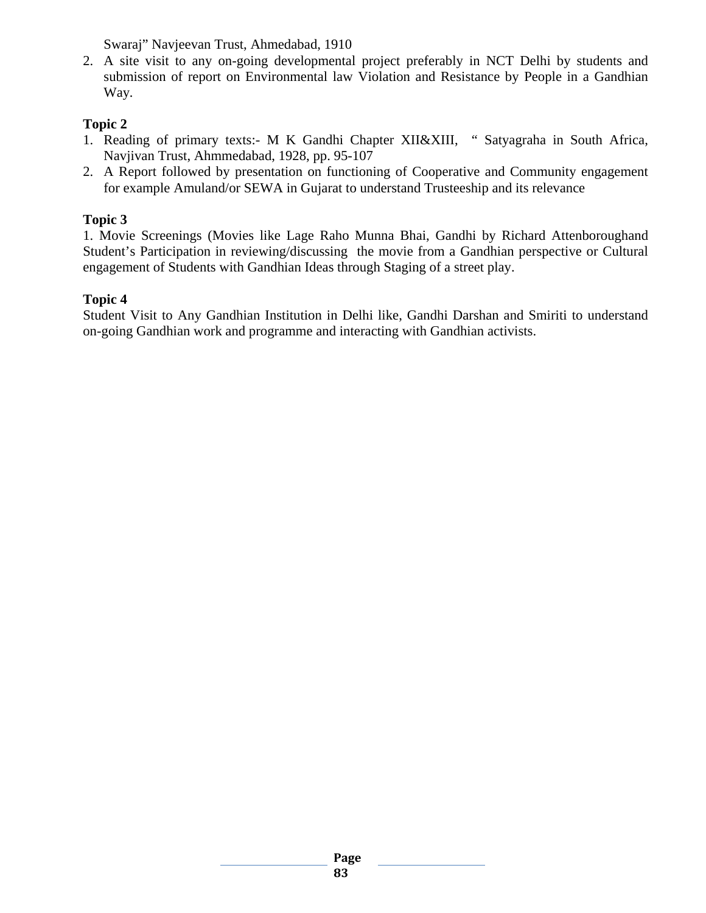Swaraj" Navjeevan Trust, Ahmedabad, 1910

2. A site visit to any on-going developmental project preferably in NCT Delhi by students and submission of report on Environmental law Violation and Resistance by People in a Gandhian Way.

**Topic 2**

1. Reading of primary texts:- M K Gandhi Chapter XII&XIII, " Satyagraha in South Africa, Navjivan Trust, Ahmmedabad, 1928, pp. 95-107
2. A Report followed by presentation on functioning of Cooperative and Community engagement for example Amuland/or SEWA in Gujarat to understand Trusteeship and its relevance

**Topic 3**

1. Movie Screenings (Movies like Lage Raho Munna Bhai, Gandhi by Richard Attenboroughand Student's Participation in reviewing/discussing the movie from a Gandhian perspective or Cultural engagement of Students with Gandhian Ideas through Staging of a street play.

**Topic 4**

Student Visit to Any Gandhian Institution in Delhi like, Gandhi Darshan and Smiriti to understand on-going Gandhian work and programme and interacting with Gandhian activists.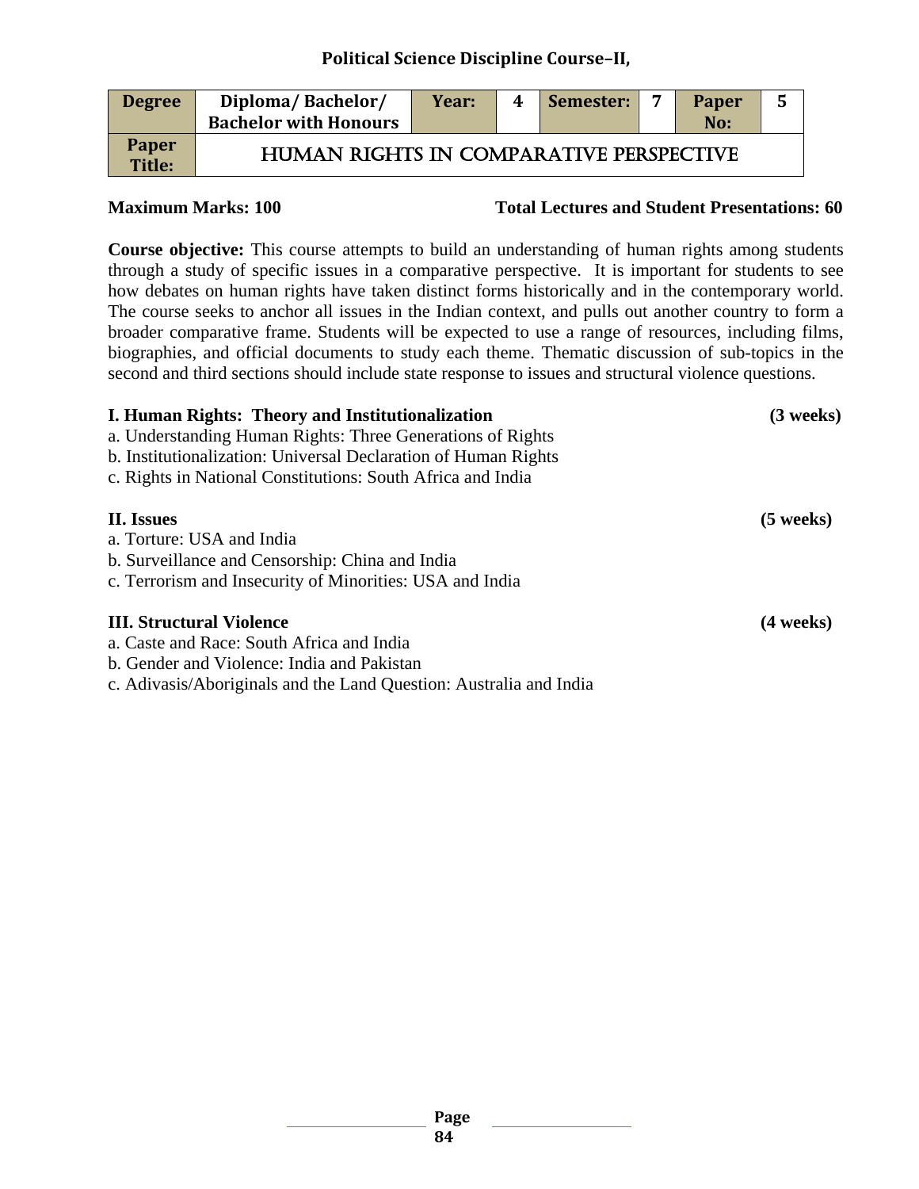## Political Science Discipline Course–II,

| Degree | Diploma/ Bachelor/ Bachelor with Honours | Year: | 4 | Semester: | 7 | Paper No: | 5 |
|---|---|---|---|---|---|---|---|
| Paper Title: | HUMAN RIGHTS IN COMPARATIVE PERSPECTIVE | | | | | | |

**Maximum Marks: 100** **Total Lectures and Student Presentations: 60**

**Course objective:** This course attempts to build an understanding of human rights among students through a study of specific issues in a comparative perspective. It is important for students to see how debates on human rights have taken distinct forms historically and in the contemporary world. The course seeks to anchor all issues in the Indian context, and pulls out another country to form a broader comparative frame. Students will be expected to use a range of resources, including films, biographies, and official documents to study each theme. Thematic discussion of sub-topics in the second and third sections should include state response to issues and structural violence questions.

**I. Human Rights: Theory and Institutionalization** **(3 weeks)**

a. Understanding Human Rights: Three Generations of Rights
b. Institutionalization: Universal Declaration of Human Rights
c. Rights in National Constitutions: South Africa and India

**II. Issues** **(5 weeks)**

a. Torture: USA and India
b. Surveillance and Censorship: China and India
c. Terrorism and Insecurity of Minorities: USA and India

**III. Structural Violence** **(4 weeks)**

a. Caste and Race: South Africa and India
b. Gender and Violence: India and Pakistan
c. Adivasis/Aboriginals and the Land Question: Australia and India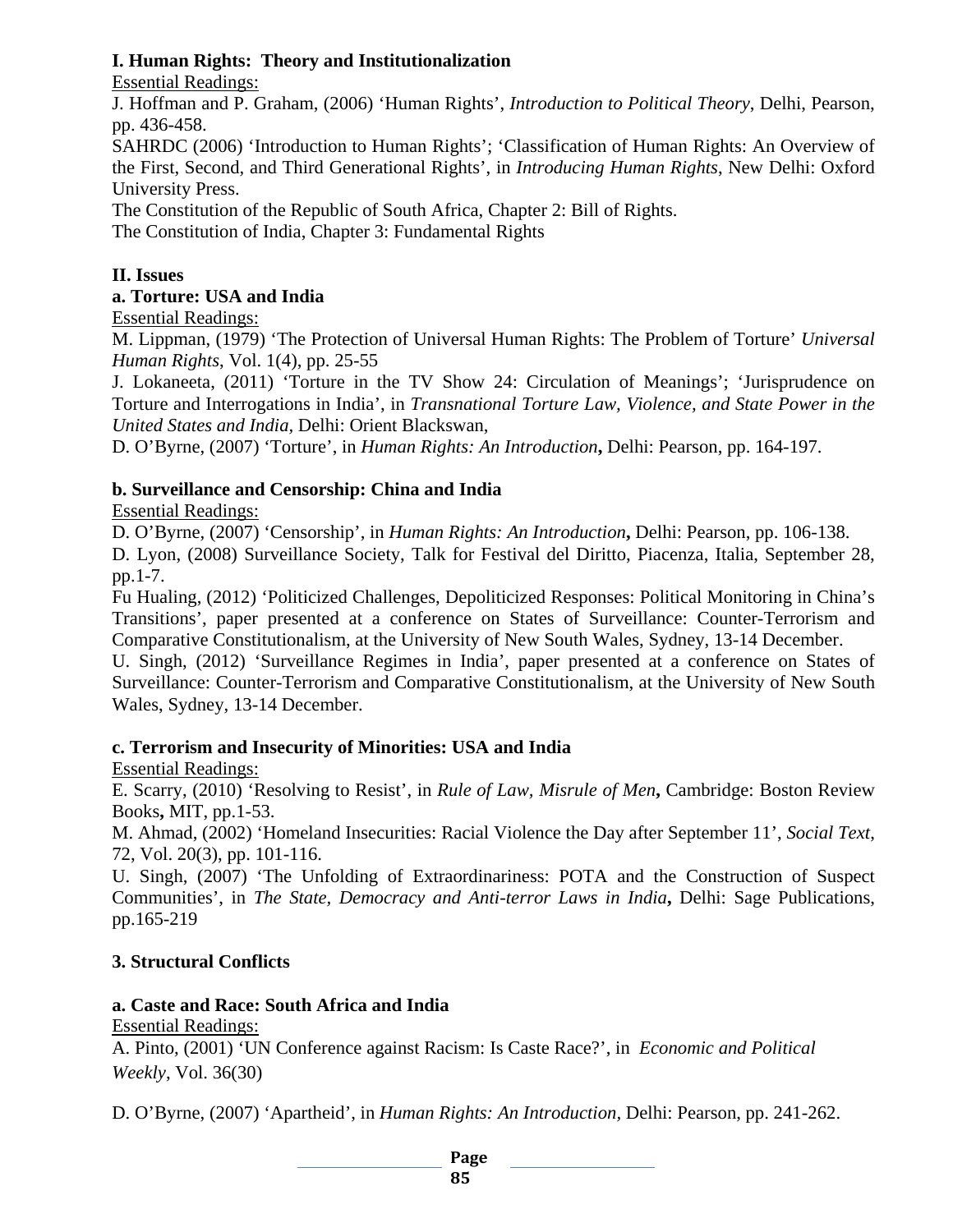**I. Human Rights: Theory and Institutionalization**

Essential Readings:

J. Hoffman and P. Graham, (2006) 'Human Rights', *Introduction to Political Theory*, Delhi, Pearson, pp. 436-458.

SAHRDC (2006) 'Introduction to Human Rights'; 'Classification of Human Rights: An Overview of the First, Second, and Third Generational Rights', in *Introducing Human Rights*, New Delhi: Oxford University Press.

The Constitution of the Republic of South Africa, Chapter 2: Bill of Rights.

The Constitution of India, Chapter 3: Fundamental Rights

**II. Issues**

**a. Torture: USA and India**

Essential Readings:

M. Lippman, (1979) 'The Protection of Universal Human Rights: The Problem of Torture' *Universal Human Rights*, Vol. 1(4), pp. 25-55

J. Lokaneeta, (2011) 'Torture in the TV Show 24: Circulation of Meanings'; 'Jurisprudence on Torture and Interrogations in India', in *Transnational Torture Law, Violence, and State Power in the United States and India*, Delhi: Orient Blackswan,

D. O'Byrne, (2007) 'Torture', in *Human Rights: An Introduction***,** Delhi: Pearson, pp. 164-197.

**b. Surveillance and Censorship: China and India**

Essential Readings:

D. O'Byrne, (2007) 'Censorship', in *Human Rights: An Introduction***,** Delhi: Pearson, pp. 106-138.

D. Lyon, (2008) Surveillance Society, Talk for Festival del Diritto, Piacenza, Italia, September 28, pp.1-7.

Fu Hualing, (2012) 'Politicized Challenges, Depoliticized Responses: Political Monitoring in China's Transitions', paper presented at a conference on States of Surveillance: Counter-Terrorism and Comparative Constitutionalism, at the University of New South Wales, Sydney, 13-14 December.

U. Singh, (2012) 'Surveillance Regimes in India', paper presented at a conference on States of Surveillance: Counter-Terrorism and Comparative Constitutionalism, at the University of New South Wales, Sydney, 13-14 December.

**c. Terrorism and Insecurity of Minorities: USA and India**

Essential Readings:

E. Scarry, (2010) 'Resolving to Resist', in *Rule of Law, Misrule of Men***,** Cambridge: Boston Review Books**,** MIT, pp.1-53.

M. Ahmad, (2002) 'Homeland Insecurities: Racial Violence the Day after September 11', *Social Text*, 72, Vol. 20(3), pp. 101-116.

U. Singh, (2007) 'The Unfolding of Extraordinariness: POTA and the Construction of Suspect Communities', in *The State, Democracy and Anti-terror Laws in India***,** Delhi: Sage Publications, pp.165-219

**3. Structural Conflicts**

**a. Caste and Race: South Africa and India**

Essential Readings:

A. Pinto, (2001) 'UN Conference against Racism: Is Caste Race?', in *Economic and Political Weekly*, Vol. 36(30)

D. O'Byrne, (2007) 'Apartheid', in *Human Rights: An Introduction*, Delhi: Pearson, pp. 241-262.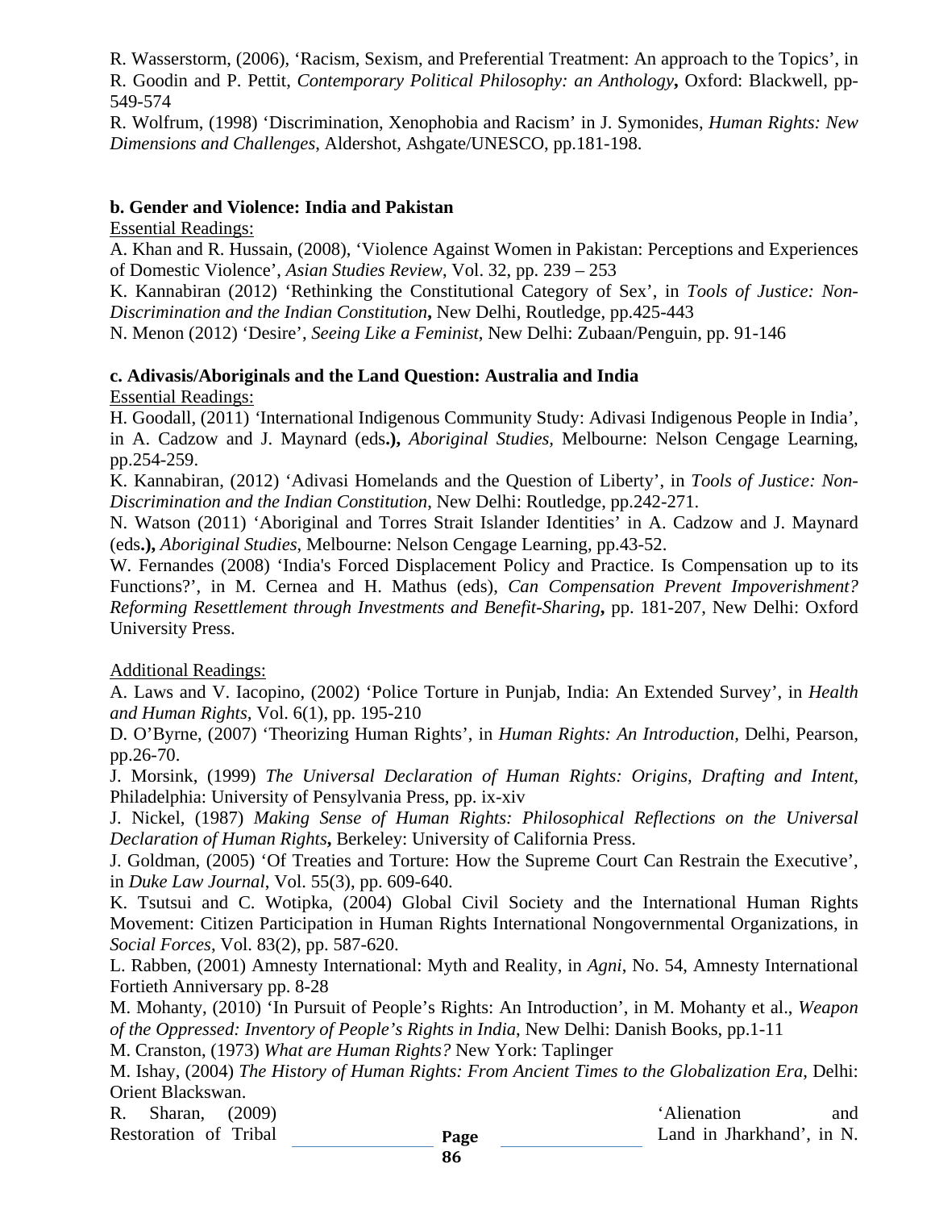R. Wasserstorm, (2006), 'Racism, Sexism, and Preferential Treatment: An approach to the Topics', in R. Goodin and P. Pettit, *Contemporary Political Philosophy: an Anthology***,** Oxford: Blackwell, pp-549-574

R. Wolfrum, (1998) 'Discrimination, Xenophobia and Racism' in J. Symonides, *Human Rights: New Dimensions and Challenges*, Aldershot, Ashgate/UNESCO, pp.181-198.

**b. Gender and Violence: India and Pakistan**

Essential Readings:

A. Khan and R. Hussain, (2008), 'Violence Against Women in Pakistan: Perceptions and Experiences of Domestic Violence', *Asian Studies Review*, Vol. 32, pp. 239 – 253

K. Kannabiran (2012) 'Rethinking the Constitutional Category of Sex', in *Tools of Justice: Non-Discrimination and the Indian Constitution***,** New Delhi, Routledge, pp.425-443

N. Menon (2012) 'Desire', *Seeing Like a Feminist*, New Delhi: Zubaan/Penguin, pp. 91-146

**c. Adivasis/Aboriginals and the Land Question: Australia and India**

Essential Readings:

H. Goodall, (2011) 'International Indigenous Community Study: Adivasi Indigenous People in India', in A. Cadzow and J. Maynard (eds**.),** *Aboriginal Studies,* Melbourne: Nelson Cengage Learning, pp.254-259.

K. Kannabiran, (2012) 'Adivasi Homelands and the Question of Liberty', in *Tools of Justice: Non-Discrimination and the Indian Constitution*, New Delhi: Routledge, pp.242-271.

N. Watson (2011) 'Aboriginal and Torres Strait Islander Identities' in A. Cadzow and J. Maynard (eds**.),** *Aboriginal Studies*, Melbourne: Nelson Cengage Learning, pp.43-52.

W. Fernandes (2008) 'India's Forced Displacement Policy and Practice. Is Compensation up to its Functions?', in M. Cernea and H. Mathus (eds), *Can Compensation Prevent Impoverishment? Reforming Resettlement through Investments and Benefit-Sharing***,** pp. 181-207, New Delhi: Oxford University Press.

Additional Readings:

A. Laws and V. Iacopino, (2002) 'Police Torture in Punjab, India: An Extended Survey', in *Health and Human Rights*, Vol. 6(1), pp. 195-210

D. O'Byrne, (2007) 'Theorizing Human Rights', in *Human Rights: An Introduction,* Delhi, Pearson, pp.26-70.

J. Morsink, (1999) *The Universal Declaration of Human Rights: Origins, Drafting and Intent*, Philadelphia: University of Pensylvania Press, pp. ix-xiv

J. Nickel, (1987) *Making Sense of Human Rights: Philosophical Reflections on the Universal Declaration of Human Rights***,** Berkeley: University of California Press.

J. Goldman, (2005) 'Of Treaties and Torture: How the Supreme Court Can Restrain the Executive', in *Duke Law Journal*, Vol. 55(3), pp. 609-640.

K. Tsutsui and C. Wotipka, (2004) Global Civil Society and the International Human Rights Movement: Citizen Participation in Human Rights International Nongovernmental Organizations, in *Social Forces*, Vol. 83(2), pp. 587-620.

L. Rabben, (2001) Amnesty International: Myth and Reality, in *Agni*, No. 54, Amnesty International Fortieth Anniversary pp. 8-28

M. Mohanty, (2010) 'In Pursuit of People's Rights: An Introduction', in M. Mohanty et al., *Weapon of the Oppressed: Inventory of People's Rights in India*, New Delhi: Danish Books, pp.1-11

M. Cranston, (1973) *What are Human Rights?* New York: Taplinger

M. Ishay, (2004) *The History of Human Rights: From Ancient Times to the Globalization Era*, Delhi: Orient Blackswan.

R. Sharan, (2009) 'Alienation and Restoration of Tribal Land in Jharkhand', in N.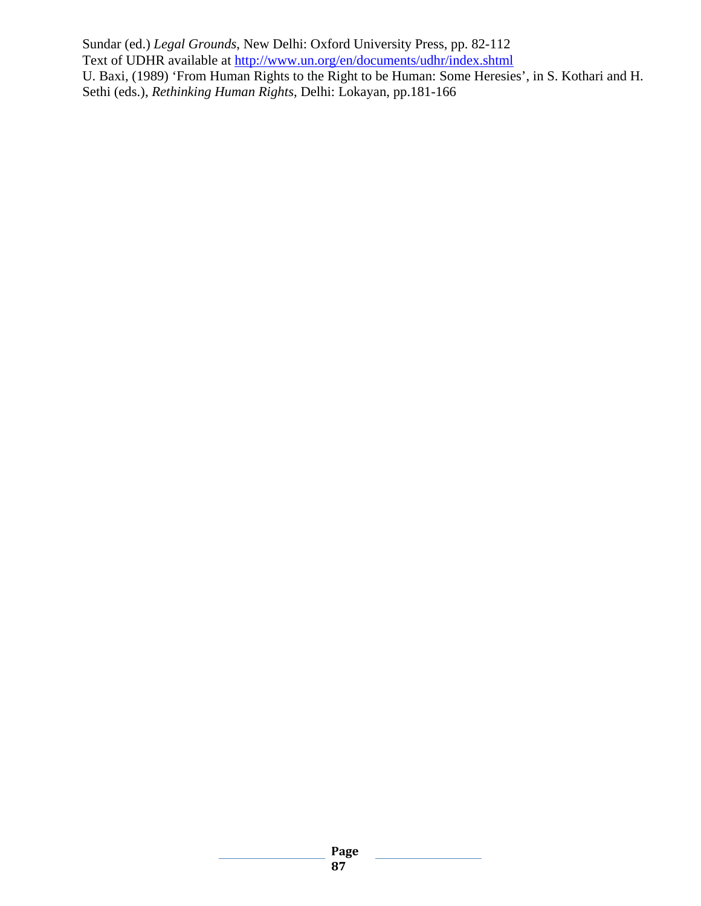Sundar (ed.) *Legal Grounds*, New Delhi: Oxford University Press, pp. 82-112
Text of UDHR available at http://www.un.org/en/documents/udhr/index.shtml
U. Baxi, (1989) 'From Human Rights to the Right to be Human: Some Heresies', in S. Kothari and H. Sethi (eds.), *Rethinking Human Rights*, Delhi: Lokayan, pp.181-166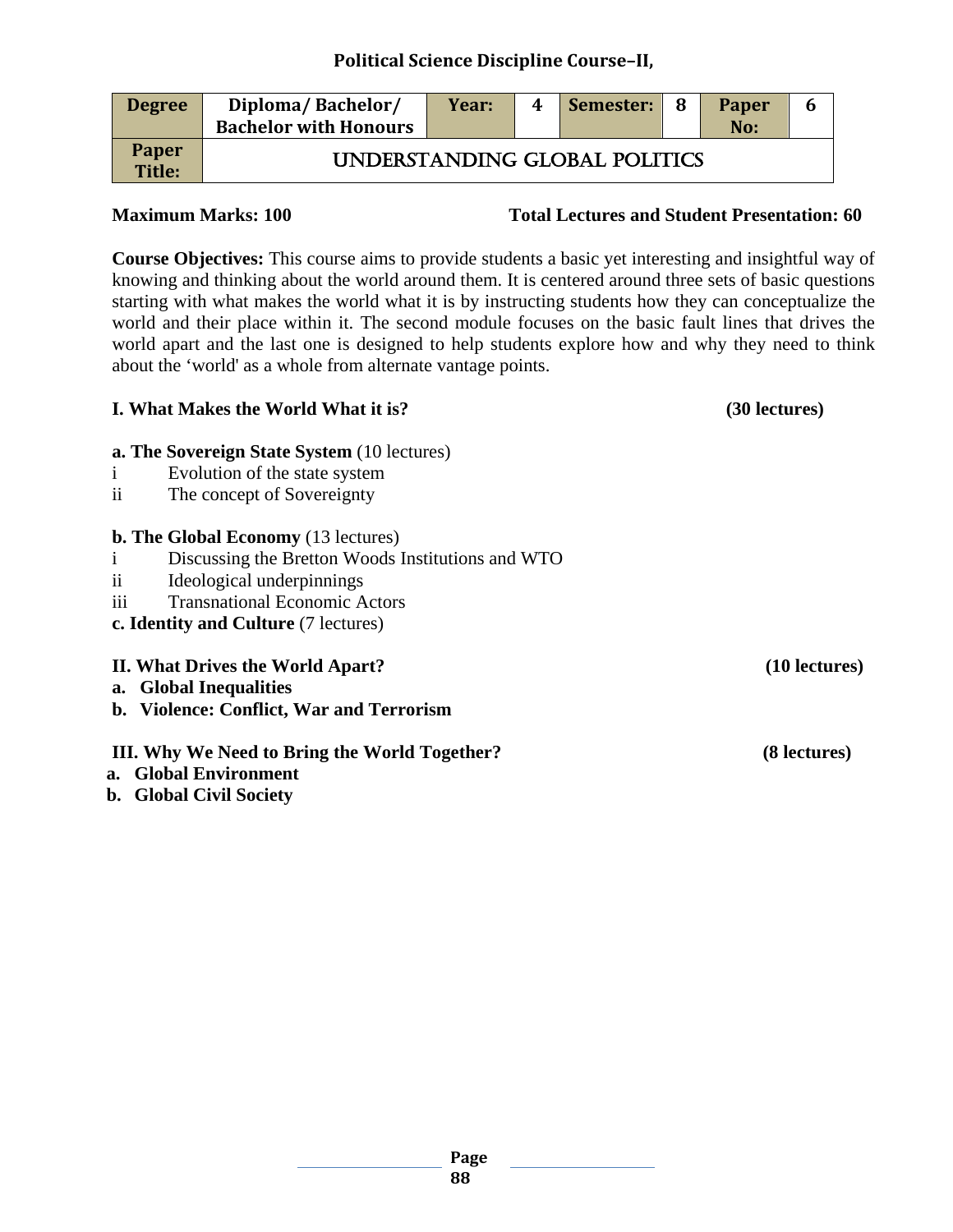## Political Science Discipline Course–II,

| Degree | Diploma/ Bachelor/ Bachelor with Honours | Year: | 4 | Semester: | 8 | Paper No: | 6 |
|---|---|---|---|---|---|---|---|
| Paper Title: | UNDERSTANDING GLOBAL POLITICS | | | | | | |

**Maximum Marks: 100** **Total Lectures and Student Presentation: 60**

**Course Objectives:** This course aims to provide students a basic yet interesting and insightful way of knowing and thinking about the world around them. It is centered around three sets of basic questions starting with what makes the world what it is by instructing students how they can conceptualize the world and their place within it. The second module focuses on the basic fault lines that drives the world apart and the last one is designed to help students explore how and why they need to think about the 'world' as a whole from alternate vantage points.

**I. What Makes the World What it is? (30 lectures)**

**a. The Sovereign State System** (10 lectures)

- i Evolution of the state system
- ii The concept of Sovereignty

**b. The Global Economy** (13 lectures)

- i Discussing the Bretton Woods Institutions and WTO
- ii Ideological underpinnings
- iii Transnational Economic Actors

**c. Identity and Culture** (7 lectures)

**II. What Drives the World Apart? (10 lectures)**

**a. Global Inequalities**

**b. Violence: Conflict, War and Terrorism**

**III. Why We Need to Bring the World Together? (8 lectures)**

**a. Global Environment**

**b. Global Civil Society**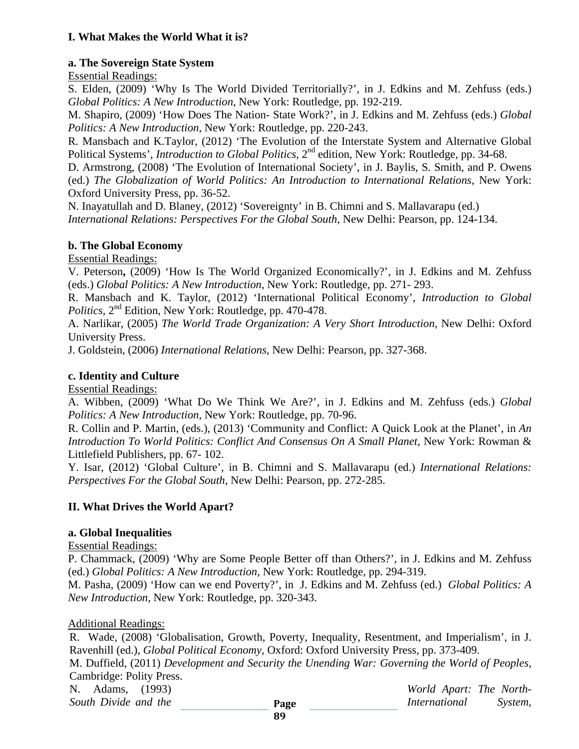**I. What Makes the World What it is?**

**a. The Sovereign State System**

Essential Readings:

S. Elden, (2009) 'Why Is The World Divided Territorially?', in J. Edkins and M. Zehfuss (eds.) *Global Politics: A New Introduction*, New York: Routledge, pp. 192-219.

M. Shapiro, (2009) 'How Does The Nation- State Work?', in J. Edkins and M. Zehfuss (eds.) *Global Politics: A New Introduction*, New York: Routledge, pp. 220-243.

R. Mansbach and K.Taylor, (2012) 'The Evolution of the Interstate System and Alternative Global Political Systems', *Introduction to Global Politics*, 2nd edition, New York: Routledge, pp. 34-68.

D. Armstrong, (2008) 'The Evolution of International Society', in J. Baylis, S. Smith, and P. Owens (ed.) *The Globalization of World Politics: An Introduction to International Relations,* New York: Oxford University Press, pp. 36-52.

N. Inayatullah and D. Blaney, (2012) 'Sovereignty' in B. Chimni and S. Mallavarapu (ed.) *International Relations: Perspectives For the Global South*, New Delhi: Pearson, pp. 124-134.

**b. The Global Economy**

Essential Readings:

V. Peterson**,** (2009) 'How Is The World Organized Economically?', in J. Edkins and M. Zehfuss (eds.) *Global Politics: A New Introduction*, New York: Routledge, pp. 271- 293.

R. Mansbach and K. Taylor, (2012) 'International Political Economy', *Introduction to Global Politics*, 2nd Edition, New York: Routledge, pp. 470-478.

A. Narlikar, (2005) *The World Trade Organization: A Very Short Introduction*, New Delhi: Oxford University Press.

J. Goldstein, (2006) *International Relations*, New Delhi: Pearson, pp. 327-368.

**c. Identity and Culture**

Essential Readings:

A. Wibben, (2009) 'What Do We Think We Are?', in J. Edkins and M. Zehfuss (eds.) *Global Politics: A New Introduction,* New York: Routledge, pp. 70-96.

R. Collin and P. Martin, (eds.), (2013) 'Community and Conflict: A Quick Look at the Planet', in *An Introduction To World Politics: Conflict And Consensus On A Small Planet*, New York: Rowman & Littlefield Publishers, pp. 67- 102.

Y. Isar, (2012) 'Global Culture', in B. Chimni and S. Mallavarapu (ed.) *International Relations: Perspectives For the Global South*, New Delhi: Pearson, pp. 272-285.

**II. What Drives the World Apart?**

**a. Global Inequalities**

Essential Readings:

P. Chammack, (2009) 'Why are Some People Better off than Others?', in J. Edkins and M. Zehfuss (ed.) *Global Politics: A New Introduction,* New York: Routledge, pp. 294-319.

M. Pasha, (2009) 'How can we end Poverty?', in J. Edkins and M. Zehfuss (ed.) *Global Politics: A New Introduction,* New York: Routledge, pp. 320-343.

Additional Readings:

R. Wade, (2008) 'Globalisation, Growth, Poverty, Inequality, Resentment, and Imperialism', in J. Ravenhill (ed.), *Global Political Economy,* Oxford: Oxford University Press, pp. 373-409.

M. Duffield, (2011) *Development and Security the Unending War: Governing the World of Peoples,* Cambridge: Polity Press.

N. Adams, (1993) *World Apart: The North-South Divide and the International System,*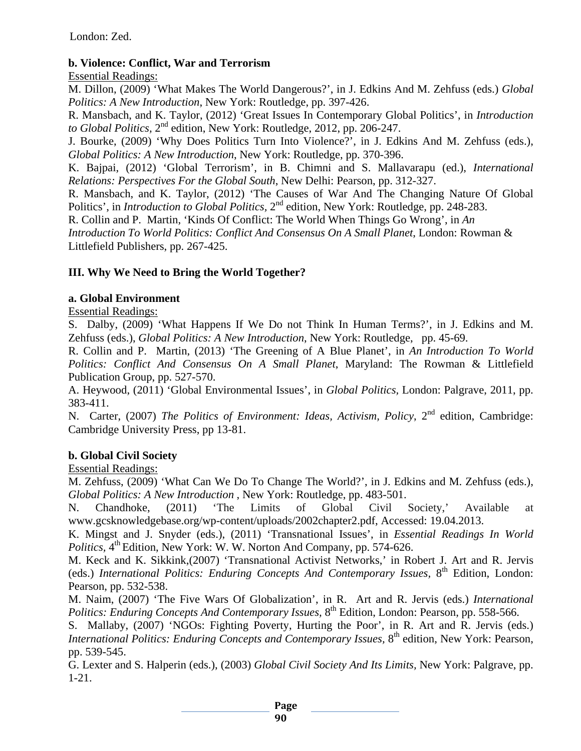London: Zed.

**b. Violence: Conflict, War and Terrorism**

Essential Readings:

M. Dillon, (2009) 'What Makes The World Dangerous?', in J. Edkins And M. Zehfuss (eds.) *Global Politics: A New Introduction*, New York: Routledge, pp. 397-426.

R. Mansbach, and K. Taylor, (2012) 'Great Issues In Contemporary Global Politics', in *Introduction to Global Politics,* 2nd edition, New York: Routledge, 2012, pp. 206-247.

J. Bourke, (2009) 'Why Does Politics Turn Into Violence?', in J. Edkins And M. Zehfuss (eds.), *Global Politics: A New Introduction*, New York: Routledge, pp. 370-396.

K. Bajpai, (2012) 'Global Terrorism', in B. Chimni and S. Mallavarapu (ed.), *International Relations: Perspectives For the Global South*, New Delhi: Pearson, pp. 312-327.

R. Mansbach, and K. Taylor, (2012) 'The Causes of War And The Changing Nature Of Global Politics', in *Introduction to Global Politics*, 2nd edition, New York: Routledge, pp. 248-283.

R. Collin and P. Martin, 'Kinds Of Conflict: The World When Things Go Wrong', in *An Introduction To World Politics: Conflict And Consensus On A Small Planet,* London: Rowman & Littlefield Publishers, pp. 267-425.

**III. Why We Need to Bring the World Together?**

**a. Global Environment**

Essential Readings:

S. Dalby, (2009) 'What Happens If We Do not Think In Human Terms?', in J. Edkins and M. Zehfuss (eds.), *Global Politics: A New Introduction*, New York: Routledge, pp. 45-69.

R. Collin and P. Martin, (2013) 'The Greening of A Blue Planet', in *An Introduction To World Politics: Conflict And Consensus On A Small Planet*, Maryland: The Rowman & Littlefield Publication Group, pp. 527-570.

A. Heywood, (2011) 'Global Environmental Issues', in *Global Politics,* London: Palgrave, 2011, pp. 383-411.

N. Carter, (2007) *The Politics of Environment: Ideas, Activism, Policy*, 2nd edition, Cambridge: Cambridge University Press, pp 13-81.

**b. Global Civil Society**

Essential Readings:

M. Zehfuss, (2009) 'What Can We Do To Change The World?', in J. Edkins and M. Zehfuss (eds.), *Global Politics: A New Introduction* , New York: Routledge, pp. 483-501.

N. Chandhoke, (2011) 'The Limits of Global Civil Society,' Available at www.gcsknowledgebase.org/wp-content/uploads/2002chapter2.pdf, Accessed: 19.04.2013.

K. Mingst and J. Snyder (eds.), (2011) 'Transnational Issues', in *Essential Readings In World Politics*, 4th Edition, New York: W. W. Norton And Company, pp. 574-626.

M. Keck and K. Sikkink,(2007) 'Transnational Activist Networks,' in Robert J. Art and R. Jervis (eds.) *International Politics: Enduring Concepts And Contemporary Issues,* 8th Edition, London: Pearson, pp. 532-538.

M. Naim, (2007) 'The Five Wars Of Globalization', in R. Art and R. Jervis (eds.) *International Politics: Enduring Concepts And Contemporary Issues,* 8th Edition, London: Pearson, pp. 558-566.

S. Mallaby, (2007) 'NGOs: Fighting Poverty, Hurting the Poor', in R. Art and R. Jervis (eds.) *International Politics: Enduring Concepts and Contemporary Issues,* 8th edition, New York: Pearson, pp. 539-545.

G. Lexter and S. Halperin (eds.), (2003) *Global Civil Society And Its Limits,* New York: Palgrave, pp. 1-21.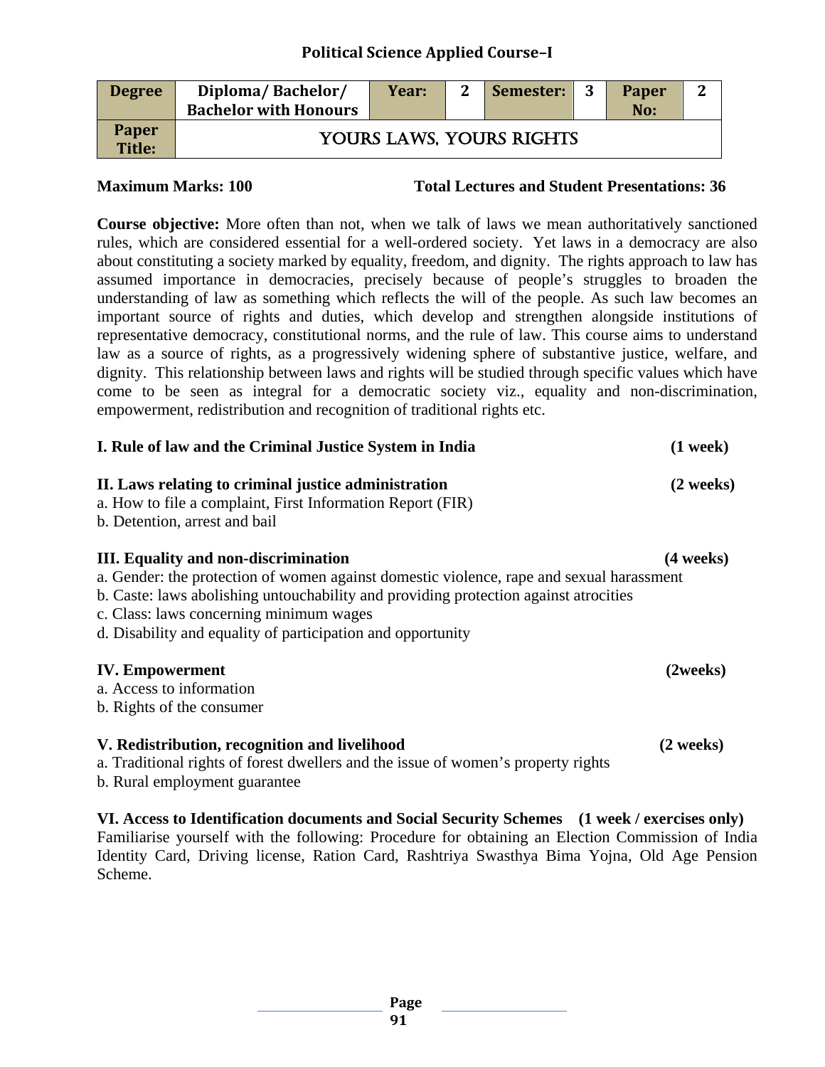## Political Science Applied Course–I

| Degree | Diploma/ Bachelor/ Bachelor with Honours | Year: | 2 | Semester: | 3 | Paper No: | 2 |
|---|---|---|---|---|---|---|---|
| Paper Title: | YOURS LAWS, YOURS RIGHTS | | | | | | |

**Maximum Marks: 100** **Total Lectures and Student Presentations: 36**

**Course objective:** More often than not, when we talk of laws we mean authoritatively sanctioned rules, which are considered essential for a well-ordered society. Yet laws in a democracy are also about constituting a society marked by equality, freedom, and dignity. The rights approach to law has assumed importance in democracies, precisely because of people's struggles to broaden the understanding of law as something which reflects the will of the people. As such law becomes an important source of rights and duties, which develop and strengthen alongside institutions of representative democracy, constitutional norms, and the rule of law. This course aims to understand law as a source of rights, as a progressively widening sphere of substantive justice, welfare, and dignity. This relationship between laws and rights will be studied through specific values which have come to be seen as integral for a democratic society viz., equality and non-discrimination, empowerment, redistribution and recognition of traditional rights etc.

**I. Rule of law and the Criminal Justice System in India** **(1 week)**

**II. Laws relating to criminal justice administration** **(2 weeks)**

a. How to file a complaint, First Information Report (FIR)
b. Detention, arrest and bail

**III. Equality and non-discrimination** **(4 weeks)**

a. Gender: the protection of women against domestic violence, rape and sexual harassment
b. Caste: laws abolishing untouchability and providing protection against atrocities
c. Class: laws concerning minimum wages
d. Disability and equality of participation and opportunity

**IV. Empowerment** **(2weeks)**

a. Access to information
b. Rights of the consumer

**V. Redistribution, recognition and livelihood** **(2 weeks)**

a. Traditional rights of forest dwellers and the issue of women's property rights
b. Rural employment guarantee

**VI. Access to Identification documents and Social Security Schemes (1 week / exercises only)**

Familiarise yourself with the following: Procedure for obtaining an Election Commission of India Identity Card, Driving license, Ration Card, Rashtriya Swasthya Bima Yojna, Old Age Pension Scheme.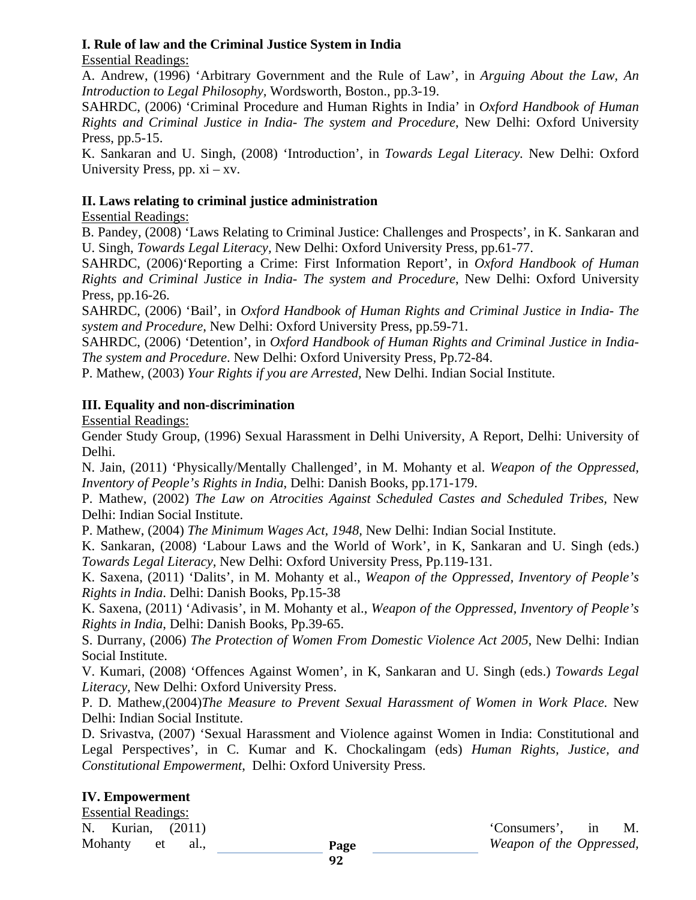**I. Rule of law and the Criminal Justice System in India**

Essential Readings:

A. Andrew, (1996) 'Arbitrary Government and the Rule of Law', in *Arguing About the Law, An Introduction to Legal Philosophy,* Wordsworth, Boston., pp.3-19.

SAHRDC, (2006) 'Criminal Procedure and Human Rights in India' in *Oxford Handbook of Human Rights and Criminal Justice in India- The system and Procedure*, New Delhi: Oxford University Press, pp.5-15.

K. Sankaran and U. Singh, (2008) 'Introduction', in *Towards Legal Literacy*. New Delhi: Oxford University Press, pp. xi – xv.

**II. Laws relating to criminal justice administration**

Essential Readings:

B. Pandey, (2008) 'Laws Relating to Criminal Justice: Challenges and Prospects', in K. Sankaran and U. Singh, *Towards Legal Literacy*, New Delhi: Oxford University Press, pp.61-77.

SAHRDC, (2006)'Reporting a Crime: First Information Report', in *Oxford Handbook of Human Rights and Criminal Justice in India- The system and Procedure*, New Delhi: Oxford University Press, pp.16-26.

SAHRDC, (2006) 'Bail', in *Oxford Handbook of Human Rights and Criminal Justice in India- The system and Procedure*, New Delhi: Oxford University Press, pp.59-71.

SAHRDC, (2006) 'Detention', in *Oxford Handbook of Human Rights and Criminal Justice in India-The system and Procedure*. New Delhi: Oxford University Press, Pp.72-84.

P. Mathew, (2003) *Your Rights if you are Arrested,* New Delhi. Indian Social Institute.

**III. Equality and non-discrimination**

Essential Readings:

Gender Study Group, (1996) Sexual Harassment in Delhi University, A Report, Delhi: University of Delhi.

N. Jain, (2011) 'Physically/Mentally Challenged', in M. Mohanty et al. *Weapon of the Oppressed, Inventory of People's Rights in India,* Delhi: Danish Books, pp.171-179.

P. Mathew, (2002) *The Law on Atrocities Against Scheduled Castes and Scheduled Tribes,* New Delhi: Indian Social Institute.

P. Mathew, (2004) *The Minimum Wages Act, 1948*, New Delhi: Indian Social Institute.

K. Sankaran, (2008) 'Labour Laws and the World of Work', in K, Sankaran and U. Singh (eds.) *Towards Legal Literacy*, New Delhi: Oxford University Press, Pp.119-131.

K. Saxena, (2011) 'Dalits', in M. Mohanty et al., *Weapon of the Oppressed, Inventory of People's Rights in India*. Delhi: Danish Books, Pp.15-38

K. Saxena, (2011) 'Adivasis', in M. Mohanty et al., *Weapon of the Oppressed, Inventory of People's Rights in India,* Delhi: Danish Books, Pp.39-65.

S. Durrany, (2006) *The Protection of Women From Domestic Violence Act 2005*, New Delhi: Indian Social Institute.

V. Kumari, (2008) 'Offences Against Women', in K, Sankaran and U. Singh (eds.) *Towards Legal Literacy,* New Delhi: Oxford University Press.

P. D. Mathew,(2004)*The Measure to Prevent Sexual Harassment of Women in Work Place.* New Delhi: Indian Social Institute.

D. Srivastva, (2007) 'Sexual Harassment and Violence against Women in India: Constitutional and Legal Perspectives', in C. Kumar and K. Chockalingam (eds) *Human Rights, Justice, and Constitutional Empowerment*, Delhi: Oxford University Press.

**IV. Empowerment**

Essential Readings:

N. Kurian, (2011) 'Consumers', in M. Mohanty et al., *Weapon of the Oppressed,*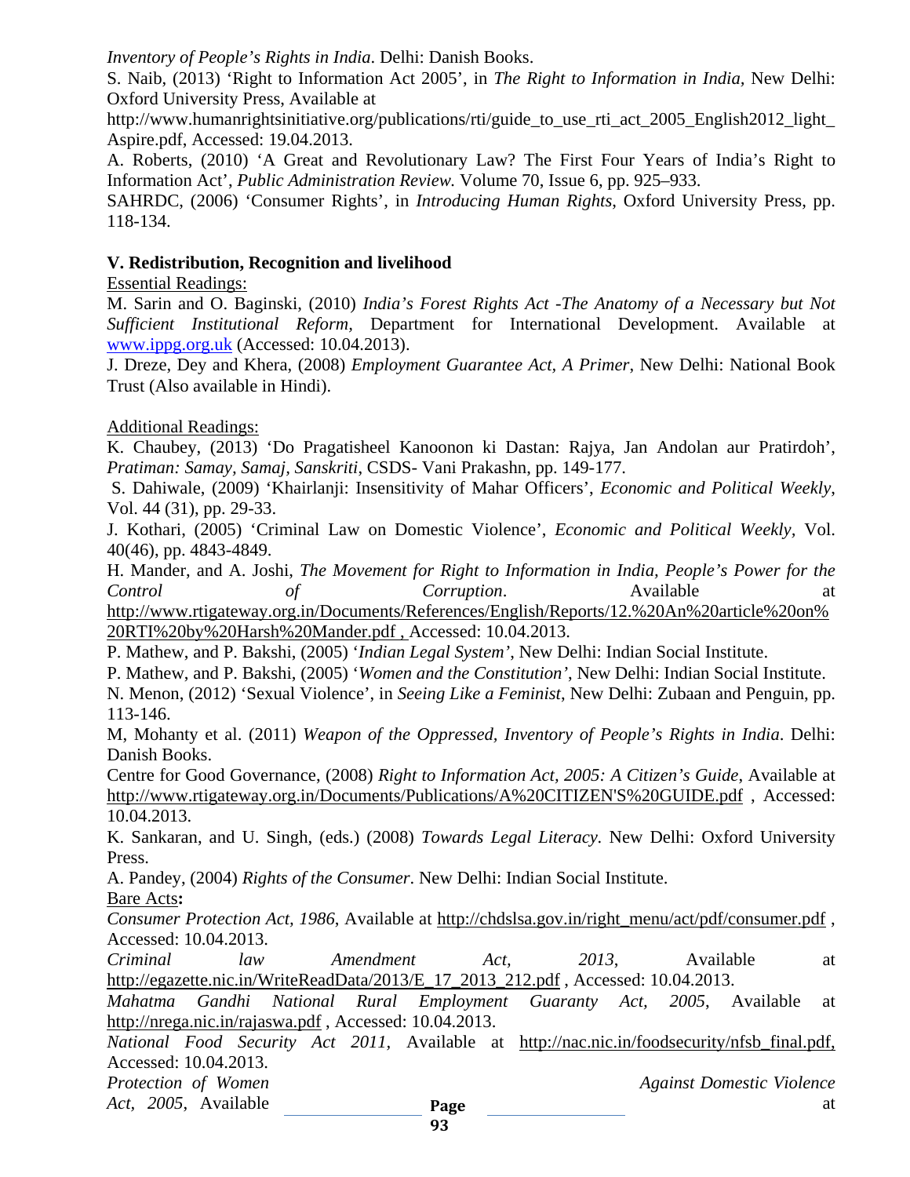*Inventory of People's Rights in India*. Delhi: Danish Books.

S. Naib, (2013) 'Right to Information Act 2005', in *The Right to Information in India,* New Delhi: Oxford University Press, Available at http://www.humanrightsinitiative.org/publications/rti/guide_to_use_rti_act_2005_English2012_light_Aspire.pdf, Accessed: 19.04.2013.

A. Roberts, (2010) 'A Great and Revolutionary Law? The First Four Years of India's Right to Information Act', *Public Administration Review.* Volume 70, Issue 6, pp. 925–933.

SAHRDC, (2006) 'Consumer Rights', in *Introducing Human Rights*, Oxford University Press, pp. 118-134.

**V. Redistribution, Recognition and livelihood**

Essential Readings:

M. Sarin and O. Baginski, (2010) *India's Forest Rights Act -The Anatomy of a Necessary but Not Sufficient Institutional Reform*, Department for International Development. Available at www.ippg.org.uk (Accessed: 10.04.2013).

J. Dreze, Dey and Khera, (2008) *Employment Guarantee Act, A Primer*, New Delhi: National Book Trust (Also available in Hindi).

Additional Readings:

K. Chaubey, (2013) 'Do Pragatisheel Kanoonon ki Dastan: Rajya, Jan Andolan aur Pratirdoh', *Pratiman: Samay, Samaj, Sanskriti*, CSDS- Vani Prakashn, pp. 149-177.

S. Dahiwale, (2009) 'Khairlanji: Insensitivity of Mahar Officers', *Economic and Political Weekly*, Vol. 44 (31), pp. 29-33.

J. Kothari, (2005) 'Criminal Law on Domestic Violence', *Economic and Political Weekly,* Vol. 40(46), pp. 4843-4849.

H. Mander, and A. Joshi, *The Movement for Right to Information in India, People's Power for the Control of Corruption*. Available at http://www.rtigateway.org.in/Documents/References/English/Reports/12.%20An%20article%20on%20RTI%20by%20Harsh%20Mander.pdf , Accessed: 10.04.2013.

P. Mathew, and P. Bakshi, (2005) '*Indian Legal System'*, New Delhi: Indian Social Institute.

P. Mathew, and P. Bakshi, (2005) '*Women and the Constitution'*, New Delhi: Indian Social Institute.

N. Menon, (2012) 'Sexual Violence', in *Seeing Like a Feminist*, New Delhi: Zubaan and Penguin, pp. 113-146.

M, Mohanty et al. (2011) *Weapon of the Oppressed, Inventory of People's Rights in India*. Delhi: Danish Books.

Centre for Good Governance, (2008) *Right to Information Act, 2005: A Citizen's Guide*, Available at http://www.rtigateway.org.in/Documents/Publications/A%20CITIZEN'S%20GUIDE.pdf , Accessed: 10.04.2013.

K. Sankaran, and U. Singh, (eds.) (2008) *Towards Legal Literacy*. New Delhi: Oxford University Press.

A. Pandey, (2004) *Rights of the Consumer*. New Delhi: Indian Social Institute.

Bare Acts**:**

*Consumer Protection Act, 1986*, Available at http://chdslsa.gov.in/right_menu/act/pdf/consumer.pdf , Accessed: 10.04.2013.

*Criminal law Amendment Act, 2013*, Available at http://egazette.nic.in/WriteReadData/2013/E_17_2013_212.pdf , Accessed: 10.04.2013.

*Mahatma Gandhi National Rural Employment Guaranty Act, 2005*, Available at http://nrega.nic.in/rajaswa.pdf , Accessed: 10.04.2013.

*National Food Security Act 2011,* Available at http://nac.nic.in/foodsecurity/nfsb_final.pdf, Accessed: 10.04.2013.

*Protection of Women Against Domestic Violence Act, 2005*, Available at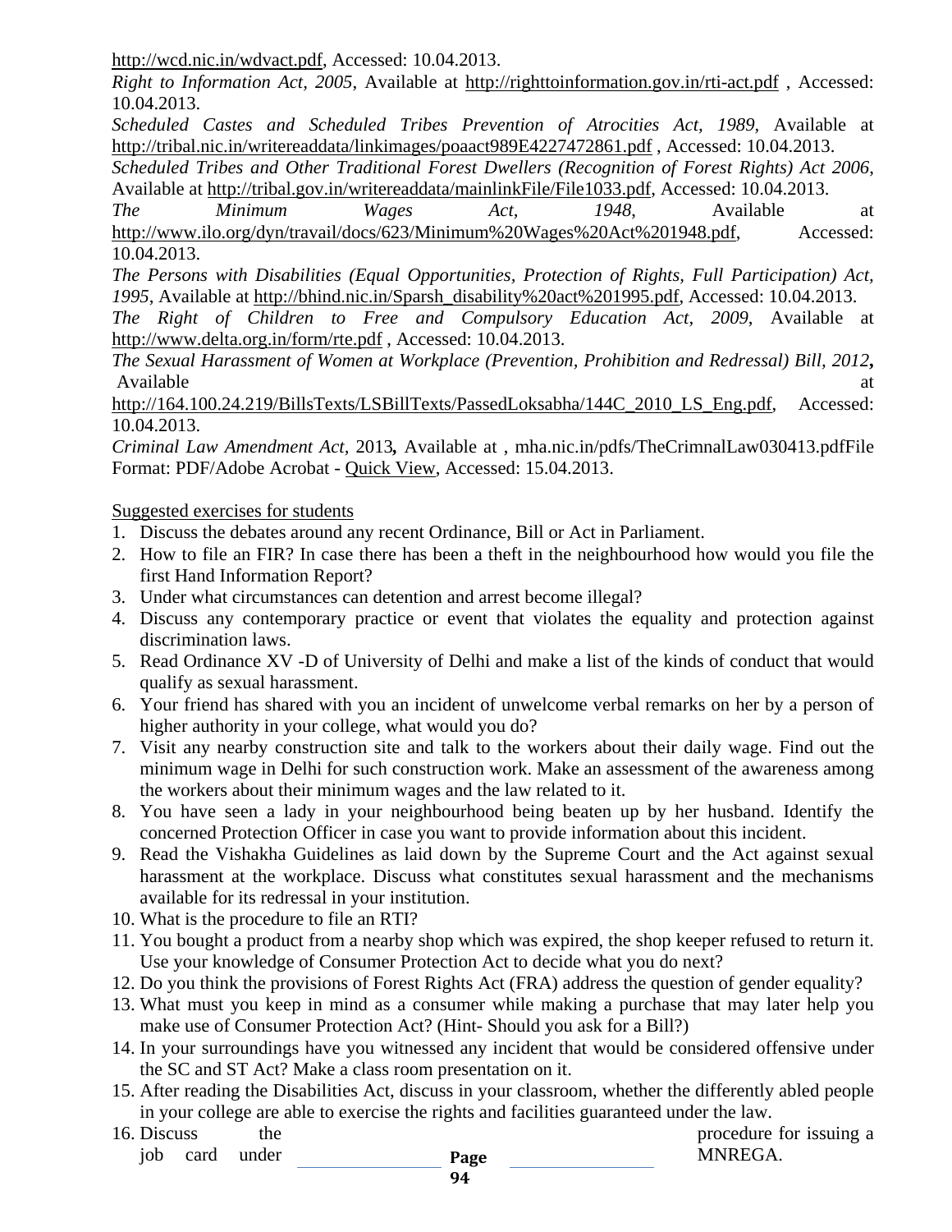http://wcd.nic.in/wdvact.pdf, Accessed: 10.04.2013.

*Right to Information Act, 2005*, Available at http://righttoinformation.gov.in/rti-act.pdf , Accessed: 10.04.2013.

*Scheduled Castes and Scheduled Tribes Prevention of Atrocities Act, 1989*, Available at http://tribal.nic.in/writereaddata/linkimages/poaact989E4227472861.pdf , Accessed: 10.04.2013.

*Scheduled Tribes and Other Traditional Forest Dwellers (Recognition of Forest Rights) Act 2006*, Available at http://tribal.gov.in/writereaddata/mainlinkFile/File1033.pdf, Accessed: 10.04.2013.

*The Minimum Wages Act, 1948*, Available at http://www.ilo.org/dyn/travail/docs/623/Minimum%20Wages%20Act%201948.pdf, Accessed: 10.04.2013.

*The Persons with Disabilities (Equal Opportunities, Protection of Rights, Full Participation) Act, 1995*, Available at http://bhind.nic.in/Sparsh_disability%20act%201995.pdf, Accessed: 10.04.2013.

*The Right of Children to Free and Compulsory Education Act, 2009*, Available at http://www.delta.org.in/form/rte.pdf , Accessed: 10.04.2013.

*The Sexual Harassment of Women at Workplace (Prevention, Prohibition and Redressal) Bill, 2012***,** Available at http://164.100.24.219/BillsTexts/LSBillTexts/PassedLoksabha/144C_2010_LS_Eng.pdf, Accessed: 10.04.2013.

*Criminal Law Amendment Act*, 2013**,** Available at , mha.nic.in/pdfs/TheCrimnalLaw030413.pdfFile Format: PDF/Adobe Acrobat - Quick View, Accessed: 15.04.2013.

Suggested exercises for students

1. Discuss the debates around any recent Ordinance, Bill or Act in Parliament.
2. How to file an FIR? In case there has been a theft in the neighbourhood how would you file the first Hand Information Report?
3. Under what circumstances can detention and arrest become illegal?
4. Discuss any contemporary practice or event that violates the equality and protection against discrimination laws.
5. Read Ordinance XV -D of University of Delhi and make a list of the kinds of conduct that would qualify as sexual harassment.
6. Your friend has shared with you an incident of unwelcome verbal remarks on her by a person of higher authority in your college, what would you do?
7. Visit any nearby construction site and talk to the workers about their daily wage. Find out the minimum wage in Delhi for such construction work. Make an assessment of the awareness among the workers about their minimum wages and the law related to it.
8. You have seen a lady in your neighbourhood being beaten up by her husband. Identify the concerned Protection Officer in case you want to provide information about this incident.
9. Read the Vishakha Guidelines as laid down by the Supreme Court and the Act against sexual harassment at the workplace. Discuss what constitutes sexual harassment and the mechanisms available for its redressal in your institution.
10. What is the procedure to file an RTI?
11. You bought a product from a nearby shop which was expired, the shop keeper refused to return it. Use your knowledge of Consumer Protection Act to decide what you do next?
12. Do you think the provisions of Forest Rights Act (FRA) address the question of gender equality?
13. What must you keep in mind as a consumer while making a purchase that may later help you make use of Consumer Protection Act? (Hint- Should you ask for a Bill?)
14. In your surroundings have you witnessed any incident that would be considered offensive under the SC and ST Act? Make a class room presentation on it.
15. After reading the Disabilities Act, discuss in your classroom, whether the differently abled people in your college are able to exercise the rights and facilities guaranteed under the law.
16. Discuss the procedure for issuing a job card under MNREGA.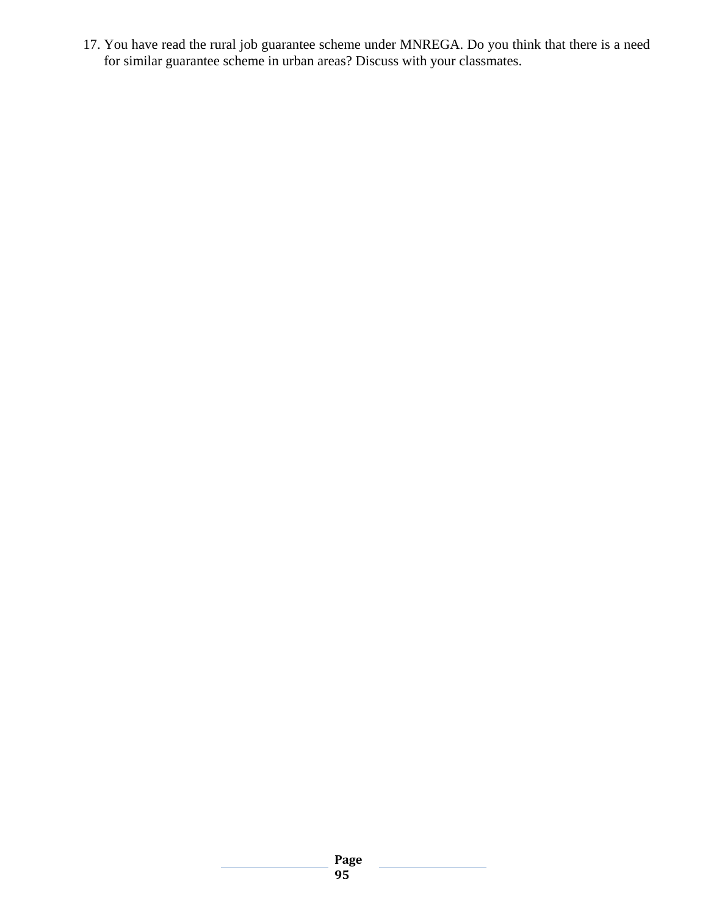17. You have read the rural job guarantee scheme under MNREGA. Do you think that there is a need for similar guarantee scheme in urban areas? Discuss with your classmates.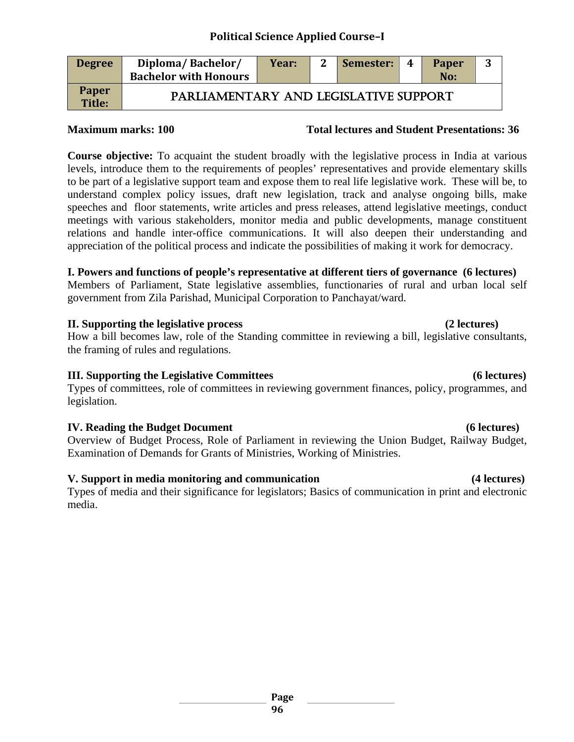## Political Science Applied Course–I

| Degree | Diploma/ Bachelor/ Bachelor with Honours | Year: | 2 | Semester: | 4 | Paper No: | 3 |
|---|---|---|---|---|---|---|---|
| Paper Title: | PARLIAMENTARY AND LEGISLATIVE SUPPORT | | | | | | |

**Maximum marks: 100** **Total lectures and Student Presentations: 36**

**Course objective:** To acquaint the student broadly with the legislative process in India at various levels, introduce them to the requirements of peoples' representatives and provide elementary skills to be part of a legislative support team and expose them to real life legislative work. These will be, to understand complex policy issues, draft new legislation, track and analyse ongoing bills, make speeches and floor statements, write articles and press releases, attend legislative meetings, conduct meetings with various stakeholders, monitor media and public developments, manage constituent relations and handle inter-office communications. It will also deepen their understanding and appreciation of the political process and indicate the possibilities of making it work for democracy.

**I. Powers and functions of people's representative at different tiers of governance (6 lectures)**
Members of Parliament, State legislative assemblies, functionaries of rural and urban local self government from Zila Parishad, Municipal Corporation to Panchayat/ward.

**II. Supporting the legislative process (2 lectures)**
How a bill becomes law, role of the Standing committee in reviewing a bill, legislative consultants, the framing of rules and regulations.

**III. Supporting the Legislative Committees (6 lectures)**
Types of committees, role of committees in reviewing government finances, policy, programmes, and legislation.

**IV. Reading the Budget Document (6 lectures)**
Overview of Budget Process, Role of Parliament in reviewing the Union Budget, Railway Budget, Examination of Demands for Grants of Ministries, Working of Ministries.

**V. Support in media monitoring and communication (4 lectures)**
Types of media and their significance for legislators; Basics of communication in print and electronic media.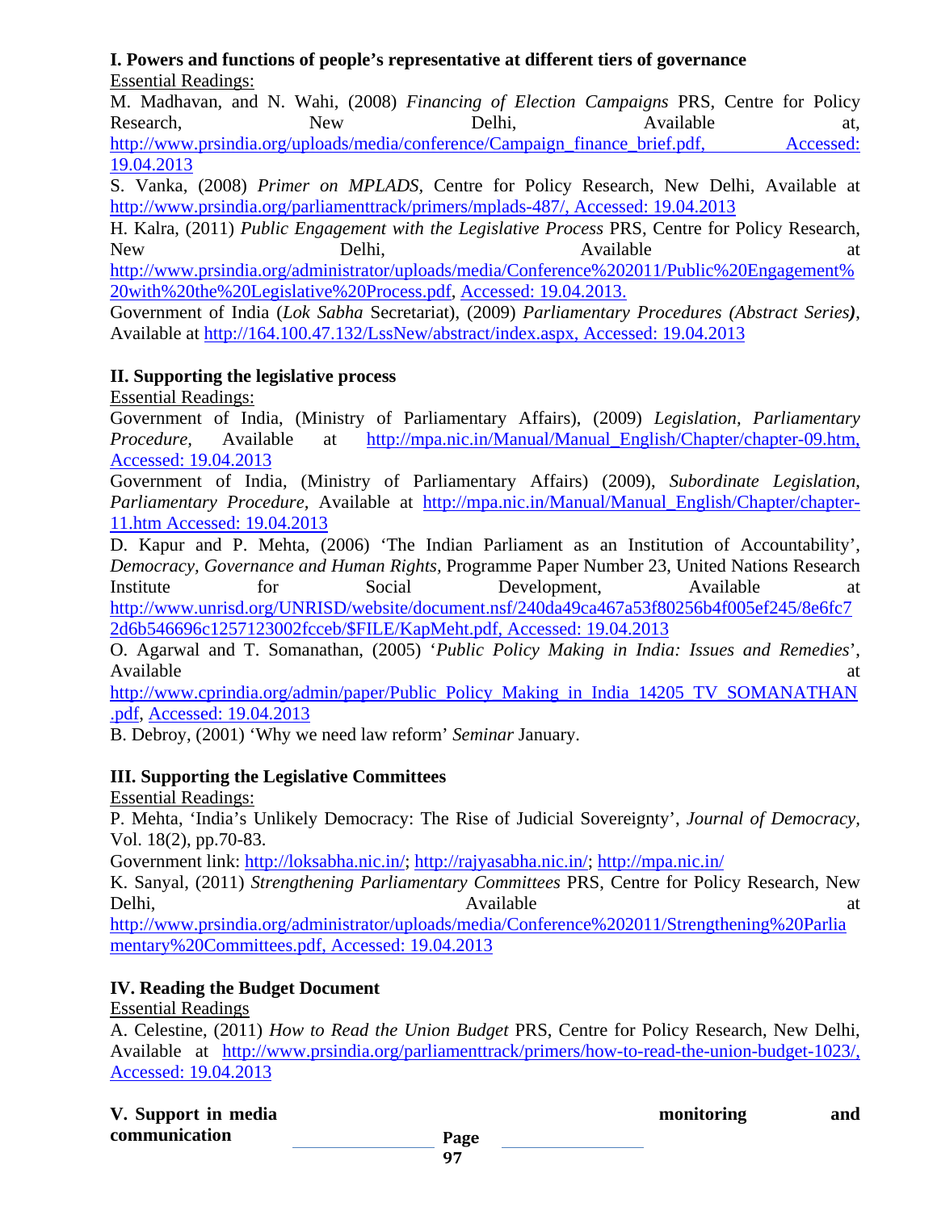**I. Powers and functions of people's representative at different tiers of governance**

Essential Readings:

M. Madhavan, and N. Wahi, (2008) *Financing of Election Campaigns* PRS, Centre for Policy Research, New Delhi, Available at, http://www.prsindia.org/uploads/media/conference/Campaign_finance_brief.pdf, Accessed: 19.04.2013

S. Vanka, (2008) *Primer on MPLADS*, Centre for Policy Research, New Delhi, Available at http://www.prsindia.org/parliamenttrack/primers/mplads-487/, Accessed: 19.04.2013

H. Kalra, (2011) *Public Engagement with the Legislative Process* PRS, Centre for Policy Research, New Delhi, Available at http://www.prsindia.org/administrator/uploads/media/Conference%202011/Public%20Engagement%20with%20the%20Legislative%20Process.pdf, Accessed: 19.04.2013.

Government of India (*Lok Sabha* Secretariat), (2009) *Parliamentary Procedures (Abstract Series)*, Available at http://164.100.47.132/LssNew/abstract/index.aspx, Accessed: 19.04.2013

**II. Supporting the legislative process**

Essential Readings:

Government of India, (Ministry of Parliamentary Affairs), (2009) *Legislation, Parliamentary Procedure,* Available at http://mpa.nic.in/Manual/Manual_English/Chapter/chapter-09.htm, Accessed: 19.04.2013

Government of India, (Ministry of Parliamentary Affairs) (2009), *Subordinate Legislation, Parliamentary Procedure*, Available at http://mpa.nic.in/Manual/Manual_English/Chapter/chapter-11.htm Accessed: 19.04.2013

D. Kapur and P. Mehta, (2006) 'The Indian Parliament as an Institution of Accountability', *Democracy, Governance and Human Rights*, Programme Paper Number 23, United Nations Research Institute for Social Development, Available at http://www.unrisd.org/UNRISD/website/document.nsf/240da49ca467a53f80256b4f005ef245/8e6fc72d6b546696c1257123002fcceb/$FILE/KapMeht.pdf, Accessed: 19.04.2013

O. Agarwal and T. Somanathan, (2005) '*Public Policy Making in India: Issues and Remedies*', Available at http://www.cprindia.org/admin/paper/Public_Policy_Making_in_India_14205_TV_SOMANATHAN.pdf, Accessed: 19.04.2013

B. Debroy, (2001) 'Why we need law reform' *Seminar* January.

**III. Supporting the Legislative Committees**

Essential Readings:

P. Mehta, 'India's Unlikely Democracy: The Rise of Judicial Sovereignty', *Journal of Democracy*, Vol. 18(2), pp.70-83.

Government link: http://loksabha.nic.in/; http://rajyasabha.nic.in/; http://mpa.nic.in/

K. Sanyal, (2011) *Strengthening Parliamentary Committees* PRS, Centre for Policy Research, New Delhi, Available at http://www.prsindia.org/administrator/uploads/media/Conference%202011/Strengthening%20Parliamentary%20Committees.pdf, Accessed: 19.04.2013

**IV. Reading the Budget Document**

Essential Readings

A. Celestine, (2011) *How to Read the Union Budget* PRS, Centre for Policy Research, New Delhi, Available at http://www.prsindia.org/parliamenttrack/primers/how-to-read-the-union-budget-1023/, Accessed: 19.04.2013

**V. Support in media monitoring and communication**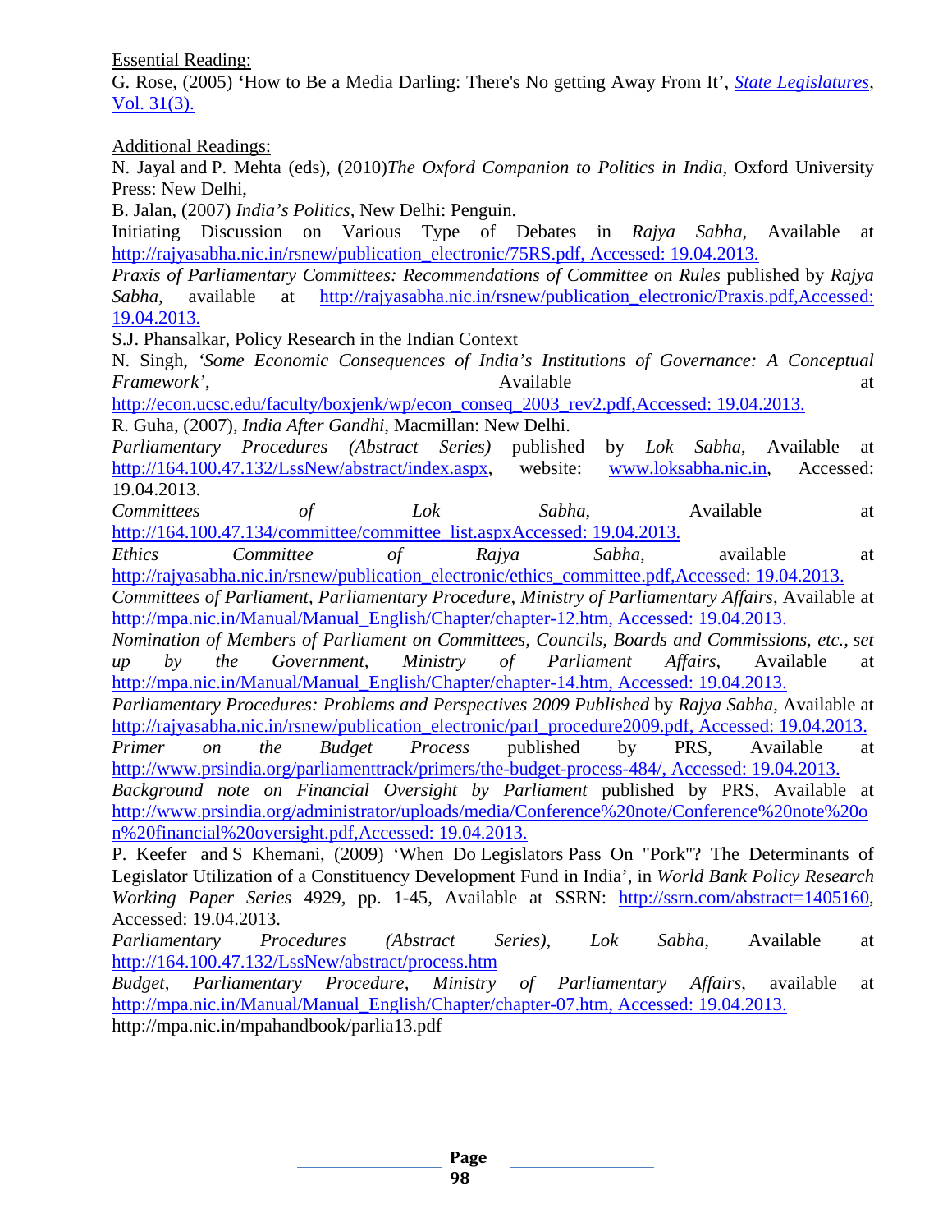Essential Reading:

G. Rose, (2005) 'How to Be a Media Darling: There's No getting Away From It', *State Legislatures*, Vol. 31(3).

Additional Readings:

N. Jayal and P. Mehta (eds), (2010)*The Oxford Companion to Politics in India*, Oxford University Press: New Delhi,

B. Jalan, (2007) *India's Politics*, New Delhi: Penguin.

Initiating Discussion on Various Type of Debates in *Rajya Sabha*, Available at http://rajyasabha.nic.in/rsnew/publication_electronic/75RS.pdf, Accessed: 19.04.2013.

*Praxis of Parliamentary Committees: Recommendations of Committee on Rules* published by *Rajya Sabha*, available at http://rajyasabha.nic.in/rsnew/publication_electronic/Praxis.pdf,Accessed: 19.04.2013.

S.J. Phansalkar, Policy Research in the Indian Context

N. Singh, '*Some Economic Consequences of India's Institutions of Governance: A Conceptual Framework'*, Available at http://econ.ucsc.edu/faculty/boxjenk/wp/econ_conseq_2003_rev2.pdf,Accessed: 19.04.2013.

R. Guha, (2007), *India After Gandhi*, Macmillan: New Delhi.

*Parliamentary Procedures (Abstract Series)* published by *Lok Sabha*, Available at http://164.100.47.132/LssNew/abstract/index.aspx, website: www.loksabha.nic.in, Accessed: 19.04.2013.

*Committees of Lok Sabha*, Available at http://164.100.47.134/committee/committee_list.aspxAccessed: 19.04.2013.

*Ethics Committee of Rajya Sabha*, available at http://rajyasabha.nic.in/rsnew/publication_electronic/ethics_committee.pdf,Accessed: 19.04.2013.

*Committees of Parliament, Parliamentary Procedure, Ministry of Parliamentary Affairs*, Available at http://mpa.nic.in/Manual/Manual_English/Chapter/chapter-12.htm, Accessed: 19.04.2013.

*Nomination of Members of Parliament on Committees, Councils, Boards and Commissions, etc., set up by the Government, Ministry of Parliament Affairs*, Available at http://mpa.nic.in/Manual/Manual_English/Chapter/chapter-14.htm, Accessed: 19.04.2013.

*Parliamentary Procedures: Problems and Perspectives 2009 Published* by *Rajya Sabha*, Available at http://rajyasabha.nic.in/rsnew/publication_electronic/parl_procedure2009.pdf, Accessed: 19.04.2013.

*Primer on the Budget Process* published by PRS, Available at http://www.prsindia.org/parliamenttrack/primers/the-budget-process-484/, Accessed: 19.04.2013.

*Background note on Financial Oversight by Parliament* published by PRS, Available at http://www.prsindia.org/administrator/uploads/media/Conference%20note/Conference%20note%20on%20financial%20oversight.pdf,Accessed: 19.04.2013.

P. Keefer and S Khemani, (2009) 'When Do Legislators Pass On "Pork"? The Determinants of Legislator Utilization of a Constituency Development Fund in India', in *World Bank Policy Research Working Paper Series* 4929, pp. 1-45, Available at SSRN: http://ssrn.com/abstract=1405160, Accessed: 19.04.2013.

*Parliamentary Procedures (Abstract Series), Lok Sabha*, Available at http://164.100.47.132/LssNew/abstract/process.htm

*Budget, Parliamentary Procedure, Ministry of Parliamentary Affairs*, available at http://mpa.nic.in/Manual/Manual_English/Chapter/chapter-07.htm, Accessed: 19.04.2013.

http://mpa.nic.in/mpahandbook/parlia13.pdf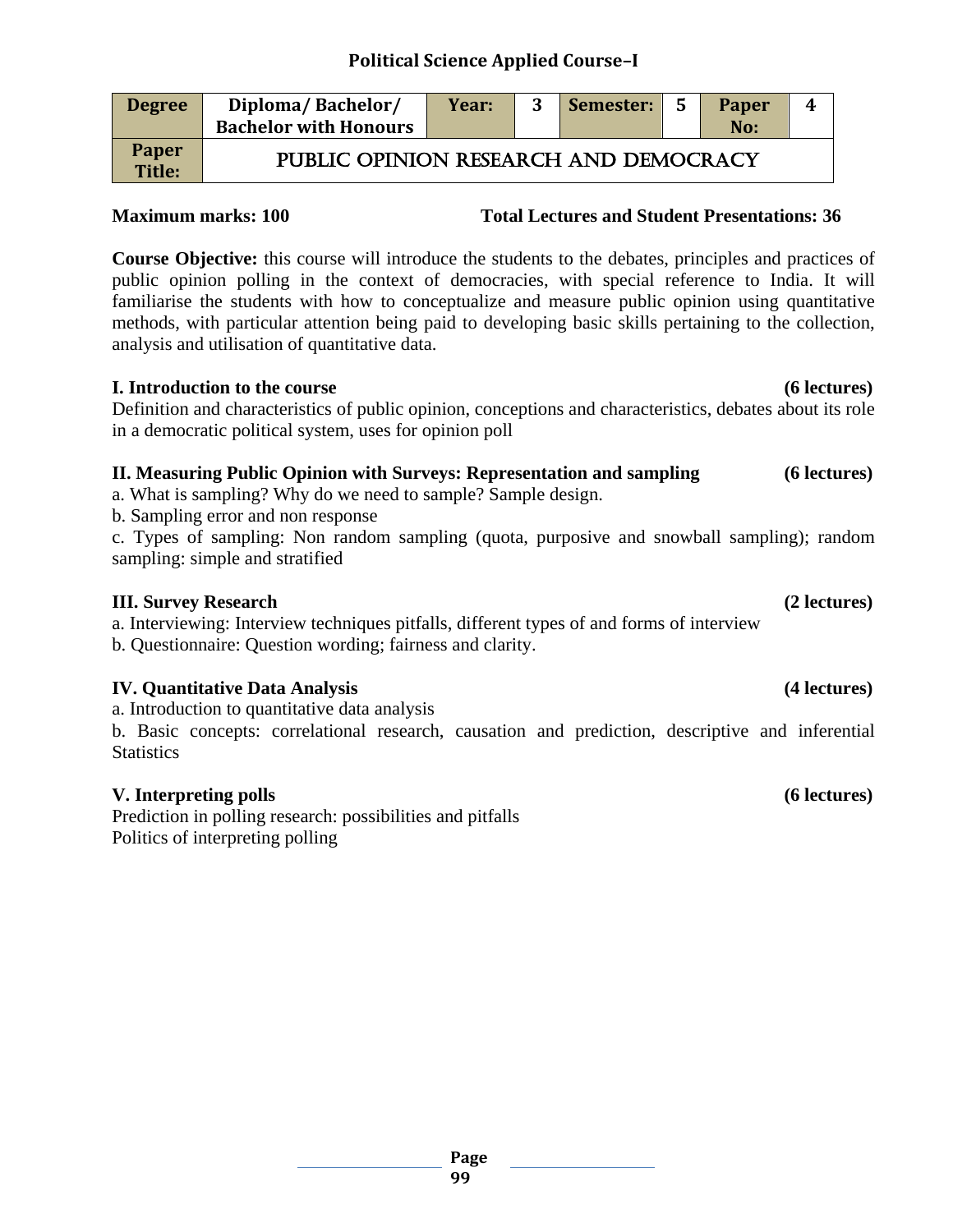## Political Science Applied Course–I

| Degree | Diploma/ Bachelor/ Bachelor with Honours | Year: | 3 | Semester: | 5 | Paper No: | 4 |
|---|---|---|---|---|---|---|---|
| Paper Title: | PUBLIC OPINION RESEARCH AND DEMOCRACY | | | | | | |

**Maximum marks: 100** **Total Lectures and Student Presentations: 36**

**Course Objective:** this course will introduce the students to the debates, principles and practices of public opinion polling in the context of democracies, with special reference to India. It will familiarise the students with how to conceptualize and measure public opinion using quantitative methods, with particular attention being paid to developing basic skills pertaining to the collection, analysis and utilisation of quantitative data.

**I. Introduction to the course** **(6 lectures)**

Definition and characteristics of public opinion, conceptions and characteristics, debates about its role in a democratic political system, uses for opinion poll

**II. Measuring Public Opinion with Surveys: Representation and sampling** **(6 lectures)**

a. What is sampling? Why do we need to sample? Sample design.

b. Sampling error and non response

c. Types of sampling: Non random sampling (quota, purposive and snowball sampling); random sampling: simple and stratified

**III. Survey Research** **(2 lectures)**

a. Interviewing: Interview techniques pitfalls, different types of and forms of interview

b. Questionnaire: Question wording; fairness and clarity.

**IV. Quantitative Data Analysis** **(4 lectures)**

a. Introduction to quantitative data analysis

b. Basic concepts: correlational research, causation and prediction, descriptive and inferential Statistics

**V. Interpreting polls** **(6 lectures)**

Prediction in polling research: possibilities and pitfalls

Politics of interpreting polling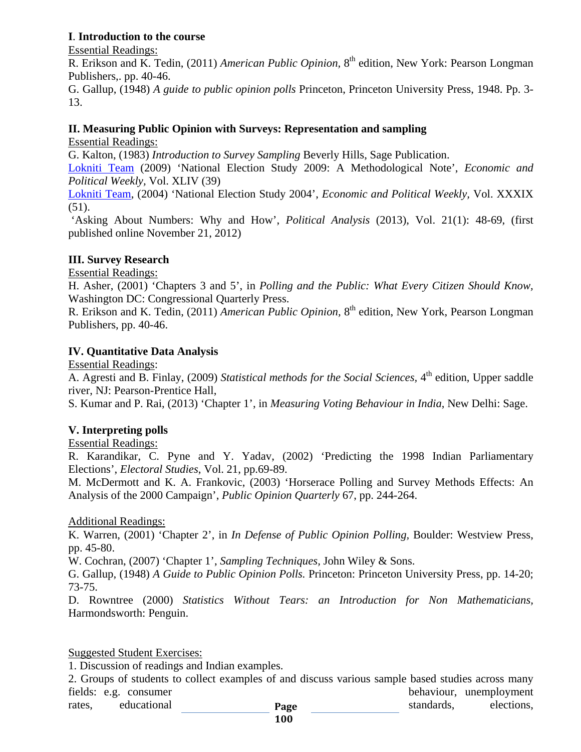**I**. **Introduction to the course**

Essential Readings:

R. Erikson and K. Tedin, (2011) *American Public Opinion,* 8th edition, New York: Pearson Longman Publishers,. pp. 40-46.

G. Gallup, (1948) *A guide to public opinion polls* Princeton, Princeton University Press, 1948. Pp. 3-13.

**II. Measuring Public Opinion with Surveys: Representation and sampling**

Essential Readings:

G. Kalton, (1983) *Introduction to Survey Sampling* Beverly Hills, Sage Publication.

Lokniti Team (2009) 'National Election Study 2009: A Methodological Note', *Economic and Political Weekly,* Vol. XLIV (39)

Lokniti Team, (2004) 'National Election Study 2004', *Economic and Political Weekly*, Vol. XXXIX (51).

'Asking About Numbers: Why and How', *Political Analysis* (2013), Vol. 21(1): 48-69, (first published online November 21, 2012)

**III. Survey Research**

Essential Readings:

H. Asher, (2001) 'Chapters 3 and 5', in *Polling and the Public: What Every Citizen Should Know,* Washington DC: Congressional Quarterly Press.

R. Erikson and K. Tedin, (2011) *American Public Opinion,* 8th edition, New York, Pearson Longman Publishers, pp. 40-46.

**IV. Quantitative Data Analysis**

Essential Readings:

A. Agresti and B. Finlay, (2009) *Statistical methods for the Social Sciences,* 4th edition, Upper saddle river, NJ: Pearson-Prentice Hall,

S. Kumar and P. Rai, (2013) 'Chapter 1', in *Measuring Voting Behaviour in India*, New Delhi: Sage.

**V. Interpreting polls**

Essential Readings:

R. Karandikar, C. Pyne and Y. Yadav, (2002) 'Predicting the 1998 Indian Parliamentary Elections', *Electoral Studies*, Vol. 21, pp.69-89.

M. McDermott and K. A. Frankovic, (2003) 'Horserace Polling and Survey Methods Effects: An Analysis of the 2000 Campaign', *Public Opinion Quarterly* 67, pp. 244-264.

Additional Readings:

K. Warren, (2001) 'Chapter 2', in *In Defense of Public Opinion Polling,* Boulder: Westview Press, pp. 45-80.

W. Cochran, (2007) 'Chapter 1', *Sampling Techniques,* John Wiley & Sons.

G. Gallup, (1948) *A Guide to Public Opinion Polls.* Princeton: Princeton University Press, pp. 14-20; 73-75.

D. Rowntree (2000) *Statistics Without Tears: an Introduction for Non Mathematicians*, Harmondsworth: Penguin.

Suggested Student Exercises:

1. Discussion of readings and Indian examples.
2. Groups of students to collect examples of and discuss various sample based studies across many fields: e.g. consumer behaviour, unemployment rates, educational standards, elections,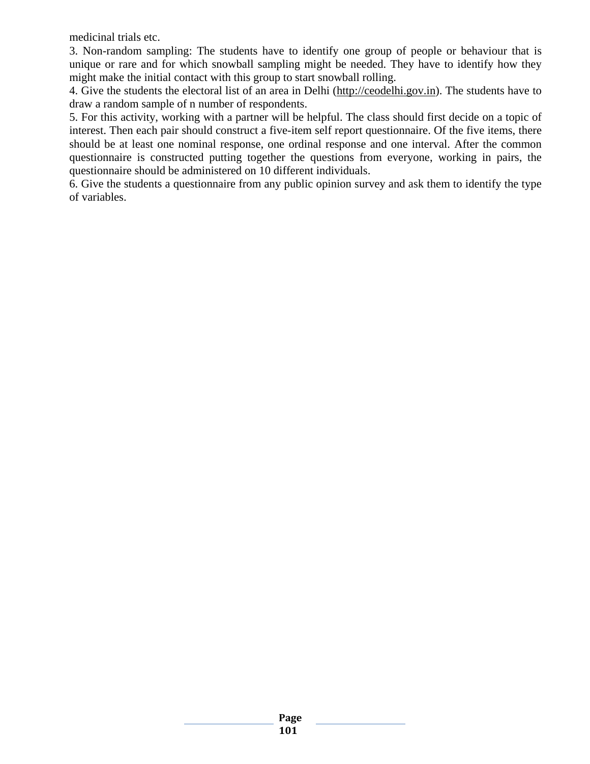medicinal trials etc.

3. Non-random sampling: The students have to identify one group of people or behaviour that is unique or rare and for which snowball sampling might be needed. They have to identify how they might make the initial contact with this group to start snowball rolling.

4. Give the students the electoral list of an area in Delhi (http://ceodelhi.gov.in). The students have to draw a random sample of n number of respondents.

5. For this activity, working with a partner will be helpful. The class should first decide on a topic of interest. Then each pair should construct a five-item self report questionnaire. Of the five items, there should be at least one nominal response, one ordinal response and one interval. After the common questionnaire is constructed putting together the questions from everyone, working in pairs, the questionnaire should be administered on 10 different individuals.

6. Give the students a questionnaire from any public opinion survey and ask them to identify the type of variables.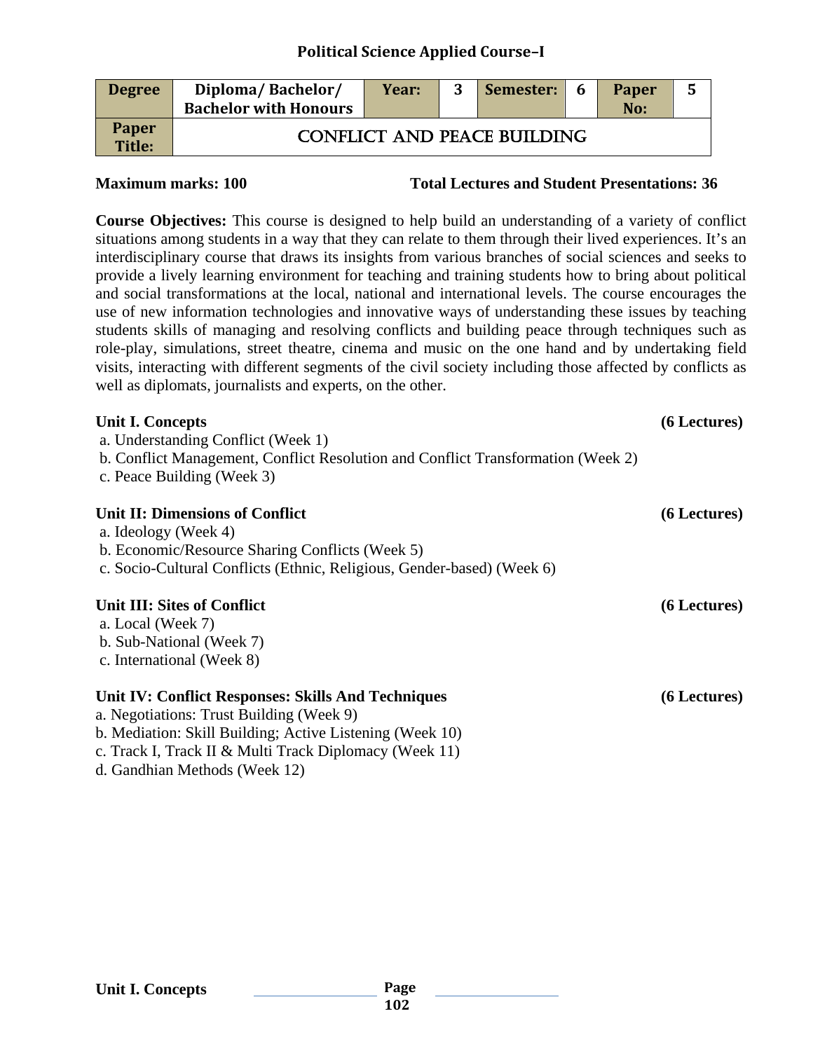## Political Science Applied Course–I

| Degree | Diploma/ Bachelor/ Bachelor with Honours | Year: | 3 | Semester: | 6 | Paper No: | 5 |
|---|---|---|---|---|---|---|---|
| Paper Title: | CONFLICT AND PEACE BUILDING | | | | | | |

**Maximum marks: 100** **Total Lectures and Student Presentations: 36**

**Course Objectives:** This course is designed to help build an understanding of a variety of conflict situations among students in a way that they can relate to them through their lived experiences. It's an interdisciplinary course that draws its insights from various branches of social sciences and seeks to provide a lively learning environment for teaching and training students how to bring about political and social transformations at the local, national and international levels. The course encourages the use of new information technologies and innovative ways of understanding these issues by teaching students skills of managing and resolving conflicts and building peace through techniques such as role-play, simulations, street theatre, cinema and music on the one hand and by undertaking field visits, interacting with different segments of the civil society including those affected by conflicts as well as diplomats, journalists and experts, on the other.

**Unit I. Concepts** **(6 Lectures)**

a. Understanding Conflict (Week 1)
b. Conflict Management, Conflict Resolution and Conflict Transformation (Week 2)
c. Peace Building (Week 3)

**Unit II: Dimensions of Conflict** **(6 Lectures)**

a. Ideology (Week 4)
b. Economic/Resource Sharing Conflicts (Week 5)
c. Socio-Cultural Conflicts (Ethnic, Religious, Gender-based) (Week 6)

**Unit III: Sites of Conflict** **(6 Lectures)**

a. Local (Week 7)
b. Sub-National (Week 7)
c. International (Week 8)

**Unit IV: Conflict Responses: Skills And Techniques** **(6 Lectures)**

a. Negotiations: Trust Building (Week 9)
b. Mediation: Skill Building; Active Listening (Week 10)
c. Track I, Track II & Multi Track Diplomacy (Week 11)
d. Gandhian Methods (Week 12)

**Unit I. Concepts**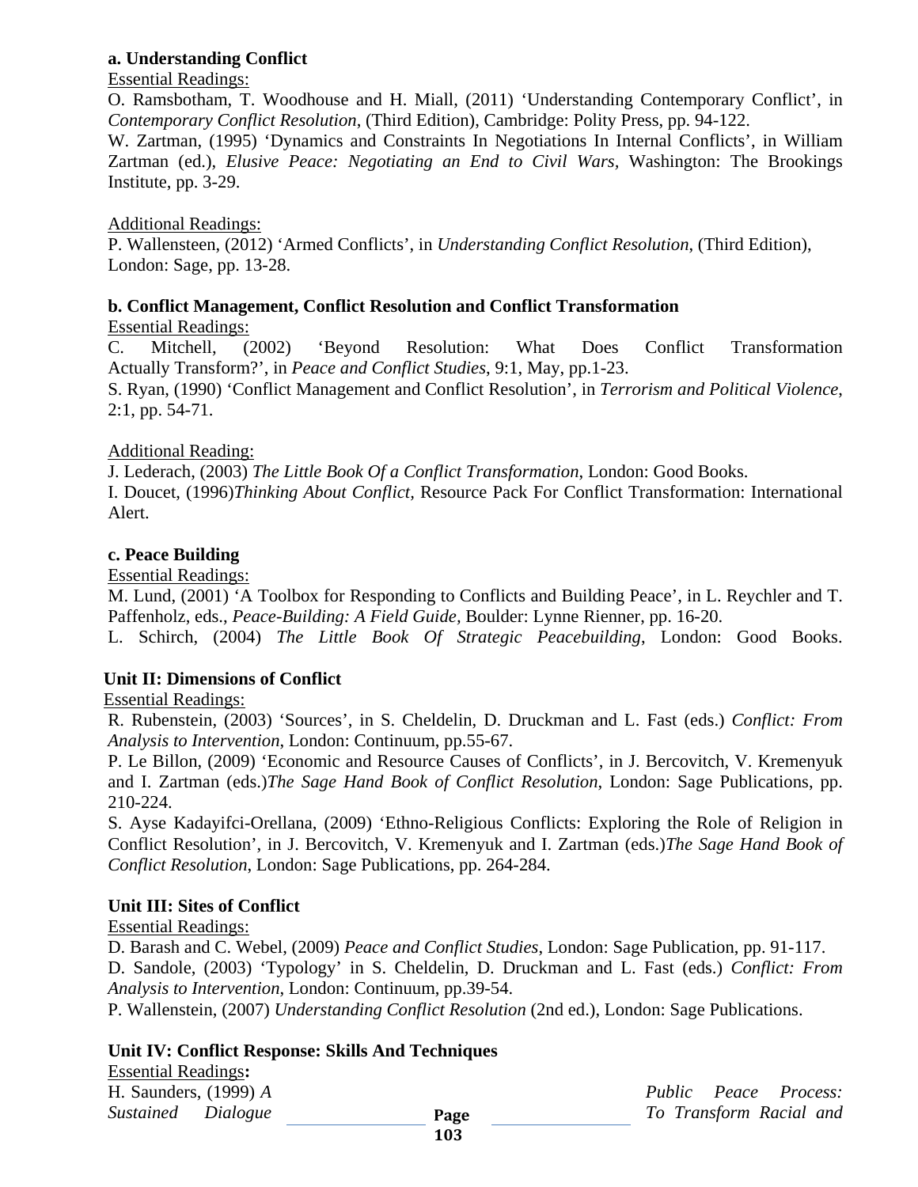**a. Understanding Conflict**

Essential Readings:

O. Ramsbotham, T. Woodhouse and H. Miall, (2011) 'Understanding Contemporary Conflict', in *Contemporary Conflict Resolution*, (Third Edition), Cambridge: Polity Press, pp. 94-122.

W. Zartman, (1995) 'Dynamics and Constraints In Negotiations In Internal Conflicts', in William Zartman (ed.), *Elusive Peace: Negotiating an End to Civil Wars,* Washington: The Brookings Institute, pp. 3-29.

Additional Readings:

P. Wallensteen, (2012) 'Armed Conflicts', in *Understanding Conflict Resolution*, (Third Edition), London: Sage, pp. 13-28.

**b. Conflict Management, Conflict Resolution and Conflict Transformation**

Essential Readings:

C. Mitchell, (2002) 'Beyond Resolution: What Does Conflict Transformation Actually Transform?', in *Peace and Conflict Studies*, 9:1, May, pp.1-23.

S. Ryan, (1990) 'Conflict Management and Conflict Resolution', in *Terrorism and Political Violence*, 2:1, pp. 54-71.

Additional Reading:

J. Lederach, (2003) *The Little Book Of a Conflict Transformation*, London: Good Books.

I. Doucet, (1996)*Thinking About Conflict,* Resource Pack For Conflict Transformation: International Alert.

**c. Peace Building**

Essential Readings:

M. Lund, (2001) 'A Toolbox for Responding to Conflicts and Building Peace', in L. Reychler and T. Paffenholz, eds., *Peace-Building: A Field Guide,* Boulder: Lynne Rienner, pp. 16-20.

L. Schirch, (2004) *The Little Book Of Strategic Peacebuilding*, London: Good Books.

**Unit II: Dimensions of Conflict**

Essential Readings:

R. Rubenstein, (2003) 'Sources', in S. Cheldelin, D. Druckman and L. Fast (eds.) *Conflict: From Analysis to Intervention*, London: Continuum, pp.55-67.

P. Le Billon, (2009) 'Economic and Resource Causes of Conflicts', in J. Bercovitch, V. Kremenyuk and I. Zartman (eds.)*The Sage Hand Book of Conflict Resolution*, London: Sage Publications, pp. 210-224.

S. Ayse Kadayifci-Orellana, (2009) 'Ethno-Religious Conflicts: Exploring the Role of Religion in Conflict Resolution', in J. Bercovitch, V. Kremenyuk and I. Zartman (eds.)*The Sage Hand Book of Conflict Resolution*, London: Sage Publications, pp. 264-284.

**Unit III: Sites of Conflict**

Essential Readings:

D. Barash and C. Webel, (2009) *Peace and Conflict Studies*, London: Sage Publication, pp. 91-117.

D. Sandole, (2003) 'Typology' in S. Cheldelin, D. Druckman and L. Fast (eds.) *Conflict: From Analysis to Intervention*, London: Continuum, pp.39-54.

P. Wallenstein, (2007) *Understanding Conflict Resolution* (2nd ed.), London: Sage Publications.

**Unit IV: Conflict Response: Skills And Techniques**

Essential Readings**:**

H. Saunders, (1999) *A Public Peace Process: Sustained Dialogue To Transform Racial and*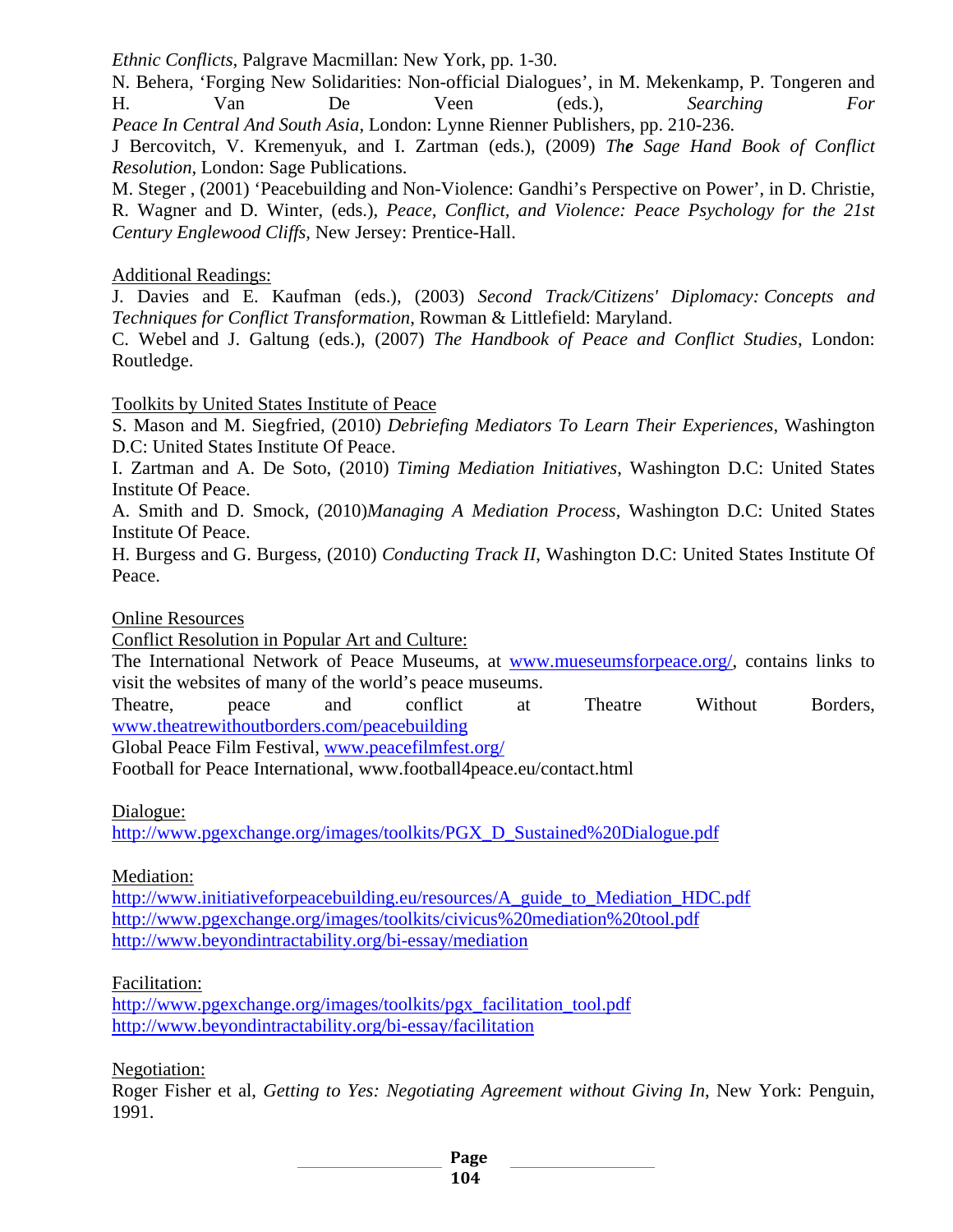*Ethnic Conflicts*, Palgrave Macmillan: New York, pp. 1-30.

N. Behera, 'Forging New Solidarities: Non-official Dialogues', in M. Mekenkamp, P. Tongeren and H. Van De Veen (eds.), *Searching For Peace In Central And South Asia*, London: Lynne Rienner Publishers, pp. 210-236.

J Bercovitch, V. Kremenyuk, and I. Zartman (eds.), (2009) *The Sage Hand Book of Conflict Resolution*, London: Sage Publications.

M. Steger , (2001) 'Peacebuilding and Non-Violence: Gandhi's Perspective on Power', in D. Christie, R. Wagner and D. Winter, (eds.), *Peace, Conflict, and Violence: Peace Psychology for the 21st Century Englewood Cliffs*, New Jersey: Prentice-Hall.

Additional Readings:

J. Davies and E. Kaufman (eds.), (2003) *Second Track/Citizens' Diplomacy: Concepts and Techniques for Conflict Transformation*, Rowman & Littlefield: Maryland.

C. Webel and J. Galtung (eds.), (2007) *The Handbook of Peace and Conflict Studies*, London: Routledge.

Toolkits by United States Institute of Peace

S. Mason and M. Siegfried, (2010) *Debriefing Mediators To Learn Their Experiences*, Washington D.C: United States Institute Of Peace.

I. Zartman and A. De Soto, (2010) *Timing Mediation Initiatives*, Washington D.C: United States Institute Of Peace.

A. Smith and D. Smock, (2010)*Managing A Mediation Process*, Washington D.C: United States Institute Of Peace.

H. Burgess and G. Burgess, (2010) *Conducting Track II*, Washington D.C: United States Institute Of Peace.

Online Resources

Conflict Resolution in Popular Art and Culture:

The International Network of Peace Museums, at www.mueseumsforpeace.org/, contains links to visit the websites of many of the world's peace museums.

Theatre, peace and conflict at Theatre Without Borders, www.theatrewithoutborders.com/peacebuilding

Global Peace Film Festival, www.peacefilmfest.org/

Football for Peace International, www.football4peace.eu/contact.html

Dialogue:

http://www.pgexchange.org/images/toolkits/PGX_D_Sustained%20Dialogue.pdf

Mediation:

http://www.initiativeforpeacebuilding.eu/resources/A_guide_to_Mediation_HDC.pdf

http://www.pgexchange.org/images/toolkits/civicus%20mediation%20tool.pdf

http://www.beyondintractability.org/bi-essay/mediation

Facilitation:

http://www.pgexchange.org/images/toolkits/pgx_facilitation_tool.pdf

http://www.beyondintractability.org/bi-essay/facilitation

Negotiation:

Roger Fisher et al, *Getting to Yes: Negotiating Agreement without Giving In*, New York: Penguin, 1991.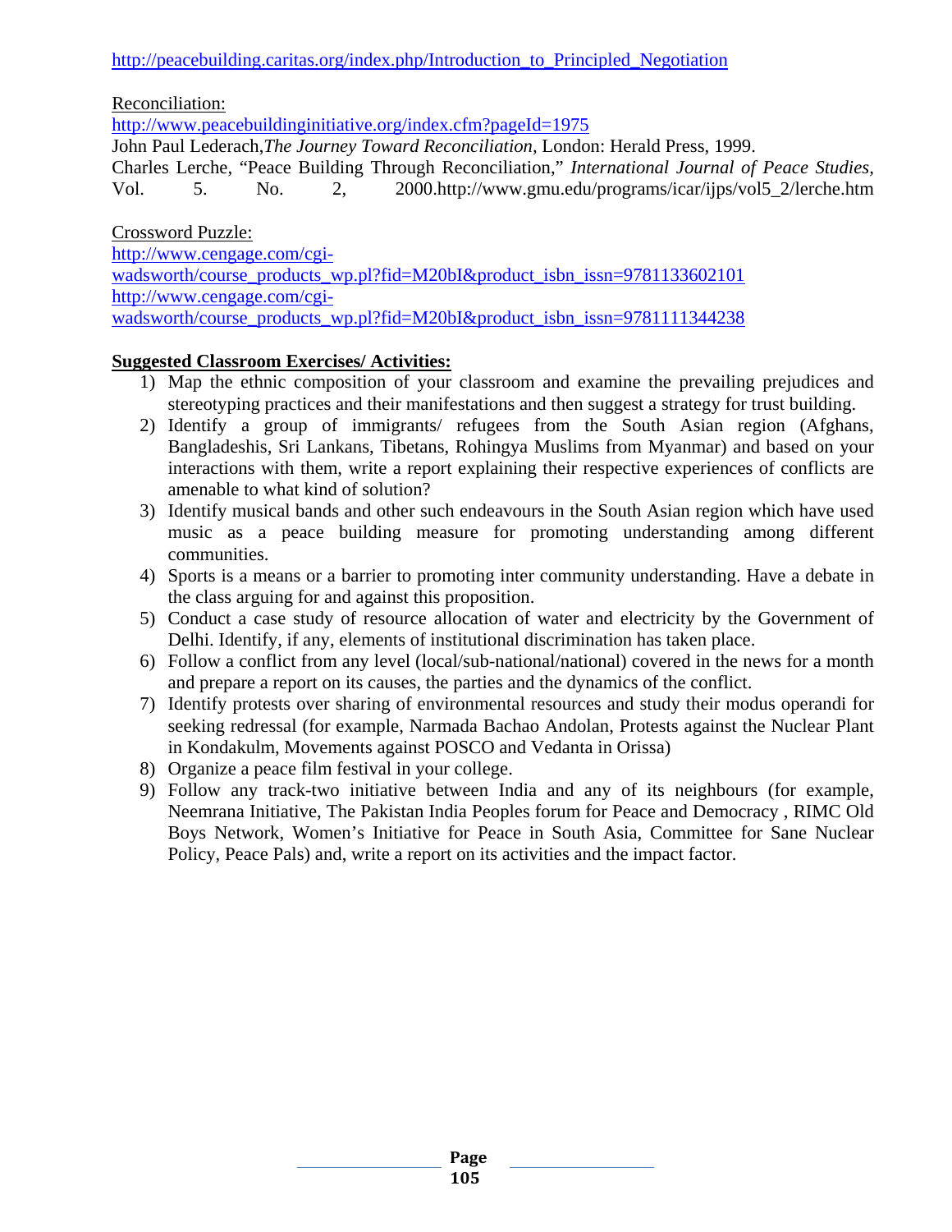http://peacebuilding.caritas.org/index.php/Introduction_to_Principled_Negotiation

Reconciliation:

http://www.peacebuildinginitiative.org/index.cfm?pageId=1975

John Paul Lederach,*The Journey Toward Reconciliation*, London: Herald Press, 1999.

Charles Lerche, "Peace Building Through Reconciliation," *International Journal of Peace Studies*, Vol. 5. No. 2, 2000.http://www.gmu.edu/programs/icar/ijps/vol5_2/lerche.htm

Crossword Puzzle:

http://www.cengage.com/cgi-wadsworth/course_products_wp.pl?fid=M20bI&product_isbn_issn=9781133602101

http://www.cengage.com/cgi-wadsworth/course_products_wp.pl?fid=M20bI&product_isbn_issn=9781111344238

**Suggested Classroom Exercises/ Activities:**

1) Map the ethnic composition of your classroom and examine the prevailing prejudices and stereotyping practices and their manifestations and then suggest a strategy for trust building.
2) Identify a group of immigrants/ refugees from the South Asian region (Afghans, Bangladeshis, Sri Lankans, Tibetans, Rohingya Muslims from Myanmar) and based on your interactions with them, write a report explaining their respective experiences of conflicts are amenable to what kind of solution?
3) Identify musical bands and other such endeavours in the South Asian region which have used music as a peace building measure for promoting understanding among different communities.
4) Sports is a means or a barrier to promoting inter community understanding. Have a debate in the class arguing for and against this proposition.
5) Conduct a case study of resource allocation of water and electricity by the Government of Delhi. Identify, if any, elements of institutional discrimination has taken place.
6) Follow a conflict from any level (local/sub-national/national) covered in the news for a month and prepare a report on its causes, the parties and the dynamics of the conflict.
7) Identify protests over sharing of environmental resources and study their modus operandi for seeking redressal (for example, Narmada Bachao Andolan, Protests against the Nuclear Plant in Kondakulm, Movements against POSCO and Vedanta in Orissa)
8) Organize a peace film festival in your college.
9) Follow any track-two initiative between India and any of its neighbours (for example, Neemrana Initiative, The Pakistan India Peoples forum for Peace and Democracy , RIMC Old Boys Network, Women's Initiative for Peace in South Asia, Committee for Sane Nuclear Policy, Peace Pals) and, write a report on its activities and the impact factor.